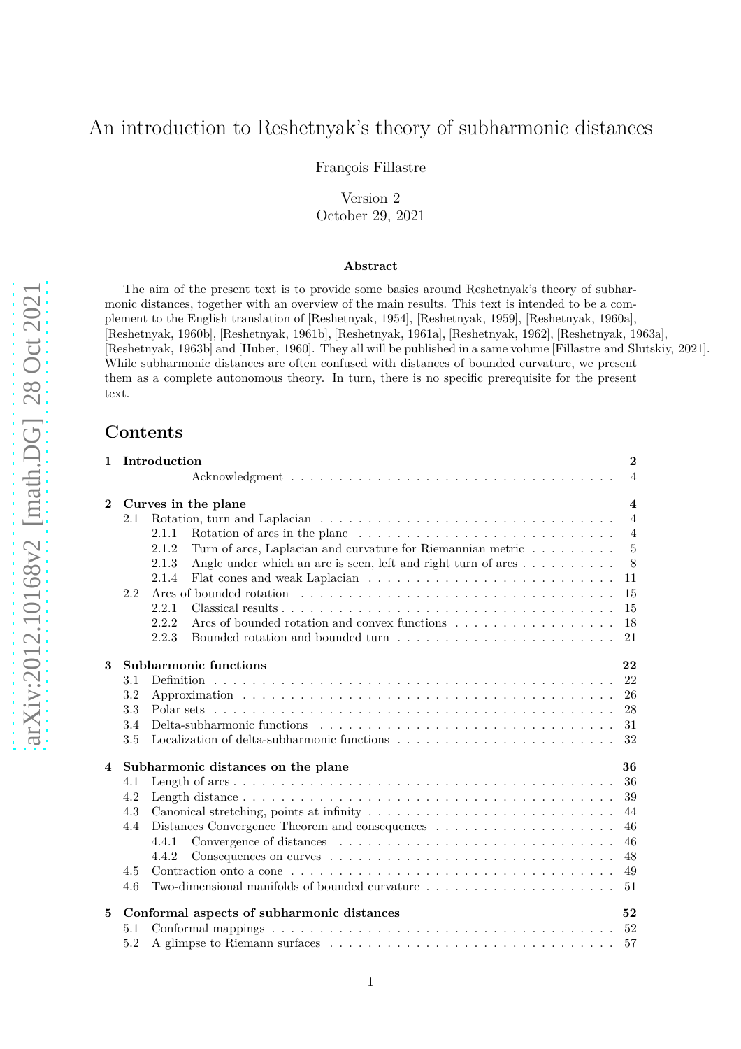# An introduction to Reshetnyak's theory of subharmonic distances

François Fillastre

Version 2
October 29, 2021

### Abstract

The aim of the present text is to provide some basics around Reshetnyak's theory of subharmonic distances, together with an overview of the main results. This text is intended to be a complement to the English translation of [Reshetnyak, 1954], [Reshetnyak, 1959], [Reshetnyak, 1960a], [Reshetnyak, 1960b], [Reshetnyak, 1961b], [Reshetnyak, 1961a], [Reshetnyak, 1962], [Reshetnyak, 1963a], [Reshetnyak, 1963b] and [Huber, 1960]. They all will be published in a same volume [Fillastre and Slutskiy, 2021]. While subharmonic distances are often confused with distances of bounded curvature, we present them as a complete autonomous theory. In turn, there is no specific prerequisite for the present text.

## Contents

- **1 Introduction** — **2**
  - Acknowledgment — 4
- **2 Curves in the plane** — **4**
  - 2.1 Rotation, turn and Laplacian — 4
    - 2.1.1 Rotation of arcs in the plane — 4
    - 2.1.2 Turn of arcs, Laplacian and curvature for Riemannian metric — 5
    - 2.1.3 Angle under which an arc is seen, left and right turn of arcs — 8
    - 2.1.4 Flat cones and weak Laplacian — 11
  - 2.2 Arcs of bounded rotation — 15
    - 2.2.1 Classical results — 15
    - 2.2.2 Arcs of bounded rotation and convex functions — 18
    - 2.2.3 Bounded rotation and bounded turn — 21
- **3 Subharmonic functions** — **22**
  - 3.1 Definition — 22
  - 3.2 Approximation — 26
  - 3.3 Polar sets — 28
  - 3.4 Delta-subharmonic functions — 31
  - 3.5 Localization of delta-subharmonic functions — 32
- **4 Subharmonic distances on the plane** — **36**
  - 4.1 Length of arcs — 36
  - 4.2 Length distance — 39
  - 4.3 Canonical stretching, points at infinity — 44
  - 4.4 Distances Convergence Theorem and consequences — 46
    - 4.4.1 Convergence of distances — 46
    - 4.4.2 Consequences on curves — 48
  - 4.5 Contraction onto a cone — 49
  - 4.6 Two-dimensional manifolds of bounded curvature — 51
- **5 Conformal aspects of subharmonic distances** — **52**
  - 5.1 Conformal mappings — 52
  - 5.2 A glimpse to Riemann surfaces — 57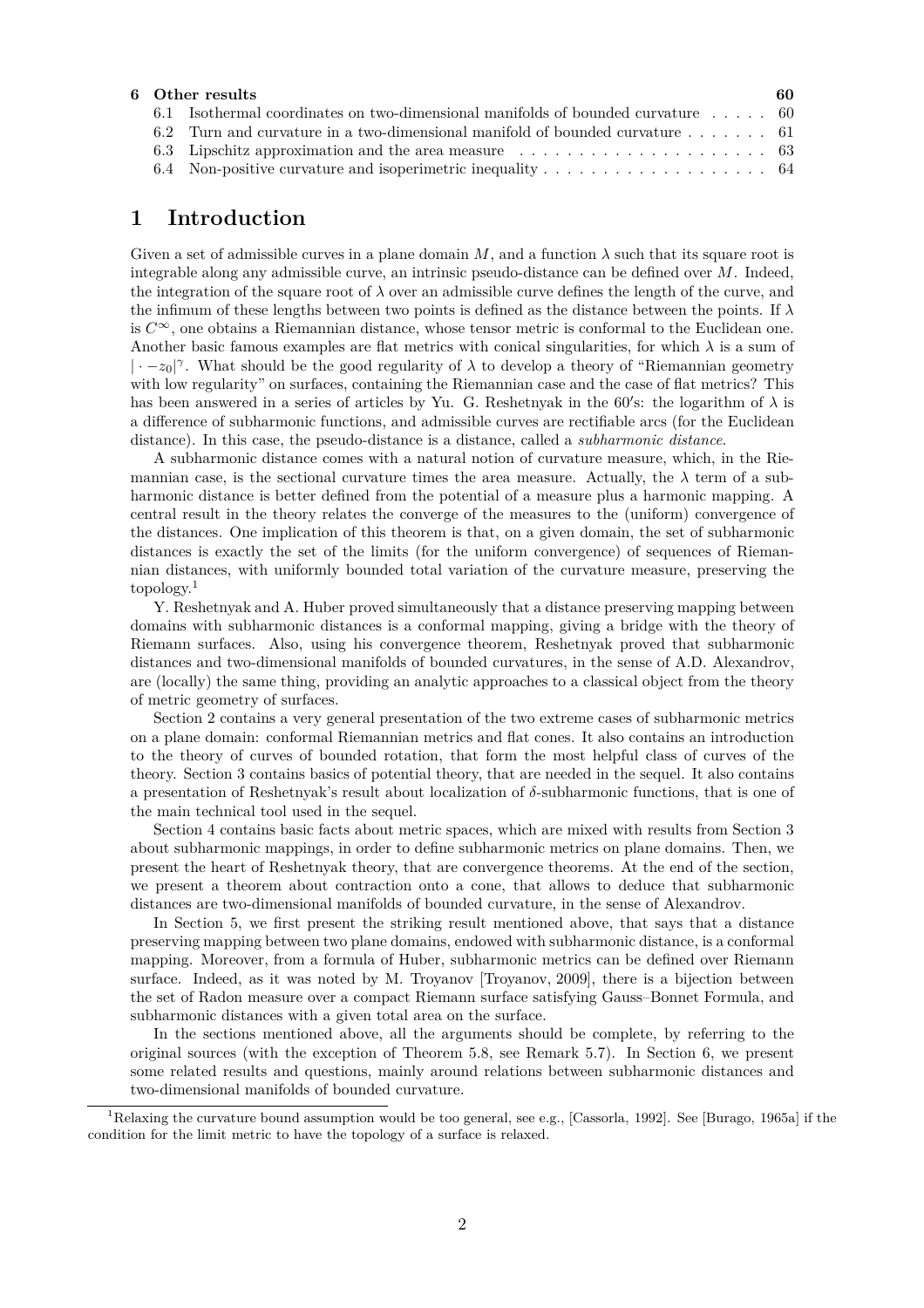**6 Other results** **60**

6.1 Isothermal coordinates on two-dimensional manifolds of bounded curvature . . . . . 60
6.2 Turn and curvature in a two-dimensional manifold of bounded curvature . . . . . . . 61
6.3 Lipschitz approximation and the area measure . . . . . . . . . . . . . . . . . . . . . 63
6.4 Non-positive curvature and isoperimetric inequality . . . . . . . . . . . . . . . . . . . 64

# 1 Introduction

Given a set of admissible curves in a plane domain $M$, and a function $\lambda$ such that its square root is integrable along any admissible curve, an intrinsic pseudo-distance can be defined over $M$. Indeed, the integration of the square root of $\lambda$ over an admissible curve defines the length of the curve, and the infimum of these lengths between two points is defined as the distance between the points. If $\lambda$ is $C^{\infty}$, one obtains a Riemannian distance, whose tensor metric is conformal to the Euclidean one. Another basic famous examples are flat metrics with conical singularities, for which $\lambda$ is a sum of $|\cdot - z_0|^{\gamma}$. What should be the good regularity of $\lambda$ to develop a theory of "Riemannian geometry with low regularity" on surfaces, containing the Riemannian case and the case of flat metrics? This has been answered in a series of articles by Yu. G. Reshetnyak in the 60′s: the logarithm of $\lambda$ is a difference of subharmonic functions, and admissible curves are rectifiable arcs (for the Euclidean distance). In this case, the pseudo-distance is a distance, called a *subharmonic distance*.

A subharmonic distance comes with a natural notion of curvature measure, which, in the Riemannian case, is the sectional curvature times the area measure. Actually, the $\lambda$ term of a subharmonic distance is better defined from the potential of a measure plus a harmonic mapping. A central result in the theory relates the converge of the measures to the (uniform) convergence of the distances. One implication of this theorem is that, on a given domain, the set of subharmonic distances is exactly the set of the limits (for the uniform convergence) of sequences of Riemannian distances, with uniformly bounded total variation of the curvature measure, preserving the topology.[1]

Y. Reshetnyak and A. Huber proved simultaneously that a distance preserving mapping between domains with subharmonic distances is a conformal mapping, giving a bridge with the theory of Riemann surfaces. Also, using his convergence theorem, Reshetnyak proved that subharmonic distances and two-dimensional manifolds of bounded curvatures, in the sense of A.D. Alexandrov, are (locally) the same thing, providing an analytic approaches to a classical object from the theory of metric geometry of surfaces.

Section 2 contains a very general presentation of the two extreme cases of subharmonic metrics on a plane domain: conformal Riemannian metrics and flat cones. It also contains an introduction to the theory of curves of bounded rotation, that form the most helpful class of curves of the theory. Section 3 contains basics of potential theory, that are needed in the sequel. It also contains a presentation of Reshetnyak's result about localization of $\delta$-subharmonic functions, that is one of the main technical tool used in the sequel.

Section 4 contains basic facts about metric spaces, which are mixed with results from Section 3 about subharmonic mappings, in order to define subharmonic metrics on plane domains. Then, we present the heart of Reshetnyak theory, that are convergence theorems. At the end of the section, we present a theorem about contraction onto a cone, that allows to deduce that subharmonic distances are two-dimensional manifolds of bounded curvature, in the sense of Alexandrov.

In Section 5, we first present the striking result mentioned above, that says that a distance preserving mapping between two plane domains, endowed with subharmonic distance, is a conformal mapping. Moreover, from a formula of Huber, subharmonic metrics can be defined over Riemann surface. Indeed, as it was noted by M. Troyanov [Troyanov, 2009], there is a bijection between the set of Radon measure over a compact Riemann surface satisfying Gauss–Bonnet Formula, and subharmonic distances with a given total area on the surface.

In the sections mentioned above, all the arguments should be complete, by referring to the original sources (with the exception of Theorem 5.8, see Remark 5.7). In Section 6, we present some related results and questions, mainly around relations between subharmonic distances and two-dimensional manifolds of bounded curvature.

[1] Relaxing the curvature bound assumption would be too general, see e.g., [Cassorla, 1992]. See [Burago, 1965a] if the condition for the limit metric to have the topology of a surface is relaxed.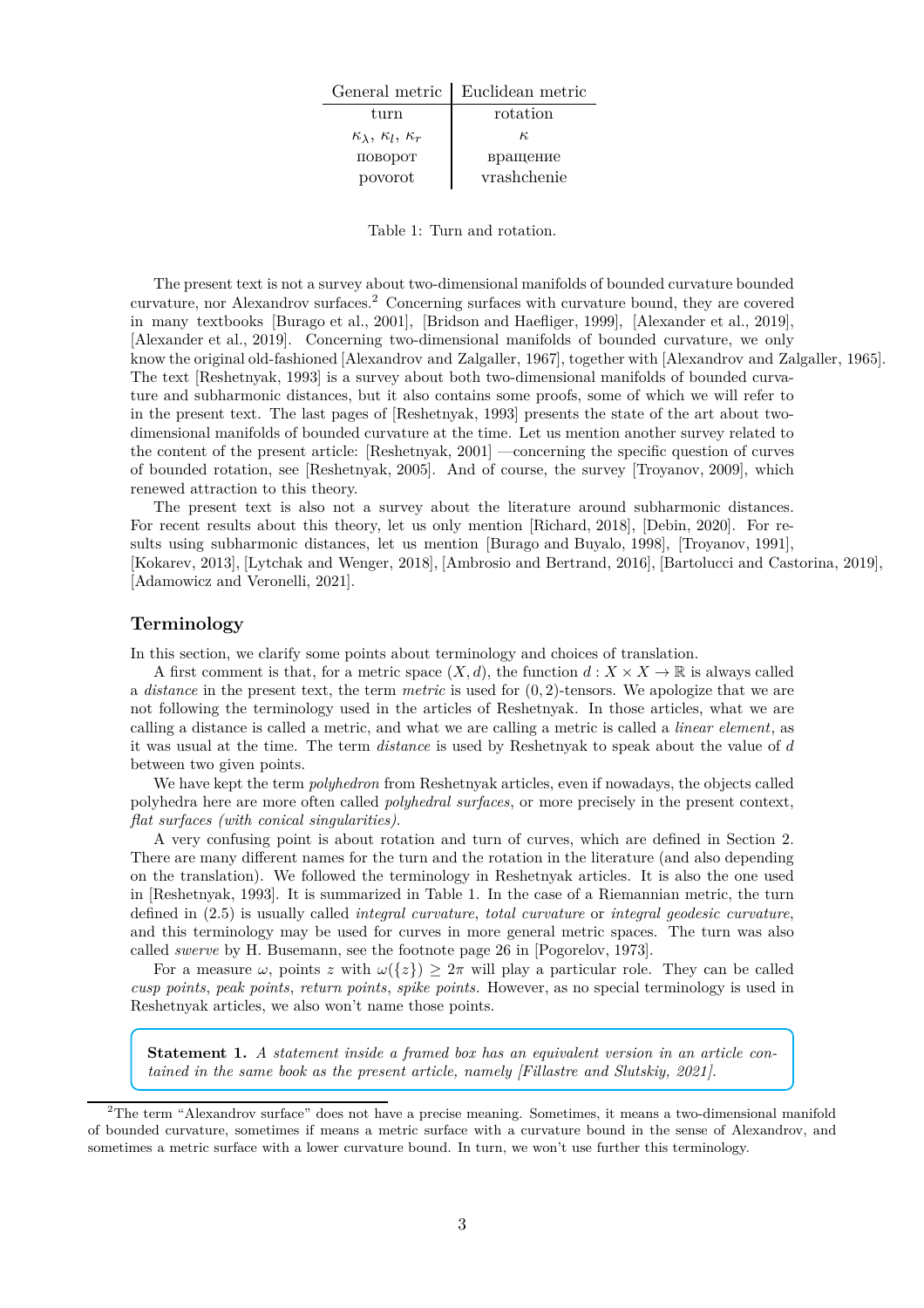| General metric | Euclidean metric |
|---|---|
| turn | rotation |
| $\kappa_\lambda$, $\kappa_l$, $\kappa_r$ | $\kappa$ |
| поворот | вращение |
| povorot | vrashchenie |

Table 1: Turn and rotation.

The present text is not a survey about two-dimensional manifolds of bounded curvature bounded curvature, nor Alexandrov surfaces.[2] Concerning surfaces with curvature bound, they are covered in many textbooks [Burago et al., 2001], [Bridson and Haefliger, 1999], [Alexander et al., 2019], [Alexander et al., 2019]. Concerning two-dimensional manifolds of bounded curvature, we only know the original old-fashioned [Alexandrov and Zalgaller, 1967], together with [Alexandrov and Zalgaller, 1965]. The text [Reshetnyak, 1993] is a survey about both two-dimensional manifolds of bounded curvature and subharmonic distances, but it also contains some proofs, some of which we will refer to in the present text. The last pages of [Reshetnyak, 1993] presents the state of the art about two-dimensional manifolds of bounded curvature at the time. Let us mention another survey related to the content of the present article: [Reshetnyak, 2001] —concerning the specific question of curves of bounded rotation, see [Reshetnyak, 2005]. And of course, the survey [Troyanov, 2009], which renewed attraction to this theory.

The present text is also not a survey about the literature around subharmonic distances. For recent results about this theory, let us only mention [Richard, 2018], [Debin, 2020]. For results using subharmonic distances, let us mention [Burago and Buyalo, 1998], [Troyanov, 1991], [Kokarev, 2013], [Lytchak and Wenger, 2018], [Ambrosio and Bertrand, 2016], [Bartolucci and Castorina, 2019], [Adamowicz and Veronelli, 2021].

## Terminology

In this section, we clarify some points about terminology and choices of translation.

A first comment is that, for a metric space $(X, d)$, the function $d : X \times X \to \mathbb{R}$ is always called a *distance* in the present text, the term *metric* is used for $(0, 2)$-tensors. We apologize that we are not following the terminology used in the articles of Reshetnyak. In those articles, what we are calling a distance is called a metric, and what we are calling a metric is called a *linear element*, as it was usual at the time. The term *distance* is used by Reshetnyak to speak about the value of $d$ between two given points.

We have kept the term *polyhedron* from Reshetnyak articles, even if nowadays, the objects called polyhedra here are more often called *polyhedral surfaces*, or more precisely in the present context, *flat surfaces (with conical singularities)*.

A very confusing point is about rotation and turn of curves, which are defined in Section 2. There are many different names for the turn and the rotation in the literature (and also depending on the translation). We followed the terminology in Reshetnyak articles. It is also the one used in [Reshetnyak, 1993]. It is summarized in Table 1. In the case of a Riemannian metric, the turn defined in (2.5) is usually called *integral curvature*, *total curvature* or *integral geodesic curvature*, and this terminology may be used for curves in more general metric spaces. The turn was also called *swerve* by H. Busemann, see the footnote page 26 in [Pogorelov, 1973].

For a measure $\omega$, points $z$ with $\omega(\{z\}) \geq 2\pi$ will play a particular role. They can be called *cusp points*, *peak points*, *return points*, *spike points*. However, as no special terminology is used in Reshetnyak articles, we also won't name those points.

> **Statement 1.** *A statement inside a framed box has an equivalent version in an article contained in the same book as the present article, namely [Fillastre and Slutskiy, 2021].*

[2] The term "Alexandrov surface" does not have a precise meaning. Sometimes, it means a two-dimensional manifold of bounded curvature, sometimes if means a metric surface with a curvature bound in the sense of Alexandrov, and sometimes a metric surface with a lower curvature bound. In turn, we won't use further this terminology.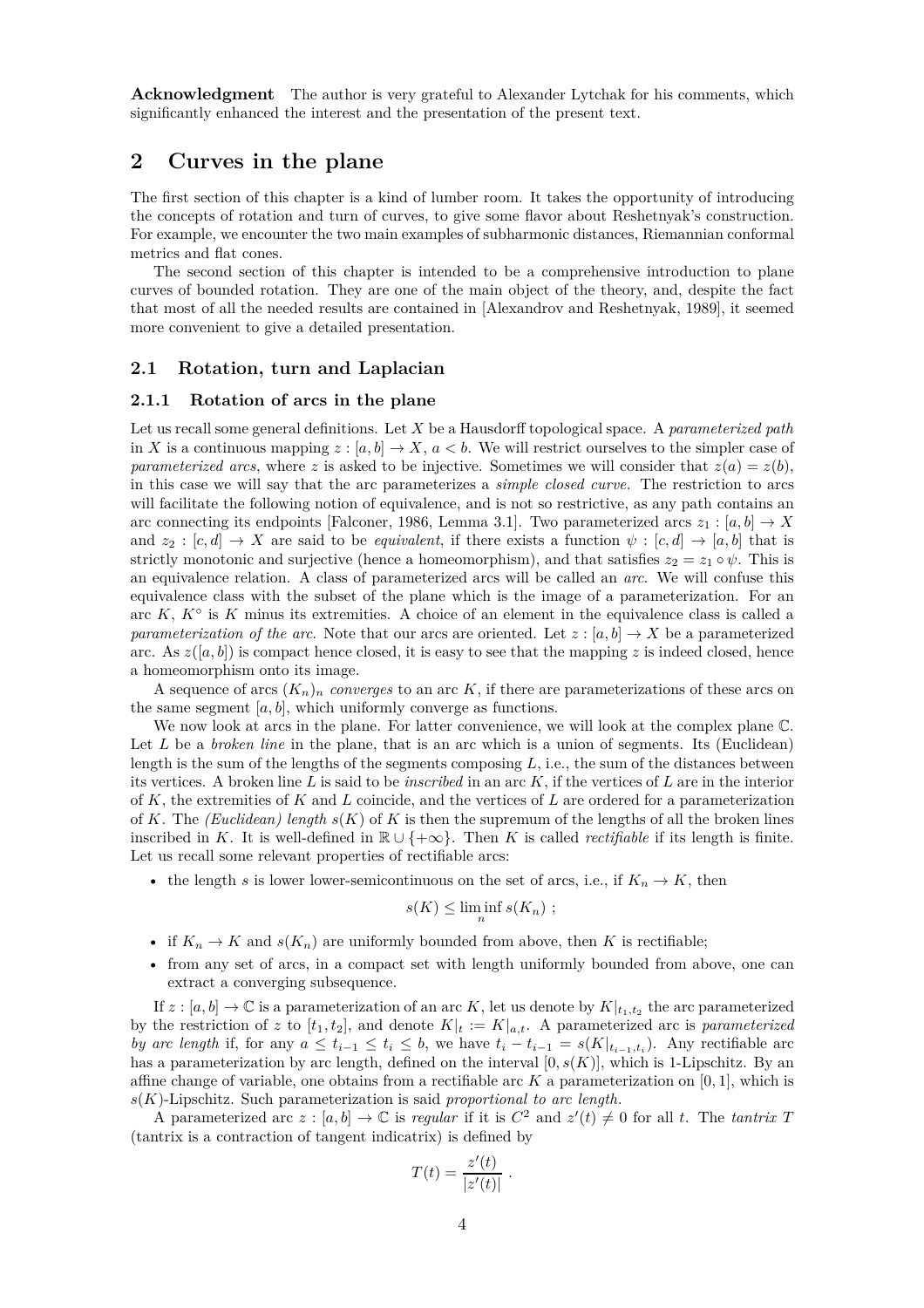**Acknowledgment** The author is very grateful to Alexander Lytchak for his comments, which significantly enhanced the interest and the presentation of the present text.

## 2 Curves in the plane

The first section of this chapter is a kind of lumber room. It takes the opportunity of introducing the concepts of rotation and turn of curves, to give some flavor about Reshetnyak's construction. For example, we encounter the two main examples of subharmonic distances, Riemannian conformal metrics and flat cones.

The second section of this chapter is intended to be a comprehensive introduction to plane curves of bounded rotation. They are one of the main object of the theory, and, despite the fact that most of all the needed results are contained in [Alexandrov and Reshetnyak, 1989], it seemed more convenient to give a detailed presentation.

### 2.1 Rotation, turn and Laplacian

#### 2.1.1 Rotation of arcs in the plane

Let us recall some general definitions. Let $X$ be a Hausdorff topological space. A *parameterized path* in $X$ is a continuous mapping $z : [a, b] \to X$, $a < b$. We will restrict ourselves to the simpler case of *parameterized arcs*, where $z$ is asked to be injective. Sometimes we will consider that $z(a) = z(b)$, in this case we will say that the arc parameterizes a *simple closed curve*. The restriction to arcs will facilitate the following notion of equivalence, and is not so restrictive, as any path contains an arc connecting its endpoints [Falconer, 1986, Lemma 3.1]. Two parameterized arcs $z_1 : [a, b] \to X$ and $z_2 : [c, d] \to X$ are said to be *equivalent*, if there exists a function $\psi : [c, d] \to [a, b]$ that is strictly monotonic and surjective (hence a homeomorphism), and that satisfies $z_2 = z_1 \circ \psi$. This is an equivalence relation. A class of parameterized arcs will be called an *arc*. We will confuse this equivalence class with the subset of the plane which is the image of a parameterization. For an arc $K$, $K^\circ$ is $K$ minus its extremities. A choice of an element in the equivalence class is called a *parameterization of the arc*. Note that our arcs are oriented. Let $z : [a, b] \to X$ be a parameterized arc. As $z([a, b])$ is compact hence closed, it is easy to see that the mapping $z$ is indeed closed, hence a homeomorphism onto its image.

A sequence of arcs $(K_n)_n$ *converges* to an arc $K$, if there are parameterizations of these arcs on the same segment $[a, b]$, which uniformly converge as functions.

We now look at arcs in the plane. For latter convenience, we will look at the complex plane $\mathbb{C}$. Let $L$ be a *broken line* in the plane, that is an arc which is a union of segments. Its (Euclidean) length is the sum of the lengths of the segments composing $L$, i.e., the sum of the distances between its vertices. A broken line $L$ is said to be *inscribed* in an arc $K$, if the vertices of $L$ are in the interior of $K$, the extremities of $K$ and $L$ coincide, and the vertices of $L$ are ordered for a parameterization of $K$. The *(Euclidean) length* $s(K)$ of $K$ is then the supremum of the lengths of all the broken lines inscribed in $K$. It is well-defined in $\mathbb{R} \cup \{+\infty\}$. Then $K$ is called *rectifiable* if its length is finite. Let us recall some relevant properties of rectifiable arcs:

- the length $s$ is lower lower-semicontinuous on the set of arcs, i.e., if $K_n \to K$, then
$$s(K) \leq \liminf_n s(K_n) \ ;$$
- if $K_n \to K$ and $s(K_n)$ are uniformly bounded from above, then $K$ is rectifiable;
- from any set of arcs, in a compact set with length uniformly bounded from above, one can extract a converging subsequence.

If $z : [a, b] \to \mathbb{C}$ is a parameterization of an arc $K$, let us denote by $K|_{t_1,t_2}$ the arc parameterized by the restriction of $z$ to $[t_1, t_2]$, and denote $K|_t := K|_{a,t}$. A parameterized arc is *parameterized by arc length* if, for any $a \leq t_{i-1} \leq t_i \leq b$, we have $t_i - t_{i-1} = s(K|_{t_{i-1},t_i})$. Any rectifiable arc has a parameterization by arc length, defined on the interval $[0, s(K)]$, which is 1-Lipschitz. By an affine change of variable, one obtains from a rectifiable arc $K$ a parameterization on $[0, 1]$, which is $s(K)$-Lipschitz. Such parameterization is said *proportional to arc length*.

A parameterized arc $z : [a, b] \to \mathbb{C}$ is *regular* if it is $C^2$ and $z'(t) \neq 0$ for all $t$. The *tantrix* $T$ (tantrix is a contraction of tangent indicatrix) is defined by

$$T(t) = \frac{z'(t)}{|z'(t)|} \ .$$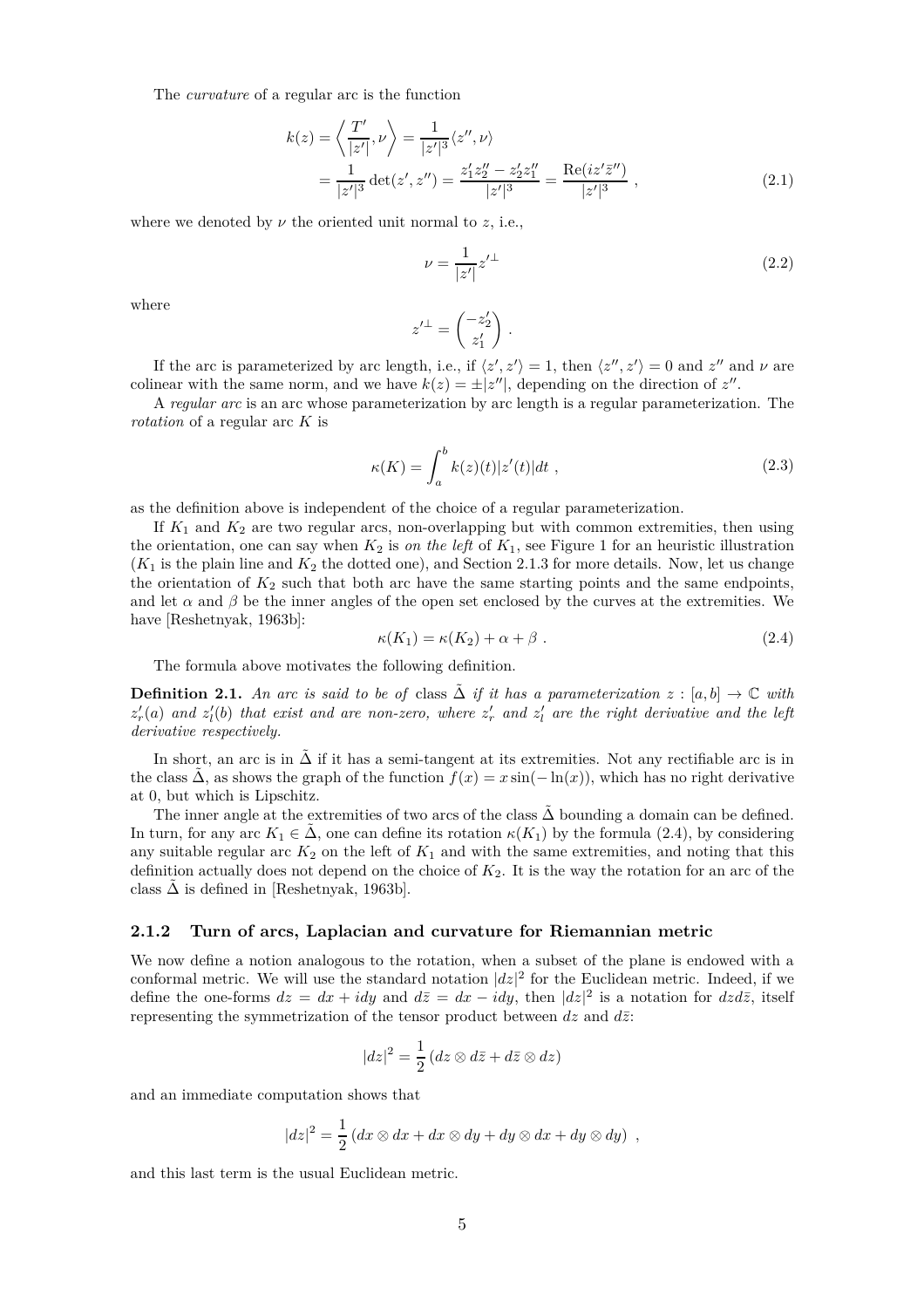The *curvature* of a regular arc is the function

$$
\begin{aligned}
k(z) &= \left\langle \frac{T'}{|z'|}, \nu \right\rangle = \frac{1}{|z'|^3}\langle z'', \nu\rangle \\
&= \frac{1}{|z'|^3}\det(z', z'') = \frac{z_1' z_2'' - z_2' z_1''}{|z'|^3} = \frac{\mathrm{Re}(iz'\bar{z}'')}{|z'|^3} \ ,
\end{aligned}
\tag{2.1}
$$

where we denoted by $\nu$ the oriented unit normal to $z$, i.e.,

$$
\nu = \frac{1}{|z'|} z'^{\perp}
\tag{2.2}
$$

where

$$
z'^{\perp} = \begin{pmatrix} -z_2' \\ z_1' \end{pmatrix} .
$$

If the arc is parameterized by arc length, i.e., if $\langle z', z'\rangle = 1$, then $\langle z'', z'\rangle = 0$ and $z''$ and $\nu$ are colinear with the same norm, and we have $k(z) = \pm|z''|$, depending on the direction of $z''$.

A *regular arc* is an arc whose parameterization by arc length is a regular parameterization. The *rotation* of a regular arc $K$ is

$$
\kappa(K) = \int_a^b k(z)(t)|z'(t)|dt \ ,
\tag{2.3}
$$

as the definition above is independent of the choice of a regular parameterization.

If $K_1$ and $K_2$ are two regular arcs, non-overlapping but with common extremities, then using the orientation, one can say when $K_2$ is *on the left* of $K_1$, see Figure 1 for an heuristic illustration ($K_1$ is the plain line and $K_2$ the dotted one), and Section 2.1.3 for more details. Now, let us change the orientation of $K_2$ such that both arc have the same starting points and the same endpoints, and let $\alpha$ and $\beta$ be the inner angles of the open set enclosed by the curves at the extremities. We have [Reshetnyak, 1963b]:

$$
\kappa(K_1) = \kappa(K_2) + \alpha + \beta \ .
\tag{2.4}
$$

The formula above motivates the following definition.

**Definition 2.1.** *An arc is said to be of* class $\tilde{\Delta}$ *if it has a parameterization* $z : [a, b] \to \mathbb{C}$ *with* $z_r'(a)$ *and* $z_l'(b)$ *that exist and are non-zero, where* $z_r'$ *and* $z_l'$ *are the right derivative and the left derivative respectively.*

In short, an arc is in $\tilde{\Delta}$ if it has a semi-tangent at its extremities. Not any rectifiable arc is in the class $\tilde{\Delta}$, as shows the graph of the function $f(x) = x\sin(-\ln(x))$, which has no right derivative at 0, but which is Lipschitz.

The inner angle at the extremities of two arcs of the class $\tilde{\Delta}$ bounding a domain can be defined. In turn, for any arc $K_1 \in \tilde{\Delta}$, one can define its rotation $\kappa(K_1)$ by the formula (2.4), by considering any suitable regular arc $K_2$ on the left of $K_1$ and with the same extremities, and noting that this definition actually does not depend on the choice of $K_2$. It is the way the rotation for an arc of the class $\tilde{\Delta}$ is defined in [Reshetnyak, 1963b].

### 2.1.2 Turn of arcs, Laplacian and curvature for Riemannian metric

We now define a notion analogous to the rotation, when a subset of the plane is endowed with a conformal metric. We will use the standard notation $|dz|^2$ for the Euclidean metric. Indeed, if we define the one-forms $dz = dx + idy$ and $d\bar{z} = dx - idy$, then $|dz|^2$ is a notation for $dzd\bar{z}$, itself representing the symmetrization of the tensor product between $dz$ and $d\bar{z}$:

$$
|dz|^2 = \frac{1}{2}\left(dz \otimes d\bar{z} + d\bar{z} \otimes dz\right)
$$

and an immediate computation shows that

$$
|dz|^2 = \frac{1}{2}\left(dx \otimes dx + dx \otimes dy + dy \otimes dx + dy \otimes dy\right) \ ,
$$

and this last term is the usual Euclidean metric.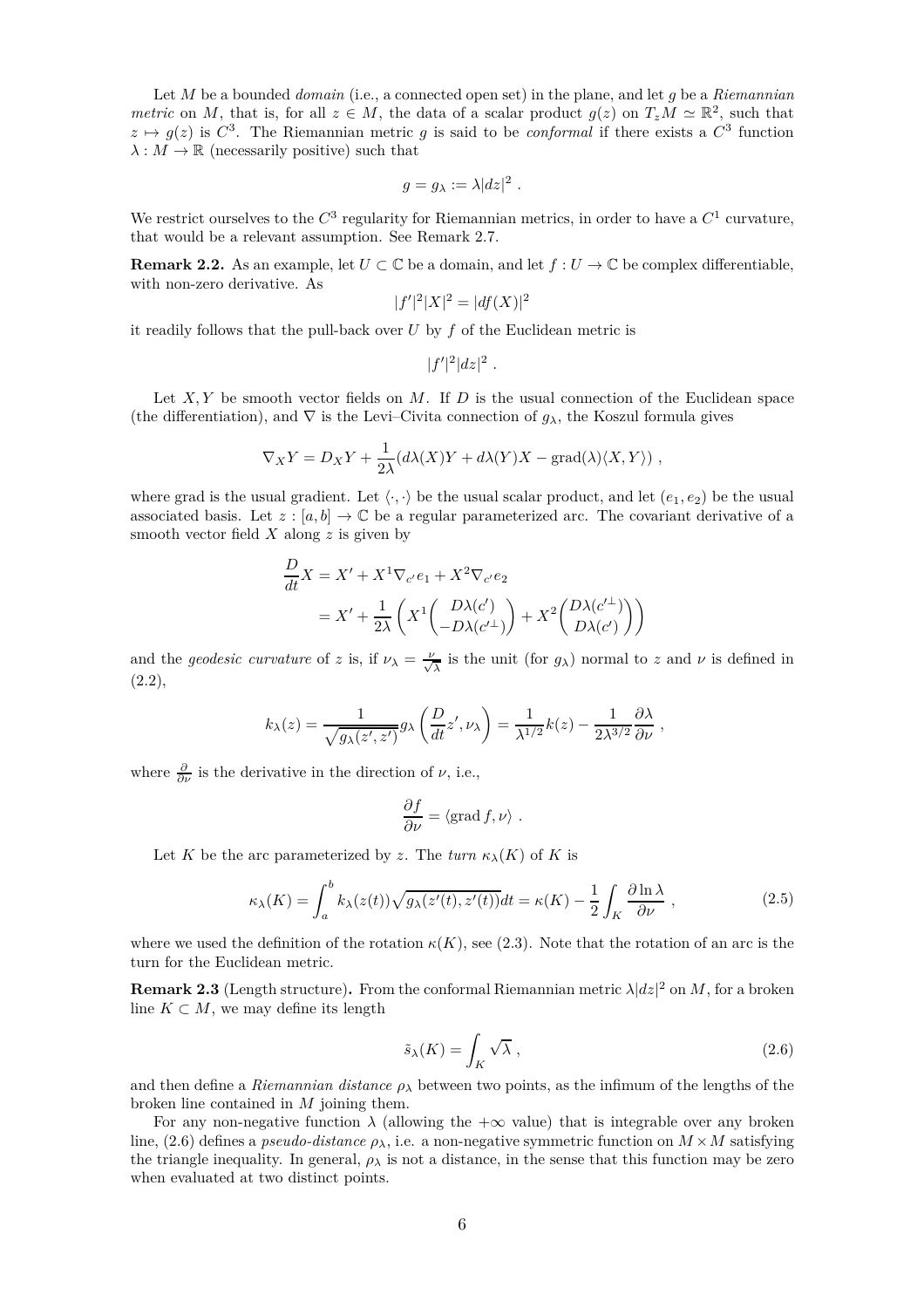Let $M$ be a bounded *domain* (i.e., a connected open set) in the plane, and let $g$ be a *Riemannian metric* on $M$, that is, for all $z \in M$, the data of a scalar product $g(z)$ on $T_zM \simeq \mathbb{R}^2$, such that $z \mapsto g(z)$ is $C^3$. The Riemannian metric $g$ is said to be *conformal* if there exists a $C^3$ function $\lambda : M \to \mathbb{R}$ (necessarily positive) such that

$$g = g_\lambda := \lambda |dz|^2 .$$

We restrict ourselves to the $C^3$ regularity for Riemannian metrics, in order to have a $C^1$ curvature, that would be a relevant assumption. See Remark 2.7.

**Remark 2.2.** As an example, let $U \subset \mathbb{C}$ be a domain, and let $f : U \to \mathbb{C}$ be complex differentiable, with non-zero derivative. As

$$|f'|^2 |X|^2 = |df(X)|^2$$

it readily follows that the pull-back over $U$ by $f$ of the Euclidean metric is

$$|f'|^2 |dz|^2 .$$

Let $X, Y$ be smooth vector fields on $M$. If $D$ is the usual connection of the Euclidean space (the differentiation), and $\nabla$ is the Levi–Civita connection of $g_\lambda$, the Koszul formula gives

$$\nabla_X Y = D_X Y + \frac{1}{2\lambda}(d\lambda(X)Y + d\lambda(Y)X - \mathrm{grad}(\lambda)\langle X, Y\rangle) ,$$

where grad is the usual gradient. Let $\langle \cdot, \cdot \rangle$ be the usual scalar product, and let $(e_1, e_2)$ be the usual associated basis. Let $z : [a, b] \to \mathbb{C}$ be a regular parameterized arc. The covariant derivative of a smooth vector field $X$ along $z$ is given by

$$\begin{aligned}
\frac{D}{dt}X &= X' + X^1 \nabla_{c'} e_1 + X^2 \nabla_{c'} e_2 \\
&= X' + \frac{1}{2\lambda}\left( X^1 \begin{pmatrix} D\lambda(c') \\ -D\lambda(c'^{\perp}) \end{pmatrix} + X^2 \begin{pmatrix} D\lambda(c'^{\perp}) \\ D\lambda(c') \end{pmatrix} \right)
\end{aligned}$$

and the *geodesic curvature* of $z$ is, if $\nu_\lambda = \frac{\nu}{\sqrt{\lambda}}$ is the unit (for $g_\lambda$) normal to $z$ and $\nu$ is defined in (2.2),

$$k_\lambda(z) = \frac{1}{\sqrt{g_\lambda(z', z')}} g_\lambda\left( \frac{D}{dt} z', \nu_\lambda \right) = \frac{1}{\lambda^{1/2}} k(z) - \frac{1}{2\lambda^{3/2}} \frac{\partial \lambda}{\partial \nu} ,$$

where $\frac{\partial}{\partial \nu}$ is the derivative in the direction of $\nu$, i.e.,

$$\frac{\partial f}{\partial \nu} = \langle \mathrm{grad}\, f, \nu \rangle .$$

Let $K$ be the arc parameterized by $z$. The *turn* $\kappa_\lambda(K)$ of $K$ is

$$\kappa_\lambda(K) = \int_a^b k_\lambda(z(t)) \sqrt{g_\lambda(z'(t), z'(t))} dt = \kappa(K) - \frac{1}{2} \int_K \frac{\partial \ln \lambda}{\partial \nu} , \tag{2.5}$$

where we used the definition of the rotation $\kappa(K)$, see (2.3). Note that the rotation of an arc is the turn for the Euclidean metric.

**Remark 2.3** (Length structure)**.** From the conformal Riemannian metric $\lambda |dz|^2$ on $M$, for a broken line $K \subset M$, we may define its length

$$\tilde{s}_\lambda(K) = \int_K \sqrt{\lambda} , \tag{2.6}$$

and then define a *Riemannian distance* $\rho_\lambda$ between two points, as the infimum of the lengths of the broken line contained in $M$ joining them.

For any non-negative function $\lambda$ (allowing the $+\infty$ value) that is integrable over any broken line, (2.6) defines a *pseudo-distance* $\rho_\lambda$, i.e. a non-negative symmetric function on $M \times M$ satisfying the triangle inequality. In general, $\rho_\lambda$ is not a distance, in the sense that this function may be zero when evaluated at two distinct points.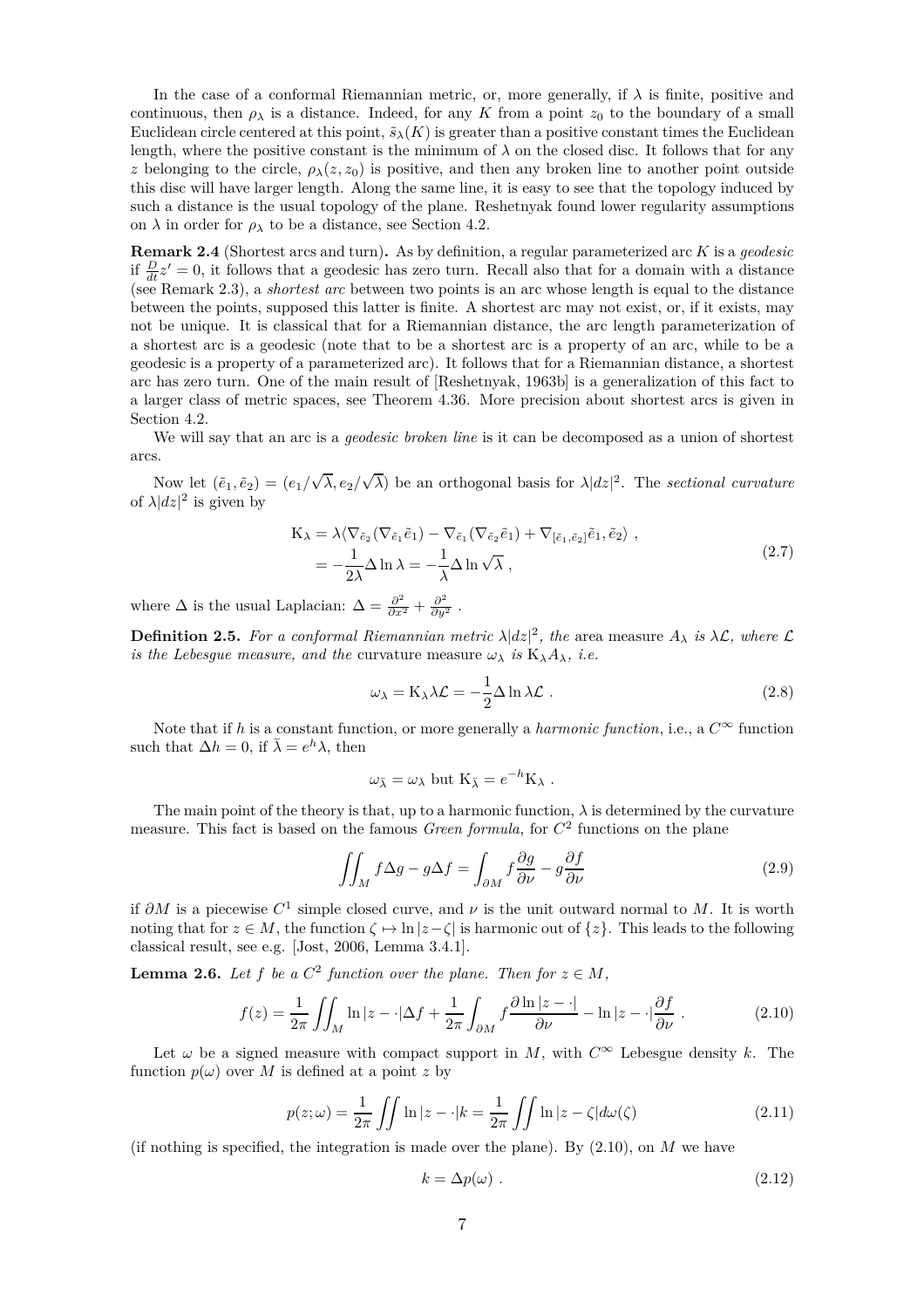In the case of a conformal Riemannian metric, or, more generally, if $\lambda$ is finite, positive and continuous, then $\rho_\lambda$ is a distance. Indeed, for any $K$ from a point $z_0$ to the boundary of a small Euclidean circle centered at this point, $\tilde{s}_\lambda(K)$ is greater than a positive constant times the Euclidean length, where the positive constant is the minimum of $\lambda$ on the closed disc. It follows that for any $z$ belonging to the circle, $\rho_\lambda(z, z_0)$ is positive, and then any broken line to another point outside this disc will have larger length. Along the same line, it is easy to see that the topology induced by such a distance is the usual topology of the plane. Reshetnyak found lower regularity assumptions on $\lambda$ in order for $\rho_\lambda$ to be a distance, see Section 4.2.

**Remark 2.4** (Shortest arcs and turn)**.** As by definition, a regular parameterized arc $K$ is a *geodesic* if $\frac{D}{dt}z' = 0$, it follows that a geodesic has zero turn. Recall also that for a domain with a distance (see Remark 2.3), a *shortest arc* between two points is an arc whose length is equal to the distance between the points, supposed this latter is finite. A shortest arc may not exist, or, if it exists, may not be unique. It is classical that for a Riemannian distance, the arc length parameterization of a shortest arc is a geodesic (note that to be a shortest arc is a property of an arc, while to be a geodesic is a property of a parameterized arc). It follows that for a Riemannian distance, a shortest arc has zero turn. One of the main result of [Reshetnyak, 1963b] is a generalization of this fact to a larger class of metric spaces, see Theorem 4.36. More precision about shortest arcs is given in Section 4.2.

We will say that an arc is a *geodesic broken line* is it can be decomposed as a union of shortest arcs.

Now let $(\tilde{e}_1, \tilde{e}_2) = (e_1/\sqrt{\lambda}, e_2/\sqrt{\lambda})$ be an orthogonal basis for $\lambda|dz|^2$. The *sectional curvature* of $\lambda|dz|^2$ is given by

$$
\begin{aligned}
\mathrm{K}_\lambda &= \lambda\langle \nabla_{\tilde{e}_2}(\nabla_{\tilde{e}_1}\tilde{e}_1) - \nabla_{\tilde{e}_1}(\nabla_{\tilde{e}_2}\tilde{e}_1) + \nabla_{[\tilde{e}_1,\tilde{e}_2]}\tilde{e}_1, \tilde{e}_2\rangle \ , \\
&= -\frac{1}{2\lambda}\Delta \ln \lambda = -\frac{1}{\lambda}\Delta \ln \sqrt{\lambda} \ ,
\end{aligned}
\tag{2.7}
$$

where $\Delta$ is the usual Laplacian: $\Delta = \frac{\partial^2}{\partial x^2} + \frac{\partial^2}{\partial y^2}$ .

**Definition 2.5.** *For a conformal Riemannian metric $\lambda|dz|^2$, the* area measure *$A_\lambda$ is $\lambda\mathcal{L}$, where $\mathcal{L}$ is the Lebesgue measure, and the* curvature measure *$\omega_\lambda$ is $\mathrm{K}_\lambda A_\lambda$, i.e.*

$$
\omega_\lambda = \mathrm{K}_\lambda \lambda \mathcal{L} = -\frac{1}{2}\Delta \ln \lambda \mathcal{L} \ . \tag{2.8}
$$

Note that if $h$ is a constant function, or more generally a *harmonic function*, i.e., a $C^\infty$ function such that $\Delta h = 0$, if $\bar{\lambda} = e^h\lambda$, then

$$
\omega_{\bar{\lambda}} = \omega_\lambda \text{ but } \mathrm{K}_{\bar{\lambda}} = e^{-h}\mathrm{K}_\lambda \ .
$$

The main point of the theory is that, up to a harmonic function, $\lambda$ is determined by the curvature measure. This fact is based on the famous *Green formula*, for $C^2$ functions on the plane

$$
\iint_M f\Delta g - g\Delta f = \int_{\partial M} f\frac{\partial g}{\partial \nu} - g\frac{\partial f}{\partial \nu} \tag{2.9}
$$

if $\partial M$ is a piecewise $C^1$ simple closed curve, and $\nu$ is the unit outward normal to $M$. It is worth noting that for $z \in M$, the function $\zeta \mapsto \ln|z - \zeta|$ is harmonic out of $\{z\}$. This leads to the following classical result, see e.g. [Jost, 2006, Lemma 3.4.1].

**Lemma 2.6.** *Let $f$ be a $C^2$ function over the plane. Then for $z \in M$,*

$$
f(z) = \frac{1}{2\pi}\iint_M \ln|z - \cdot|\Delta f + \frac{1}{2\pi}\int_{\partial M} f\frac{\partial \ln|z - \cdot|}{\partial \nu} - \ln|z - \cdot|\frac{\partial f}{\partial \nu} \ . \tag{2.10}
$$

Let $\omega$ be a signed measure with compact support in $M$, with $C^\infty$ Lebesgue density $k$. The function $p(\omega)$ over $M$ is defined at a point $z$ by

$$
p(z;\omega) = \frac{1}{2\pi}\iint \ln|z - \cdot|k = \frac{1}{2\pi}\iint \ln|z - \zeta|d\omega(\zeta) \tag{2.11}
$$

(if nothing is specified, the integration is made over the plane). By (2.10), on $M$ we have

$$
k = \Delta p(\omega) \ . \tag{2.12}
$$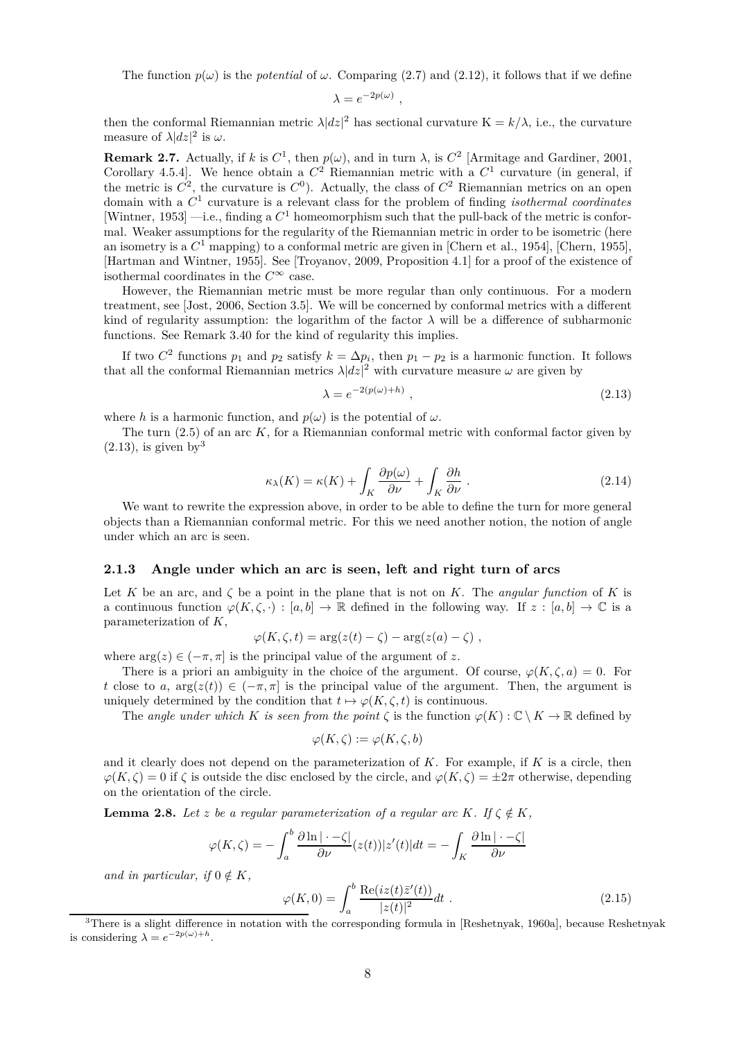The function $p(\omega)$ is the *potential* of $\omega$. Comparing (2.7) and (2.12), it follows that if we define

$$\lambda = e^{-2p(\omega)} ,$$

then the conformal Riemannian metric $\lambda|dz|^2$ has sectional curvature $\mathrm{K} = k/\lambda$, i.e., the curvature measure of $\lambda|dz|^2$ is $\omega$.

**Remark 2.7.** Actually, if $k$ is $C^1$, then $p(\omega)$, and in turn $\lambda$, is $C^2$ [Armitage and Gardiner, 2001, Corollary 4.5.4]. We hence obtain a $C^2$ Riemannian metric with a $C^1$ curvature (in general, if the metric is $C^2$, the curvature is $C^0$). Actually, the class of $C^2$ Riemannian metrics on an open domain with a $C^1$ curvature is a relevant class for the problem of finding *isothermal coordinates* [Wintner, 1953] —i.e., finding a $C^1$ homeomorphism such that the pull-back of the metric is conformal. Weaker assumptions for the regularity of the Riemannian metric in order to be isometric (here an isometry is a $C^1$ mapping) to a conformal metric are given in [Chern et al., 1954], [Chern, 1955], [Hartman and Wintner, 1955]. See [Troyanov, 2009, Proposition 4.1] for a proof of the existence of isothermal coordinates in the $C^\infty$ case.

However, the Riemannian metric must be more regular than only continuous. For a modern treatment, see [Jost, 2006, Section 3.5]. We will be concerned by conformal metrics with a different kind of regularity assumption: the logarithm of the factor $\lambda$ will be a difference of subharmonic functions. See Remark 3.40 for the kind of regularity this implies.

If two $C^2$ functions $p_1$ and $p_2$ satisfy $k = \Delta p_i$, then $p_1 - p_2$ is a harmonic function. It follows that all the conformal Riemannian metrics $\lambda|dz|^2$ with curvature measure $\omega$ are given by

$$\lambda = e^{-2(p(\omega)+h)} , \tag{2.13}$$

where $h$ is a harmonic function, and $p(\omega)$ is the potential of $\omega$.

The turn (2.5) of an arc $K$, for a Riemannian conformal metric with conformal factor given by (2.13), is given by[3]

$$\kappa_\lambda(K) = \kappa(K) + \int_K \frac{\partial p(\omega)}{\partial \nu} + \int_K \frac{\partial h}{\partial \nu} . \tag{2.14}$$

We want to rewrite the expression above, in order to be able to define the turn for more general objects than a Riemannian conformal metric. For this we need another notion, the notion of angle under which an arc is seen.

### 2.1.3 Angle under which an arc is seen, left and right turn of arcs

Let $K$ be an arc, and $\zeta$ be a point in the plane that is not on $K$. The *angular function* of $K$ is a continuous function $\varphi(K, \zeta, \cdot) : [a, b] \to \mathbb{R}$ defined in the following way. If $z : [a, b] \to \mathbb{C}$ is a parameterization of $K$,

$$\varphi(K, \zeta, t) = \arg(z(t) - \zeta) - \arg(z(a) - \zeta) ,$$

where $\arg(z) \in (-\pi, \pi]$ is the principal value of the argument of $z$.

There is a priori an ambiguity in the choice of the argument. Of course, $\varphi(K, \zeta, a) = 0$. For $t$ close to $a$, $\arg(z(t)) \in (-\pi, \pi]$ is the principal value of the argument. Then, the argument is uniquely determined by the condition that $t \mapsto \varphi(K, \zeta, t)$ is continuous.

The *angle under which $K$ is seen from the point $\zeta$* is the function $\varphi(K) : \mathbb{C} \setminus K \to \mathbb{R}$ defined by

$$\varphi(K, \zeta) := \varphi(K, \zeta, b)$$

and it clearly does not depend on the parameterization of $K$. For example, if $K$ is a circle, then $\varphi(K, \zeta) = 0$ if $\zeta$ is outside the disc enclosed by the circle, and $\varphi(K, \zeta) = \pm 2\pi$ otherwise, depending on the orientation of the circle.

**Lemma 2.8.** *Let $z$ be a regular parameterization of a regular arc $K$. If $\zeta \notin K$,*

$$\varphi(K, \zeta) = -\int_a^b \frac{\partial \ln |\cdot - \zeta|}{\partial \nu}(z(t))|z'(t)|dt = -\int_K \frac{\partial \ln |\cdot - \zeta|}{\partial \nu}$$

*and in particular, if $0 \notin K$,*

$$\varphi(K, 0) = \int_a^b \frac{\mathrm{Re}(iz(t)\bar{z}'(t))}{|z(t)|^2} dt . \tag{2.15}$$

[3] There is a slight difference in notation with the corresponding formula in [Reshetnyak, 1960a], because Reshetnyak is considering $\lambda = e^{-2p(\omega)+h}$.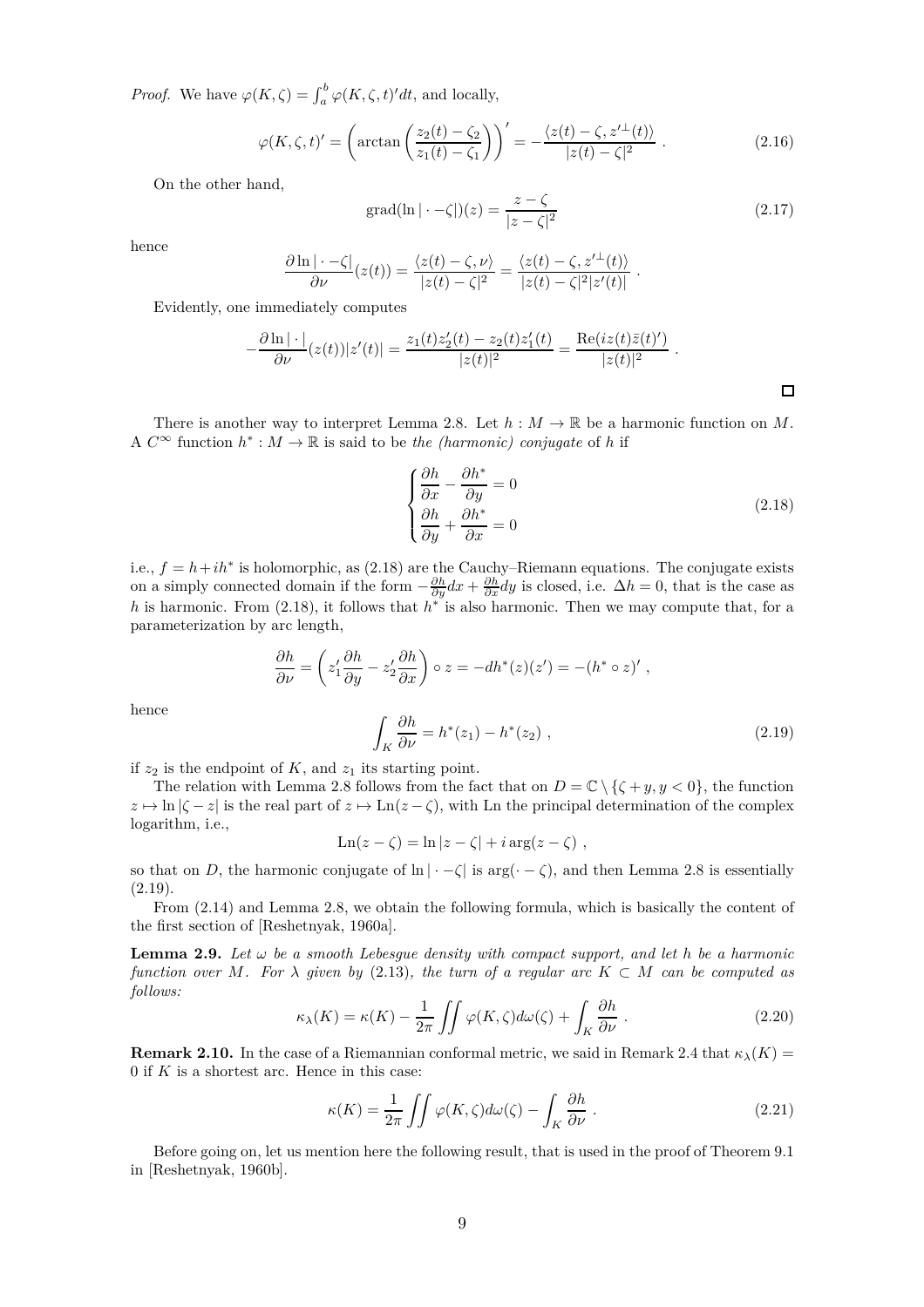*Proof.* We have $\varphi(K,\zeta) = \int_a^b \varphi(K,\zeta,t)'dt$, and locally,

$$\varphi(K,\zeta,t)' = \left(\arctan\left(\frac{z_2(t)-\zeta_2}{z_1(t)-\zeta_1}\right)\right)' = -\frac{\langle z(t)-\zeta, z'^{\perp}(t)\rangle}{|z(t)-\zeta|^2} \ . \tag{2.16}$$

On the other hand,

$$\mathrm{grad}(\ln|\cdot-\zeta|)(z) = \frac{z-\zeta}{|z-\zeta|^2} \tag{2.17}$$

hence

$$\frac{\partial \ln|\cdot-\zeta|}{\partial \nu}(z(t)) = \frac{\langle z(t)-\zeta,\nu\rangle}{|z(t)-\zeta|^2} = \frac{\langle z(t)-\zeta, z'^{\perp}(t)\rangle}{|z(t)-\zeta|^2|z'(t)|} \ .$$

Evidently, one immediately computes

$$-\frac{\partial \ln|\cdot|}{\partial \nu}(z(t))|z'(t)| = \frac{z_1(t)z_2'(t) - z_2(t)z_1'(t)}{|z(t)|^2} = \frac{\mathrm{Re}(iz(t)\bar{z}(t)')}{|z(t)|^2} \ .$$

□

There is another way to interpret Lemma 2.8. Let $h : M \to \mathbb{R}$ be a harmonic function on $M$. A $C^\infty$ function $h^* : M \to \mathbb{R}$ is said to be *the (harmonic) conjugate* of $h$ if

$$\begin{cases} \dfrac{\partial h}{\partial x} - \dfrac{\partial h^*}{\partial y} = 0 \\ \dfrac{\partial h}{\partial y} + \dfrac{\partial h^*}{\partial x} = 0 \end{cases} \tag{2.18}$$

i.e., $f = h + ih^*$ is holomorphic, as (2.18) are the Cauchy–Riemann equations. The conjugate exists on a simply connected domain if the form $-\frac{\partial h}{\partial y}dx + \frac{\partial h}{\partial x}dy$ is closed, i.e. $\Delta h = 0$, that is the case as $h$ is harmonic. From (2.18), it follows that $h^*$ is also harmonic. Then we may compute that, for a parameterization by arc length,

$$\frac{\partial h}{\partial \nu} = \left(z_1'\frac{\partial h}{\partial y} - z_2'\frac{\partial h}{\partial x}\right)\circ z = -dh^*(z)(z') = -(h^*\circ z)' \ ,$$

hence

$$\int_K \frac{\partial h}{\partial \nu} = h^*(z_1) - h^*(z_2) \ , \tag{2.19}$$

if $z_2$ is the endpoint of $K$, and $z_1$ its starting point.

The relation with Lemma 2.8 follows from the fact that on $D = \mathbb{C}\setminus\{\zeta + y, y < 0\}$, the function $z \mapsto \ln|\zeta - z|$ is the real part of $z \mapsto \mathrm{Ln}(z-\zeta)$, with Ln the principal determination of the complex logarithm, i.e.,

$$\mathrm{Ln}(z-\zeta) = \ln|z-\zeta| + i\arg(z-\zeta) \ ,$$

so that on $D$, the harmonic conjugate of $\ln|\cdot-\zeta|$ is $\arg(\cdot-\zeta)$, and then Lemma 2.8 is essentially (2.19).

From (2.14) and Lemma 2.8, we obtain the following formula, which is basically the content of the first section of [Reshetnyak, 1960a].

**Lemma 2.9.** *Let $\omega$ be a smooth Lebesgue density with compact support, and let $h$ be a harmonic function over $M$. For $\lambda$ given by* (2.13)*, the turn of a regular arc $K \subset M$ can be computed as follows:*

$$\kappa_\lambda(K) = \kappa(K) - \frac{1}{2\pi}\iint \varphi(K,\zeta)d\omega(\zeta) + \int_K \frac{\partial h}{\partial \nu} \ . \tag{2.20}$$

**Remark 2.10.** In the case of a Riemannian conformal metric, we said in Remark 2.4 that $\kappa_\lambda(K) = 0$ if $K$ is a shortest arc. Hence in this case:

$$\kappa(K) = \frac{1}{2\pi}\iint \varphi(K,\zeta)d\omega(\zeta) - \int_K \frac{\partial h}{\partial \nu} \ . \tag{2.21}$$

Before going on, let us mention here the following result, that is used in the proof of Theorem 9.1 in [Reshetnyak, 1960b].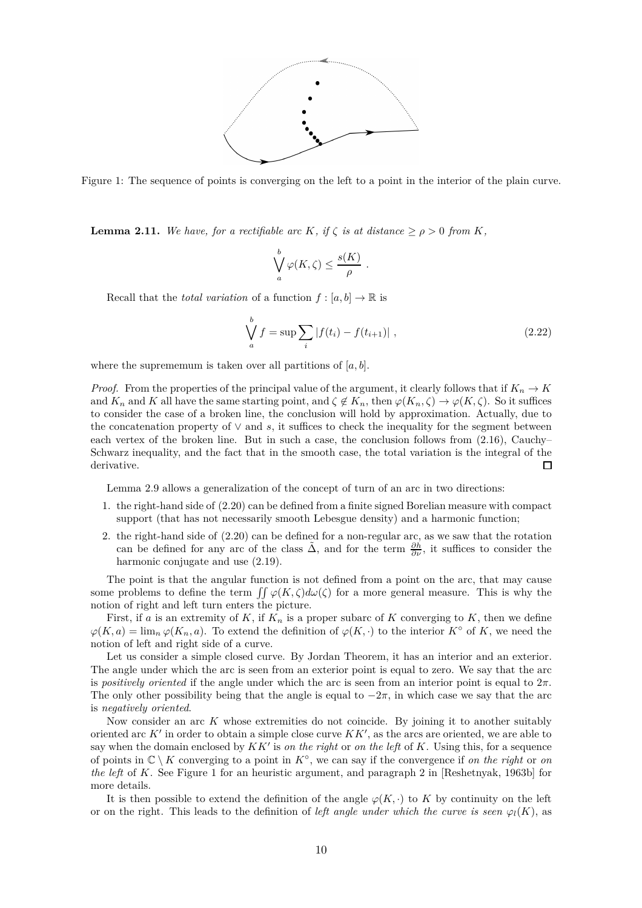Figure 1: The sequence of points is converging on the left to a point in the interior of the plain curve.

**Lemma 2.11.** *We have, for a rectifiable arc $K$, if $\zeta$ is at distance $\geq \rho > 0$ from $K$,*

$$\bigvee_a^b \varphi(K,\zeta) \leq \frac{s(K)}{\rho} \ .$$

Recall that the *total variation* of a function $f : [a,b] \to \mathbb{R}$ is

$$\bigvee_a^b f = \sup \sum_i |f(t_i) - f(t_{i+1})| \ , \tag{2.22}$$

where the suprememum is taken over all partitions of $[a,b]$.

*Proof.* From the properties of the principal value of the argument, it clearly follows that if $K_n \to K$ and $K_n$ and $K$ all have the same starting point, and $\zeta \notin K_n$, then $\varphi(K_n,\zeta) \to \varphi(K,\zeta)$. So it suffices to consider the case of a broken line, the conclusion will hold by approximation. Actually, due to the concatenation property of $\vee$ and $s$, it suffices to check the inequality for the segment between each vertex of the broken line. But in such a case, the conclusion follows from (2.16), Cauchy–Schwarz inequality, and the fact that in the smooth case, the total variation is the integral of the derivative. □

Lemma 2.9 allows a generalization of the concept of turn of an arc in two directions:

1. the right-hand side of (2.20) can be defined from a finite signed Borelian measure with compact support (that has not necessarily smooth Lebesgue density) and a harmonic function;
2. the right-hand side of (2.20) can be defined for a non-regular arc, as we saw that the rotation can be defined for any arc of the class $\tilde{\Delta}$, and for the term $\frac{\partial h}{\partial \nu}$, it suffices to consider the harmonic conjugate and use (2.19).

The point is that the angular function is not defined from a point on the arc, that may cause some problems to define the term $\iint \varphi(K,\zeta) d\omega(\zeta)$ for a more general measure. This is why the notion of right and left turn enters the picture.

First, if $a$ is an extremity of $K$, if $K_n$ is a proper subarc of $K$ converging to $K$, then we define $\varphi(K,a) = \lim_n \varphi(K_n,a)$. To extend the definition of $\varphi(K,\cdot)$ to the interior $K^\circ$ of $K$, we need the notion of left and right side of a curve.

Let us consider a simple closed curve. By Jordan Theorem, it has an interior and an exterior. The angle under which the arc is seen from an exterior point is equal to zero. We say that the arc is *positively oriented* if the angle under which the arc is seen from an interior point is equal to $2\pi$. The only other possibility being that the angle is equal to $-2\pi$, in which case we say that the arc is *negatively oriented*.

Now consider an arc $K$ whose extremities do not coincide. By joining it to another suitably oriented arc $K'$ in order to obtain a simple close curve $KK'$, as the arcs are oriented, we are able to say when the domain enclosed by $KK'$ is *on the right* or *on the left* of $K$. Using this, for a sequence of points in $\mathbb{C} \setminus K$ converging to a point in $K^\circ$, we can say if the convergence if *on the right* or *on the left* of $K$. See Figure 1 for an heuristic argument, and paragraph 2 in [Reshetnyak, 1963b] for more details.

It is then possible to extend the definition of the angle $\varphi(K,\cdot)$ to $K$ by continuity on the left or on the right. This leads to the definition of *left angle under which the curve is seen* $\varphi_l(K)$, as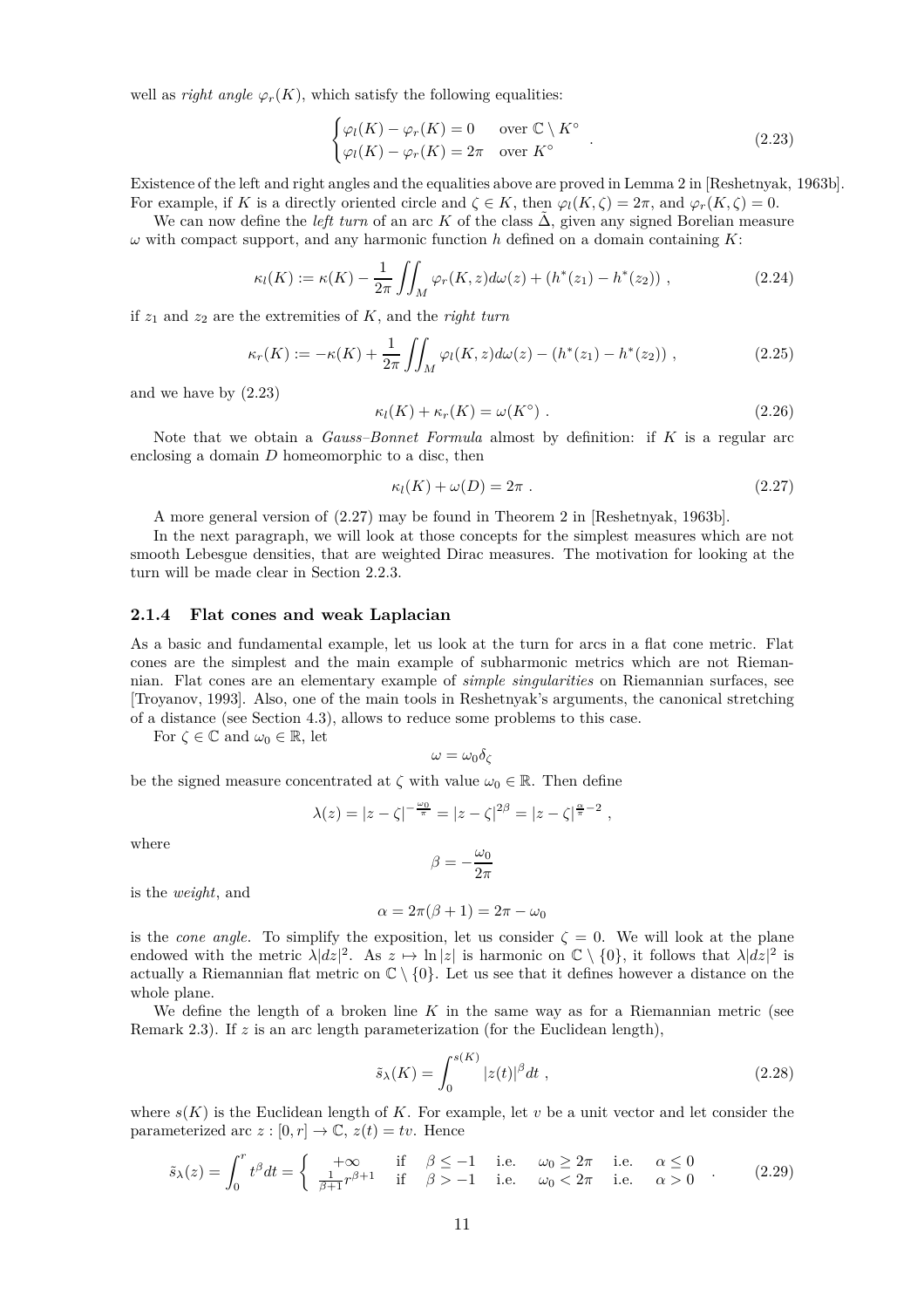well as *right angle* $\varphi_r(K)$, which satisfy the following equalities:

$$\begin{cases} \varphi_l(K) - \varphi_r(K) = 0 & \text{over } \mathbb{C} \setminus K^\circ \\ \varphi_l(K) - \varphi_r(K) = 2\pi & \text{over } K^\circ \end{cases} . \tag{2.23}$$

Existence of the left and right angles and the equalities above are proved in Lemma 2 in [Reshetnyak, 1963b]. For example, if $K$ is a directly oriented circle and $\zeta \in K$, then $\varphi_l(K, \zeta) = 2\pi$, and $\varphi_r(K, \zeta) = 0$.

We can now define the *left turn* of an arc $K$ of the class $\tilde{\Delta}$, given any signed Borelian measure $\omega$ with compact support, and any harmonic function $h$ defined on a domain containing $K$:

$$\kappa_l(K) := \kappa(K) - \frac{1}{2\pi} \iint_M \varphi_r(K, z) d\omega(z) + (h^*(z_1) - h^*(z_2)) \ , \tag{2.24}$$

if $z_1$ and $z_2$ are the extremities of $K$, and the *right turn*

$$\kappa_r(K) := -\kappa(K) + \frac{1}{2\pi} \iint_M \varphi_l(K, z) d\omega(z) - (h^*(z_1) - h^*(z_2)) \ , \tag{2.25}$$

and we have by (2.23)

$$\kappa_l(K) + \kappa_r(K) = \omega(K^\circ) \ . \tag{2.26}$$

Note that we obtain a *Gauss–Bonnet Formula* almost by definition: if $K$ is a regular arc enclosing a domain $D$ homeomorphic to a disc, then

$$\kappa_l(K) + \omega(D) = 2\pi \ . \tag{2.27}$$

A more general version of (2.27) may be found in Theorem 2 in [Reshetnyak, 1963b].

In the next paragraph, we will look at those concepts for the simplest measures which are not smooth Lebesgue densities, that are weighted Dirac measures. The motivation for looking at the turn will be made clear in Section 2.2.3.

### 2.1.4 Flat cones and weak Laplacian

As a basic and fundamental example, let us look at the turn for arcs in a flat cone metric. Flat cones are the simplest and the main example of subharmonic metrics which are not Riemannian. Flat cones are an elementary example of *simple singularities* on Riemannian surfaces, see [Troyanov, 1993]. Also, one of the main tools in Reshetnyak's arguments, the canonical stretching of a distance (see Section 4.3), allows to reduce some problems to this case.

For $\zeta \in \mathbb{C}$ and $\omega_0 \in \mathbb{R}$, let

$$\omega = \omega_0 \delta_\zeta$$

be the signed measure concentrated at $\zeta$ with value $\omega_0 \in \mathbb{R}$. Then define

$$\lambda(z) = |z - \zeta|^{-\frac{\omega_0}{\pi}} = |z - \zeta|^{2\beta} = |z - \zeta|^{\frac{\alpha}{\pi} - 2} \ ,$$

where

$$\beta = -\frac{\omega_0}{2\pi}$$

is the *weight*, and

$$\alpha = 2\pi(\beta + 1) = 2\pi - \omega_0$$

is the *cone angle*. To simplify the exposition, let us consider $\zeta = 0$. We will look at the plane endowed with the metric $\lambda |dz|^2$. As $z \mapsto \ln |z|$ is harmonic on $\mathbb{C} \setminus \{0\}$, it follows that $\lambda |dz|^2$ is actually a Riemannian flat metric on $\mathbb{C} \setminus \{0\}$. Let us see that it defines however a distance on the whole plane.

We define the length of a broken line $K$ in the same way as for a Riemannian metric (see Remark 2.3). If $z$ is an arc length parameterization (for the Euclidean length),

$$\tilde{s}_\lambda(K) = \int_0^{s(K)} |z(t)|^\beta dt \ , \tag{2.28}$$

where $s(K)$ is the Euclidean length of $K$. For example, let $v$ be a unit vector and let consider the parameterized arc $z : [0, r] \to \mathbb{C}$, $z(t) = tv$. Hence

$$\tilde{s}_\lambda(z) = \int_0^r t^\beta dt = \begin{cases} +\infty & \text{if} \quad \beta \leq -1 \quad \text{i.e.} \quad \omega_0 \geq 2\pi \quad \text{i.e.} \quad \alpha \leq 0 \\ \frac{1}{\beta+1} r^{\beta+1} & \text{if} \quad \beta > -1 \quad \text{i.e.} \quad \omega_0 < 2\pi \quad \text{i.e.} \quad \alpha > 0 \end{cases} . \tag{2.29}$$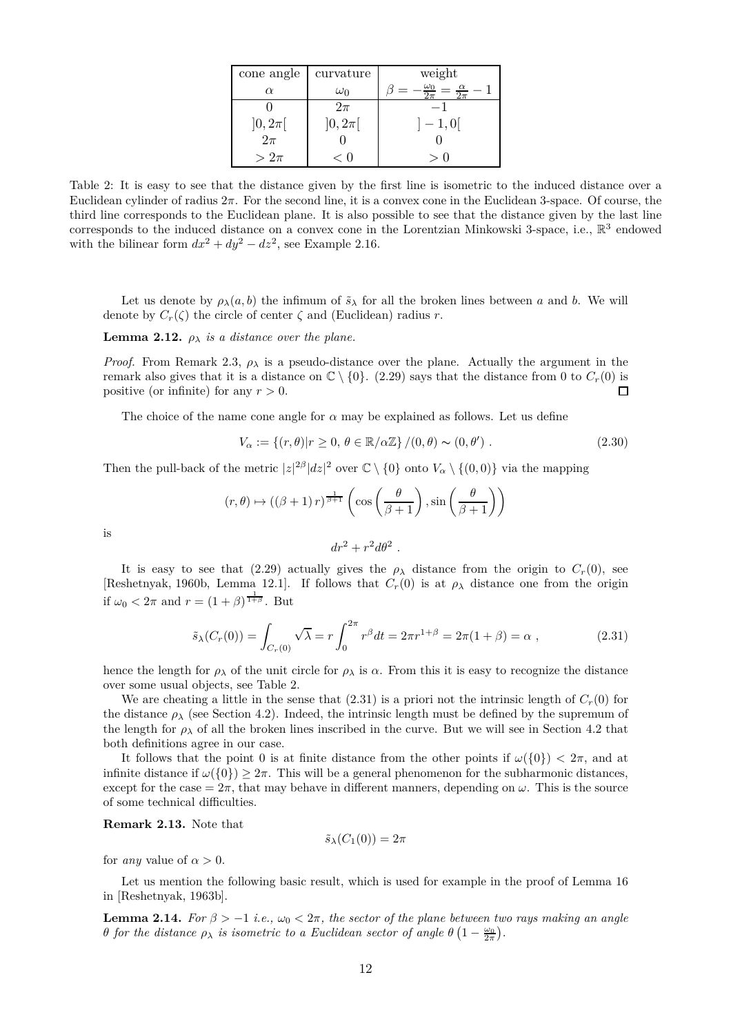| cone angle | curvature | weight |
| --- | --- | --- |
| $\alpha$ | $\omega_0$ | $\beta = -\frac{\omega_0}{2\pi} = \frac{\alpha}{2\pi} - 1$ |
| $0$ | $2\pi$ | $-1$ |
| $]0, 2\pi[$ | $]0, 2\pi[$ | $]-1, 0[$ |
| $2\pi$ | $0$ | $0$ |
| $> 2\pi$ | $< 0$ | $> 0$ |

Table 2: It is easy to see that the distance given by the first line is isometric to the induced distance over a Euclidean cylinder of radius $2\pi$. For the second line, it is a convex cone in the Euclidean 3-space. Of course, the third line corresponds to the Euclidean plane. It is also possible to see that the distance given by the last line corresponds to the induced distance on a convex cone in the Lorentzian Minkowski 3-space, i.e., $\mathbb{R}^3$ endowed with the bilinear form $dx^2 + dy^2 - dz^2$, see Example 2.16.

Let us denote by $\rho_\lambda(a, b)$ the infimum of $\tilde{s}_\lambda$ for all the broken lines between $a$ and $b$. We will denote by $C_r(\zeta)$ the circle of center $\zeta$ and (Euclidean) radius $r$.

**Lemma 2.12.** *$\rho_\lambda$ is a distance over the plane.*

*Proof.* From Remark 2.3, $\rho_\lambda$ is a pseudo-distance over the plane. Actually the argument in the remark also gives that it is a distance on $\mathbb{C} \setminus \{0\}$. (2.29) says that the distance from 0 to $C_r(0)$ is positive (or infinite) for any $r > 0$. □

The choice of the name cone angle for $\alpha$ may be explained as follows. Let us define

$$V_\alpha := \{(r, \theta) | r \geq 0, \, \theta \in \mathbb{R}/\alpha\mathbb{Z}\} / (0, \theta) \sim (0, \theta') \ . \tag{2.30}$$

Then the pull-back of the metric $|z|^{2\beta}|dz|^2$ over $\mathbb{C} \setminus \{0\}$ onto $V_\alpha \setminus \{(0, 0)\}$ via the mapping

$$(r, \theta) \mapsto ((\beta + 1) \, r)^{\frac{1}{\beta+1}} \left( \cos\left(\frac{\theta}{\beta + 1}\right), \sin\left(\frac{\theta}{\beta + 1}\right) \right)$$

is

$$dr^2 + r^2 d\theta^2 \ .$$

It is easy to see that (2.29) actually gives the $\rho_\lambda$ distance from the origin to $C_r(0)$, see [Reshetnyak, 1960b, Lemma 12.1]. If follows that $C_r(0)$ is at $\rho_\lambda$ distance one from the origin if $\omega_0 < 2\pi$ and $r = (1 + \beta)^{\frac{1}{1+\beta}}$. But

$$\tilde{s}_\lambda(C_r(0)) = \int_{C_r(0)} \sqrt{\lambda} = r \int_0^{2\pi} r^\beta dt = 2\pi r^{1+\beta} = 2\pi(1 + \beta) = \alpha \ , \tag{2.31}$$

hence the length for $\rho_\lambda$ of the unit circle for $\rho_\lambda$ is $\alpha$. From this it is easy to recognize the distance over some usual objects, see Table 2.

We are cheating a little in the sense that (2.31) is a priori not the intrinsic length of $C_r(0)$ for the distance $\rho_\lambda$ (see Section 4.2). Indeed, the intrinsic length must be defined by the supremum of the length for $\rho_\lambda$ of all the broken lines inscribed in the curve. But we will see in Section 4.2 that both definitions agree in our case.

It follows that the point 0 is at finite distance from the other points if $\omega(\{0\}) < 2\pi$, and at infinite distance if $\omega(\{0\}) \geq 2\pi$. This will be a general phenomenon for the subharmonic distances, except for the case $= 2\pi$, that may behave in different manners, depending on $\omega$. This is the source of some technical difficulties.

**Remark 2.13.** Note that

$$\tilde{s}_\lambda(C_1(0)) = 2\pi$$

for *any* value of $\alpha > 0$.

Let us mention the following basic result, which is used for example in the proof of Lemma 16 in [Reshetnyak, 1963b].

**Lemma 2.14.** *For $\beta > -1$ i.e., $\omega_0 < 2\pi$, the sector of the plane between two rays making an angle $\theta$ for the distance $\rho_\lambda$ is isometric to a Euclidean sector of angle $\theta \left(1 - \frac{\omega_0}{2\pi}\right)$.*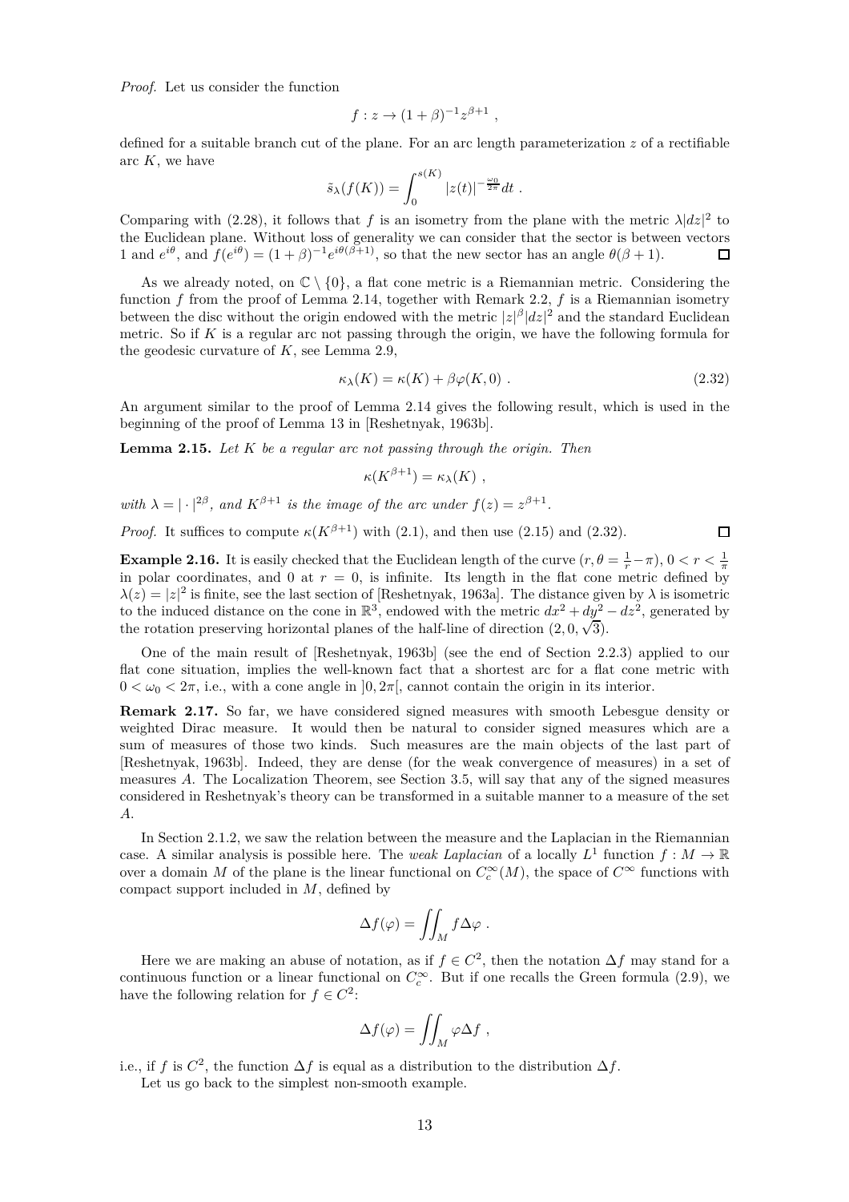*Proof.* Let us consider the function

$$f : z \to (1+\beta)^{-1} z^{\beta+1} \ ,$$

defined for a suitable branch cut of the plane. For an arc length parameterization $z$ of a rectifiable arc $K$, we have

$$\tilde{s}_\lambda(f(K)) = \int_0^{s(K)} |z(t)|^{-\frac{\omega_0}{2\pi}} dt \ .$$

Comparing with (2.28), it follows that $f$ is an isometry from the plane with the metric $\lambda|dz|^2$ to the Euclidean plane. Without loss of generality we can consider that the sector is between vectors 1 and $e^{i\theta}$, and $f(e^{i\theta}) = (1+\beta)^{-1} e^{i\theta(\beta+1)}$, so that the new sector has an angle $\theta(\beta+1)$. □

As we already noted, on $\mathbb{C} \setminus \{0\}$, a flat cone metric is a Riemannian metric. Considering the function $f$ from the proof of Lemma 2.14, together with Remark 2.2, $f$ is a Riemannian isometry between the disc without the origin endowed with the metric $|z|^\beta |dz|^2$ and the standard Euclidean metric. So if $K$ is a regular arc not passing through the origin, we have the following formula for the geodesic curvature of $K$, see Lemma 2.9,

$$\kappa_\lambda(K) = \kappa(K) + \beta\varphi(K, 0) \ . \tag{2.32}$$

An argument similar to the proof of Lemma 2.14 gives the following result, which is used in the beginning of the proof of Lemma 13 in [Reshetnyak, 1963b].

**Lemma 2.15.** *Let $K$ be a regular arc not passing through the origin. Then*

$$\kappa(K^{\beta+1}) = \kappa_\lambda(K) \ ,$$

*with $\lambda = |\cdot|^{2\beta}$, and $K^{\beta+1}$ is the image of the arc under $f(z) = z^{\beta+1}$.*

*Proof.* It suffices to compute $\kappa(K^{\beta+1})$ with (2.1), and then use (2.15) and (2.32). □

**Example 2.16.** It is easily checked that the Euclidean length of the curve $(r, \theta = \frac{1}{r} - \pi)$, $0 < r < \frac{1}{\pi}$ in polar coordinates, and 0 at $r = 0$, is infinite. Its length in the flat cone metric defined by $\lambda(z) = |z|^2$ is finite, see the last section of [Reshetnyak, 1963a]. The distance given by $\lambda$ is isometric to the induced distance on the cone in $\mathbb{R}^3$, endowed with the metric $dx^2 + dy^2 - dz^2$, generated by the rotation preserving horizontal planes of the half-line of direction $(2, 0, \sqrt{3})$.

One of the main result of [Reshetnyak, 1963b] (see the end of Section 2.2.3) applied to our flat cone situation, implies the well-known fact that a shortest arc for a flat cone metric with $0 < \omega_0 < 2\pi$, i.e., with a cone angle in $]0, 2\pi[$, cannot contain the origin in its interior.

**Remark 2.17.** So far, we have considered signed measures with smooth Lebesgue density or weighted Dirac measure. It would then be natural to consider signed measures which are a sum of measures of those two kinds. Such measures are the main objects of the last part of [Reshetnyak, 1963b]. Indeed, they are dense (for the weak convergence of measures) in a set of measures $A$. The Localization Theorem, see Section 3.5, will say that any of the signed measures considered in Reshetnyak's theory can be transformed in a suitable manner to a measure of the set $A$.

In Section 2.1.2, we saw the relation between the measure and the Laplacian in the Riemannian case. A similar analysis is possible here. The *weak Laplacian* of a locally $L^1$ function $f : M \to \mathbb{R}$ over a domain $M$ of the plane is the linear functional on $C_c^\infty(M)$, the space of $C^\infty$ functions with compact support included in $M$, defined by

$$\Delta f(\varphi) = \iint_M f \Delta\varphi \ .$$

Here we are making an abuse of notation, as if $f \in C^2$, then the notation $\Delta f$ may stand for a continuous function or a linear functional on $C_c^\infty$. But if one recalls the Green formula (2.9), we have the following relation for $f \in C^2$:

$$\Delta f(\varphi) = \iint_M \varphi \Delta f \ ,$$

i.e., if $f$ is $C^2$, the function $\Delta f$ is equal as a distribution to the distribution $\Delta f$.

Let us go back to the simplest non-smooth example.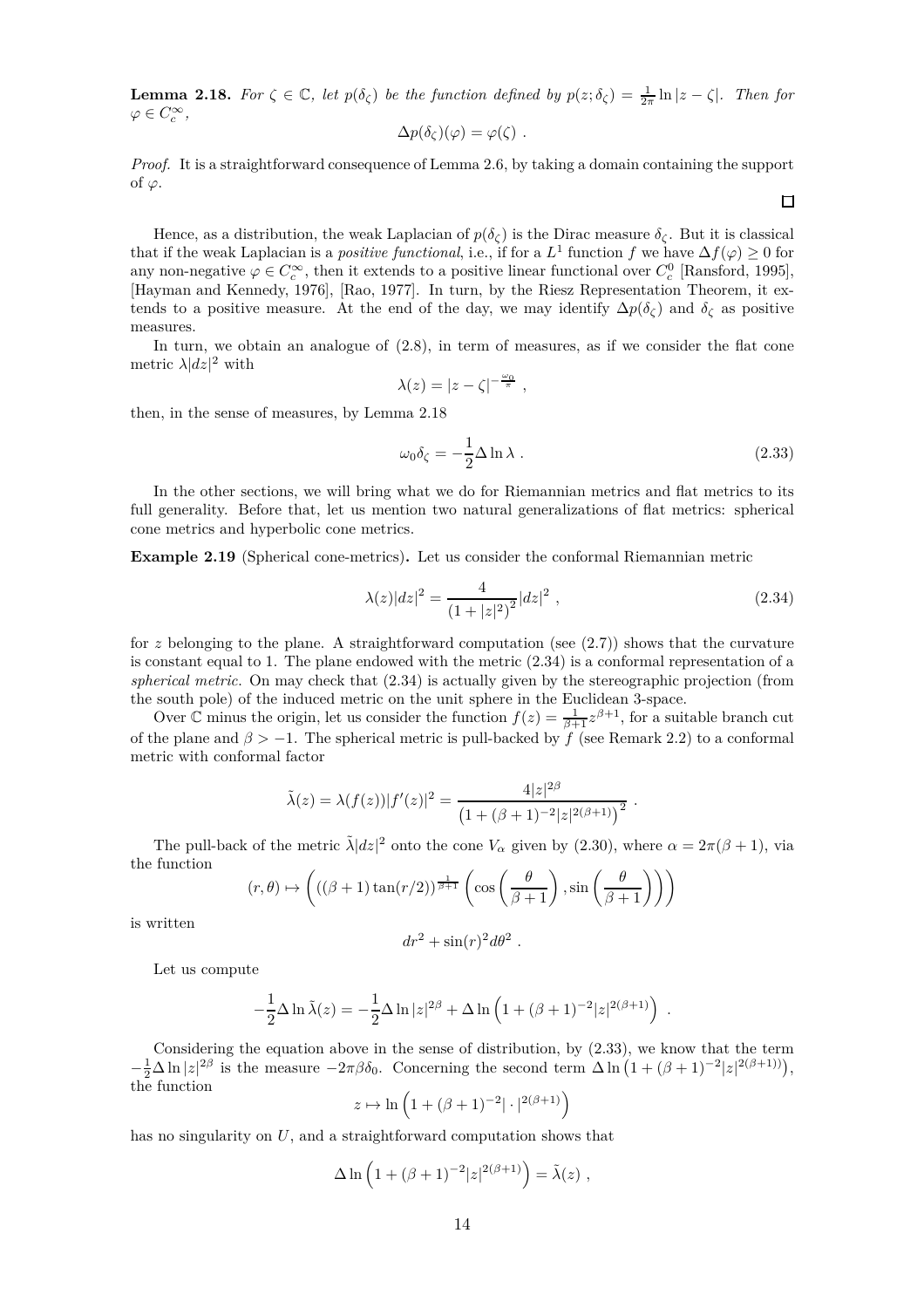**Lemma 2.18.** *For $\zeta \in \mathbb{C}$, let $p(\delta_\zeta)$ be the function defined by $p(z;\delta_\zeta) = \frac{1}{2\pi}\ln|z-\zeta|$. Then for $\varphi \in C_c^\infty$,*

$$\Delta p(\delta_\zeta)(\varphi) = \varphi(\zeta) \ .$$

*Proof.* It is a straightforward consequence of Lemma 2.6, by taking a domain containing the support of $\varphi$. □

Hence, as a distribution, the weak Laplacian of $p(\delta_\zeta)$ is the Dirac measure $\delta_\zeta$. But it is classical that if the weak Laplacian is a *positive functional*, i.e., if for a $L^1$ function $f$ we have $\Delta f(\varphi) \geq 0$ for any non-negative $\varphi \in C_c^\infty$, then it extends to a positive linear functional over $C_c^0$ [Ransford, 1995], [Hayman and Kennedy, 1976], [Rao, 1977]. In turn, by the Riesz Representation Theorem, it extends to a positive measure. At the end of the day, we may identify $\Delta p(\delta_\zeta)$ and $\delta_\zeta$ as positive measures.

In turn, we obtain an analogue of (2.8), in term of measures, as if we consider the flat cone metric $\lambda|dz|^2$ with

$$\lambda(z) = |z-\zeta|^{-\frac{\omega_0}{\pi}} \ ,$$

then, in the sense of measures, by Lemma 2.18

$$\omega_0\delta_\zeta = -\frac{1}{2}\Delta\ln\lambda \ . \tag{2.33}$$

In the other sections, we will bring what we do for Riemannian metrics and flat metrics to its full generality. Before that, let us mention two natural generalizations of flat metrics: spherical cone metrics and hyperbolic cone metrics.

**Example 2.19** (Spherical cone-metrics)**.** Let us consider the conformal Riemannian metric

$$\lambda(z)|dz|^2 = \frac{4}{(1+|z|^2)^2}|dz|^2 \ , \tag{2.34}$$

for $z$ belonging to the plane. A straightforward computation (see (2.7)) shows that the curvature is constant equal to 1. The plane endowed with the metric (2.34) is a conformal representation of a *spherical metric*. On may check that (2.34) is actually given by the stereographic projection (from the south pole) of the induced metric on the unit sphere in the Euclidean 3-space.

Over $\mathbb{C}$ minus the origin, let us consider the function $f(z) = \frac{1}{\beta+1}z^{\beta+1}$, for a suitable branch cut of the plane and $\beta > -1$. The spherical metric is pull-backed by $f$ (see Remark 2.2) to a conformal metric with conformal factor

$$\tilde{\lambda}(z) = \lambda(f(z))|f'(z)|^2 = \frac{4|z|^{2\beta}}{\left(1+(\beta+1)^{-2}|z|^{2(\beta+1)}\right)^2} \ .$$

The pull-back of the metric $\tilde{\lambda}|dz|^2$ onto the cone $V_\alpha$ given by (2.30), where $\alpha = 2\pi(\beta+1)$, via the function

$$(r,\theta) \mapsto \left(((\beta+1)\tan(r/2))^{\frac{1}{\beta+1}}\left(\cos\left(\frac{\theta}{\beta+1}\right), \sin\left(\frac{\theta}{\beta+1}\right)\right)\right)$$

is written

$$dr^2 + \sin(r)^2 d\theta^2 \ .$$

Let us compute

$$-\frac{1}{2}\Delta\ln\tilde{\lambda}(z) = -\frac{1}{2}\Delta\ln|z|^{2\beta} + \Delta\ln\left(1+(\beta+1)^{-2}|z|^{2(\beta+1)}\right) \ .$$

Considering the equation above in the sense of distribution, by (2.33), we know that the term $-\frac{1}{2}\Delta\ln|z|^{2\beta}$ is the measure $-2\pi\beta\delta_0$. Concerning the second term $\Delta\ln\left(1+(\beta+1)^{-2}|z|^{2(\beta+1)}\right)$, the function

$$z \mapsto \ln\left(1+(\beta+1)^{-2}|\cdot|^{2(\beta+1)}\right)$$

has no singularity on $U$, and a straightforward computation shows that

$$\Delta\ln\left(1+(\beta+1)^{-2}|z|^{2(\beta+1)}\right) = \tilde{\lambda}(z) \ ,$$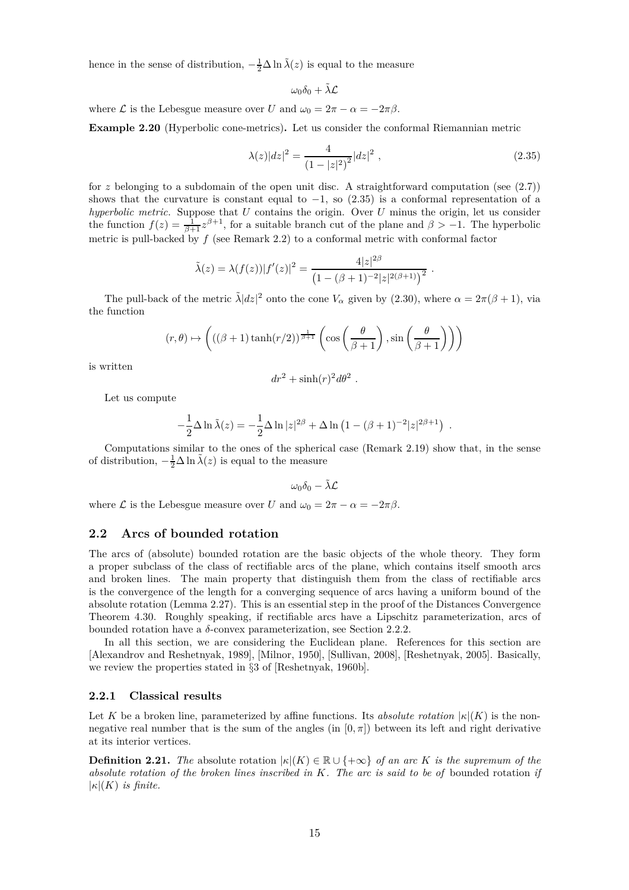hence in the sense of distribution, $-\frac{1}{2}\Delta \ln \tilde{\lambda}(z)$ is equal to the measure

$$\omega_0 \delta_0 + \tilde{\lambda}\mathcal{L}$$

where $\mathcal{L}$ is the Lebesgue measure over $U$ and $\omega_0 = 2\pi - \alpha = -2\pi\beta$.

**Example 2.20** (Hyperbolic cone-metrics)**.** Let us consider the conformal Riemannian metric

$$\lambda(z)|dz|^2 = \frac{4}{\left(1-|z|^2\right)^2}|dz|^2 \ , \tag{2.35}$$

for $z$ belonging to a subdomain of the open unit disc. A straightforward computation (see (2.7)) shows that the curvature is constant equal to $-1$, so (2.35) is a conformal representation of a *hyperbolic metric*. Suppose that $U$ contains the origin. Over $U$ minus the origin, let us consider the function $f(z) = \frac{1}{\beta+1}z^{\beta+1}$, for a suitable branch cut of the plane and $\beta > -1$. The hyperbolic metric is pull-backed by $f$ (see Remark 2.2) to a conformal metric with conformal factor

$$\tilde{\lambda}(z) = \lambda(f(z))|f'(z)|^2 = \frac{4|z|^{2\beta}}{\left(1-(\beta+1)^{-2}|z|^{2(\beta+1)}\right)^2} \ .$$

The pull-back of the metric $\tilde{\lambda}|dz|^2$ onto the cone $V_\alpha$ given by (2.30), where $\alpha = 2\pi(\beta+1)$, via the function

$$(r,\theta) \mapsto \left( \left((\beta+1)\tanh(r/2)\right)^{\frac{1}{\beta+1}} \left(\cos\left(\frac{\theta}{\beta+1}\right), \sin\left(\frac{\theta}{\beta+1}\right)\right)\right)$$

is written

$$dr^2 + \sinh(r)^2 d\theta^2 \ .$$

Let us compute

$$-\frac{1}{2}\Delta \ln \tilde{\lambda}(z) = -\frac{1}{2}\Delta \ln |z|^{2\beta} + \Delta \ln\left(1-(\beta+1)^{-2}|z|^{2\beta+1}\right) \ .$$

Computations similar to the ones of the spherical case (Remark 2.19) show that, in the sense of distribution, $-\frac{1}{2}\Delta \ln \tilde{\lambda}(z)$ is equal to the measure

$$\omega_0 \delta_0 - \tilde{\lambda}\mathcal{L}$$

where $\mathcal{L}$ is the Lebesgue measure over $U$ and $\omega_0 = 2\pi - \alpha = -2\pi\beta$.

## 2.2 Arcs of bounded rotation

The arcs of (absolute) bounded rotation are the basic objects of the whole theory. They form a proper subclass of the class of rectifiable arcs of the plane, which contains itself smooth arcs and broken lines. The main property that distinguish them from the class of rectifiable arcs is the convergence of the length for a converging sequence of arcs having a uniform bound of the absolute rotation (Lemma 2.27). This is an essential step in the proof of the Distances Convergence Theorem 4.30. Roughly speaking, if rectifiable arcs have a Lipschitz parameterization, arcs of bounded rotation have a $\delta$-convex parameterization, see Section 2.2.2.

In all this section, we are considering the Euclidean plane. References for this section are [Alexandrov and Reshetnyak, 1989], [Milnor, 1950], [Sullivan, 2008], [Reshetnyak, 2005]. Basically, we review the properties stated in §3 of [Reshetnyak, 1960b].

### 2.2.1 Classical results

Let $K$ be a broken line, parameterized by affine functions. Its *absolute rotation* $|\kappa|(K)$ is the non-negative real number that is the sum of the angles (in $[0,\pi]$) between its left and right derivative at its interior vertices.

**Definition 2.21.** *The* absolute rotation $|\kappa|(K) \in \mathbb{R}\cup\{+\infty\}$ *of an arc $K$ is the supremum of the absolute rotation of the broken lines inscribed in $K$. The arc is said to be of* bounded rotation *if $|\kappa|(K)$ is finite.*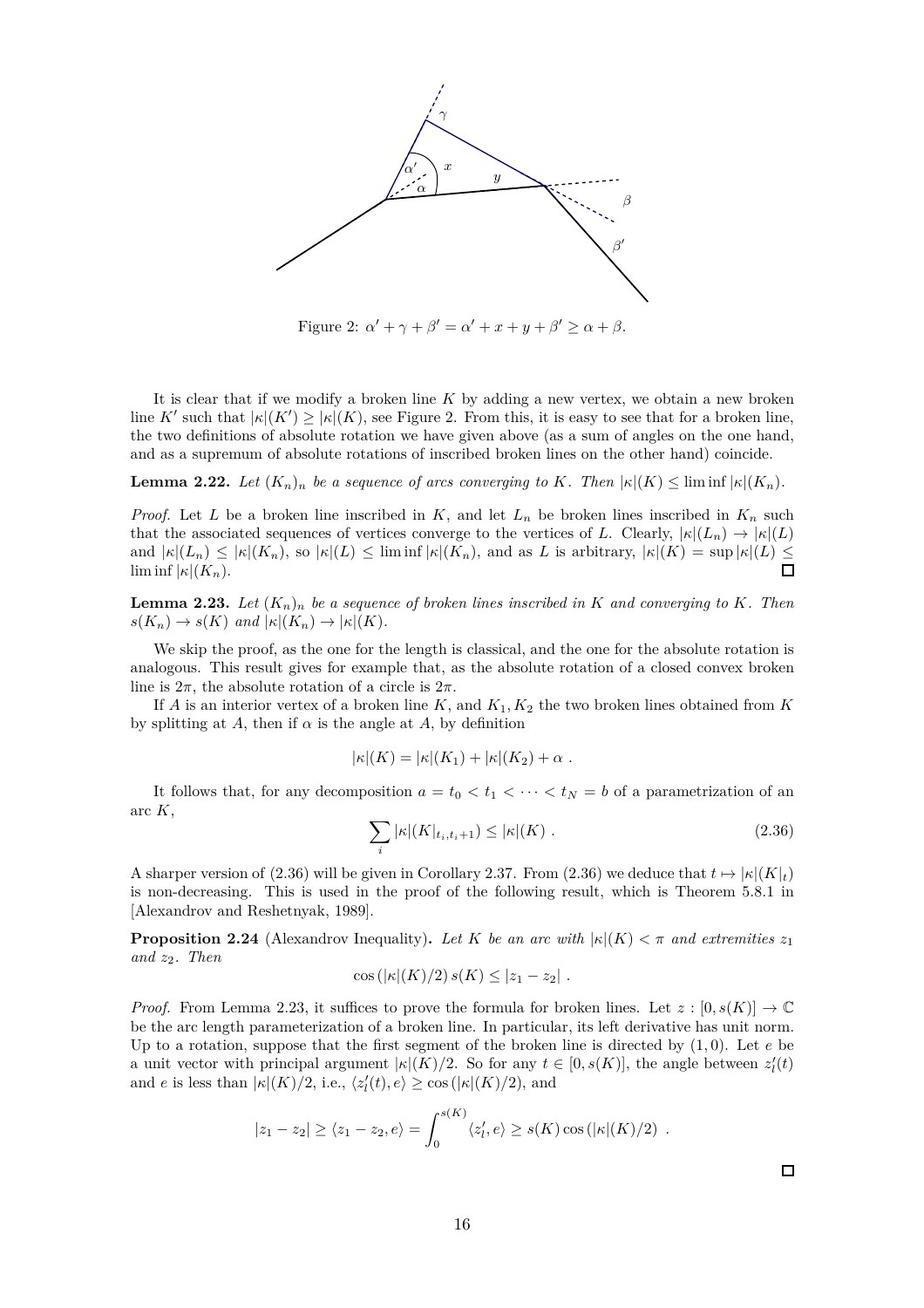Figure 2: $\alpha' + \gamma + \beta' = \alpha' + x + y + \beta' \geq \alpha + \beta$.

It is clear that if we modify a broken line $K$ by adding a new vertex, we obtain a new broken line $K'$ such that $|\kappa|(K') \geq |\kappa|(K)$, see Figure 2. From this, it is easy to see that for a broken line, the two definitions of absolute rotation we have given above (as a sum of angles on the one hand, and as a supremum of absolute rotations of inscribed broken lines on the other hand) coincide.

**Lemma 2.22.** *Let $(K_n)_n$ be a sequence of arcs converging to $K$. Then $|\kappa|(K) \leq \liminf |\kappa|(K_n)$.*

*Proof.* Let $L$ be a broken line inscribed in $K$, and let $L_n$ be broken lines inscribed in $K_n$ such that the associated sequences of vertices converge to the vertices of $L$. Clearly, $|\kappa|(L_n) \to |\kappa|(L)$ and $|\kappa|(L_n) \leq |\kappa|(K_n)$, so $|\kappa|(L) \leq \liminf |\kappa|(K_n)$, and as $L$ is arbitrary, $|\kappa|(K) = \sup |\kappa|(L) \leq \liminf |\kappa|(K_n)$. □

**Lemma 2.23.** *Let $(K_n)_n$ be a sequence of broken lines inscribed in $K$ and converging to $K$. Then $s(K_n) \to s(K)$ and $|\kappa|(K_n) \to |\kappa|(K)$.*

We skip the proof, as the one for the length is classical, and the one for the absolute rotation is analogous. This result gives for example that, as the absolute rotation of a closed convex broken line is $2\pi$, the absolute rotation of a circle is $2\pi$.

If $A$ is an interior vertex of a broken line $K$, and $K_1, K_2$ the two broken lines obtained from $K$ by splitting at $A$, then if $\alpha$ is the angle at $A$, by definition

$$|\kappa|(K) = |\kappa|(K_1) + |\kappa|(K_2) + \alpha \ .$$

It follows that, for any decomposition $a = t_0 < t_1 < \cdots < t_N = b$ of a parametrization of an arc $K$,

$$\sum_i |\kappa|(K|_{t_i, t_i+1}) \leq |\kappa|(K) \ . \tag{2.36}$$

A sharper version of (2.36) will be given in Corollary 2.37. From (2.36) we deduce that $t \mapsto |\kappa|(K|_t)$ is non-decreasing. This is used in the proof of the following result, which is Theorem 5.8.1 in [Alexandrov and Reshetnyak, 1989].

**Proposition 2.24** (Alexandrov Inequality)**.** *Let $K$ be an arc with $|\kappa|(K) < \pi$ and extremities $z_1$ and $z_2$. Then*

$$\cos\left(|\kappa|(K)/2\right) s(K) \leq |z_1 - z_2| \ .$$

*Proof.* From Lemma 2.23, it suffices to prove the formula for broken lines. Let $z : [0, s(K)] \to \mathbb{C}$ be the arc length parameterization of a broken line. In particular, its left derivative has unit norm. Up to a rotation, suppose that the first segment of the broken line is directed by $(1, 0)$. Let $e$ be a unit vector with principal argument $|\kappa|(K)/2$. So for any $t \in [0, s(K)]$, the angle between $z'_l(t)$ and $e$ is less than $|\kappa|(K)/2$, i.e., $\langle z'_l(t), e\rangle \geq \cos\left(|\kappa|(K)/2\right)$, and

$$|z_1 - z_2| \geq \langle z_1 - z_2, e\rangle = \int_0^{s(K)} \langle z'_l, e\rangle \geq s(K)\cos\left(|\kappa|(K)/2\right) \ .$$

□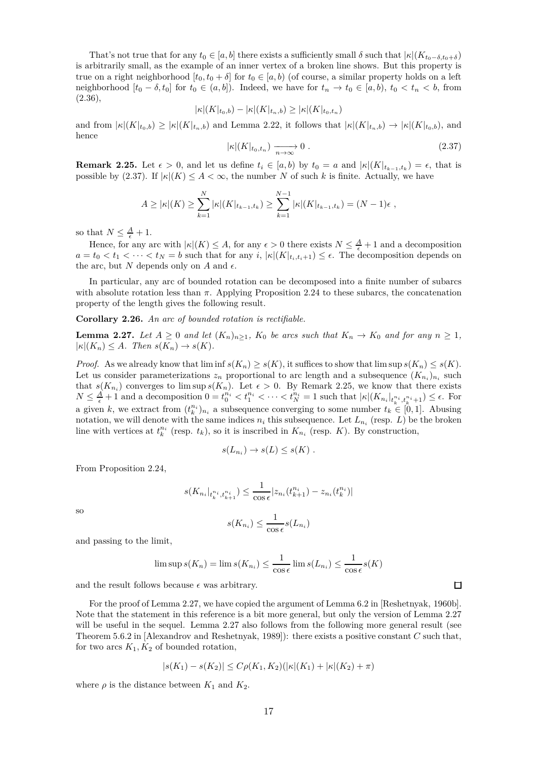That's not true that for any $t_0 \in [a,b]$ there exists a sufficiently small $\delta$ such that $|\kappa|(K_{t_0-\delta,t_0+\delta})$ is arbitrarily small, as the example of an inner vertex of a broken line shows. But this property is true on a right neighborhood $[t_0, t_0+\delta]$ for $t_0 \in [a,b)$ (of course, a similar property holds on a left neighborhood $[t_0-\delta, t_0]$ for $t_0 \in (a,b]$). Indeed, we have for $t_n \to t_0 \in [a,b)$, $t_0 < t_n < b$, from (2.36),

$$|\kappa|(K|_{t_0,b}) - |\kappa|(K|_{t_n,b}) \geq |\kappa|(K|_{t_0,t_n})$$

and from $|\kappa|(K|_{t_0,b}) \geq |\kappa|(K|_{t_n,b})$ and Lemma 2.22, it follows that $|\kappa|(K|_{t_n,b}) \to |\kappa|(K|_{t_0,b})$, and hence

$$|\kappa|(K|_{t_0,t_n}) \xrightarrow[n\to\infty]{} 0 \; . \tag{2.37}$$

**Remark 2.25.** Let $\epsilon > 0$, and let us define $t_i \in [a,b)$ by $t_0 = a$ and $|\kappa|(K|_{t_{k-1},t_k}) = \epsilon$, that is possible by (2.37). If $|\kappa|(K) \leq A < \infty$, the number $N$ of such $k$ is finite. Actually, we have

$$A \geq |\kappa|(K) \geq \sum_{k=1}^{N} |\kappa|(K|_{t_{k-1},t_k}) \geq \sum_{k=1}^{N-1} |\kappa|(K|_{t_{k-1},t_k}) = (N-1)\epsilon \; ,$$

so that $N \leq \frac{A}{\epsilon} + 1$.

Hence, for any arc with $|\kappa|(K) \leq A$, for any $\epsilon > 0$ there exists $N \leq \frac{A}{\epsilon} + 1$ and a decomposition $a = t_0 < t_1 < \cdots < t_N = b$ such that for any $i$, $|\kappa|(K|_{t_i,t_i+1}) \leq \epsilon$. The decomposition depends on the arc, but $N$ depends only on $A$ and $\epsilon$.

In particular, any arc of bounded rotation can be decomposed into a finite number of subarcs with absolute rotation less than $\pi$. Applying Proposition 2.24 to these subarcs, the concatenation property of the length gives the following result.

**Corollary 2.26.** *An arc of bounded rotation is rectifiable.*

**Lemma 2.27.** *Let $A \geq 0$ and let $(K_n)_{n\geq 1}$, $K_0$ be arcs such that $K_n \to K_0$ and for any $n \geq 1$, $|\kappa|(K_n) \leq A$. Then $s(K_n) \to s(K)$.*

*Proof.* As we already know that $\liminf s(K_n) \geq s(K)$, it suffices to show that $\limsup s(K_n) \leq s(K)$. Let us consider parameterizations $z_n$ proportional to arc length and a subsequence $(K_{n_i})_{n_i}$ such that $s(K_{n_i})$ converges to $\limsup s(K_n)$. Let $\epsilon > 0$. By Remark 2.25, we know that there exists $N \leq \frac{A}{\epsilon} + 1$ and a decomposition $0 = t_0^{n_i} < t_1^{n_i} < \cdots < t_N^{n_i} = 1$ such that $|\kappa|(K_{n_i}|_{t_k^{n_i}, t_k^{n_i}+1}) \leq \epsilon$. For a given $k$, we extract from $(t_k^{n_i})_{n_i}$ a subsequence converging to some number $t_k \in [0,1]$. Abusing notation, we will denote with the same indices $n_i$ this subsequence. Let $L_{n_i}$ (resp. $L$) be the broken line with vertices at $t_k^{n_i}$ (resp. $t_k$), so it is inscribed in $K_{n_i}$ (resp. $K$). By construction,

$$s(L_{n_i}) \to s(L) \leq s(K) \; .$$

From Proposition 2.24,

$$s(K_{n_i}|_{t_k^{n_i}, t_{k+1}^{n_i}}) \leq \frac{1}{\cos\epsilon} |z_{n_i}(t_{k+1}^{n_i}) - z_{n_i}(t_k^{n_i})|$$

so

$$s(K_{n_i}) \leq \frac{1}{\cos\epsilon} s(L_{n_i})$$

and passing to the limit,

$$\limsup s(K_n) = \lim s(K_{n_i}) \leq \frac{1}{\cos\epsilon} \lim s(L_{n_i}) \leq \frac{1}{\cos\epsilon} s(K)$$

and the result follows because $\epsilon$ was arbitrary. $\square$

For the proof of Lemma 2.27, we have copied the argument of Lemma 6.2 in [Reshetnyak, 1960b]. Note that the statement in this reference is a bit more general, but only the version of Lemma 2.27 will be useful in the sequel. Lemma 2.27 also follows from the following more general result (see Theorem 5.6.2 in [Alexandrov and Reshetnyak, 1989]): there exists a positive constant $C$ such that, for two arcs $K_1, K_2$ of bounded rotation,

$$|s(K_1) - s(K_2)| \leq C\rho(K_1, K_2)(|\kappa|(K_1) + |\kappa|(K_2) + \pi)$$

where $\rho$ is the distance between $K_1$ and $K_2$.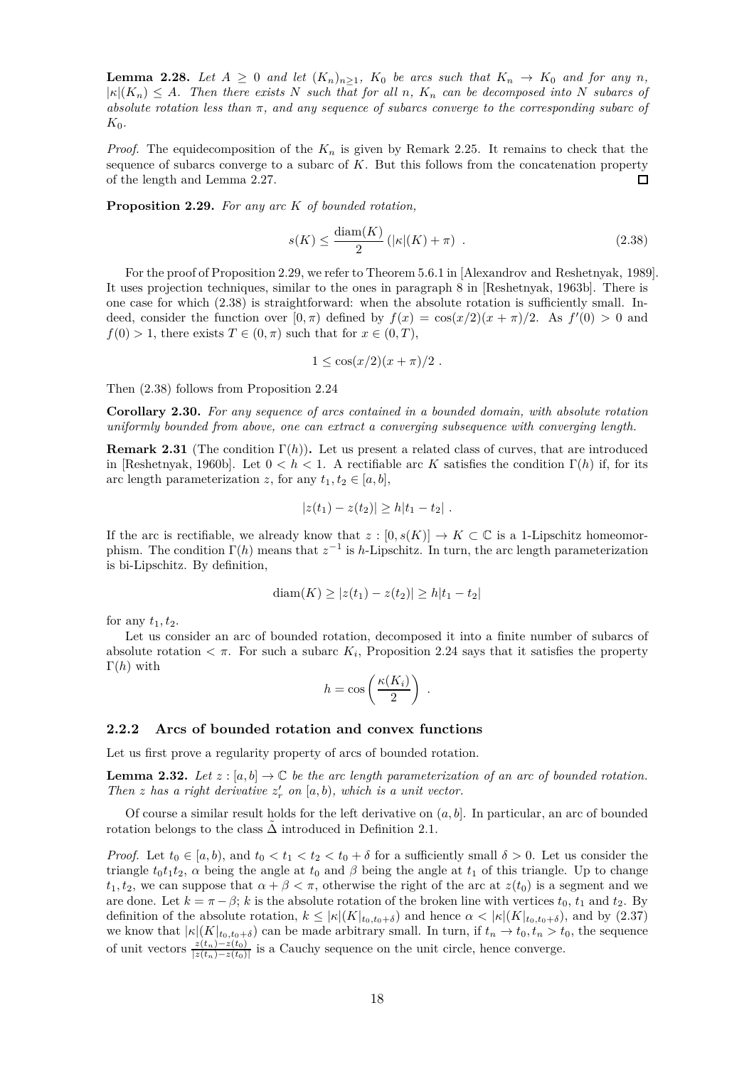**Lemma 2.28.** *Let $A \geq 0$ and let $(K_n)_{n\geq 1}$, $K_0$ be arcs such that $K_n \to K_0$ and for any $n$, $|\kappa|(K_n) \leq A$. Then there exists $N$ such that for all $n$, $K_n$ can be decomposed into $N$ subarcs of absolute rotation less than $\pi$, and any sequence of subarcs converge to the corresponding subarc of $K_0$.*

*Proof.* The equidecomposition of the $K_n$ is given by Remark 2.25. It remains to check that the sequence of subarcs converge to a subarc of $K$. But this follows from the concatenation property of the length and Lemma 2.27. □

**Proposition 2.29.** *For any arc $K$ of bounded rotation,*

$$s(K) \leq \frac{\mathrm{diam}(K)}{2} \left(|\kappa|(K) + \pi\right) \ . \tag{2.38}$$

For the proof of Proposition 2.29, we refer to Theorem 5.6.1 in [Alexandrov and Reshetnyak, 1989]. It uses projection techniques, similar to the ones in paragraph 8 in [Reshetnyak, 1963b]. There is one case for which (2.38) is straightforward: when the absolute rotation is sufficiently small. Indeed, consider the function over $[0, \pi)$ defined by $f(x) = \cos(x/2)(x + \pi)/2$. As $f'(0) > 0$ and $f(0) > 1$, there exists $T \in (0, \pi)$ such that for $x \in (0, T)$,

$$1 \leq \cos(x/2)(x + \pi)/2 \ .$$

Then (2.38) follows from Proposition 2.24

**Corollary 2.30.** *For any sequence of arcs contained in a bounded domain, with absolute rotation uniformly bounded from above, one can extract a converging subsequence with converging length.*

**Remark 2.31** (The condition $\Gamma(h)$)**.** Let us present a related class of curves, that are introduced in [Reshetnyak, 1960b]. Let $0 < h < 1$. A rectifiable arc $K$ satisfies the condition $\Gamma(h)$ if, for its arc length parameterization $z$, for any $t_1, t_2 \in [a, b]$,

$$|z(t_1) - z(t_2)| \geq h|t_1 - t_2| \ .$$

If the arc is rectifiable, we already know that $z : [0, s(K)] \to K \subset \mathbb{C}$ is a 1-Lipschitz homeomorphism. The condition $\Gamma(h)$ means that $z^{-1}$ is $h$-Lipschitz. In turn, the arc length parameterization is bi-Lipschitz. By definition,

$$\mathrm{diam}(K) \geq |z(t_1) - z(t_2)| \geq h|t_1 - t_2|$$

for any $t_1, t_2$.

Let us consider an arc of bounded rotation, decomposed it into a finite number of subarcs of absolute rotation $< \pi$. For such a subarc $K_i$, Proposition 2.24 says that it satisfies the property $\Gamma(h)$ with

$$h = \cos\left(\frac{\kappa(K_i)}{2}\right) \ .$$

### 2.2.2 Arcs of bounded rotation and convex functions

Let us first prove a regularity property of arcs of bounded rotation.

**Lemma 2.32.** *Let $z : [a, b] \to \mathbb{C}$ be the arc length parameterization of an arc of bounded rotation. Then $z$ has a right derivative $z'_r$ on $[a, b)$, which is a unit vector.*

Of course a similar result holds for the left derivative on $(a, b]$. In particular, an arc of bounded rotation belongs to the class $\tilde{\Delta}$ introduced in Definition 2.1.

*Proof.* Let $t_0 \in [a, b)$, and $t_0 < t_1 < t_2 < t_0 + \delta$ for a sufficiently small $\delta > 0$. Let us consider the triangle $t_0t_1t_2$, $\alpha$ being the angle at $t_0$ and $\beta$ being the angle at $t_1$ of this triangle. Up to change $t_1, t_2$, we can suppose that $\alpha + \beta < \pi$, otherwise the right of the arc at $z(t_0)$ is a segment and we are done. Let $k = \pi - \beta$; $k$ is the absolute rotation of the broken line with vertices $t_0$, $t_1$ and $t_2$. By definition of the absolute rotation, $k \leq |\kappa|(K|_{t_0,t_0+\delta})$ and hence $\alpha < |\kappa|(K|_{t_0,t_0+\delta})$, and by (2.37) we know that $|\kappa|(K|_{t_0,t_0+\delta})$ can be made arbitrary small. In turn, if $t_n \to t_0, t_n > t_0$, the sequence of unit vectors $\frac{z(t_n)-z(t_0)}{|z(t_n)-z(t_0)|}$ is a Cauchy sequence on the unit circle, hence converge.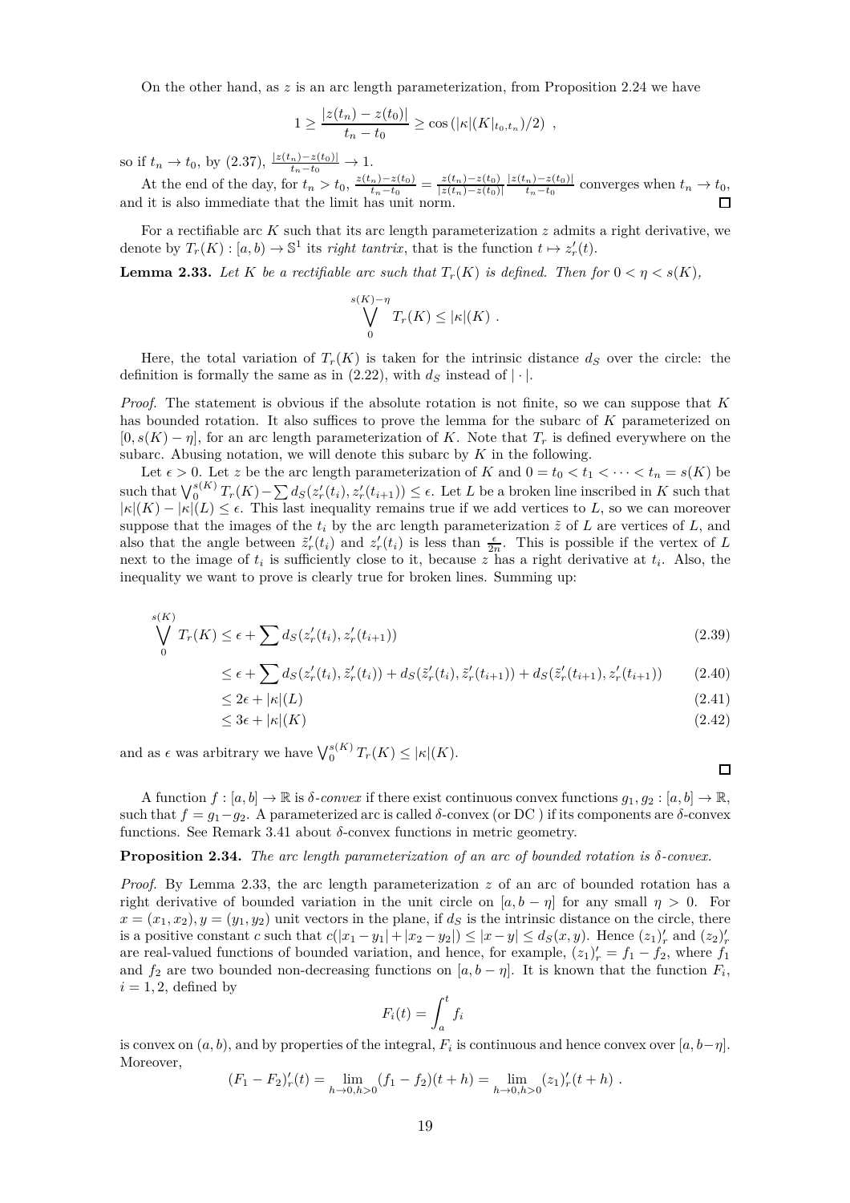On the other hand, as $z$ is an arc length parameterization, from Proposition 2.24 we have

$$1 \geq \frac{|z(t_n) - z(t_0)|}{t_n - t_0} \geq \cos\left(|\kappa|(K|_{t_0,t_n})/2\right) ,$$

so if $t_n \to t_0$, by (2.37), $\frac{|z(t_n)-z(t_0)|}{t_n-t_0} \to 1$.

At the end of the day, for $t_n > t_0$, $\frac{z(t_n)-z(t_0)}{t_n-t_0} = \frac{z(t_n)-z(t_0)}{|z(t_n)-z(t_0)|}\frac{|z(t_n)-z(t_0)|}{t_n-t_0}$ converges when $t_n \to t_0$, and it is also immediate that the limit has unit norm. □

For a rectifiable arc $K$ such that its arc length parameterization $z$ admits a right derivative, we denote by $T_r(K) : [a,b) \to \mathbb{S}^1$ its *right tantrix*, that is the function $t \mapsto z_r'(t)$.

**Lemma 2.33.** *Let $K$ be a rectifiable arc such that $T_r(K)$ is defined. Then for $0 < \eta < s(K)$,*

$$\bigvee_0^{s(K)-\eta} T_r(K) \leq |\kappa|(K) .$$

Here, the total variation of $T_r(K)$ is taken for the intrinsic distance $d_S$ over the circle: the definition is formally the same as in (2.22), with $d_S$ instead of $|\cdot|$.

*Proof.* The statement is obvious if the absolute rotation is not finite, so we can suppose that $K$ has bounded rotation. It also suffices to prove the lemma for the subarc of $K$ parameterized on $[0, s(K) - \eta]$, for an arc length parameterization of $K$. Note that $T_r$ is defined everywhere on the subarc. Abusing notation, we will denote this subarc by $K$ in the following.

Let $\epsilon > 0$. Let $z$ be the arc length parameterization of $K$ and $0 = t_0 < t_1 < \cdots < t_n = s(K)$ be such that $\bigvee_0^{s(K)} T_r(K) - \sum d_S(z_r'(t_i), z_r'(t_{i+1})) \leq \epsilon$. Let $L$ be a broken line inscribed in $K$ such that $|\kappa|(K) - |\kappa|(L) \leq \epsilon$. This last inequality remains true if we add vertices to $L$, so we can moreover suppose that the images of the $t_i$ by the arc length parameterization $\tilde{z}$ of $L$ are vertices of $L$, and also that the angle between $\tilde{z}_r'(t_i)$ and $z_r'(t_i)$ is less than $\frac{\epsilon}{2n}$. This is possible if the vertex of $L$ next to the image of $t_i$ is sufficiently close to it, because $z$ has a right derivative at $t_i$. Also, the inequality we want to prove is clearly true for broken lines. Summing up:

$$\bigvee_0^{s(K)} T_r(K) \leq \epsilon + \sum d_S(z_r'(t_i), z_r'(t_{i+1})) \tag{2.39}$$

$$\leq \epsilon + \sum d_S(z_r'(t_i), \tilde{z}_r'(t_i)) + d_S(\tilde{z}_r'(t_i), \tilde{z}_r'(t_{i+1})) + d_S(\tilde{z}_r'(t_{i+1}), z_r'(t_{i+1})) \tag{2.40}$$

$$\leq 2\epsilon + |\kappa|(L) \tag{2.41}$$

$$\leq 3\epsilon + |\kappa|(K) \tag{2.42}$$

and as $\epsilon$ was arbitrary we have $\bigvee_0^{s(K)} T_r(K) \leq |\kappa|(K)$. □

A function $f : [a,b] \to \mathbb{R}$ is *$\delta$-convex* if there exist continuous convex functions $g_1, g_2 : [a,b] \to \mathbb{R}$, such that $f = g_1 - g_2$. A parameterized arc is called $\delta$-convex (or DC ) if its components are $\delta$-convex functions. See Remark 3.41 about $\delta$-convex functions in metric geometry.

**Proposition 2.34.** *The arc length parameterization of an arc of bounded rotation is $\delta$-convex.*

*Proof.* By Lemma 2.33, the arc length parameterization $z$ of an arc of bounded rotation has a right derivative of bounded variation in the unit circle on $[a, b - \eta]$ for any small $\eta > 0$. For $x = (x_1, x_2), y = (y_1, y_2)$ unit vectors in the plane, if $d_S$ is the intrinsic distance on the circle, there is a positive constant $c$ such that $c(|x_1 - y_1| + |x_2 - y_2|) \leq |x - y| \leq d_S(x, y)$. Hence $(z_1)_r'$ and $(z_2)_r'$ are real-valued functions of bounded variation, and hence, for example, $(z_1)_r' = f_1 - f_2$, where $f_1$ and $f_2$ are two bounded non-decreasing functions on $[a, b - \eta]$. It is known that the function $F_i$, $i = 1, 2$, defined by

$$F_i(t) = \int_a^t f_i$$

is convex on $(a, b)$, and by properties of the integral, $F_i$ is continuous and hence convex over $[a, b-\eta]$. Moreover,

$$(F_1 - F_2)_r'(t) = \lim_{h\to 0, h>0} (f_1 - f_2)(t + h) = \lim_{h\to 0, h>0} (z_1)_r'(t + h) .$$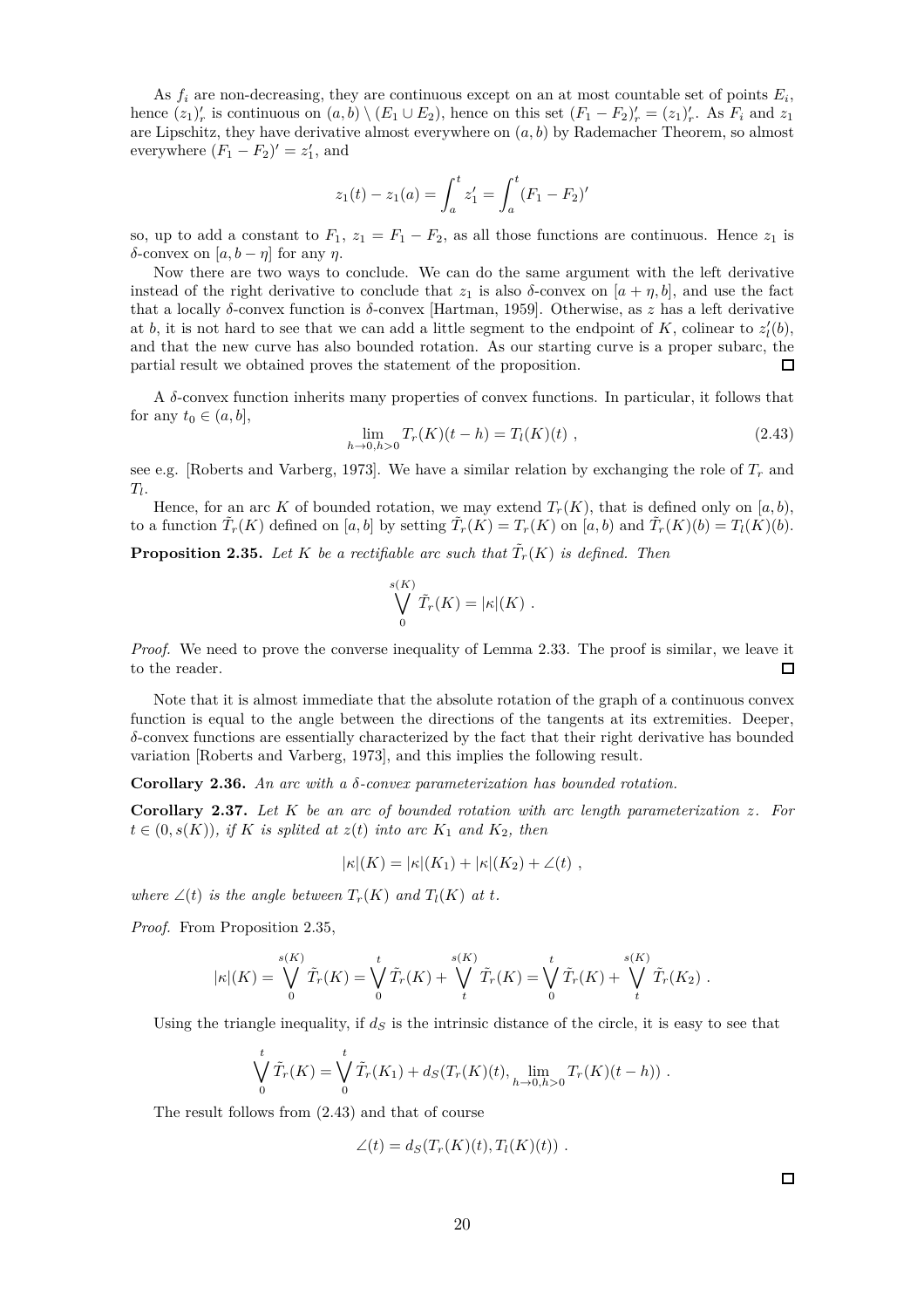As $f_i$ are non-decreasing, they are continuous except on an at most countable set of points $E_i$, hence $(z_1)'_r$ is continuous on $(a,b) \setminus (E_1 \cup E_2)$, hence on this set $(F_1 - F_2)'_r = (z_1)'_r$. As $F_i$ and $z_1$ are Lipschitz, they have derivative almost everywhere on $(a,b)$ by Rademacher Theorem, so almost everywhere $(F_1 - F_2)' = z_1'$, and

$$z_1(t) - z_1(a) = \int_a^t z_1' = \int_a^t (F_1 - F_2)'$$

so, up to add a constant to $F_1$, $z_1 = F_1 - F_2$, as all those functions are continuous. Hence $z_1$ is $\delta$-convex on $[a, b-\eta]$ for any $\eta$.

Now there are two ways to conclude. We can do the same argument with the left derivative instead of the right derivative to conclude that $z_1$ is also $\delta$-convex on $[a+\eta, b]$, and use the fact that a locally $\delta$-convex function is $\delta$-convex [Hartman, 1959]. Otherwise, as $z$ has a left derivative at $b$, it is not hard to see that we can add a little segment to the endpoint of $K$, colinear to $z_l'(b)$, and that the new curve has also bounded rotation. As our starting curve is a proper subarc, the partial result we obtained proves the statement of the proposition. □

A $\delta$-convex function inherits many properties of convex functions. In particular, it follows that for any $t_0 \in (a,b]$,

$$\lim_{h\to 0, h>0} T_r(K)(t-h) = T_l(K)(t) \ , \tag{2.43}$$

see e.g. [Roberts and Varberg, 1973]. We have a similar relation by exchanging the role of $T_r$ and $T_l$.

Hence, for an arc $K$ of bounded rotation, we may extend $T_r(K)$, that is defined only on $[a,b)$, to a function $\tilde{T}_r(K)$ defined on $[a,b]$ by setting $\tilde{T}_r(K) = T_r(K)$ on $[a,b)$ and $\tilde{T}_r(K)(b) = T_l(K)(b)$.

**Proposition 2.35.** *Let $K$ be a rectifiable arc such that $\tilde{T}_r(K)$ is defined. Then*

$$\bigvee_0^{s(K)} \tilde{T}_r(K) = |\kappa|(K) \ .$$

*Proof.* We need to prove the converse inequality of Lemma 2.33. The proof is similar, we leave it to the reader. □

Note that it is almost immediate that the absolute rotation of the graph of a continuous convex function is equal to the angle between the directions of the tangents at its extremities. Deeper, $\delta$-convex functions are essentially characterized by the fact that their right derivative has bounded variation [Roberts and Varberg, 1973], and this implies the following result.

**Corollary 2.36.** *An arc with a $\delta$-convex parameterization has bounded rotation.*

**Corollary 2.37.** *Let $K$ be an arc of bounded rotation with arc length parameterization $z$. For $t \in (0, s(K))$, if $K$ is splited at $z(t)$ into arc $K_1$ and $K_2$, then*

$$|\kappa|(K) = |\kappa|(K_1) + |\kappa|(K_2) + \angle(t) \ ,$$

*where $\angle(t)$ is the angle between $T_r(K)$ and $T_l(K)$ at $t$.*

*Proof.* From Proposition 2.35,

$$|\kappa|(K) = \bigvee_0^{s(K)} \tilde{T}_r(K) = \bigvee_0^{t} \tilde{T}_r(K) + \bigvee_t^{s(K)} \tilde{T}_r(K) = \bigvee_0^{t} \tilde{T}_r(K) + \bigvee_t^{s(K)} \tilde{T}_r(K_2) \ .$$

Using the triangle inequality, if $d_S$ is the intrinsic distance of the circle, it is easy to see that

$$\bigvee_0^{t} \tilde{T}_r(K) = \bigvee_0^{t} \tilde{T}_r(K_1) + d_S(T_r(K)(t), \lim_{h\to 0, h>0} T_r(K)(t-h)) \ .$$

The result follows from (2.43) and that of course

$$\angle(t) = d_S(T_r(K)(t), T_l(K)(t)) \ .$$

□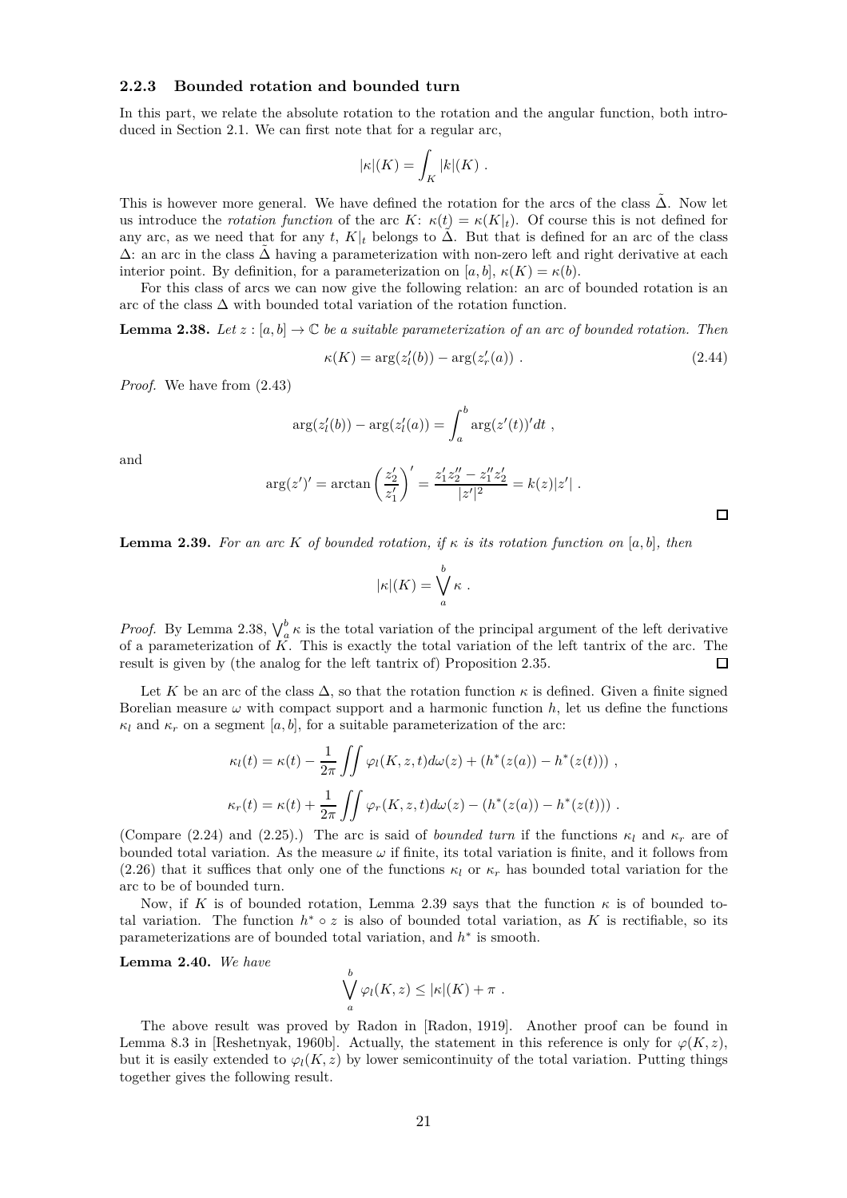### 2.2.3 Bounded rotation and bounded turn

In this part, we relate the absolute rotation to the rotation and the angular function, both introduced in Section 2.1. We can first note that for a regular arc,

$$|\kappa|(K) = \int_K |k|(K) \ .$$

This is however more general. We have defined the rotation for the arcs of the class $\tilde{\Delta}$. Now let us introduce the *rotation function* of the arc $K$: $\kappa(t) = \kappa(K|_t)$. Of course this is not defined for any arc, as we need that for any $t$, $K|_t$ belongs to $\tilde{\Delta}$. But that is defined for an arc of the class $\Delta$: an arc in the class $\tilde{\Delta}$ having a parameterization with non-zero left and right derivative at each interior point. By definition, for a parameterization on $[a, b]$, $\kappa(K) = \kappa(b)$.

For this class of arcs we can now give the following relation: an arc of bounded rotation is an arc of the class $\Delta$ with bounded total variation of the rotation function.

**Lemma 2.38.** *Let $z : [a, b] \to \mathbb{C}$ be a suitable parameterization of an arc of bounded rotation. Then*

$$\kappa(K) = \arg(z'_l(b)) - \arg(z'_r(a)) \ . \tag{2.44}$$

*Proof.* We have from (2.43)

$$\arg(z'_l(b)) - \arg(z'_l(a)) = \int_a^b \arg(z'(t))' dt \ ,$$

and

$$\arg(z')' = \arctan\left(\frac{z'_2}{z'_1}\right)' = \frac{z'_1 z''_2 - z''_1 z'_2}{|z'|^2} = k(z)|z'| \ .$$

□

**Lemma 2.39.** *For an arc $K$ of bounded rotation, if $\kappa$ is its rotation function on $[a, b]$, then*

$$|\kappa|(K) = \bigvee_a^b \kappa \ .$$

*Proof.* By Lemma 2.38, $\bigvee_a^b \kappa$ is the total variation of the principal argument of the left derivative of a parameterization of $K$. This is exactly the total variation of the left tantrix of the arc. The result is given by (the analog for the left tantrix of) Proposition 2.35. □

Let $K$ be an arc of the class $\Delta$, so that the rotation function $\kappa$ is defined. Given a finite signed Borelian measure $\omega$ with compact support and a harmonic function $h$, let us define the functions $\kappa_l$ and $\kappa_r$ on a segment $[a, b]$, for a suitable parameterization of the arc:

$$\kappa_l(t) = \kappa(t) - \frac{1}{2\pi} \iint \varphi_l(K, z, t) d\omega(z) + (h^*(z(a)) - h^*(z(t))) \ ,$$

$$\kappa_r(t) = \kappa(t) + \frac{1}{2\pi} \iint \varphi_r(K, z, t) d\omega(z) - (h^*(z(a)) - h^*(z(t))) \ .$$

(Compare (2.24) and (2.25).) The arc is said of *bounded turn* if the functions $\kappa_l$ and $\kappa_r$ are of bounded total variation. As the measure $\omega$ if finite, its total variation is finite, and it follows from (2.26) that it suffices that only one of the functions $\kappa_l$ or $\kappa_r$ has bounded total variation for the arc to be of bounded turn.

Now, if $K$ is of bounded rotation, Lemma 2.39 says that the function $\kappa$ is of bounded total variation. The function $h^* \circ z$ is also of bounded total variation, as $K$ is rectifiable, so its parameterizations are of bounded total variation, and $h^*$ is smooth.

**Lemma 2.40.** *We have*

$$\bigvee_a^b \varphi_l(K, z) \leq |\kappa|(K) + \pi \ .$$

The above result was proved by Radon in [Radon, 1919]. Another proof can be found in Lemma 8.3 in [Reshetnyak, 1960b]. Actually, the statement in this reference is only for $\varphi(K, z)$, but it is easily extended to $\varphi_l(K, z)$ by lower semicontinuity of the total variation. Putting things together gives the following result.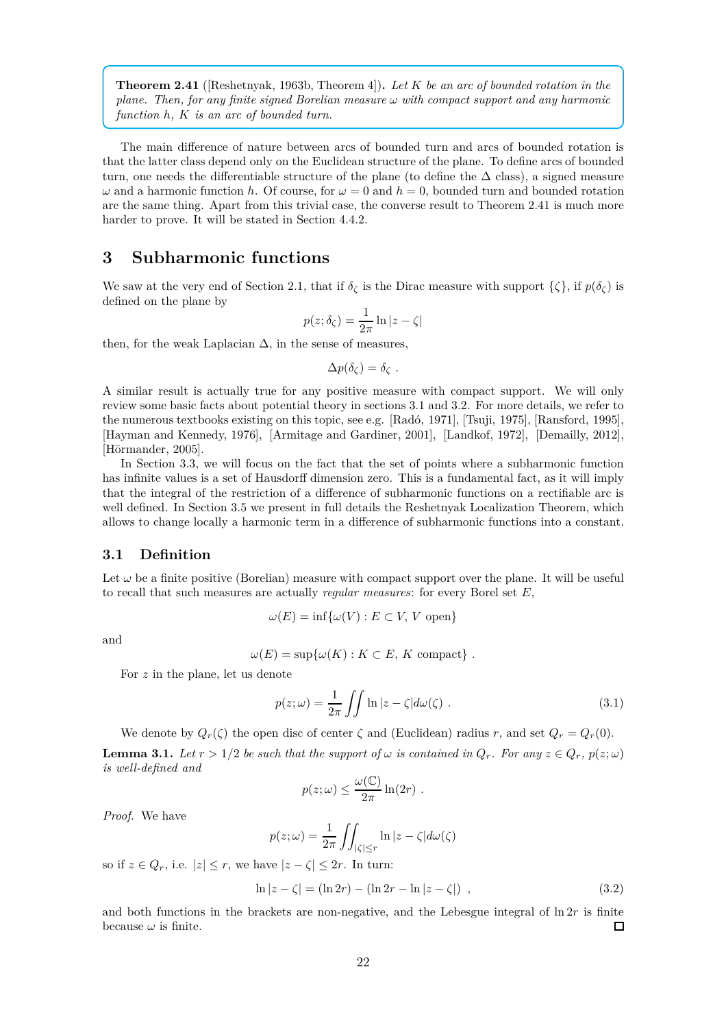**Theorem 2.41** ([Reshetnyak, 1963b, Theorem 4]). *Let $K$ be an arc of bounded rotation in the plane. Then, for any finite signed Borelian measure $\omega$ with compact support and any harmonic function $h$, $K$ is an arc of bounded turn.*

The main difference of nature between arcs of bounded turn and arcs of bounded rotation is that the latter class depend only on the Euclidean structure of the plane. To define arcs of bounded turn, one needs the differentiable structure of the plane (to define the $\Delta$ class), a signed measure $\omega$ and a harmonic function $h$. Of course, for $\omega = 0$ and $h = 0$, bounded turn and bounded rotation are the same thing. Apart from this trivial case, the converse result to Theorem 2.41 is much more harder to prove. It will be stated in Section 4.4.2.

# 3 Subharmonic functions

We saw at the very end of Section 2.1, that if $\delta_\zeta$ is the Dirac measure with support $\{\zeta\}$, if $p(\delta_\zeta)$ is defined on the plane by

$$p(z; \delta_\zeta) = \frac{1}{2\pi} \ln |z - \zeta|$$

then, for the weak Laplacian $\Delta$, in the sense of measures,

$$\Delta p(\delta_\zeta) = \delta_\zeta \ .$$

A similar result is actually true for any positive measure with compact support. We will only review some basic facts about potential theory in sections 3.1 and 3.2. For more details, we refer to the numerous textbooks existing on this topic, see e.g. [Radó, 1971], [Tsuji, 1975], [Ransford, 1995], [Hayman and Kennedy, 1976], [Armitage and Gardiner, 2001], [Landkof, 1972], [Demailly, 2012], [Hörmander, 2005].

In Section 3.3, we will focus on the fact that the set of points where a subharmonic function has infinite values is a set of Hausdorff dimension zero. This is a fundamental fact, as it will imply that the integral of the restriction of a difference of subharmonic functions on a rectifiable arc is well defined. In Section 3.5 we present in full details the Reshetnyak Localization Theorem, which allows to change locally a harmonic term in a difference of subharmonic functions into a constant.

## 3.1 Definition

Let $\omega$ be a finite positive (Borelian) measure with compact support over the plane. It will be useful to recall that such measures are actually *regular measures*: for every Borel set $E$,

$$\omega(E) = \inf\{\omega(V) : E \subset V,\ V \text{ open}\}$$

and

$$\omega(E) = \sup\{\omega(K) : K \subset E,\ K \text{ compact}\} \ .$$

For $z$ in the plane, let us denote

$$p(z; \omega) = \frac{1}{2\pi} \iint \ln |z - \zeta| d\omega(\zeta) \ . \tag{3.1}$$

We denote by $Q_r(\zeta)$ the open disc of center $\zeta$ and (Euclidean) radius $r$, and set $Q_r = Q_r(0)$.

**Lemma 3.1.** *Let $r > 1/2$ be such that the support of $\omega$ is contained in $Q_r$. For any $z \in Q_r$, $p(z; \omega)$ is well-defined and*

$$p(z; \omega) \leq \frac{\omega(\mathbb{C})}{2\pi} \ln(2r) \ .$$

*Proof.* We have

$$p(z; \omega) = \frac{1}{2\pi} \iint_{|\zeta| \leq r} \ln |z - \zeta| d\omega(\zeta)$$

so if $z \in Q_r$, i.e. $|z| \leq r$, we have $|z - \zeta| \leq 2r$. In turn:

$$\ln |z - \zeta| = (\ln 2r) - (\ln 2r - \ln |z - \zeta|) \ , \tag{3.2}$$

and both functions in the brackets are non-negative, and the Lebesgue integral of $\ln 2r$ is finite because $\omega$ is finite. □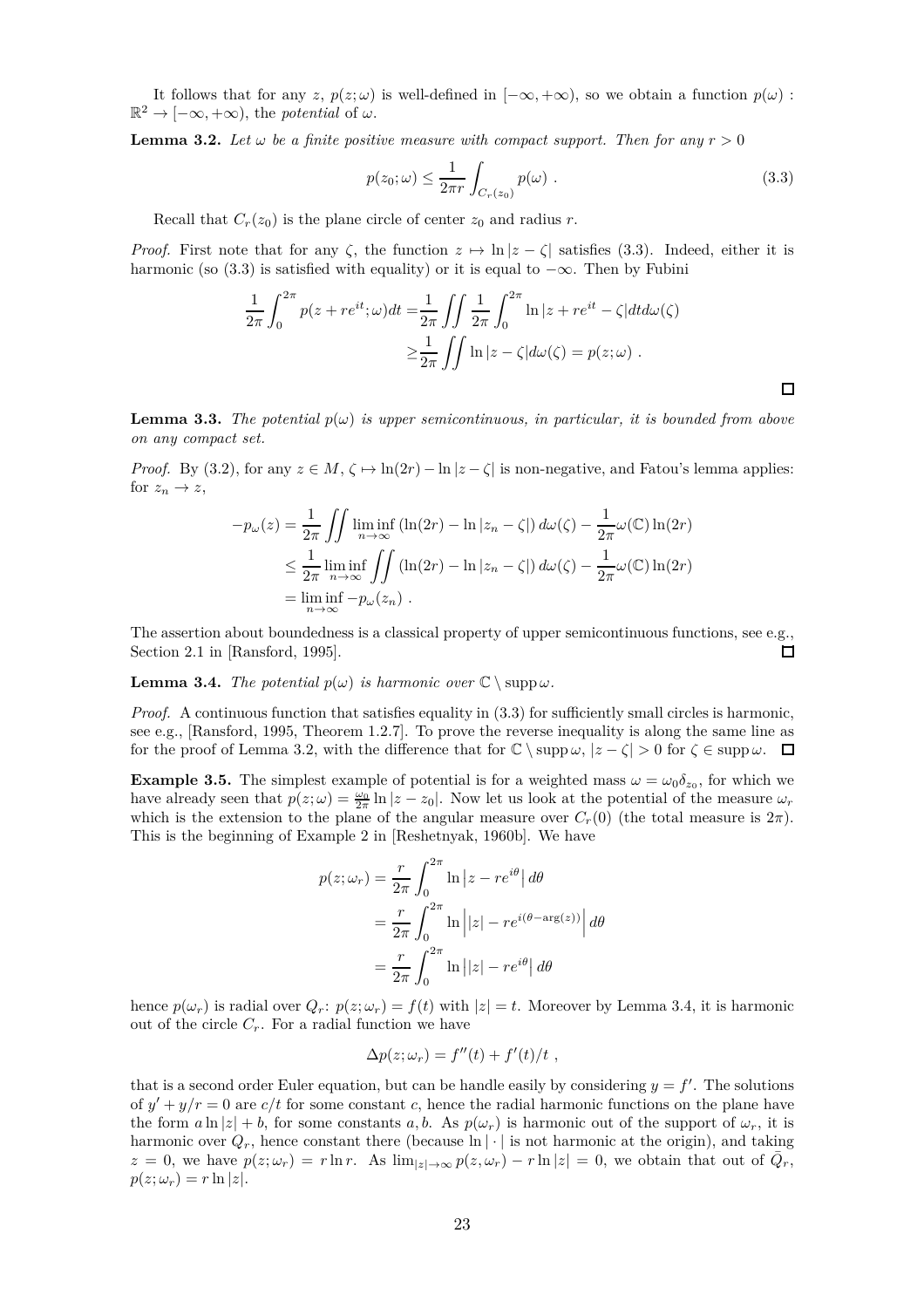It follows that for any $z$, $p(z;\omega)$ is well-defined in $[-\infty,+\infty)$, so we obtain a function $p(\omega)$ : $\mathbb{R}^2 \to [-\infty,+\infty)$, the *potential* of $\omega$.

**Lemma 3.2.** *Let $\omega$ be a finite positive measure with compact support. Then for any $r>0$*

$$p(z_0;\omega) \le \frac{1}{2\pi r}\int_{C_r(z_0)} p(\omega)\ . \tag{3.3}$$

Recall that $C_r(z_0)$ is the plane circle of center $z_0$ and radius $r$.

*Proof.* First note that for any $\zeta$, the function $z \mapsto \ln|z-\zeta|$ satisfies (3.3). Indeed, either it is harmonic (so (3.3) is satisfied with equality) or it is equal to $-\infty$. Then by Fubini

$$\begin{aligned}\frac{1}{2\pi}\int_0^{2\pi} p(z+re^{it};\omega)dt =& \frac{1}{2\pi}\iint \frac{1}{2\pi}\int_0^{2\pi}\ln|z+re^{it}-\zeta|dtd\omega(\zeta)\\ \ge& \frac{1}{2\pi}\iint \ln|z-\zeta|d\omega(\zeta) = p(z;\omega)\ .\end{aligned}$$

□

**Lemma 3.3.** *The potential $p(\omega)$ is upper semicontinuous, in particular, it is bounded from above on any compact set.*

*Proof.* By (3.2), for any $z\in M$, $\zeta\mapsto \ln(2r)-\ln|z-\zeta|$ is non-negative, and Fatou's lemma applies: for $z_n\to z$,

$$\begin{aligned}-p_\omega(z) &= \frac{1}{2\pi}\iint \liminf_{n\to\infty}\left(\ln(2r)-\ln|z_n-\zeta|\right)d\omega(\zeta) - \frac{1}{2\pi}\omega(\mathbb{C})\ln(2r)\\ &\le \frac{1}{2\pi}\liminf_{n\to\infty}\iint \left(\ln(2r)-\ln|z_n-\zeta|\right)d\omega(\zeta) - \frac{1}{2\pi}\omega(\mathbb{C})\ln(2r)\\ &= \liminf_{n\to\infty} -p_\omega(z_n)\ .\end{aligned}$$

The assertion about boundedness is a classical property of upper semicontinuous functions, see e.g., Section 2.1 in [Ransford, 1995]. □

**Lemma 3.4.** *The potential $p(\omega)$ is harmonic over $\mathbb{C}\setminus\operatorname{supp}\omega$.*

*Proof.* A continuous function that satisfies equality in (3.3) for sufficiently small circles is harmonic, see e.g., [Ransford, 1995, Theorem 1.2.7]. To prove the reverse inequality is along the same line as for the proof of Lemma 3.2, with the difference that for $\mathbb{C}\setminus\operatorname{supp}\omega$, $|z-\zeta|>0$ for $\zeta\in\operatorname{supp}\omega$. □

**Example 3.5.** The simplest example of potential is for a weighted mass $\omega=\omega_0\delta_{z_0}$, for which we have already seen that $p(z;\omega)=\frac{\omega_0}{2\pi}\ln|z-z_0|$. Now let us look at the potential of the measure $\omega_r$ which is the extension to the plane of the angular measure over $C_r(0)$ (the total measure is $2\pi$). This is the beginning of Example 2 in [Reshetnyak, 1960b]. We have

$$\begin{aligned}p(z;\omega_r) &= \frac{r}{2\pi}\int_0^{2\pi}\ln\left|z-re^{i\theta}\right|d\theta\\ &= \frac{r}{2\pi}\int_0^{2\pi}\ln\left||z|-re^{i(\theta-\arg(z))}\right|d\theta\\ &= \frac{r}{2\pi}\int_0^{2\pi}\ln\left||z|-re^{i\theta}\right|d\theta\end{aligned}$$

hence $p(\omega_r)$ is radial over $Q_r$: $p(z;\omega_r)=f(t)$ with $|z|=t$. Moreover by Lemma 3.4, it is harmonic out of the circle $C_r$. For a radial function we have

$$\Delta p(z;\omega_r) = f''(t)+f'(t)/t\ ,$$

that is a second order Euler equation, but can be handle easily by considering $y=f'$. The solutions of $y'+y/r=0$ are $c/t$ for some constant $c$, hence the radial harmonic functions on the plane have the form $a\ln|z|+b$, for some constants $a,b$. As $p(\omega_r)$ is harmonic out of the support of $\omega_r$, it is harmonic over $Q_r$, hence constant there (because $\ln|\cdot|$ is not harmonic at the origin), and taking $z=0$, we have $p(z;\omega_r)=r\ln r$. As $\lim_{|z|\to\infty}p(z,\omega_r)-r\ln|z|=0$, we obtain that out of $\bar{Q}_r$, $p(z;\omega_r)=r\ln|z|$.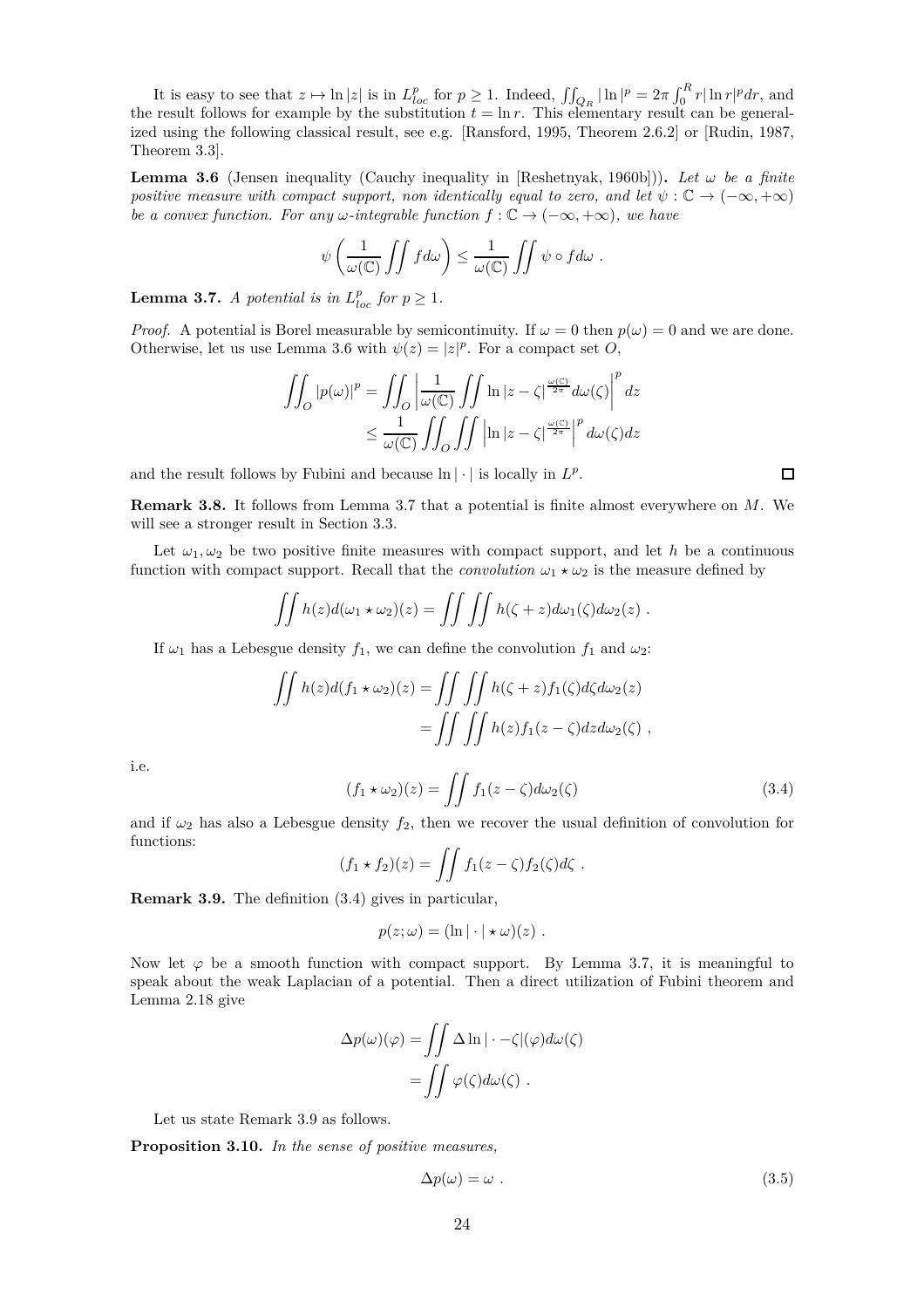It is easy to see that $z \mapsto \ln|z|$ is in $L^p_{loc}$ for $p \geq 1$. Indeed, $\iint_{Q_R} |\ln|^p = 2\pi \int_0^R r|\ln r|^p dr$, and the result follows for example by the substitution $t = \ln r$. This elementary result can be generalized using the following classical result, see e.g. [Ransford, 1995, Theorem 2.6.2] or [Rudin, 1987, Theorem 3.3].

**Lemma 3.6** (Jensen inequality (Cauchy inequality in [Reshetnyak, 1960b])). *Let $\omega$ be a finite positive measure with compact support, non identically equal to zero, and let $\psi : \mathbb{C} \to (-\infty, +\infty)$ be a convex function. For any $\omega$-integrable function $f : \mathbb{C} \to (-\infty, +\infty)$, we have*

$$\psi\left(\frac{1}{\omega(\mathbb{C})} \iint f d\omega\right) \leq \frac{1}{\omega(\mathbb{C})} \iint \psi \circ f d\omega \ .$$

**Lemma 3.7.** *A potential is in $L^p_{loc}$ for $p \geq 1$.*

*Proof.* A potential is Borel measurable by semicontinuity. If $\omega = 0$ then $p(\omega) = 0$ and we are done. Otherwise, let us use Lemma 3.6 with $\psi(z) = |z|^p$. For a compact set $O$,

$$\begin{aligned}
\iint_O |p(\omega)|^p &= \iint_O \left|\frac{1}{\omega(\mathbb{C})} \iint \ln|z-\zeta|^{\frac{\omega(\mathbb{C})}{2\pi}} d\omega(\zeta)\right|^p dz \\
&\leq \frac{1}{\omega(\mathbb{C})} \iint_O \iint \left|\ln|z-\zeta|^{\frac{\omega(\mathbb{C})}{2\pi}}\right|^p d\omega(\zeta) dz
\end{aligned}$$

and the result follows by Fubini and because $\ln|\cdot|$ is locally in $L^p$. $\square$

**Remark 3.8.** It follows from Lemma 3.7 that a potential is finite almost everywhere on $M$. We will see a stronger result in Section 3.3.

Let $\omega_1, \omega_2$ be two positive finite measures with compact support, and let $h$ be a continuous function with compact support. Recall that the *convolution* $\omega_1 \star \omega_2$ is the measure defined by

$$\iint h(z) d(\omega_1 \star \omega_2)(z) = \iint \iint h(\zeta + z) d\omega_1(\zeta) d\omega_2(z) \ .$$

If $\omega_1$ has a Lebesgue density $f_1$, we can define the convolution $f_1$ and $\omega_2$:

$$\begin{aligned}
\iint h(z) d(f_1 \star \omega_2)(z) &= \iint \iint h(\zeta + z) f_1(\zeta) d\zeta d\omega_2(z) \\
&= \iint \iint h(z) f_1(z - \zeta) dz d\omega_2(\zeta) \ ,
\end{aligned}$$

i.e.

$$(f_1 \star \omega_2)(z) = \iint f_1(z - \zeta) d\omega_2(\zeta) \tag{3.4}$$

and if $\omega_2$ has also a Lebesgue density $f_2$, then we recover the usual definition of convolution for functions:

$$(f_1 \star f_2)(z) = \iint f_1(z - \zeta) f_2(\zeta) d\zeta \ .$$

**Remark 3.9.** The definition (3.4) gives in particular,

$$p(z; \omega) = (\ln|\cdot| \star \omega)(z) \ .$$

Now let $\varphi$ be a smooth function with compact support. By Lemma 3.7, it is meaningful to speak about the weak Laplacian of a potential. Then a direct utilization of Fubini theorem and Lemma 2.18 give

$$\begin{aligned}
\Delta p(\omega)(\varphi) &= \iint \Delta \ln|\cdot - \zeta|(\varphi) d\omega(\zeta) \\
&= \iint \varphi(\zeta) d\omega(\zeta) \ .
\end{aligned}$$

Let us state Remark 3.9 as follows.

**Proposition 3.10.** *In the sense of positive measures,*

$$\Delta p(\omega) = \omega \ . \tag{3.5}$$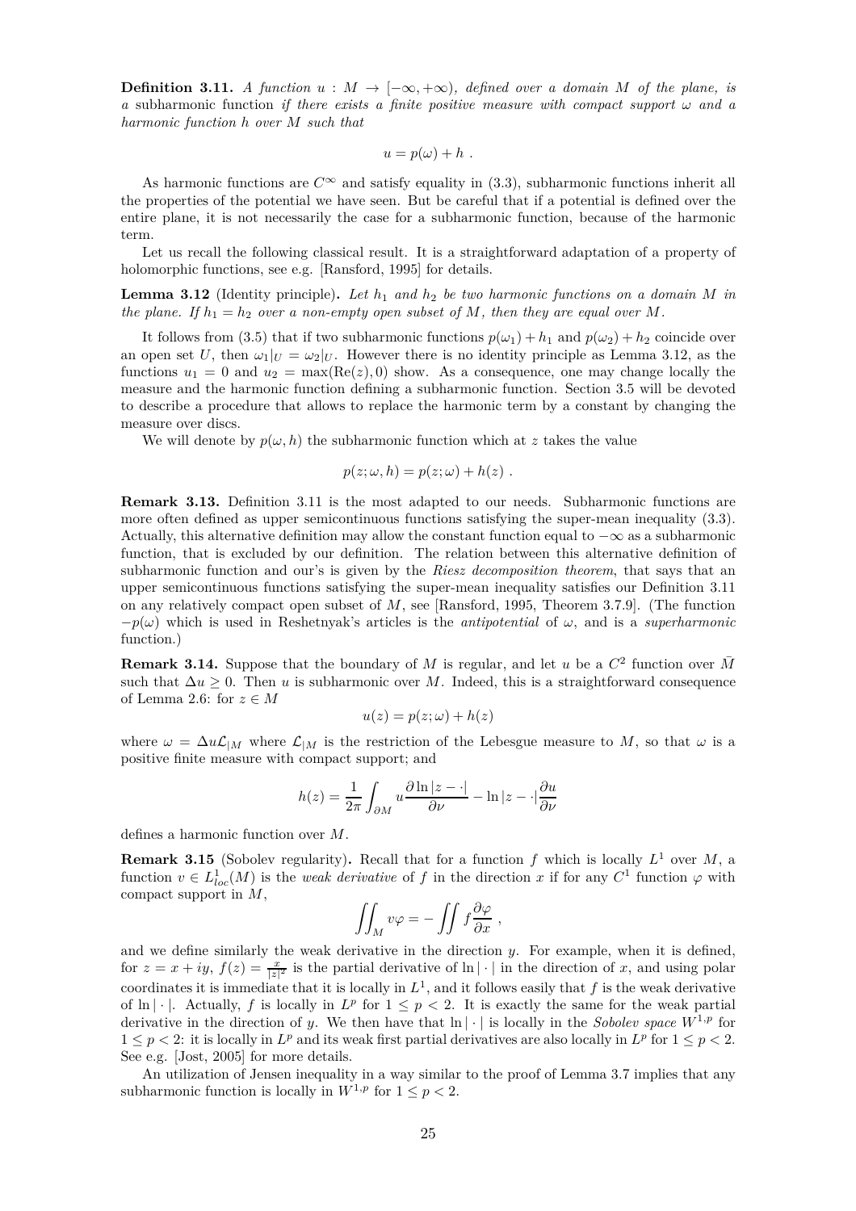**Definition 3.11.** *A function $u : M \to [-\infty, +\infty)$, defined over a domain $M$ of the plane, is a* subharmonic function *if there exists a finite positive measure with compact support $\omega$ and a harmonic function $h$ over $M$ such that*

$$u = p(\omega) + h \ .$$

As harmonic functions are $C^\infty$ and satisfy equality in (3.3), subharmonic functions inherit all the properties of the potential we have seen. But be careful that if a potential is defined over the entire plane, it is not necessarily the case for a subharmonic function, because of the harmonic term.

Let us recall the following classical result. It is a straightforward adaptation of a property of holomorphic functions, see e.g. [Ransford, 1995] for details.

**Lemma 3.12** (Identity principle)**.** *Let $h_1$ and $h_2$ be two harmonic functions on a domain $M$ in the plane. If $h_1 = h_2$ over a non-empty open subset of $M$, then they are equal over $M$.*

It follows from (3.5) that if two subharmonic functions $p(\omega_1) + h_1$ and $p(\omega_2) + h_2$ coincide over an open set $U$, then $\omega_1|_U = \omega_2|_U$. However there is no identity principle as Lemma 3.12, as the functions $u_1 = 0$ and $u_2 = \max(\mathrm{Re}(z), 0)$ show. As a consequence, one may change locally the measure and the harmonic function defining a subharmonic function. Section 3.5 will be devoted to describe a procedure that allows to replace the harmonic term by a constant by changing the measure over discs.

We will denote by $p(\omega, h)$ the subharmonic function which at $z$ takes the value

$$p(z; \omega, h) = p(z; \omega) + h(z) \ .$$

**Remark 3.13.** Definition 3.11 is the most adapted to our needs. Subharmonic functions are more often defined as upper semicontinuous functions satisfying the super-mean inequality (3.3). Actually, this alternative definition may allow the constant function equal to $-\infty$ as a subharmonic function, that is excluded by our definition. The relation between this alternative definition of subharmonic function and our's is given by the *Riesz decomposition theorem*, that says that an upper semicontinuous functions satisfying the super-mean inequality satisfies our Definition 3.11 on any relatively compact open subset of $M$, see [Ransford, 1995, Theorem 3.7.9]. (The function $-p(\omega)$ which is used in Reshetnyak's articles is the *antipotential* of $\omega$, and is a *superharmonic* function.)

**Remark 3.14.** Suppose that the boundary of $M$ is regular, and let $u$ be a $C^2$ function over $\bar{M}$ such that $\Delta u \geq 0$. Then $u$ is subharmonic over $M$. Indeed, this is a straightforward consequence of Lemma 2.6: for $z \in M$

$$u(z) = p(z; \omega) + h(z)$$

where $\omega = \Delta u \mathcal{L}_{|M}$ where $\mathcal{L}_{|M}$ is the restriction of the Lebesgue measure to $M$, so that $\omega$ is a positive finite measure with compact support; and

$$h(z) = \frac{1}{2\pi} \int_{\partial M} u \frac{\partial \ln |z - \cdot|}{\partial \nu} - \ln |z - \cdot| \frac{\partial u}{\partial \nu}$$

defines a harmonic function over $M$.

**Remark 3.15** (Sobolev regularity)**.** Recall that for a function $f$ which is locally $L^1$ over $M$, a function $v \in L^1_{loc}(M)$ is the *weak derivative* of $f$ in the direction $x$ if for any $C^1$ function $\varphi$ with compact support in $M$,

$$\iint_M v\varphi = -\iint f \frac{\partial \varphi}{\partial x} \ ,$$

and we define similarly the weak derivative in the direction $y$. For example, when it is defined, for $z = x + iy$, $f(z) = \frac{x}{|z|^2}$ is the partial derivative of $\ln |\cdot|$ in the direction of $x$, and using polar coordinates it is immediate that it is locally in $L^1$, and it follows easily that $f$ is the weak derivative of $\ln |\cdot|$. Actually, $f$ is locally in $L^p$ for $1 \leq p < 2$. It is exactly the same for the weak partial derivative in the direction of $y$. We then have that $\ln |\cdot|$ is locally in the *Sobolev space* $W^{1,p}$ for $1 \leq p < 2$: it is locally in $L^p$ and its weak first partial derivatives are also locally in $L^p$ for $1 \leq p < 2$. See e.g. [Jost, 2005] for more details.

An utilization of Jensen inequality in a way similar to the proof of Lemma 3.7 implies that any subharmonic function is locally in $W^{1,p}$ for $1 \leq p < 2$.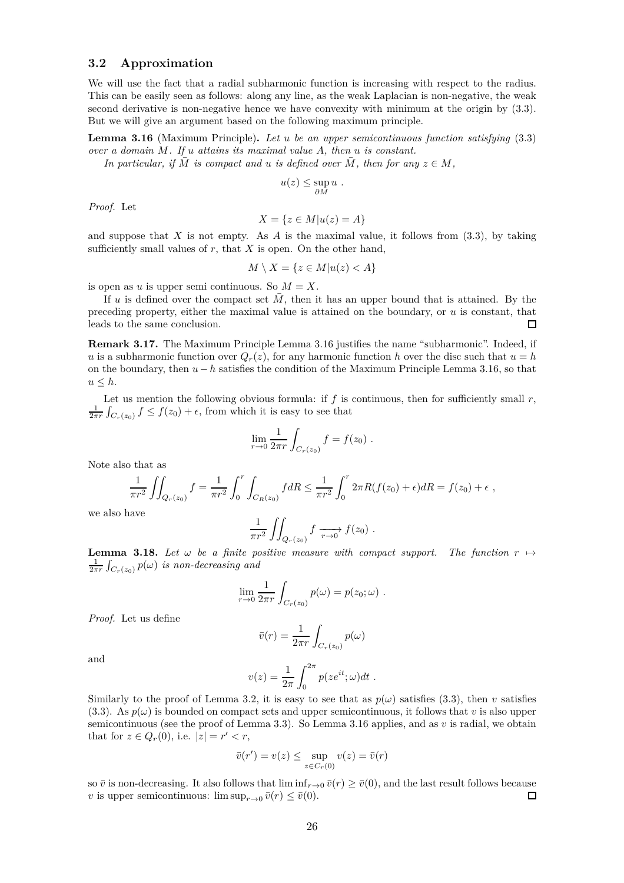### 3.2 Approximation

We will use the fact that a radial subharmonic function is increasing with respect to the radius. This can be easily seen as follows: along any line, as the weak Laplacian is non-negative, the weak second derivative is non-negative hence we have convexity with minimum at the origin by (3.3). But we will give an argument based on the following maximum principle.

**Lemma 3.16** (Maximum Principle)**.** *Let $u$ be an upper semicontinuous function satisfying* (3.3) *over a domain $M$. If $u$ attains its maximal value $A$, then $u$ is constant.*

*In particular, if $\bar{M}$ is compact and $u$ is defined over $\bar{M}$, then for any $z \in M$,*

$$u(z) \leq \sup_{\partial M} u \ .$$

*Proof.* Let

$$X = \{z \in M | u(z) = A\}$$

and suppose that $X$ is not empty. As $A$ is the maximal value, it follows from (3.3), by taking sufficiently small values of $r$, that $X$ is open. On the other hand,

$$M \setminus X = \{z \in M | u(z) < A\}$$

is open as $u$ is upper semi continuous. So $M = X$.

If $u$ is defined over the compact set $\bar{M}$, then it has an upper bound that is attained. By the preceding property, either the maximal value is attained on the boundary, or $u$ is constant, that leads to the same conclusion. □

**Remark 3.17.** The Maximum Principle Lemma 3.16 justifies the name "subharmonic". Indeed, if $u$ is a subharmonic function over $Q_r(z)$, for any harmonic function $h$ over the disc such that $u = h$ on the boundary, then $u - h$ satisfies the condition of the Maximum Principle Lemma 3.16, so that $u \leq h$.

Let us mention the following obvious formula: if $f$ is continuous, then for sufficiently small $r$, $\frac{1}{2\pi r}\int_{C_r(z_0)} f \leq f(z_0) + \epsilon$, from which it is easy to see that

$$\lim_{r\to 0} \frac{1}{2\pi r}\int_{C_r(z_0)} f = f(z_0) \ .$$

Note also that as

$$\frac{1}{\pi r^2}\iint_{Q_r(z_0)} f = \frac{1}{\pi r^2}\int_0^r \int_{C_R(z_0)} f dR \leq \frac{1}{\pi r^2}\int_0^r 2\pi R(f(z_0)+\epsilon) dR = f(z_0) + \epsilon \ ,$$

we also have

$$\frac{1}{\pi r^2}\iint_{Q_r(z_0)} f \xrightarrow[r\to 0]{} f(z_0) \ .$$

**Lemma 3.18.** *Let $\omega$ be a finite positive measure with compact support. The function $r \mapsto \frac{1}{2\pi r}\int_{C_r(z_0)} p(\omega)$ is non-decreasing and*

$$\lim_{r\to 0} \frac{1}{2\pi r}\int_{C_r(z_0)} p(\omega) = p(z_0;\omega) \ .$$

*Proof.* Let us define

$$\bar{v}(r) = \frac{1}{2\pi r}\int_{C_r(z_0)} p(\omega)$$

and

$$v(z) = \frac{1}{2\pi}\int_0^{2\pi} p(ze^{it};\omega) dt \ .$$

Similarly to the proof of Lemma 3.2, it is easy to see that as $p(\omega)$ satisfies (3.3), then $v$ satisfies (3.3). As $p(\omega)$ is bounded on compact sets and upper semicontinuous, it follows that $v$ is also upper semicontinuous (see the proof of Lemma 3.3). So Lemma 3.16 applies, and as $v$ is radial, we obtain that for $z \in Q_r(0)$, i.e. $|z| = r' < r$,

$$\bar{v}(r') = v(z) \leq \sup_{z\in C_r(0)} v(z) = \bar{v}(r)$$

so $\bar{v}$ is non-decreasing. It also follows that $\liminf_{r\to 0} \bar{v}(r) \geq \bar{v}(0)$, and the last result follows because $v$ is upper semicontinuous: $\limsup_{r\to 0} \bar{v}(r) \leq \bar{v}(0)$. □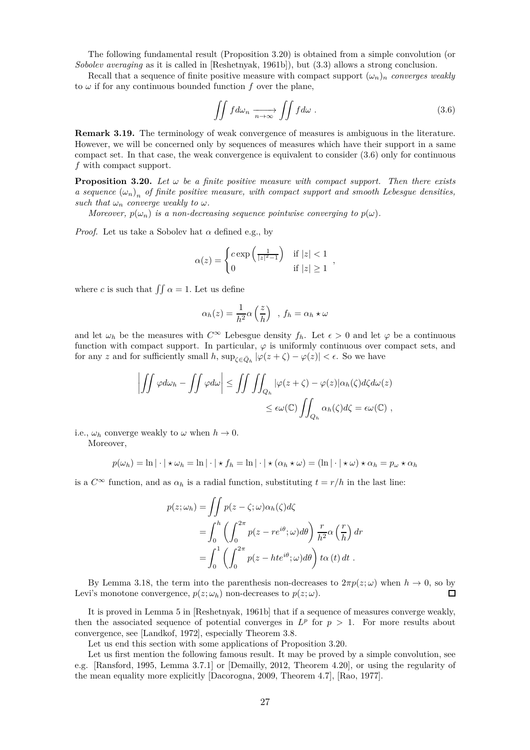The following fundamental result (Proposition 3.20) is obtained from a simple convolution (or *Sobolev averaging* as it is called in [Reshetnyak, 1961b]), but (3.3) allows a strong conclusion.

Recall that a sequence of finite positive measure with compact support $(\omega_n)_n$ *converges weakly* to $\omega$ if for any continuous bounded function $f$ over the plane,

$$\iint f d\omega_n \xrightarrow[n\to\infty]{} \iint f d\omega \; . \tag{3.6}$$

**Remark 3.19.** The terminology of weak convergence of measures is ambiguous in the literature. However, we will be concerned only by sequences of measures which have their support in a same compact set. In that case, the weak convergence is equivalent to consider (3.6) only for continuous $f$ with compact support.

**Proposition 3.20.** *Let $\omega$ be a finite positive measure with compact support. Then there exists a sequence $(\omega_n)_n$ of finite positive measure, with compact support and smooth Lebesgue densities, such that $\omega_n$ converge weakly to $\omega$.*

*Moreover, $p(\omega_n)$ is a non-decreasing sequence pointwise converging to $p(\omega)$.*

*Proof.* Let us take a Sobolev hat $\alpha$ defined e.g., by

$$\alpha(z) = \begin{cases} c\exp\left(\frac{1}{|z|^2-1}\right) & \text{if } |z|<1 \\ 0 & \text{if } |z|\geq 1 \end{cases} ,$$

where $c$ is such that $\iint \alpha = 1$. Let us define

$$\alpha_h(z) = \frac{1}{h^2}\alpha\left(\frac{z}{h}\right) \quad , \, f_h = \alpha_h \star \omega$$

and let $\omega_h$ be the measures with $C^\infty$ Lebesgue density $f_h$. Let $\epsilon > 0$ and let $\varphi$ be a continuous function with compact support. In particular, $\varphi$ is uniformly continuous over compact sets, and for any $z$ and for sufficiently small $h$, $\sup_{\zeta\in\bar{Q}_h}|\varphi(z+\zeta)-\varphi(z)|<\epsilon$. So we have

$$\begin{aligned}\left|\iint \varphi d\omega_h - \iint \varphi d\omega\right| &\leq \iint \iint_{Q_h} |\varphi(z+\zeta)-\varphi(z)|\alpha_h(\zeta)d\zeta d\omega(z) \\ &\leq \epsilon\omega(\mathbb{C})\iint_{Q_h}\alpha_h(\zeta)d\zeta = \epsilon\omega(\mathbb{C}) \; ,\end{aligned}$$

i.e., $\omega_h$ converge weakly to $\omega$ when $h\to 0$.

Moreover,

$$p(\omega_h) = \ln|\cdot|\star\omega_h = \ln|\cdot|\star f_h = \ln|\cdot|\star(\alpha_h\star\omega) = (\ln|\cdot|\star\omega)\star\alpha_h = p_\omega\star\alpha_h$$

is a $C^\infty$ function, and as $\alpha_h$ is a radial function, substituting $t=r/h$ in the last line:

$$\begin{aligned} p(z;\omega_h) &= \iint p(z-\zeta;\omega)\alpha_h(\zeta)d\zeta \\ &= \int_0^h\left(\int_0^{2\pi} p(z-re^{i\theta};\omega)d\theta\right)\frac{r}{h^2}\alpha\left(\frac{r}{h}\right)dr \\ &= \int_0^1\left(\int_0^{2\pi} p(z-hte^{i\theta};\omega)d\theta\right)t\alpha\left(t\right)dt \; . \end{aligned}$$

By Lemma 3.18, the term into the parenthesis non-decreases to $2\pi p(z;\omega)$ when $h\to 0$, so by Levi's monotone convergence, $p(z;\omega_h)$ non-decreases to $p(z;\omega)$. $\square$

It is proved in Lemma 5 in [Reshetnyak, 1961b] that if a sequence of measures converge weakly, then the associated sequence of potential converges in $L^p$ for $p>1$. For more results about convergence, see [Landkof, 1972], especially Theorem 3.8.

Let us end this section with some applications of Proposition 3.20.

Let us first mention the following famous result. It may be proved by a simple convolution, see e.g. [Ransford, 1995, Lemma 3.7.1] or [Demailly, 2012, Theorem 4.20], or using the regularity of the mean equality more explicitly [Dacorogna, 2009, Theorem 4.7], [Rao, 1977].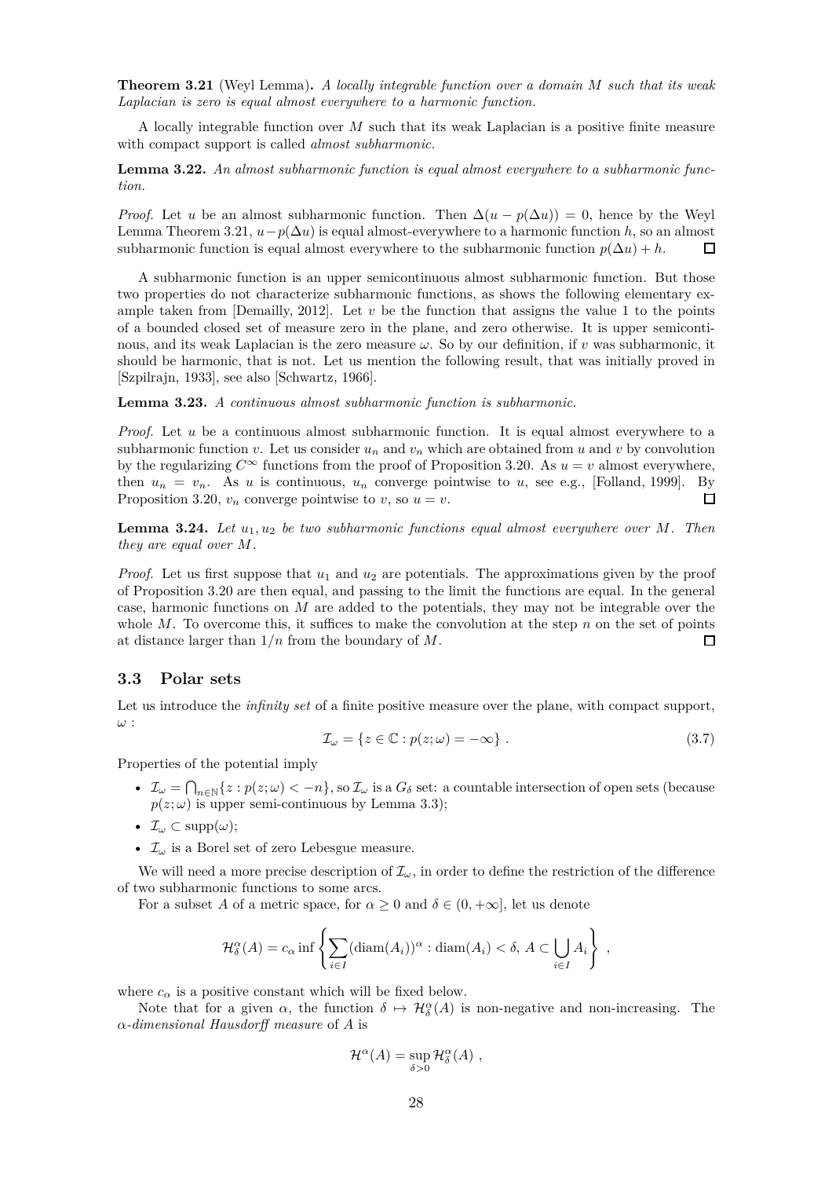**Theorem 3.21** (Weyl Lemma)**.** *A locally integrable function over a domain $M$ such that its weak Laplacian is zero is equal almost everywhere to a harmonic function.*

A locally integrable function over $M$ such that its weak Laplacian is a positive finite measure with compact support is called *almost subharmonic*.

**Lemma 3.22.** *An almost subharmonic function is equal almost everywhere to a subharmonic function.*

*Proof.* Let $u$ be an almost subharmonic function. Then $\Delta(u - p(\Delta u)) = 0$, hence by the Weyl Lemma Theorem 3.21, $u - p(\Delta u)$ is equal almost-everywhere to a harmonic function $h$, so an almost subharmonic function is equal almost everywhere to the subharmonic function $p(\Delta u) + h$. $\square$

A subharmonic function is an upper semicontinuous almost subharmonic function. But those two properties do not characterize subharmonic functions, as shows the following elementary example taken from [Demailly, 2012]. Let $v$ be the function that assigns the value 1 to the points of a bounded closed set of measure zero in the plane, and zero otherwise. It is upper semicontinuous, and its weak Laplacian is the zero measure $\omega$. So by our definition, if $v$ was subharmonic, it should be harmonic, that is not. Let us mention the following result, that was initially proved in [Szpilrajn, 1933], see also [Schwartz, 1966].

**Lemma 3.23.** *A continuous almost subharmonic function is subharmonic.*

*Proof.* Let $u$ be a continuous almost subharmonic function. It is equal almost everywhere to a subharmonic function $v$. Let us consider $u_n$ and $v_n$ which are obtained from $u$ and $v$ by convolution by the regularizing $C^\infty$ functions from the proof of Proposition 3.20. As $u = v$ almost everywhere, then $u_n = v_n$. As $u$ is continuous, $u_n$ converge pointwise to $u$, see e.g., [Folland, 1999]. By Proposition 3.20, $v_n$ converge pointwise to $v$, so $u = v$. $\square$

**Lemma 3.24.** *Let $u_1, u_2$ be two subharmonic functions equal almost everywhere over $M$. Then they are equal over $M$.*

*Proof.* Let us first suppose that $u_1$ and $u_2$ are potentials. The approximations given by the proof of Proposition 3.20 are then equal, and passing to the limit the functions are equal. In the general case, harmonic functions on $M$ are added to the potentials, they may not be integrable over the whole $M$. To overcome this, it suffices to make the convolution at the step $n$ on the set of points at distance larger than $1/n$ from the boundary of $M$. $\square$

## 3.3 Polar sets

Let us introduce the *infinity set* of a finite positive measure over the plane, with compact support, $\omega$ :

$$\mathcal{I}_\omega = \{z \in \mathbb{C} : p(z;\omega) = -\infty\} \ . \tag{3.7}$$

Properties of the potential imply

- $\mathcal{I}_\omega = \bigcap_{n\in\mathbb{N}}\{z : p(z;\omega) < -n\}$, so $\mathcal{I}_\omega$ is a $G_\delta$ set: a countable intersection of open sets (because $p(z;\omega)$ is upper semi-continuous by Lemma 3.3);
- $\mathcal{I}_\omega \subset \mathrm{supp}(\omega)$;
- $\mathcal{I}_\omega$ is a Borel set of zero Lebesgue measure.

We will need a more precise description of $\mathcal{I}_\omega$, in order to define the restriction of the difference of two subharmonic functions to some arcs.

For a subset $A$ of a metric space, for $\alpha \geq 0$ and $\delta \in (0, +\infty]$, let us denote

$$\mathcal{H}^\alpha_\delta(A) = c_\alpha \inf\left\{\sum_{i\in I}(\mathrm{diam}(A_i))^\alpha : \mathrm{diam}(A_i) < \delta,\ A \subset \bigcup_{i\in I} A_i\right\} \ ,$$

where $c_\alpha$ is a positive constant which will be fixed below.

Note that for a given $\alpha$, the function $\delta \mapsto \mathcal{H}^\alpha_\delta(A)$ is non-negative and non-increasing. The *$\alpha$-dimensional Hausdorff measure* of $A$ is

$$\mathcal{H}^\alpha(A) = \sup_{\delta>0} \mathcal{H}^\alpha_\delta(A) \ ,$$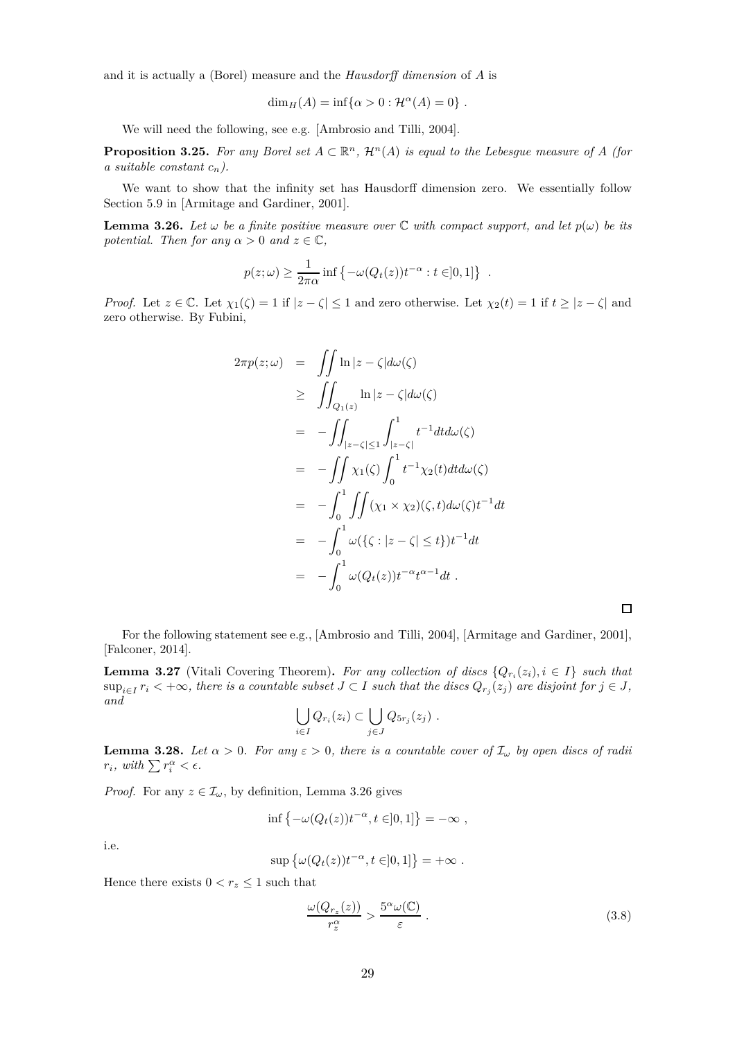and it is actually a (Borel) measure and the *Hausdorff dimension* of $A$ is

$$\dim_H(A) = \inf\{\alpha > 0 : \mathcal{H}^\alpha(A) = 0\} .$$

We will need the following, see e.g. [Ambrosio and Tilli, 2004].

**Proposition 3.25.** *For any Borel set $A \subset \mathbb{R}^n$, $\mathcal{H}^n(A)$ is equal to the Lebesgue measure of $A$ (for a suitable constant $c_n$).*

We want to show that the infinity set has Hausdorff dimension zero. We essentially follow Section 5.9 in [Armitage and Gardiner, 2001].

**Lemma 3.26.** *Let $\omega$ be a finite positive measure over $\mathbb{C}$ with compact support, and let $p(\omega)$ be its potential. Then for any $\alpha > 0$ and $z \in \mathbb{C}$,*

$$p(z;\omega) \geq \frac{1}{2\pi\alpha} \inf\left\{-\omega(Q_t(z))t^{-\alpha} : t \in ]0,1]\right\} .$$

*Proof.* Let $z \in \mathbb{C}$. Let $\chi_1(\zeta) = 1$ if $|z-\zeta| \leq 1$ and zero otherwise. Let $\chi_2(t) = 1$ if $t \geq |z-\zeta|$ and zero otherwise. By Fubini,

$$\begin{aligned}
2\pi p(z;\omega) &= \iint \ln|z-\zeta| d\omega(\zeta) \\
&\geq \iint_{Q_1(z)} \ln|z-\zeta| d\omega(\zeta) \\
&= -\iint_{|z-\zeta|\leq 1} \int_{|z-\zeta|}^1 t^{-1} dt d\omega(\zeta) \\
&= -\iint \chi_1(\zeta) \int_0^1 t^{-1}\chi_2(t) dt d\omega(\zeta) \\
&= -\int_0^1 \iint (\chi_1 \times \chi_2)(\zeta, t) d\omega(\zeta) t^{-1} dt \\
&= -\int_0^1 \omega(\{\zeta : |z-\zeta| \leq t\}) t^{-1} dt \\
&= -\int_0^1 \omega(Q_t(z)) t^{-\alpha} t^{\alpha-1} dt .
\end{aligned}$$

$\square$

For the following statement see e.g., [Ambrosio and Tilli, 2004], [Armitage and Gardiner, 2001], [Falconer, 2014].

**Lemma 3.27** (Vitali Covering Theorem)**.** *For any collection of discs $\{Q_{r_i}(z_i), i \in I\}$ such that $\sup_{i\in I} r_i < +\infty$, there is a countable subset $J \subset I$ such that the discs $Q_{r_j}(z_j)$ are disjoint for $j \in J$, and*

$$\bigcup_{i\in I} Q_{r_i}(z_i) \subset \bigcup_{j\in J} Q_{5r_j}(z_j) .$$

**Lemma 3.28.** *Let $\alpha > 0$. For any $\varepsilon > 0$, there is a countable cover of $\mathcal{I}_\omega$ by open discs of radii $r_i$, with $\sum r_i^\alpha < \epsilon$.*

*Proof.* For any $z \in \mathcal{I}_\omega$, by definition, Lemma 3.26 gives

$$\inf\left\{-\omega(Q_t(z))t^{-\alpha}, t \in ]0,1]\right\} = -\infty ,$$

i.e.

$$\sup\left\{\omega(Q_t(z))t^{-\alpha}, t \in ]0,1]\right\} = +\infty .$$

Hence there exists $0 < r_z \leq 1$ such that

$$\frac{\omega(Q_{r_z}(z))}{r_z^\alpha} > \frac{5^\alpha \omega(\mathbb{C})}{\varepsilon} . \tag{3.8}$$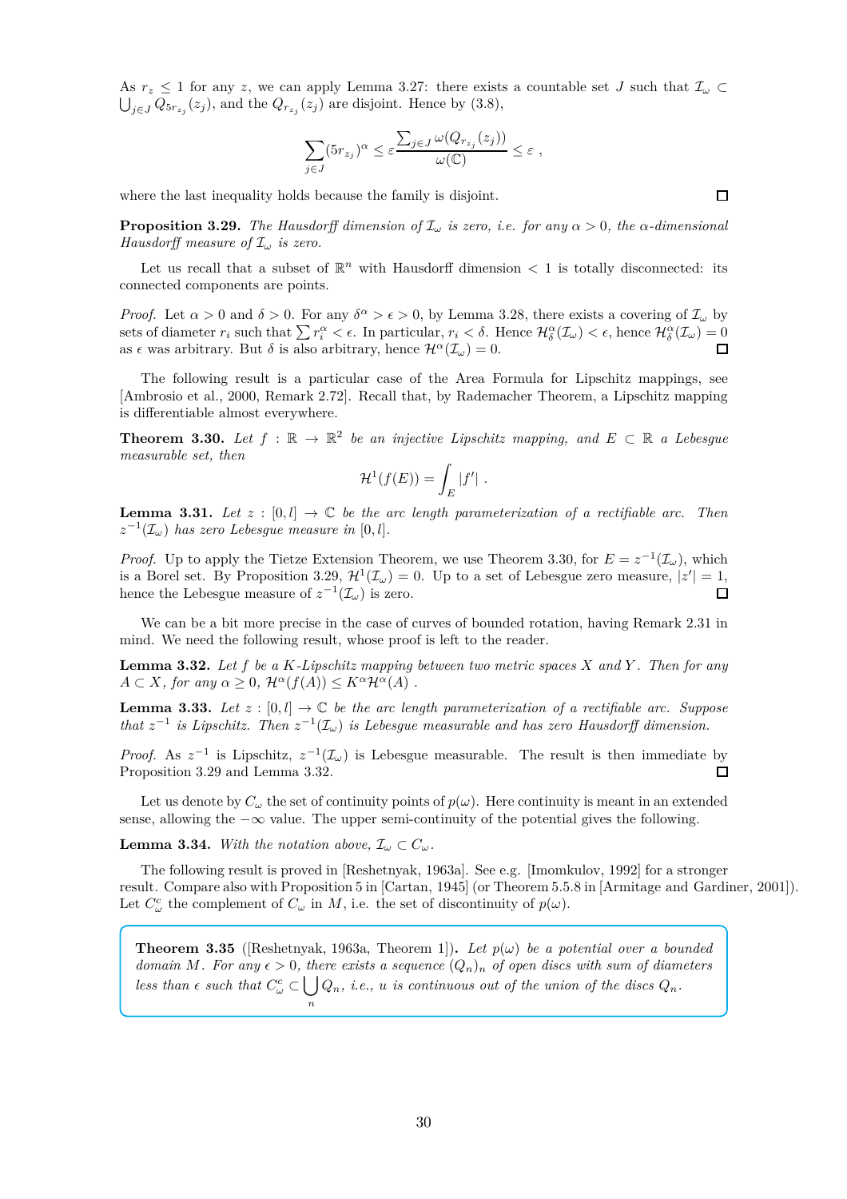As $r_z \leq 1$ for any $z$, we can apply Lemma 3.27: there exists a countable set $J$ such that $\mathcal{I}_\omega \subset \bigcup_{j\in J} Q_{5r_{z_j}}(z_j)$, and the $Q_{r_{z_j}}(z_j)$ are disjoint. Hence by (3.8),

$$\sum_{j\in J} (5r_{z_j})^\alpha \leq \varepsilon \frac{\sum_{j\in J} \omega(Q_{r_{z_j}}(z_j))}{\omega(\mathbb{C})} \leq \varepsilon \ ,$$

where the last inequality holds because the family is disjoint. □

**Proposition 3.29.** *The Hausdorff dimension of $\mathcal{I}_\omega$ is zero, i.e. for any $\alpha > 0$, the $\alpha$-dimensional Hausdorff measure of $\mathcal{I}_\omega$ is zero.*

Let us recall that a subset of $\mathbb{R}^n$ with Hausdorff dimension $< 1$ is totally disconnected: its connected components are points.

*Proof.* Let $\alpha > 0$ and $\delta > 0$. For any $\delta^\alpha > \epsilon > 0$, by Lemma 3.28, there exists a covering of $\mathcal{I}_\omega$ by sets of diameter $r_i$ such that $\sum r_i^\alpha < \epsilon$. In particular, $r_i < \delta$. Hence $\mathcal{H}^\alpha_\delta(\mathcal{I}_\omega) < \epsilon$, hence $\mathcal{H}^\alpha_\delta(\mathcal{I}_\omega) = 0$ as $\epsilon$ was arbitrary. But $\delta$ is also arbitrary, hence $\mathcal{H}^\alpha(\mathcal{I}_\omega) = 0$. □

The following result is a particular case of the Area Formula for Lipschitz mappings, see [Ambrosio et al., 2000, Remark 2.72]. Recall that, by Rademacher Theorem, a Lipschitz mapping is differentiable almost everywhere.

**Theorem 3.30.** *Let $f : \mathbb{R} \to \mathbb{R}^2$ be an injective Lipschitz mapping, and $E \subset \mathbb{R}$ a Lebesgue measurable set, then*

$$\mathcal{H}^1(f(E)) = \int_E |f'| \ .$$

**Lemma 3.31.** *Let $z : [0, l] \to \mathbb{C}$ be the arc length parameterization of a rectifiable arc. Then $z^{-1}(\mathcal{I}_\omega)$ has zero Lebesgue measure in $[0, l]$.*

*Proof.* Up to apply the Tietze Extension Theorem, we use Theorem 3.30, for $E = z^{-1}(\mathcal{I}_\omega)$, which is a Borel set. By Proposition 3.29, $\mathcal{H}^1(\mathcal{I}_\omega) = 0$. Up to a set of Lebesgue zero measure, $|z'| = 1$, hence the Lebesgue measure of $z^{-1}(\mathcal{I}_\omega)$ is zero. □

We can be a bit more precise in the case of curves of bounded rotation, having Remark 2.31 in mind. We need the following result, whose proof is left to the reader.

**Lemma 3.32.** *Let $f$ be a $K$-Lipschitz mapping between two metric spaces $X$ and $Y$. Then for any $A \subset X$, for any $\alpha \geq 0$, $\mathcal{H}^\alpha(f(A)) \leq K^\alpha \mathcal{H}^\alpha(A)$ .*

**Lemma 3.33.** *Let $z : [0, l] \to \mathbb{C}$ be the arc length parameterization of a rectifiable arc. Suppose that $z^{-1}$ is Lipschitz. Then $z^{-1}(\mathcal{I}_\omega)$ is Lebesgue measurable and has zero Hausdorff dimension.*

*Proof.* As $z^{-1}$ is Lipschitz, $z^{-1}(\mathcal{I}_\omega)$ is Lebesgue measurable. The result is then immediate by Proposition 3.29 and Lemma 3.32. □

Let us denote by $C_\omega$ the set of continuity points of $p(\omega)$. Here continuity is meant in an extended sense, allowing the $-\infty$ value. The upper semi-continuity of the potential gives the following.

**Lemma 3.34.** *With the notation above, $\mathcal{I}_\omega \subset C_\omega$.*

The following result is proved in [Reshetnyak, 1963a]. See e.g. [Imomkulov, 1992] for a stronger result. Compare also with Proposition 5 in [Cartan, 1945] (or Theorem 5.5.8 in [Armitage and Gardiner, 2001]). Let $C_\omega^c$ the complement of $C_\omega$ in $M$, i.e. the set of discontinuity of $p(\omega)$.

**Theorem 3.35** ([Reshetnyak, 1963a, Theorem 1])**.** *Let $p(\omega)$ be a potential over a bounded domain $M$. For any $\epsilon > 0$, there exists a sequence $(Q_n)_n$ of open discs with sum of diameters less than $\epsilon$ such that $C_\omega^c \subset \bigcup_n Q_n$, i.e., $u$ is continuous out of the union of the discs $Q_n$.*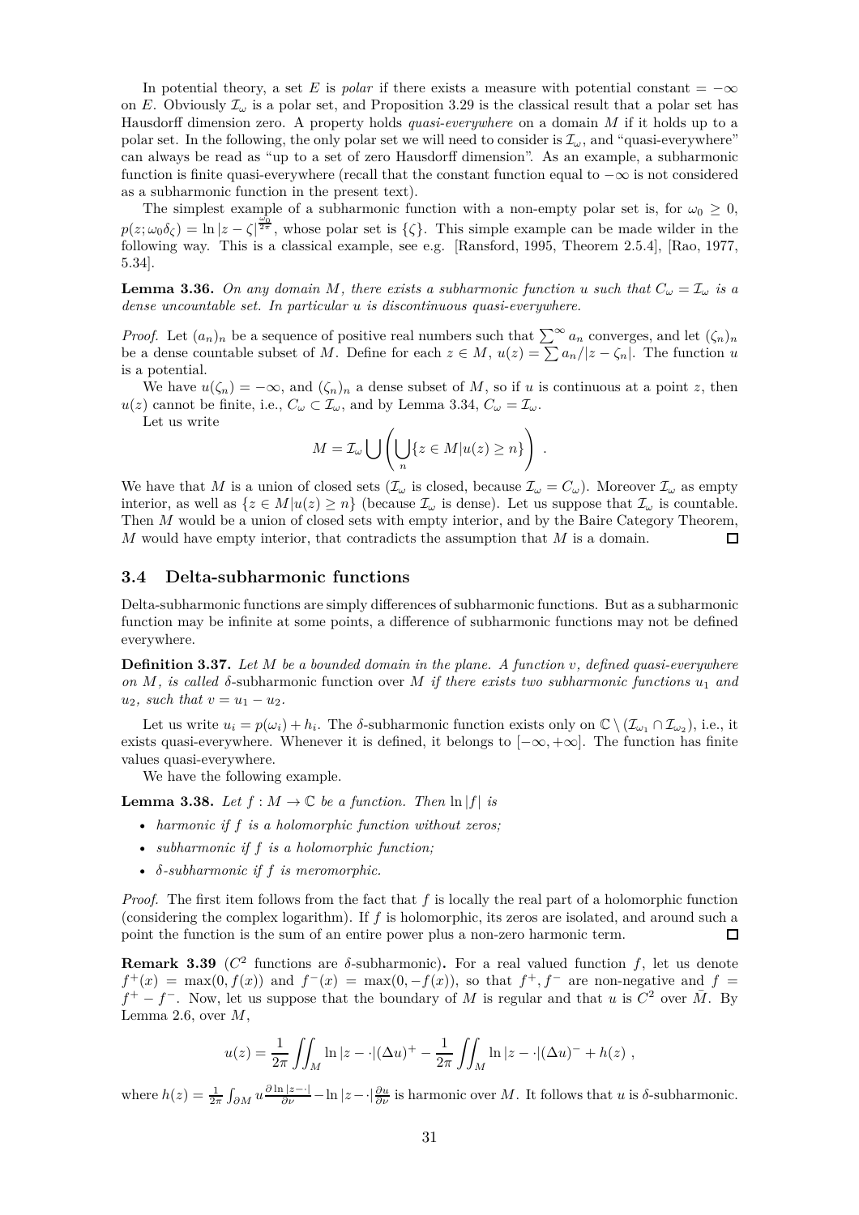In potential theory, a set $E$ is *polar* if there exists a measure with potential constant $= -\infty$ on $E$. Obviously $\mathcal{I}_\omega$ is a polar set, and Proposition 3.29 is the classical result that a polar set has Hausdorff dimension zero. A property holds *quasi-everywhere* on a domain $M$ if it holds up to a polar set. In the following, the only polar set we will need to consider is $\mathcal{I}_\omega$, and "quasi-everywhere" can always be read as "up to a set of zero Hausdorff dimension". As an example, a subharmonic function is finite quasi-everywhere (recall that the constant function equal to $-\infty$ is not considered as a subharmonic function in the present text).

The simplest example of a subharmonic function with a non-empty polar set is, for $\omega_0 \geq 0$, $p(z; \omega_0 \delta_\zeta) = \ln |z - \zeta|^{\frac{\omega_0}{2\pi}}$, whose polar set is $\{\zeta\}$. This simple example can be made wilder in the following way. This is a classical example, see e.g. [Ransford, 1995, Theorem 2.5.4], [Rao, 1977, 5.34].

**Lemma 3.36.** *On any domain $M$, there exists a subharmonic function $u$ such that $C_\omega = \mathcal{I}_\omega$ is a dense uncountable set. In particular $u$ is discontinuous quasi-everywhere.*

*Proof.* Let $(a_n)_n$ be a sequence of positive real numbers such that $\sum^\infty a_n$ converges, and let $(\zeta_n)_n$ be a dense countable subset of $M$. Define for each $z \in M$, $u(z) = \sum a_n / |z - \zeta_n|$. The function $u$ is a potential.

We have $u(\zeta_n) = -\infty$, and $(\zeta_n)_n$ a dense subset of $M$, so if $u$ is continuous at a point $z$, then $u(z)$ cannot be finite, i.e., $C_\omega \subset \mathcal{I}_\omega$, and by Lemma 3.34, $C_\omega = \mathcal{I}_\omega$.

Let us write

$$M = \mathcal{I}_\omega \bigcup \left( \bigcup_n \{z \in M | u(z) \geq n\} \right) .$$

We have that $M$ is a union of closed sets ($\mathcal{I}_\omega$ is closed, because $\mathcal{I}_\omega = C_\omega$). Moreover $\mathcal{I}_\omega$ as empty interior, as well as $\{z \in M | u(z) \geq n\}$ (because $\mathcal{I}_\omega$ is dense). Let us suppose that $\mathcal{I}_\omega$ is countable. Then $M$ would be a union of closed sets with empty interior, and by the Baire Category Theorem, $M$ would have empty interior, that contradicts the assumption that $M$ is a domain. □

## 3.4 Delta-subharmonic functions

Delta-subharmonic functions are simply differences of subharmonic functions. But as a subharmonic function may be infinite at some points, a difference of subharmonic functions may not be defined everywhere.

**Definition 3.37.** *Let $M$ be a bounded domain in the plane. A function $v$, defined quasi-everywhere on $M$, is called* $\delta$-subharmonic function over $M$ *if there exists two subharmonic functions $u_1$ and $u_2$, such that $v = u_1 - u_2$.*

Let us write $u_i = p(\omega_i) + h_i$. The $\delta$-subharmonic function exists only on $\mathbb{C} \setminus (\mathcal{I}_{\omega_1} \cap \mathcal{I}_{\omega_2})$, i.e., it exists quasi-everywhere. Whenever it is defined, it belongs to $[-\infty, +\infty]$. The function has finite values quasi-everywhere.

We have the following example.

**Lemma 3.38.** *Let $f : M \to \mathbb{C}$ be a function. Then $\ln |f|$ is*

- *harmonic if $f$ is a holomorphic function without zeros;*
- *subharmonic if $f$ is a holomorphic function;*
- *$\delta$-subharmonic if $f$ is meromorphic.*

*Proof.* The first item follows from the fact that $f$ is locally the real part of a holomorphic function (considering the complex logarithm). If $f$ is holomorphic, its zeros are isolated, and around such a point the function is the sum of an entire power plus a non-zero harmonic term. □

**Remark 3.39** ($C^2$ functions are $\delta$-subharmonic)**.** For a real valued function $f$, let us denote $f^+(x) = \max(0, f(x))$ and $f^-(x) = \max(0, -f(x))$, so that $f^+, f^-$ are non-negative and $f = f^+ - f^-$. Now, let us suppose that the boundary of $M$ is regular and that $u$ is $C^2$ over $\bar{M}$. By Lemma 2.6, over $M$,

$$u(z) = \frac{1}{2\pi} \iint_M \ln |z - \cdot| (\Delta u)^+ - \frac{1}{2\pi} \iint_M \ln |z - \cdot| (\Delta u)^- + h(z) ,$$

where $h(z) = \frac{1}{2\pi} \int_{\partial M} u \frac{\partial \ln |z - \cdot|}{\partial \nu} - \ln |z - \cdot| \frac{\partial u}{\partial \nu}$ is harmonic over $M$. It follows that $u$ is $\delta$-subharmonic.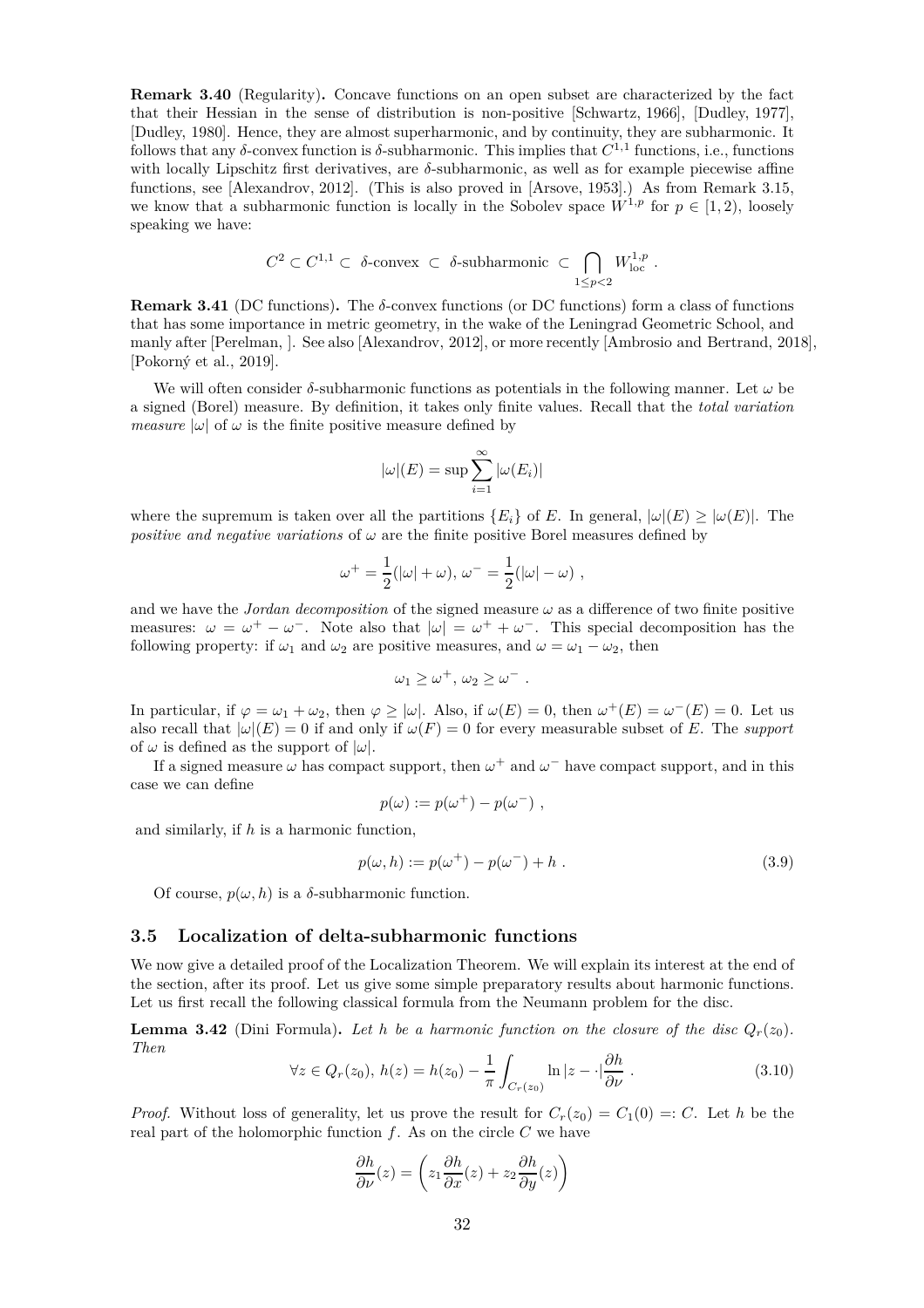**Remark 3.40** (Regularity)**.** Concave functions on an open subset are characterized by the fact that their Hessian in the sense of distribution is non-positive [Schwartz, 1966], [Dudley, 1977], [Dudley, 1980]. Hence, they are almost superharmonic, and by continuity, they are subharmonic. It follows that any $\delta$-convex function is $\delta$-subharmonic. This implies that $C^{1,1}$ functions, i.e., functions with locally Lipschitz first derivatives, are $\delta$-subharmonic, as well as for example piecewise affine functions, see [Alexandrov, 2012]. (This is also proved in [Arsove, 1953].) As from Remark 3.15, we know that a subharmonic function is locally in the Sobolev space $W^{1,p}$ for $p \in [1,2)$, loosely speaking we have:

$$C^2 \subset C^{1,1} \subset \delta\text{-convex} \subset \delta\text{-subharmonic} \subset \bigcap_{1 \leq p < 2} W^{1,p}_{\text{loc}} \ .$$

**Remark 3.41** (DC functions)**.** The $\delta$-convex functions (or DC functions) form a class of functions that has some importance in metric geometry, in the wake of the Leningrad Geometric School, and manly after [Perelman, ]. See also [Alexandrov, 2012], or more recently [Ambrosio and Bertrand, 2018], [Pokorný et al., 2019].

We will often consider $\delta$-subharmonic functions as potentials in the following manner. Let $\omega$ be a signed (Borel) measure. By definition, it takes only finite values. Recall that the *total variation measure* $|\omega|$ of $\omega$ is the finite positive measure defined by

$$|\omega|(E) = \sup \sum_{i=1}^{\infty} |\omega(E_i)|$$

where the supremum is taken over all the partitions $\{E_i\}$ of $E$. In general, $|\omega|(E) \geq |\omega(E)|$. The *positive and negative variations* of $\omega$ are the finite positive Borel measures defined by

$$\omega^+ = \frac{1}{2}(|\omega| + \omega),\ \omega^- = \frac{1}{2}(|\omega| - \omega)\ ,$$

and we have the *Jordan decomposition* of the signed measure $\omega$ as a difference of two finite positive measures: $\omega = \omega^+ - \omega^-$. Note also that $|\omega| = \omega^+ + \omega^-$. This special decomposition has the following property: if $\omega_1$ and $\omega_2$ are positive measures, and $\omega = \omega_1 - \omega_2$, then

$$\omega_1 \geq \omega^+,\ \omega_2 \geq \omega^-\ .$$

In particular, if $\varphi = \omega_1 + \omega_2$, then $\varphi \geq |\omega|$. Also, if $\omega(E) = 0$, then $\omega^+(E) = \omega^-(E) = 0$. Let us also recall that $|\omega|(E) = 0$ if and only if $\omega(F) = 0$ for every measurable subset of $E$. The *support* of $\omega$ is defined as the support of $|\omega|$.

If a signed measure $\omega$ has compact support, then $\omega^+$ and $\omega^-$ have compact support, and in this case we can define

$$p(\omega) := p(\omega^+) - p(\omega^-)\ ,$$

and similarly, if $h$ is a harmonic function,

$$p(\omega, h) := p(\omega^+) - p(\omega^-) + h\ . \tag{3.9}$$

Of course, $p(\omega, h)$ is a $\delta$-subharmonic function.

### 3.5 Localization of delta-subharmonic functions

We now give a detailed proof of the Localization Theorem. We will explain its interest at the end of the section, after its proof. Let us give some simple preparatory results about harmonic functions. Let us first recall the following classical formula from the Neumann problem for the disc.

**Lemma 3.42** (Dini Formula)**.** *Let $h$ be a harmonic function on the closure of the disc $Q_r(z_0)$. Then*

$$\forall z \in Q_r(z_0),\ h(z) = h(z_0) - \frac{1}{\pi}\int_{C_r(z_0)} \ln|z - \cdot|\frac{\partial h}{\partial \nu}\ . \tag{3.10}$$

*Proof.* Without loss of generality, let us prove the result for $C_r(z_0) = C_1(0) =: C$. Let $h$ be the real part of the holomorphic function $f$. As on the circle $C$ we have

$$\frac{\partial h}{\partial \nu}(z) = \left(z_1 \frac{\partial h}{\partial x}(z) + z_2 \frac{\partial h}{\partial y}(z)\right)$$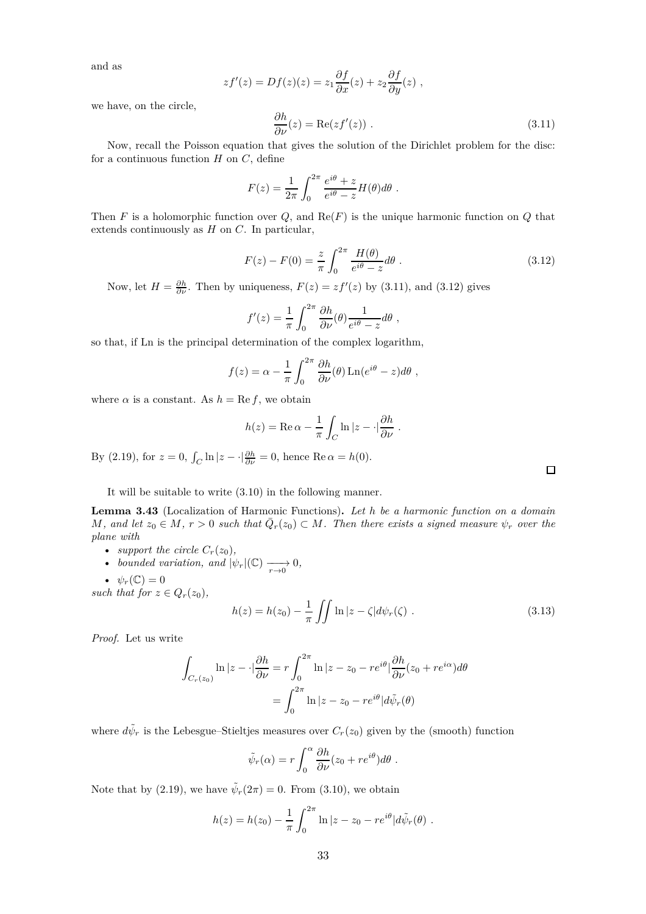and as

$$
zf'(z) = Df(z)(z) = z_1 \frac{\partial f}{\partial x}(z) + z_2 \frac{\partial f}{\partial y}(z) \ ,
$$

we have, on the circle,

$$
\frac{\partial h}{\partial \nu}(z) = \mathrm{Re}(zf'(z)) \ . \tag{3.11}
$$

Now, recall the Poisson equation that gives the solution of the Dirichlet problem for the disc: for a continuous function $H$ on $C$, define

$$
F(z) = \frac{1}{2\pi} \int_0^{2\pi} \frac{e^{i\theta} + z}{e^{i\theta} - z} H(\theta) d\theta \ .
$$

Then $F$ is a holomorphic function over $Q$, and $\mathrm{Re}(F)$ is the unique harmonic function on $Q$ that extends continuously as $H$ on $C$. In particular,

$$
F(z) - F(0) = \frac{z}{\pi} \int_0^{2\pi} \frac{H(\theta)}{e^{i\theta} - z} d\theta \ . \tag{3.12}
$$

Now, let $H = \frac{\partial h}{\partial \nu}$. Then by uniqueness, $F(z) = zf'(z)$ by (3.11), and (3.12) gives

$$
f'(z) = \frac{1}{\pi} \int_0^{2\pi} \frac{\partial h}{\partial \nu}(\theta) \frac{1}{e^{i\theta} - z} d\theta \ ,
$$

so that, if Ln is the principal determination of the complex logarithm,

$$
f(z) = \alpha - \frac{1}{\pi} \int_0^{2\pi} \frac{\partial h}{\partial \nu}(\theta) \, \mathrm{Ln}(e^{i\theta} - z) d\theta \ ,
$$

where $\alpha$ is a constant. As $h = \mathrm{Re}\, f$, we obtain

$$
h(z) = \mathrm{Re}\, \alpha - \frac{1}{\pi} \int_C \ln|z - \cdot| \frac{\partial h}{\partial \nu} \ .
$$

By (2.19), for $z = 0$, $\int_C \ln|z - \cdot| \frac{\partial h}{\partial \nu} = 0$, hence $\mathrm{Re}\, \alpha = h(0)$. ◻

It will be suitable to write (3.10) in the following manner.

**Lemma 3.43** (Localization of Harmonic Functions)**.** *Let $h$ be a harmonic function on a domain $M$, and let $z_0 \in M$, $r > 0$ such that $\bar{Q}_r(z_0) \subset M$. Then there exists a signed measure $\psi_r$ over the plane with*

- *support the circle $C_r(z_0)$,*
- *bounded variation, and $|\psi_r|(\mathbb{C}) \xrightarrow[r \to 0]{} 0$,*
- *$\psi_r(\mathbb{C}) = 0$*

*such that for $z \in Q_r(z_0)$,*

$$
h(z) = h(z_0) - \frac{1}{\pi} \iint \ln|z - \zeta| d\psi_r(\zeta) \ . \tag{3.13}
$$

*Proof.* Let us write

$$
\begin{aligned}
\int_{C_r(z_0)} \ln|z - \cdot| \frac{\partial h}{\partial \nu} &= r \int_0^{2\pi} \ln|z - z_0 - re^{i\theta}| \frac{\partial h}{\partial \nu}(z_0 + re^{i\alpha}) d\theta \\
&= \int_0^{2\pi} \ln|z - z_0 - re^{i\theta}| d\tilde{\psi}_r(\theta)
\end{aligned}
$$

where $d\tilde{\psi}_r$ is the Lebesgue–Stieltjes measures over $C_r(z_0)$ given by the (smooth) function

$$
\tilde{\psi}_r(\alpha) = r \int_0^{\alpha} \frac{\partial h}{\partial \nu}(z_0 + re^{i\theta}) d\theta \ .
$$

Note that by (2.19), we have $\tilde{\psi}_r(2\pi) = 0$. From (3.10), we obtain

$$
h(z) = h(z_0) - \frac{1}{\pi} \int_0^{2\pi} \ln|z - z_0 - re^{i\theta}| d\tilde{\psi}_r(\theta) \ .
$$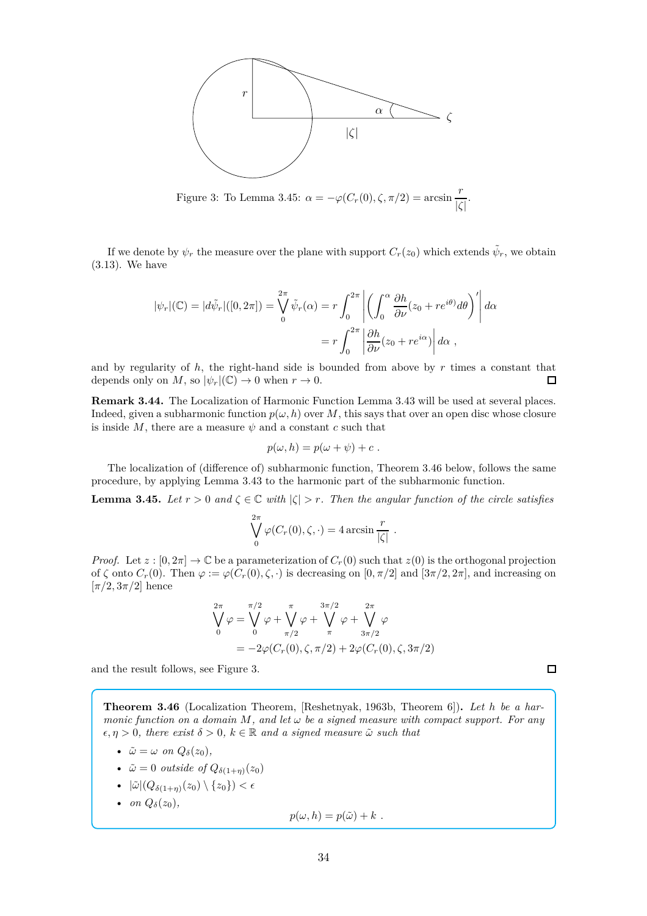Figure 3: To Lemma 3.45: $\alpha = -\varphi(C_r(0), \zeta, \pi/2) = \arcsin \dfrac{r}{|\zeta|}$.

If we denote by $\psi_r$ the measure over the plane with support $C_r(z_0)$ which extends $\tilde{\psi}_r$, we obtain (3.13). We have

$$|\psi_r|(\mathbb{C}) = |d\tilde{\psi}_r|([0, 2\pi]) = \bigvee_0^{2\pi} \tilde{\psi}_r(\alpha) = r \int_0^{2\pi} \left| \left( \int_0^{\alpha} \frac{\partial h}{\partial \nu}(z_0 + re^{i\theta}) d\theta \right)' \right| d\alpha$$

$$= r \int_0^{2\pi} \left| \frac{\partial h}{\partial \nu}(z_0 + re^{i\alpha}) \right| d\alpha \ ,$$

and by regularity of $h$, the right-hand side is bounded from above by $r$ times a constant that depends only on $M$, so $|\psi_r|(\mathbb{C}) \to 0$ when $r \to 0$. □

**Remark 3.44.** The Localization of Harmonic Function Lemma 3.43 will be used at several places. Indeed, given a subharmonic function $p(\omega, h)$ over $M$, this says that over an open disc whose closure is inside $M$, there are a measure $\psi$ and a constant $c$ such that

$$p(\omega, h) = p(\omega + \psi) + c \ .$$

The localization of (difference of) subharmonic function, Theorem 3.46 below, follows the same procedure, by applying Lemma 3.43 to the harmonic part of the subharmonic function.

**Lemma 3.45.** *Let $r > 0$ and $\zeta \in \mathbb{C}$ with $|\zeta| > r$. Then the angular function of the circle satisfies*

$$\bigvee_0^{2\pi} \varphi(C_r(0), \zeta, \cdot) = 4 \arcsin \frac{r}{|\zeta|} \ .$$

*Proof.* Let $z : [0, 2\pi] \to \mathbb{C}$ be a parameterization of $C_r(0)$ such that $z(0)$ is the orthogonal projection of $\zeta$ onto $C_r(0)$. Then $\varphi := \varphi(C_r(0), \zeta, \cdot)$ is decreasing on $[0, \pi/2]$ and $[3\pi/2, 2\pi]$, and increasing on $[\pi/2, 3\pi/2]$ hence

$$\bigvee_0^{2\pi} \varphi = \bigvee_0^{\pi/2} \varphi + \bigvee_{\pi/2}^{\pi} \varphi + \bigvee_{\pi}^{3\pi/2} \varphi + \bigvee_{3\pi/2}^{2\pi} \varphi$$

$$= -2\varphi(C_r(0), \zeta, \pi/2) + 2\varphi(C_r(0), \zeta, 3\pi/2)$$

and the result follows, see Figure 3. □

**Theorem 3.46** (Localization Theorem, [Reshetnyak, 1963b, Theorem 6])**.** *Let $h$ be a harmonic function on a domain $M$, and let $\omega$ be a signed measure with compact support. For any $\epsilon, \eta > 0$, there exist $\delta > 0$, $k \in \mathbb{R}$ and a signed measure $\tilde{\omega}$ such that*

- *$\tilde{\omega} = \omega$ on $Q_\delta(z_0)$,*
- *$\tilde{\omega} = 0$ outside of $Q_{\delta(1+\eta)}(z_0)$*
- *$|\tilde{\omega}|(Q_{\delta(1+\eta)}(z_0) \setminus \{z_0\}) < \epsilon$*
- *on $Q_\delta(z_0)$,*

$$p(\omega, h) = p(\tilde{\omega}) + k \ .$$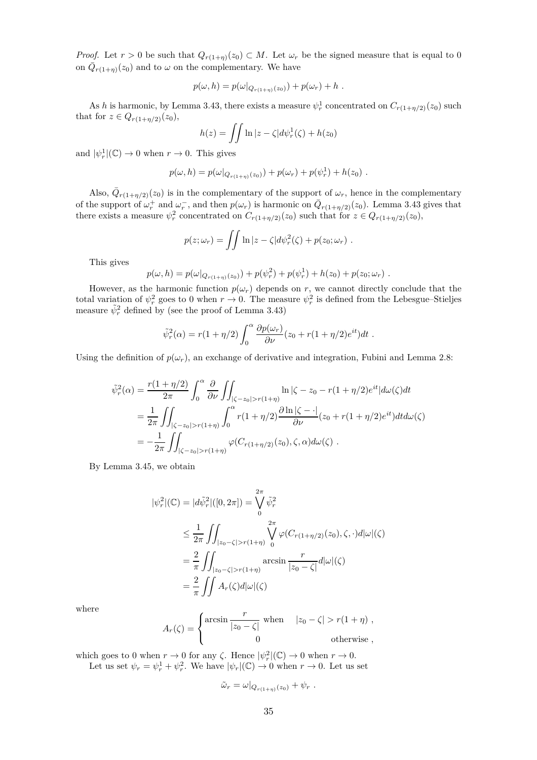*Proof.* Let $r > 0$ be such that $Q_{r(1+\eta)}(z_0) \subset M$. Let $\omega_r$ be the signed measure that is equal to 0 on $\bar{Q}_{r(1+\eta)}(z_0)$ and to $\omega$ on the complementary. We have

$$p(\omega, h) = p(\omega|_{Q_{r(1+\eta)}(z_0)}) + p(\omega_r) + h \ .$$

As $h$ is harmonic, by Lemma 3.43, there exists a measure $\psi_r^1$ concentrated on $C_{r(1+\eta/2)}(z_0)$ such that for $z \in Q_{r(1+\eta/2)}(z_0)$,

$$h(z) = \iint \ln|z - \zeta| d\psi_r^1(\zeta) + h(z_0)$$

and $|\psi_r^1|(\mathbb{C}) \to 0$ when $r \to 0$. This gives

$$p(\omega, h) = p(\omega|_{Q_{r(1+\eta)}(z_0)}) + p(\omega_r) + p(\psi_r^1) + h(z_0) \ .$$

Also, $\bar{Q}_{r(1+\eta/2)}(z_0)$ is in the complementary of the support of $\omega_r$, hence in the complementary of the support of $\omega_r^+$ and $\omega_r^-$, and then $p(\omega_r)$ is harmonic on $\bar{Q}_{r(1+\eta/2)}(z_0)$. Lemma 3.43 gives that there exists a measure $\psi_r^2$ concentrated on $C_{r(1+\eta/2)}(z_0)$ such that for $z \in Q_{r(1+\eta/2)}(z_0)$,

$$p(z; \omega_r) = \iint \ln|z - \zeta| d\psi_r^2(\zeta) + p(z_0; \omega_r) \ .$$

This gives

$$p(\omega, h) = p(\omega|_{Q_{r(1+\eta)}(z_0)}) + p(\psi_r^2) + p(\psi_r^1) + h(z_0) + p(z_0; \omega_r) \ .$$

However, as the harmonic function $p(\omega_r)$ depends on $r$, we cannot directly conclude that the total variation of $\psi_r^2$ goes to 0 when $r \to 0$. The measure $\psi_r^2$ is defined from the Lebesgue–Stieljes measure $\tilde{\psi}_r^2$ defined by (see the proof of Lemma 3.43)

$$\tilde{\psi}_r^2(\alpha) = r(1+\eta/2) \int_0^\alpha \frac{\partial p(\omega_r)}{\partial \nu}(z_0 + r(1+\eta/2)e^{it}) dt \ .$$

Using the definition of $p(\omega_r)$, an exchange of derivative and integration, Fubini and Lemma 2.8:

$$\begin{aligned}
\tilde{\psi}_r^2(\alpha) &= \frac{r(1+\eta/2)}{2\pi} \int_0^\alpha \frac{\partial}{\partial \nu} \iint_{|\zeta - z_0| > r(1+\eta)} \ln|\zeta - z_0 - r(1+\eta/2)e^{it}| d\omega(\zeta) dt \\
&= \frac{1}{2\pi} \iint_{|\zeta - z_0| > r(1+\eta)} \int_0^\alpha r(1+\eta/2) \frac{\partial \ln|\zeta - \cdot|}{\partial \nu}(z_0 + r(1+\eta/2)e^{it}) dt d\omega(\zeta) \\
&= -\frac{1}{2\pi} \iint_{|\zeta - z_0| > r(1+\eta)} \varphi(C_{r(1+\eta/2)}(z_0), \zeta, \alpha) d\omega(\zeta) \ .
\end{aligned}$$

By Lemma 3.45, we obtain

$$\begin{aligned}
|\psi_r^2|(\mathbb{C}) = |d\tilde{\psi}_r^2|([0, 2\pi]) &= \bigvee_0^{2\pi} \tilde{\psi}_r^2 \\
&\leq \frac{1}{2\pi} \iint_{|z_0 - \zeta| > r(1+\eta)} \bigvee_0^{2\pi} \varphi(C_{r(1+\eta/2)}(z_0), \zeta, \cdot) d|\omega|(\zeta) \\
&= \frac{2}{\pi} \iint_{|z_0 - \zeta| > r(1+\eta)} \arcsin \frac{r}{|z_0 - \zeta|} d|\omega|(\zeta) \\
&= \frac{2}{\pi} \iint A_r(\zeta) d|\omega|(\zeta)
\end{aligned}$$

where

$$A_r(\zeta) = \begin{cases} \arcsin \dfrac{r}{|z_0 - \zeta|} & \text{when} \quad |z_0 - \zeta| > r(1+\eta) \ , \\ 0 & \text{otherwise} \ , \end{cases}$$

which goes to 0 when $r \to 0$ for any $\zeta$. Hence $|\psi_r^2|(\mathbb{C}) \to 0$ when $r \to 0$.

Let us set $\psi_r = \psi_r^1 + \psi_r^2$. We have $|\psi_r|(\mathbb{C}) \to 0$ when $r \to 0$. Let us set

$$\tilde{\omega}_r = \omega|_{Q_{r(1+\eta)}(z_0)} + \psi_r \ .$$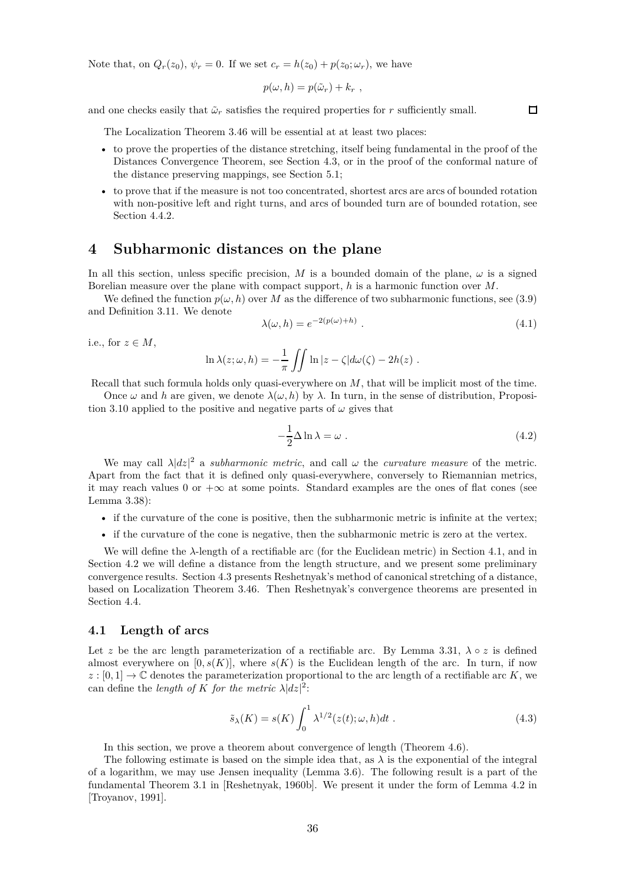Note that, on $Q_r(z_0)$, $\psi_r = 0$. If we set $c_r = h(z_0) + p(z_0; \omega_r)$, we have

$$p(\omega, h) = p(\tilde{\omega}_r) + k_r \ ,$$

and one checks easily that $\tilde{\omega}_r$ satisfies the required properties for $r$ sufficiently small. $\square$

The Localization Theorem 3.46 will be essential at at least two places:

- to prove the properties of the distance stretching, itself being fundamental in the proof of the Distances Convergence Theorem, see Section 4.3, or in the proof of the conformal nature of the distance preserving mappings, see Section 5.1;
- to prove that if the measure is not too concentrated, shortest arcs are arcs of bounded rotation with non-positive left and right turns, and arcs of bounded turn are of bounded rotation, see Section 4.4.2.

# 4 Subharmonic distances on the plane

In all this section, unless specific precision, $M$ is a bounded domain of the plane, $\omega$ is a signed Borelian measure over the plane with compact support, $h$ is a harmonic function over $M$.

We defined the function $p(\omega, h)$ over $M$ as the difference of two subharmonic functions, see (3.9) and Definition 3.11. We denote

$$\lambda(\omega, h) = e^{-2(p(\omega)+h)} \ . \tag{4.1}$$

i.e., for $z \in M$,

$$\ln \lambda(z; \omega, h) = -\frac{1}{\pi} \iint \ln |z - \zeta| d\omega(\zeta) - 2h(z) \ .$$

Recall that such formula holds only quasi-everywhere on $M$, that will be implicit most of the time.

Once $\omega$ and $h$ are given, we denote $\lambda(\omega, h)$ by $\lambda$. In turn, in the sense of distribution, Proposition 3.10 applied to the positive and negative parts of $\omega$ gives that

$$-\frac{1}{2}\Delta \ln \lambda = \omega \ . \tag{4.2}$$

We may call $\lambda |dz|^2$ a *subharmonic metric*, and call $\omega$ the *curvature measure* of the metric. Apart from the fact that it is defined only quasi-everywhere, conversely to Riemannian metrics, it may reach values 0 or $+\infty$ at some points. Standard examples are the ones of flat cones (see Lemma 3.38):

- if the curvature of the cone is positive, then the subharmonic metric is infinite at the vertex;
- if the curvature of the cone is negative, then the subharmonic metric is zero at the vertex.

We will define the $\lambda$-length of a rectifiable arc (for the Euclidean metric) in Section 4.1, and in Section 4.2 we will define a distance from the length structure, and we present some preliminary convergence results. Section 4.3 presents Reshetnyak's method of canonical stretching of a distance, based on Localization Theorem 3.46. Then Reshetnyak's convergence theorems are presented in Section 4.4.

## 4.1 Length of arcs

Let $z$ be the arc length parameterization of a rectifiable arc. By Lemma 3.31, $\lambda \circ z$ is defined almost everywhere on $[0, s(K)]$, where $s(K)$ is the Euclidean length of the arc. In turn, if now $z : [0, 1] \to \mathbb{C}$ denotes the parameterization proportional to the arc length of a rectifiable arc $K$, we can define the *length of $K$ for the metric $\lambda |dz|^2$*:

$$\tilde{s}_\lambda(K) = s(K) \int_0^1 \lambda^{1/2}(z(t); \omega, h) dt \ . \tag{4.3}$$

In this section, we prove a theorem about convergence of length (Theorem 4.6).

The following estimate is based on the simple idea that, as $\lambda$ is the exponential of the integral of a logarithm, we may use Jensen inequality (Lemma 3.6). The following result is a part of the fundamental Theorem 3.1 in [Reshetnyak, 1960b]. We present it under the form of Lemma 4.2 in [Troyanov, 1991].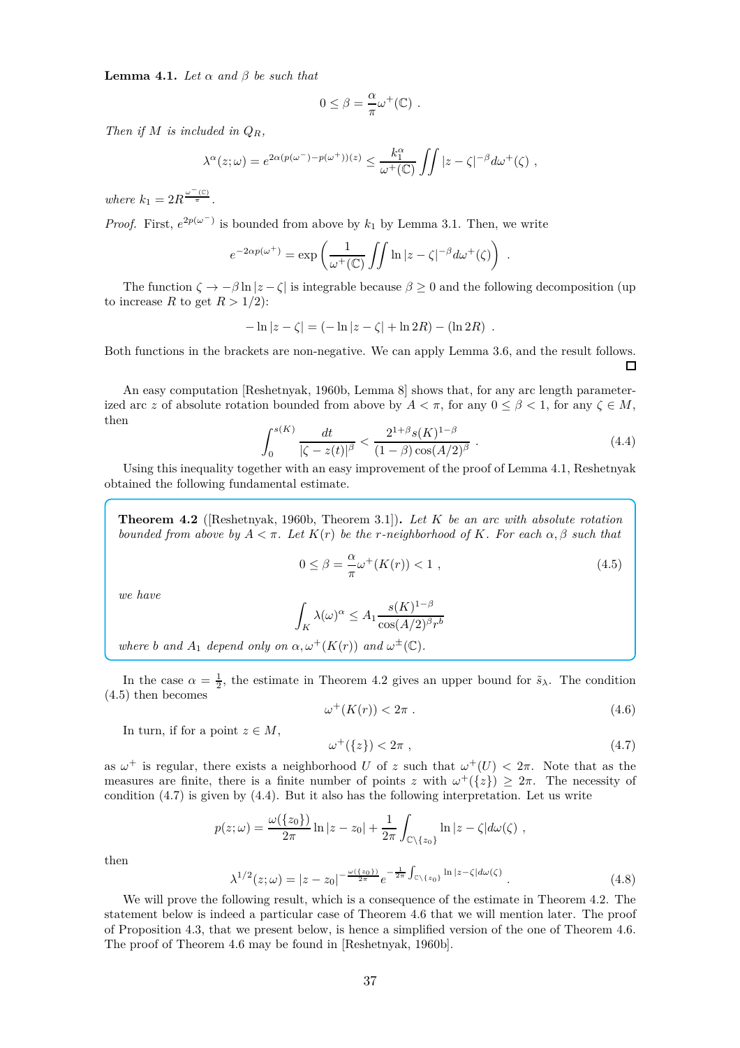**Lemma 4.1.** *Let $\alpha$ and $\beta$ be such that*

$$0 \leq \beta = \frac{\alpha}{\pi}\omega^+(\mathbb{C}) \ .$$

*Then if $M$ is included in $Q_R$,*

$$\lambda^\alpha(z;\omega) = e^{2\alpha(p(\omega^-)-p(\omega^+))(z)} \leq \frac{k_1^\alpha}{\omega^+(\mathbb{C})}\iint |z-\zeta|^{-\beta}d\omega^+(\zeta) \ ,$$

*where $k_1 = 2R^{\frac{\omega^-(\mathbb{C})}{\pi}}$.*

*Proof.* First, $e^{2p(\omega^-)}$ is bounded from above by $k_1$ by Lemma 3.1. Then, we write

$$e^{-2\alpha p(\omega^+)} = \exp\left(\frac{1}{\omega^+(\mathbb{C})}\iint \ln|z-\zeta|^{-\beta}d\omega^+(\zeta)\right) \ .$$

The function $\zeta \to -\beta \ln|z-\zeta|$ is integrable because $\beta \geq 0$ and the following decomposition (up to increase $R$ to get $R > 1/2$):

$$-\ln|z-\zeta| = (-\ln|z-\zeta| + \ln 2R) - (\ln 2R) \ .$$

Both functions in the brackets are non-negative. We can apply Lemma 3.6, and the result follows. ☐

An easy computation [Reshetnyak, 1960b, Lemma 8] shows that, for any arc length parameterized arc $z$ of absolute rotation bounded from above by $A < \pi$, for any $0 \leq \beta < 1$, for any $\zeta \in M$, then

$$\int_0^{s(K)} \frac{dt}{|\zeta - z(t)|^\beta} < \frac{2^{1+\beta}s(K)^{1-\beta}}{(1-\beta)\cos(A/2)^\beta} \ . \tag{4.4}$$

Using this inequality together with an easy improvement of the proof of Lemma 4.1, Reshetnyak obtained the following fundamental estimate.

**Theorem 4.2** ([Reshetnyak, 1960b, Theorem 3.1])**.** *Let $K$ be an arc with absolute rotation bounded from above by $A < \pi$. Let $K(r)$ be the $r$-neighborhood of $K$. For each $\alpha, \beta$ such that*

$$0 \leq \beta = \frac{\alpha}{\pi}\omega^+(K(r)) < 1 \ , \tag{4.5}$$

*we have*

$$\int_K \lambda(\omega)^\alpha \leq A_1 \frac{s(K)^{1-\beta}}{\cos(A/2)^\beta r^b}$$

*where $b$ and $A_1$ depend only on $\alpha, \omega^+(K(r))$ and $\omega^\pm(\mathbb{C})$.*

In the case $\alpha = \frac{1}{2}$, the estimate in Theorem 4.2 gives an upper bound for $\tilde{s}_\lambda$. The condition (4.5) then becomes

$$\omega^+(K(r)) < 2\pi \ . \tag{4.6}$$

In turn, if for a point $z \in M$,

$$\omega^+(\{z\}) < 2\pi \ , \tag{4.7}$$

as $\omega^+$ is regular, there exists a neighborhood $U$ of $z$ such that $\omega^+(U) < 2\pi$. Note that as the measures are finite, there is a finite number of points $z$ with $\omega^+(\{z\}) \geq 2\pi$. The necessity of condition (4.7) is given by (4.4). But it also has the following interpretation. Let us write

$$p(z;\omega) = \frac{\omega(\{z_0\})}{2\pi}\ln|z-z_0| + \frac{1}{2\pi}\int_{\mathbb{C}\setminus\{z_0\}} \ln|z-\zeta|d\omega(\zeta) \ ,$$

then

$$\lambda^{1/2}(z;\omega) = |z-z_0|^{-\frac{\omega(\{z_0\})}{2\pi}} e^{-\frac{1}{2\pi}\int_{\mathbb{C}\setminus\{z_0\}}\ln|z-\zeta|d\omega(\zeta)} \ . \tag{4.8}$$

We will prove the following result, which is a consequence of the estimate in Theorem 4.2. The statement below is indeed a particular case of Theorem 4.6 that we will mention later. The proof of Proposition 4.3, that we present below, is hence a simplified version of the one of Theorem 4.6. The proof of Theorem 4.6 may be found in [Reshetnyak, 1960b].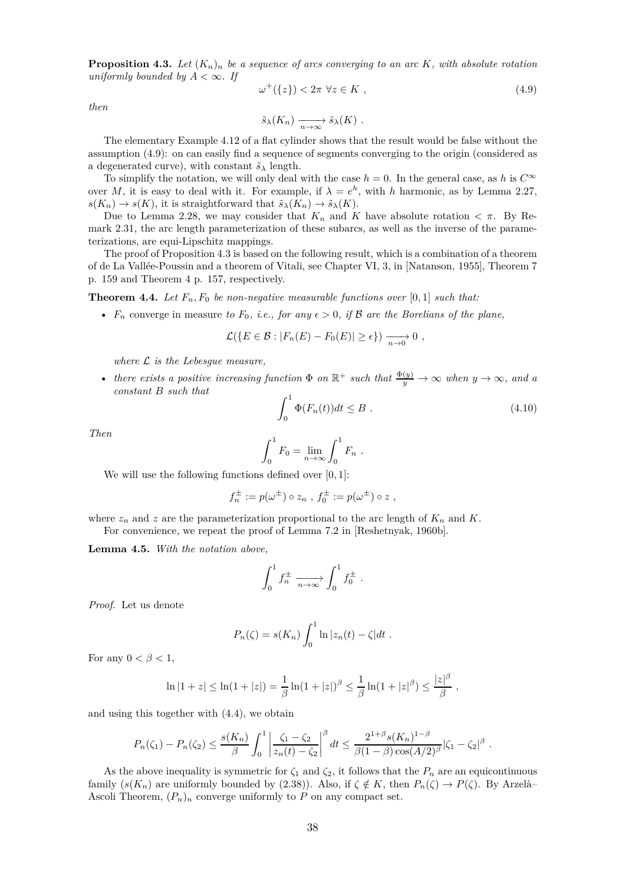**Proposition 4.3.** *Let $(K_n)_n$ be a sequence of arcs converging to an arc $K$, with absolute rotation uniformly bounded by $A < \infty$. If*

$$\omega^+(\{z\}) < 2\pi \ \forall z \in K \ , \tag{4.9}$$

*then*

$$\tilde{s}_\lambda(K_n) \xrightarrow[n\to\infty]{} \tilde{s}_\lambda(K) \ .$$

The elementary Example 4.12 of a flat cylinder shows that the result would be false without the assumption (4.9): on can easily find a sequence of segments converging to the origin (considered as a degenerated curve), with constant $\tilde{s}_\lambda$ length.

To simplify the notation, we will only deal with the case $h = 0$. In the general case, as $h$ is $C^\infty$ over $M$, it is easy to deal with it. For example, if $\lambda = e^h$, with $h$ harmonic, as by Lemma 2.27, $s(K_n) \to s(K)$, it is straightforward that $\tilde{s}_\lambda(K_n) \to \tilde{s}_\lambda(K)$.

Due to Lemma 2.28, we may consider that $K_n$ and $K$ have absolute rotation $< \pi$. By Remark 2.31, the arc length parameterization of these subarcs, as well as the inverse of the parameterizations, are equi-Lipschitz mappings.

The proof of Proposition 4.3 is based on the following result, which is a combination of a theorem of de La Vallée-Poussin and a theorem of Vitali, see Chapter VI, 3, in [Natanson, 1955], Theorem 7 p. 159 and Theorem 4 p. 157, respectively.

**Theorem 4.4.** *Let $F_n, F_0$ be non-negative measurable functions over $[0, 1]$ such that:*

- *$F_n$* converge in measure *to $F_0$, i.e., for any $\epsilon > 0$, if $\mathcal{B}$ are the Borelians of the plane,*

$$\mathcal{L}(\{E \in \mathcal{B} : |F_n(E) - F_0(E)| \geq \epsilon\}) \xrightarrow[n\to 0]{} 0 \ ,$$

*where $\mathcal{L}$ is the Lebesgue measure,*

- *there exists a positive increasing function $\Phi$ on $\mathbb{R}^+$ such that $\frac{\Phi(y)}{y} \to \infty$ when $y \to \infty$, and a constant $B$ such that*

$$\int_0^1 \Phi(F_n(t))dt \leq B \ . \tag{4.10}$$

*Then*

$$\int_0^1 F_0 = \lim_{n\to\infty} \int_0^1 F_n \ .$$

We will use the following functions defined over $[0, 1]$:

$$f_n^\pm := p(\omega^\pm) \circ z_n \ , \ f_0^\pm := p(\omega^\pm) \circ z \ ,$$

where $z_n$ and $z$ are the parameterization proportional to the arc length of $K_n$ and $K$.

For convenience, we repeat the proof of Lemma 7.2 in [Reshetnyak, 1960b].

**Lemma 4.5.** *With the notation above,*

$$\int_0^1 f_n^\pm \xrightarrow[n\to\infty]{} \int_0^1 f_0^\pm \ .$$

*Proof.* Let us denote

$$P_n(\zeta) = s(K_n) \int_0^1 \ln |z_n(t) - \zeta| dt \ .$$

For any $0 < \beta < 1$,

$$\ln |1 + z| \leq \ln(1 + |z|) = \frac{1}{\beta} \ln(1 + |z|)^\beta \leq \frac{1}{\beta} \ln(1 + |z|^\beta) \leq \frac{|z|^\beta}{\beta} \ ,$$

and using this together with (4.4), we obtain

$$P_n(\zeta_1) - P_n(\zeta_2) \leq \frac{s(K_n)}{\beta} \int_0^1 \left| \frac{\zeta_1 - \zeta_2}{z_n(t) - \zeta_2} \right|^\beta dt \leq \frac{2^{1+\beta} s(K_n)^{1-\beta}}{\beta(1-\beta)\cos(A/2)^\beta} |\zeta_1 - \zeta_2|^\beta \ .$$

As the above inequality is symmetric for $\zeta_1$ and $\zeta_2$, it follows that the $P_n$ are an equicontinuous family ($s(K_n)$ are uniformly bounded by (2.38)). Also, if $\zeta \notin K$, then $P_n(\zeta) \to P(\zeta)$. By Arzelà–Ascoli Theorem, $(P_n)_n$ converge uniformly to $P$ on any compact set.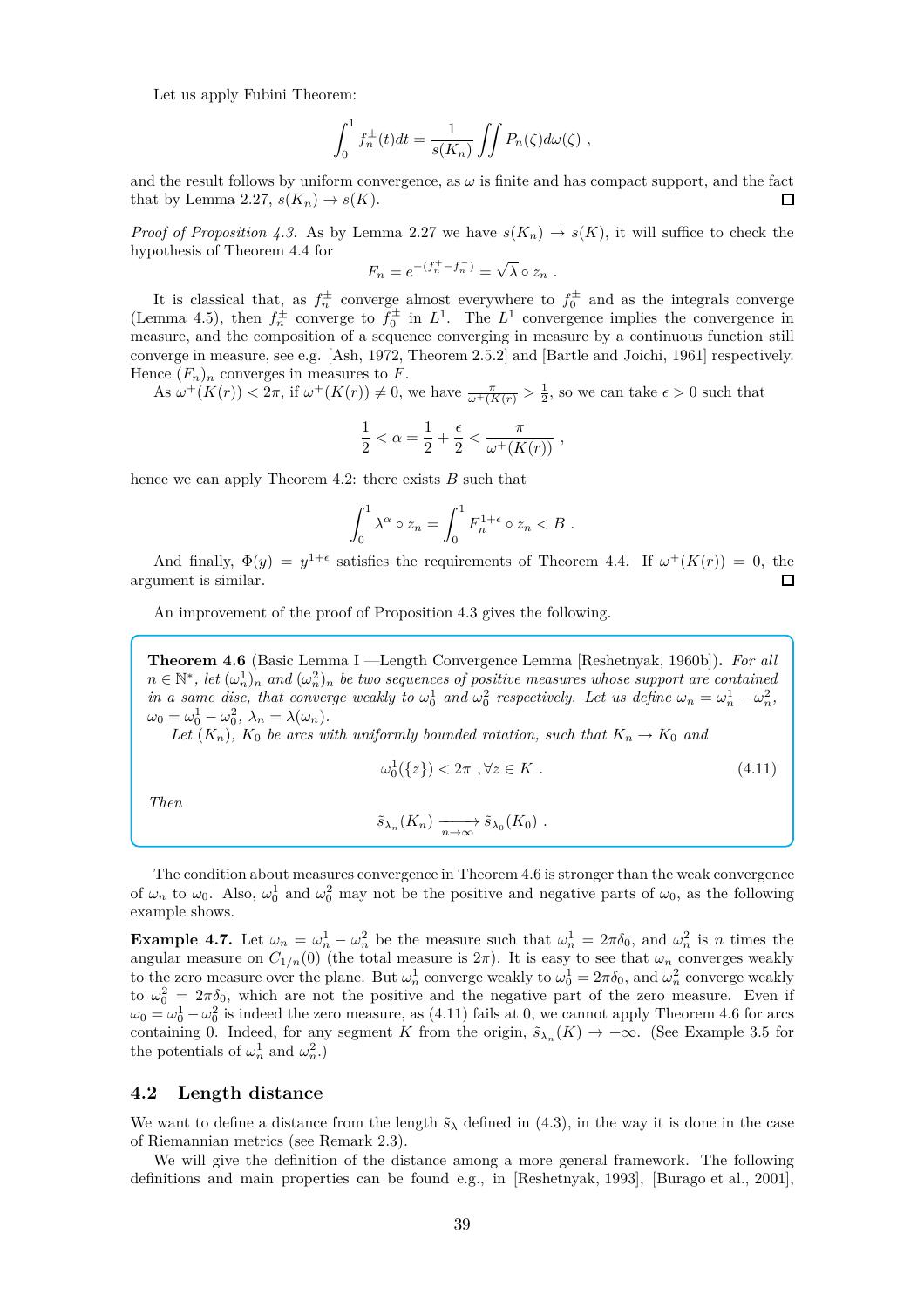Let us apply Fubini Theorem:

$$\int_0^1 f_n^{\pm}(t)dt = \frac{1}{s(K_n)} \iint P_n(\zeta) d\omega(\zeta) \ ,$$

and the result follows by uniform convergence, as $\omega$ is finite and has compact support, and the fact that by Lemma 2.27, $s(K_n) \to s(K)$. □

*Proof of Proposition 4.3.* As by Lemma 2.27 we have $s(K_n) \to s(K)$, it will suffice to check the hypothesis of Theorem 4.4 for

$$F_n = e^{-(f_n^+ - f_n^-)} = \sqrt{\lambda} \circ z_n \ .$$

It is classical that, as $f_n^{\pm}$ converge almost everywhere to $f_0^{\pm}$ and as the integrals converge (Lemma 4.5), then $f_n^{\pm}$ converge to $f_0^{\pm}$ in $L^1$. The $L^1$ convergence implies the convergence in measure, and the composition of a sequence converging in measure by a continuous function still converge in measure, see e.g. [Ash, 1972, Theorem 2.5.2] and [Bartle and Joichi, 1961] respectively. Hence $(F_n)_n$ converges in measures to $F$.

As $\omega^+(K(r)) < 2\pi$, if $\omega^+(K(r)) \neq 0$, we have $\frac{\pi}{\omega^+(K(r))} > \frac{1}{2}$, so we can take $\epsilon > 0$ such that

$$\frac{1}{2} < \alpha = \frac{1}{2} + \frac{\epsilon}{2} < \frac{\pi}{\omega^+(K(r))} \ ,$$

hence we can apply Theorem 4.2: there exists $B$ such that

$$\int_0^1 \lambda^{\alpha} \circ z_n = \int_0^1 F_n^{1+\epsilon} \circ z_n < B \ .$$

And finally, $\Phi(y) = y^{1+\epsilon}$ satisfies the requirements of Theorem 4.4. If $\omega^+(K(r)) = 0$, the argument is similar. □

An improvement of the proof of Proposition 4.3 gives the following.

**Theorem 4.6** (Basic Lemma I —Length Convergence Lemma [Reshetnyak, 1960b])**.** *For all $n \in \mathbb{N}^*$, let $(\omega_n^1)_n$ and $(\omega_n^2)_n$ be two sequences of positive measures whose support are contained in a same disc, that converge weakly to $\omega_0^1$ and $\omega_0^2$ respectively. Let us define $\omega_n = \omega_n^1 - \omega_n^2$, $\omega_0 = \omega_0^1 - \omega_0^2$, $\lambda_n = \lambda(\omega_n)$.*

*Let $(K_n)$, $K_0$ be arcs with uniformly bounded rotation, such that $K_n \to K_0$ and*

$$\omega_0^1(\{z\}) < 2\pi \ , \forall z \in K \ . \tag{4.11}$$

*Then*

$$\tilde{s}_{\lambda_n}(K_n) \xrightarrow[n\to\infty]{} \tilde{s}_{\lambda_0}(K_0) \ .$$

The condition about measures convergence in Theorem 4.6 is stronger than the weak convergence of $\omega_n$ to $\omega_0$. Also, $\omega_0^1$ and $\omega_0^2$ may not be the positive and negative parts of $\omega_0$, as the following example shows.

**Example 4.7.** Let $\omega_n = \omega_n^1 - \omega_n^2$ be the measure such that $\omega_n^1 = 2\pi\delta_0$, and $\omega_n^2$ is $n$ times the angular measure on $C_{1/n}(0)$ (the total measure is $2\pi$). It is easy to see that $\omega_n$ converges weakly to the zero measure over the plane. But $\omega_n^1$ converge weakly to $\omega_0^1 = 2\pi\delta_0$, and $\omega_n^2$ converge weakly to $\omega_0^2 = 2\pi\delta_0$, which are not the positive and the negative part of the zero measure. Even if $\omega_0 = \omega_0^1 - \omega_0^2$ is indeed the zero measure, as (4.11) fails at 0, we cannot apply Theorem 4.6 for arcs containing 0. Indeed, for any segment $K$ from the origin, $\tilde{s}_{\lambda_n}(K) \to +\infty$. (See Example 3.5 for the potentials of $\omega_n^1$ and $\omega_n^2$.)

## 4.2 Length distance

We want to define a distance from the length $\tilde{s}_\lambda$ defined in (4.3), in the way it is done in the case of Riemannian metrics (see Remark 2.3).

We will give the definition of the distance among a more general framework. The following definitions and main properties can be found e.g., in [Reshetnyak, 1993], [Burago et al., 2001],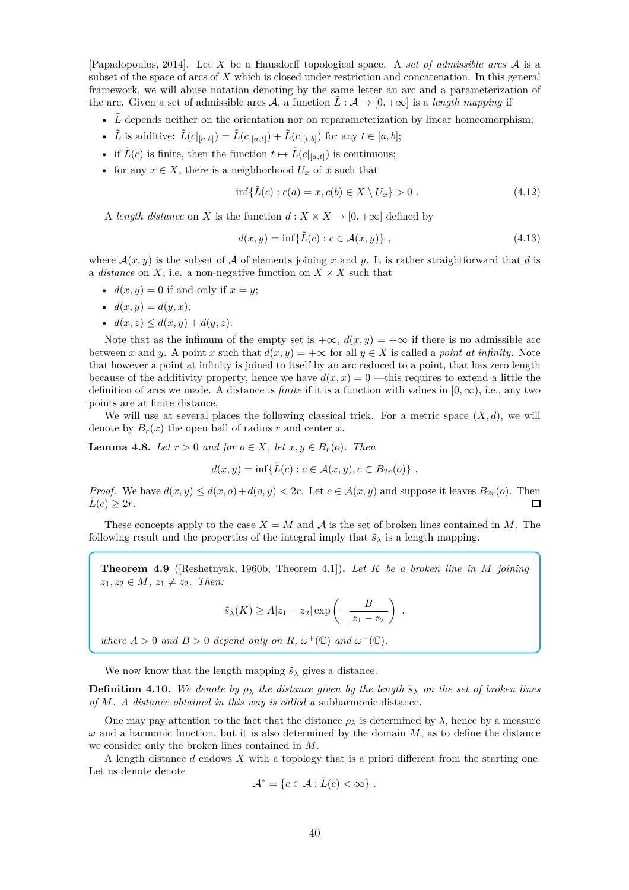[Papadopoulos, 2014]. Let $X$ be a Hausdorff topological space. A *set of admissible arcs* $\mathcal{A}$ is a subset of the space of arcs of $X$ which is closed under restriction and concatenation. In this general framework, we will abuse notation denoting by the same letter an arc and a parameterization of the arc. Given a set of admissible arcs $\mathcal{A}$, a function $\tilde{L}: \mathcal{A} \to [0, +\infty]$ is a *length mapping* if

- $\tilde{L}$ depends neither on the orientation nor on reparameterization by linear homeomorphism;
- $\tilde{L}$ is additive: $\tilde{L}(c|_{[a,b]}) = \tilde{L}(c|_{[a,t]}) + \tilde{L}(c|_{[t,b]})$ for any $t \in [a,b]$;
- if $\tilde{L}(c)$ is finite, then the function $t \mapsto \tilde{L}(c|_{[a,t]})$ is continuous;
- for any $x \in X$, there is a neighborhood $U_x$ of $x$ such that

$$\inf\{\tilde{L}(c) : c(a) = x, c(b) \in X \setminus U_x\} > 0 \ . \tag{4.12}$$

A *length distance* on $X$ is the function $d : X \times X \to [0, +\infty]$ defined by

$$d(x,y) = \inf\{\tilde{L}(c) : c \in \mathcal{A}(x,y)\} \ , \tag{4.13}$$

where $\mathcal{A}(x,y)$ is the subset of $\mathcal{A}$ of elements joining $x$ and $y$. It is rather straightforward that $d$ is a *distance* on $X$, i.e. a non-negative function on $X \times X$ such that

- $d(x,y) = 0$ if and only if $x = y$;
- $d(x,y) = d(y,x)$;
- $d(x,z) \leq d(x,y) + d(y,z)$.

Note that as the infimum of the empty set is $+\infty$, $d(x,y) = +\infty$ if there is no admissible arc between $x$ and $y$. A point $x$ such that $d(x,y) = +\infty$ for all $y \in X$ is called a *point at infinity*. Note that however a point at infinity is joined to itself by an arc reduced to a point, that has zero length because of the additivity property, hence we have $d(x,x) = 0$ —this requires to extend a little the definition of arcs we made. A distance is *finite* if it is a function with values in $[0, \infty)$, i.e., any two points are at finite distance.

We will use at several places the following classical trick. For a metric space $(X,d)$, we will denote by $B_r(x)$ the open ball of radius $r$ and center $x$.

**Lemma 4.8.** *Let $r > 0$ and for $o \in X$, let $x, y \in B_r(o)$. Then*

$$d(x,y) = \inf\{\tilde{L}(c) : c \in \mathcal{A}(x,y), c \subset B_{2r}(o)\} \ .$$

*Proof.* We have $d(x,y) \leq d(x,o) + d(o,y) < 2r$. Let $c \in \mathcal{A}(x,y)$ and suppose it leaves $B_{2r}(o)$. Then $\tilde{L}(c) \geq 2r$. □

These concepts apply to the case $X = M$ and $\mathcal{A}$ is the set of broken lines contained in $M$. The following result and the properties of the integral imply that $\tilde{s}_\lambda$ is a length mapping.

**Theorem 4.9** ([Reshetnyak, 1960b, Theorem 4.1])**.** *Let $K$ be a broken line in $M$ joining $z_1, z_2 \in M$, $z_1 \neq z_2$. Then:*

$$\tilde{s}_\lambda(K) \geq A|z_1 - z_2| \exp\left(-\frac{B}{|z_1 - z_2|}\right) \ ,$$

*where $A > 0$ and $B > 0$ depend only on $R$, $\omega^+(\mathbb{C})$ and $\omega^-(\mathbb{C})$.*

We now know that the length mapping $\tilde{s}_\lambda$ gives a distance.

**Definition 4.10.** *We denote by $\rho_\lambda$ the distance given by the length $\tilde{s}_\lambda$ on the set of broken lines of $M$. A distance obtained in this way is called a* subharmonic distance*.*

One may pay attention to the fact that the distance $\rho_\lambda$ is determined by $\lambda$, hence by a measure $\omega$ and a harmonic function, but it is also determined by the domain $M$, as to define the distance we consider only the broken lines contained in $M$.

A length distance $d$ endows $X$ with a topology that is a priori different from the starting one. Let us denote denote

$$\mathcal{A}^* = \{c \in \mathcal{A} : \tilde{L}(c) < \infty\} \ .$$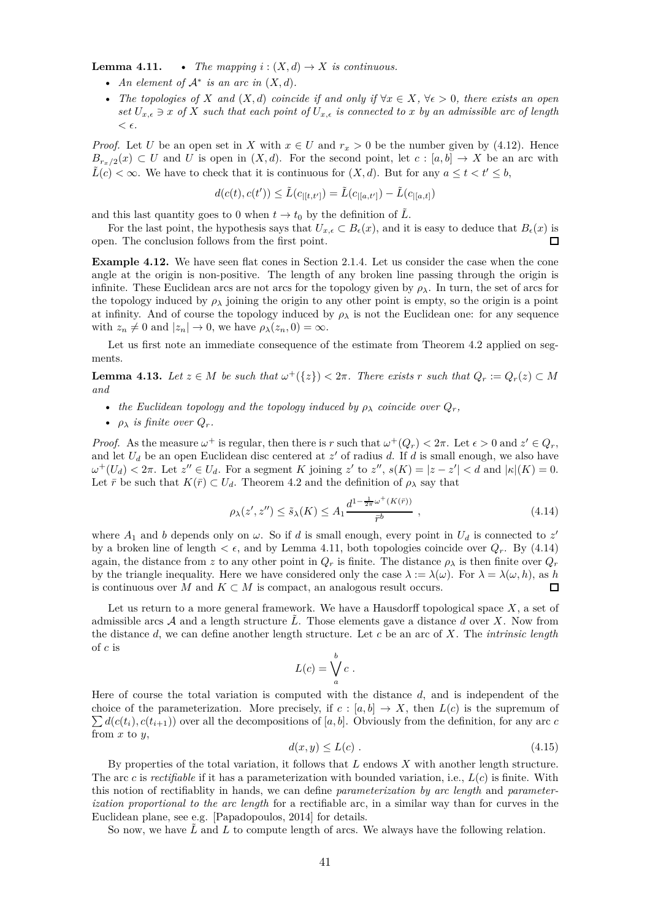**Lemma 4.11.**
- *The mapping $i : (X, d) \to X$ is continuous.*
- *An element of $\mathcal{A}^*$ is an arc in $(X, d)$.*
- *The topologies of $X$ and $(X, d)$ coincide if and only if $\forall x \in X$, $\forall \epsilon > 0$, there exists an open set $U_{x,\epsilon} \ni x$ of $X$ such that each point of $U_{x,\epsilon}$ is connected to $x$ by an admissible arc of length $< \epsilon$.*

*Proof.* Let $U$ be an open set in $X$ with $x \in U$ and $r_x > 0$ be the number given by (4.12). Hence $B_{r_x/2}(x) \subset U$ and $U$ is open in $(X, d)$. For the second point, let $c : [a, b] \to X$ be an arc with $\tilde{L}(c) < \infty$. We have to check that it is continuous for $(X, d)$. But for any $a \leq t < t' \leq b$,

$$d(c(t), c(t')) \leq \tilde{L}(c_{|[t,t']}) = \tilde{L}(c_{|[a,t']}) - \tilde{L}(c_{|[a,t]})$$

and this last quantity goes to 0 when $t \to t_0$ by the definition of $\tilde{L}$.

For the last point, the hypothesis says that $U_{x,\epsilon} \subset B_\epsilon(x)$, and it is easy to deduce that $B_\epsilon(x)$ is open. The conclusion follows from the first point. $\square$

**Example 4.12.** We have seen flat cones in Section 2.1.4. Let us consider the case when the cone angle at the origin is non-positive. The length of any broken line passing through the origin is infinite. These Euclidean arcs are not arcs for the topology given by $\rho_\lambda$. In turn, the set of arcs for the topology induced by $\rho_\lambda$ joining the origin to any other point is empty, so the origin is a point at infinity. And of course the topology induced by $\rho_\lambda$ is not the Euclidean one: for any sequence with $z_n \neq 0$ and $|z_n| \to 0$, we have $\rho_\lambda(z_n, 0) = \infty$.

Let us first note an immediate consequence of the estimate from Theorem 4.2 applied on segments.

**Lemma 4.13.** *Let $z \in M$ be such that $\omega^+(\{z\}) < 2\pi$. There exists $r$ such that $Q_r := Q_r(z) \subset M$ and*

- *the Euclidean topology and the topology induced by $\rho_\lambda$ coincide over $Q_r$,*
- *$\rho_\lambda$ is finite over $Q_r$.*

*Proof.* As the measure $\omega^+$ is regular, then there is $r$ such that $\omega^+(Q_r) < 2\pi$. Let $\epsilon > 0$ and $z' \in Q_r$, and let $U_d$ be an open Euclidean disc centered at $z'$ of radius $d$. If $d$ is small enough, we also have $\omega^+(U_d) < 2\pi$. Let $z'' \in U_d$. For a segment $K$ joining $z'$ to $z''$, $s(K) = |z - z'| < d$ and $|\kappa|(K) = 0$. Let $\bar{r}$ be such that $K(\bar{r}) \subset U_d$. Theorem 4.2 and the definition of $\rho_\lambda$ say that

$$\rho_\lambda(z', z'') \leq \tilde{s}_\lambda(K) \leq A_1 \frac{d^{1 - \frac{1}{2\pi}\omega^+(K(\bar{r}))}}{\bar{r}^b} , \tag{4.14}$$

where $A_1$ and $b$ depends only on $\omega$. So if $d$ is small enough, every point in $U_d$ is connected to $z'$ by a broken line of length $< \epsilon$, and by Lemma 4.11, both topologies coincide over $Q_r$. By (4.14) again, the distance from $z$ to any other point in $Q_r$ is finite. The distance $\rho_\lambda$ is then finite over $Q_r$ by the triangle inequality. Here we have considered only the case $\lambda := \lambda(\omega)$. For $\lambda = \lambda(\omega, h)$, as $h$ is continuous over $M$ and $K \subset M$ is compact, an analogous result occurs. $\square$

Let us return to a more general framework. We have a Hausdorff topological space $X$, a set of admissible arcs $\mathcal{A}$ and a length structure $\tilde{L}$. Those elements gave a distance $d$ over $X$. Now from the distance $d$, we can define another length structure. Let $c$ be an arc of $X$. The *intrinsic length* of $c$ is

$$L(c) = \bigvee_a^b c \ .$$

Here of course the total variation is computed with the distance $d$, and is independent of the choice of the parameterization. More precisely, if $c : [a, b] \to X$, then $L(c)$ is the supremum of $\sum d(c(t_i), c(t_{i+1}))$ over all the decompositions of $[a, b]$. Obviously from the definition, for any arc $c$ from $x$ to $y$,

$$d(x, y) \leq L(c) \ . \tag{4.15}$$

By properties of the total variation, it follows that $L$ endows $X$ with another length structure. The arc $c$ is *rectifiable* if it has a parameterization with bounded variation, i.e., $L(c)$ is finite. With this notion of rectifiablity in hands, we can define *parameterization by arc length* and *parameterization proportional to the arc length* for a rectifiable arc, in a similar way than for curves in the Euclidean plane, see e.g. [Papadopoulos, 2014] for details.

So now, we have $\tilde{L}$ and $L$ to compute length of arcs. We always have the following relation.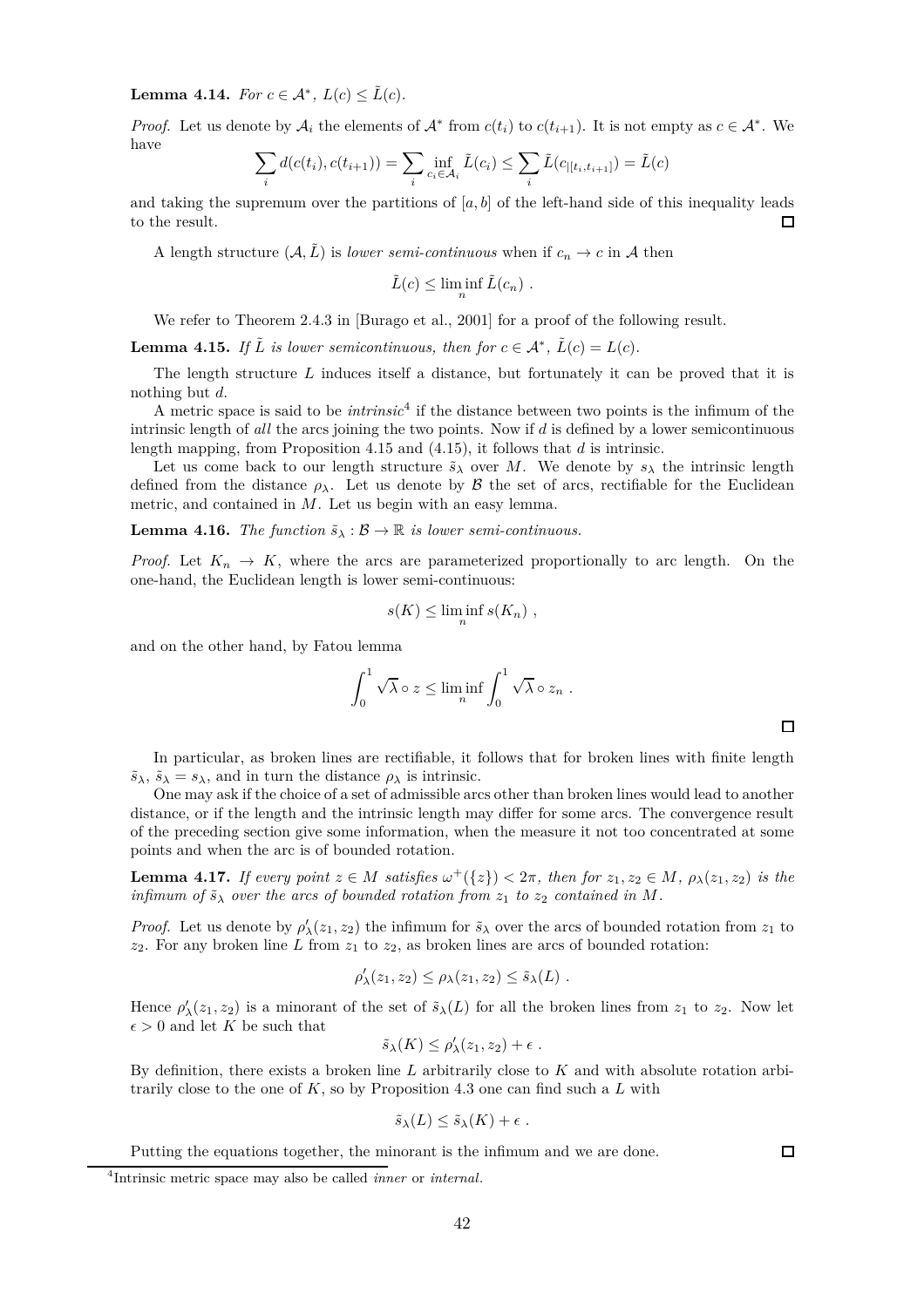**Lemma 4.14.** *For $c \in \mathcal{A}^*$, $L(c) \leq \tilde{L}(c)$.*

*Proof.* Let us denote by $\mathcal{A}_i$ the elements of $\mathcal{A}^*$ from $c(t_i)$ to $c(t_{i+1})$. It is not empty as $c \in \mathcal{A}^*$. We have

$$\sum_i d(c(t_i), c(t_{i+1})) = \sum_i \inf_{c_i \in \mathcal{A}_i} \tilde{L}(c_i) \leq \sum_i \tilde{L}(c_{|[t_i, t_{i+1}]}) = \tilde{L}(c)$$

and taking the supremum over the partitions of $[a, b]$ of the left-hand side of this inequality leads to the result. □

A length structure $(\mathcal{A}, \tilde{L})$ is *lower semi-continuous* when if $c_n \to c$ in $\mathcal{A}$ then

$$\tilde{L}(c) \leq \liminf_n \tilde{L}(c_n) \ .$$

We refer to Theorem 2.4.3 in [Burago et al., 2001] for a proof of the following result.

**Lemma 4.15.** *If $\tilde{L}$ is lower semicontinuous, then for $c \in \mathcal{A}^*$, $\tilde{L}(c) = L(c)$.*

The length structure $L$ induces itself a distance, but fortunately it can be proved that it is nothing but $d$.

A metric space is said to be *intrinsic*[4] if the distance between two points is the infimum of the intrinsic length of *all* the arcs joining the two points. Now if $d$ is defined by a lower semicontinuous length mapping, from Proposition 4.15 and (4.15), it follows that $d$ is intrinsic.

Let us come back to our length structure $\tilde{s}_\lambda$ over $M$. We denote by $s_\lambda$ the intrinsic length defined from the distance $\rho_\lambda$. Let us denote by $\mathcal{B}$ the set of arcs, rectifiable for the Euclidean metric, and contained in $M$. Let us begin with an easy lemma.

**Lemma 4.16.** *The function $\tilde{s}_\lambda : \mathcal{B} \to \mathbb{R}$ is lower semi-continuous.*

*Proof.* Let $K_n \to K$, where the arcs are parameterized proportionally to arc length. On the one-hand, the Euclidean length is lower semi-continuous:

$$s(K) \leq \liminf_n s(K_n) \ ,$$

and on the other hand, by Fatou lemma

$$\int_0^1 \sqrt{\lambda} \circ z \leq \liminf_n \int_0^1 \sqrt{\lambda} \circ z_n \ .$$

□

In particular, as broken lines are rectifiable, it follows that for broken lines with finite length $\tilde{s}_\lambda$, $\tilde{s}_\lambda = s_\lambda$, and in turn the distance $\rho_\lambda$ is intrinsic.

One may ask if the choice of a set of admissible arcs other than broken lines would lead to another distance, or if the length and the intrinsic length may differ for some arcs. The convergence result of the preceding section give some information, when the measure it not too concentrated at some points and when the arc is of bounded rotation.

**Lemma 4.17.** *If every point $z \in M$ satisfies $\omega^+(\{z\}) < 2\pi$, then for $z_1, z_2 \in M$, $\rho_\lambda(z_1, z_2)$ is the infimum of $\tilde{s}_\lambda$ over the arcs of bounded rotation from $z_1$ to $z_2$ contained in $M$.*

*Proof.* Let us denote by $\rho'_\lambda(z_1, z_2)$ the infimum for $\tilde{s}_\lambda$ over the arcs of bounded rotation from $z_1$ to $z_2$. For any broken line $L$ from $z_1$ to $z_2$, as broken lines are arcs of bounded rotation:

$$\rho'_\lambda(z_1, z_2) \leq \rho_\lambda(z_1, z_2) \leq \tilde{s}_\lambda(L) \ .$$

Hence $\rho'_\lambda(z_1, z_2)$ is a minorant of the set of $\tilde{s}_\lambda(L)$ for all the broken lines from $z_1$ to $z_2$. Now let $\epsilon > 0$ and let $K$ be such that

$$\tilde{s}_\lambda(K) \leq \rho'_\lambda(z_1, z_2) + \epsilon \ .$$

By definition, there exists a broken line $L$ arbitrarily close to $K$ and with absolute rotation arbitrarily close to the one of $K$, so by Proposition 4.3 one can find such a $L$ with

$$\tilde{s}_\lambda(L) \leq \tilde{s}_\lambda(K) + \epsilon \ .$$

Putting the equations together, the minorant is the infimum and we are done. □

---

[4] Intrinsic metric space may also be called *inner* or *internal*.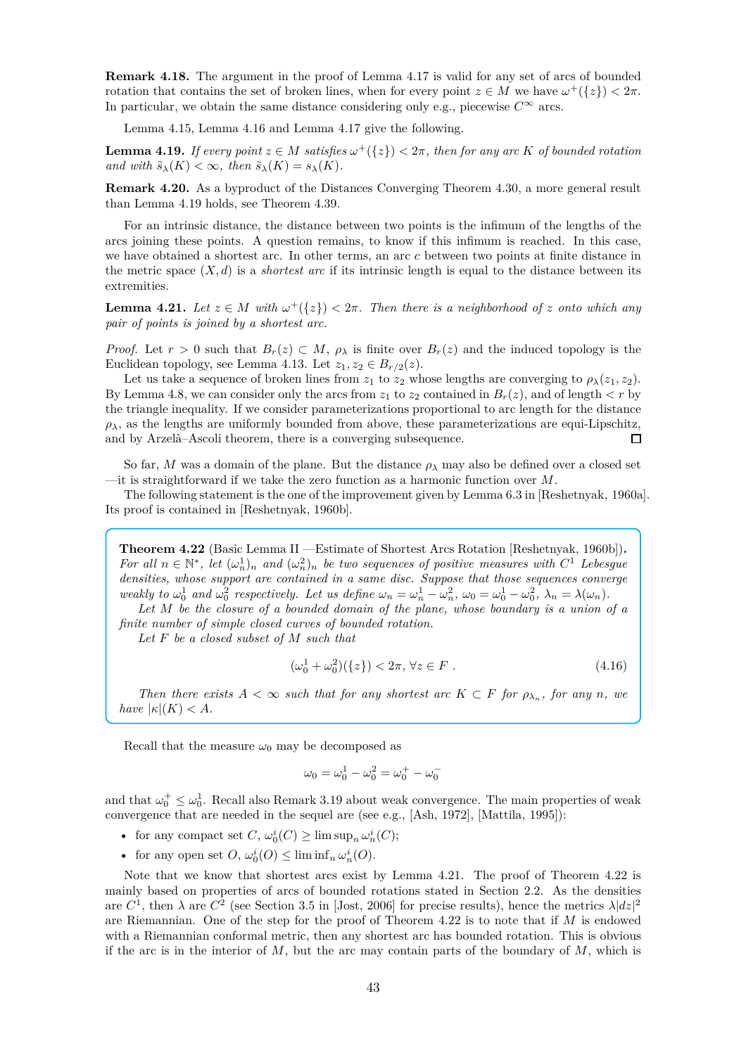**Remark 4.18.** The argument in the proof of Lemma 4.17 is valid for any set of arcs of bounded rotation that contains the set of broken lines, when for every point $z \in M$ we have $\omega^+(\{z\}) < 2\pi$. In particular, we obtain the same distance considering only e.g., piecewise $C^\infty$ arcs.

Lemma 4.15, Lemma 4.16 and Lemma 4.17 give the following.

**Lemma 4.19.** *If every point $z \in M$ satisfies $\omega^+(\{z\}) < 2\pi$, then for any arc $K$ of bounded rotation and with $\tilde{s}_\lambda(K) < \infty$, then $\tilde{s}_\lambda(K) = s_\lambda(K)$.*

**Remark 4.20.** As a byproduct of the Distances Converging Theorem 4.30, a more general result than Lemma 4.19 holds, see Theorem 4.39.

For an intrinsic distance, the distance between two points is the infimum of the lengths of the arcs joining these points. A question remains, to know if this infimum is reached. In this case, we have obtained a shortest arc. In other terms, an arc $c$ between two points at finite distance in the metric space $(X, d)$ is a *shortest arc* if its intrinsic length is equal to the distance between its extremities.

**Lemma 4.21.** *Let $z \in M$ with $\omega^+(\{z\}) < 2\pi$. Then there is a neighborhood of $z$ onto which any pair of points is joined by a shortest arc.*

*Proof.* Let $r > 0$ such that $B_r(z) \subset M$, $\rho_\lambda$ is finite over $B_r(z)$ and the induced topology is the Euclidean topology, see Lemma 4.13. Let $z_1, z_2 \in B_{r/2}(z)$.

Let us take a sequence of broken lines from $z_1$ to $z_2$ whose lengths are converging to $\rho_\lambda(z_1, z_2)$. By Lemma 4.8, we can consider only the arcs from $z_1$ to $z_2$ contained in $B_r(z)$, and of length $< r$ by the triangle inequality. If we consider parameterizations proportional to arc length for the distance $\rho_\lambda$, as the lengths are uniformly bounded from above, these parameterizations are equi-Lipschitz, and by Arzelà–Ascoli theorem, there is a converging subsequence. □

So far, $M$ was a domain of the plane. But the distance $\rho_\lambda$ may also be defined over a closed set —it is straightforward if we take the zero function as a harmonic function over $M$.

The following statement is the one of the improvement given by Lemma 6.3 in [Reshetnyak, 1960a]. Its proof is contained in [Reshetnyak, 1960b].

**Theorem 4.22** (Basic Lemma II —Estimate of Shortest Arcs Rotation [Reshetnyak, 1960b])**.** *For all $n \in \mathbb{N}^*$, let $(\omega_n^1)_n$ and $(\omega_n^2)_n$ be two sequences of positive measures with $C^1$ Lebesgue densities, whose support are contained in a same disc. Suppose that those sequences converge weakly to $\omega_0^1$ and $\omega_0^2$ respectively. Let us define $\omega_n = \omega_n^1 - \omega_n^2$, $\omega_0 = \omega_0^1 - \omega_0^2$, $\lambda_n = \lambda(\omega_n)$.*

*Let $M$ be the closure of a bounded domain of the plane, whose boundary is a union of a finite number of simple closed curves of bounded rotation.*

*Let $F$ be a closed subset of $M$ such that*

$$(\omega_0^1 + \omega_0^2)(\{z\}) < 2\pi, \forall z \in F\ . \tag{4.16}$$

*Then there exists $A < \infty$ such that for any shortest arc $K \subset F$ for $\rho_{\lambda_n}$, for any $n$, we have $|\kappa|(K) < A$.*

Recall that the measure $\omega_0$ may be decomposed as

$$\omega_0 = \omega_0^1 - \omega_0^2 = \omega_0^+ - \omega_0^-$$

and that $\omega_0^+ \leq \omega_0^1$. Recall also Remark 3.19 about weak convergence. The main properties of weak convergence that are needed in the sequel are (see e.g., [Ash, 1972], [Mattila, 1995]):

- for any compact set $C$, $\omega_0^i(C) \geq \limsup_n \omega_n^i(C)$;
- for any open set $O$, $\omega_0^i(O) \leq \liminf_n \omega_n^i(O)$.

Note that we know that shortest arcs exist by Lemma 4.21. The proof of Theorem 4.22 is mainly based on properties of arcs of bounded rotations stated in Section 2.2. As the densities are $C^1$, then $\lambda$ are $C^2$ (see Section 3.5 in [Jost, 2006] for precise results), hence the metrics $\lambda|dz|^2$ are Riemannian. One of the step for the proof of Theorem 4.22 is to note that if $M$ is endowed with a Riemannian conformal metric, then any shortest arc has bounded rotation. This is obvious if the arc is in the interior of $M$, but the arc may contain parts of the boundary of $M$, which is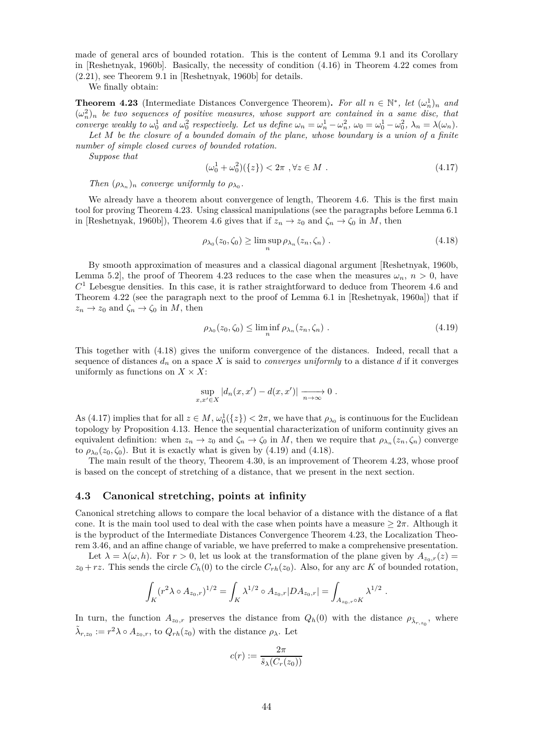made of general arcs of bounded rotation. This is the content of Lemma 9.1 and its Corollary in [Reshetnyak, 1960b]. Basically, the necessity of condition (4.16) in Theorem 4.22 comes from (2.21), see Theorem 9.1 in [Reshetnyak, 1960b] for details.

We finally obtain:

**Theorem 4.23** (Intermediate Distances Convergence Theorem)**.** *For all $n \in \mathbb{N}^*$, let $(\omega_n^1)_n$ and $(\omega_n^2)_n$ be two sequences of positive measures, whose support are contained in a same disc, that converge weakly to $\omega_0^1$ and $\omega_0^2$ respectively. Let us define $\omega_n = \omega_n^1 - \omega_n^2$, $\omega_0 = \omega_0^1 - \omega_0^2$, $\lambda_n = \lambda(\omega_n)$.*

*Let $M$ be the closure of a bounded domain of the plane, whose boundary is a union of a finite number of simple closed curves of bounded rotation.*

*Suppose that*

$$(\omega_0^1 + \omega_0^2)(\{z\}) < 2\pi \ , \forall z \in M \ . \tag{4.17}$$

*Then $(\rho_{\lambda_n})_n$ converge uniformly to $\rho_{\lambda_0}$.*

We already have a theorem about convergence of length, Theorem 4.6. This is the first main tool for proving Theorem 4.23. Using classical manipulations (see the paragraphs before Lemma 6.1 in [Reshetnyak, 1960b]), Theorem 4.6 gives that if $z_n \to z_0$ and $\zeta_n \to \zeta_0$ in $M$, then

$$\rho_{\lambda_0}(z_0, \zeta_0) \geq \limsup_n \rho_{\lambda_n}(z_n, \zeta_n) \ . \tag{4.18}$$

By smooth approximation of measures and a classical diagonal argument [Reshetnyak, 1960b, Lemma 5.2], the proof of Theorem 4.23 reduces to the case when the measures $\omega_n$, $n > 0$, have $C^1$ Lebesgue densities. In this case, it is rather straightforward to deduce from Theorem 4.6 and Theorem 4.22 (see the paragraph next to the proof of Lemma 6.1 in [Reshetnyak, 1960a]) that if $z_n \to z_0$ and $\zeta_n \to \zeta_0$ in $M$, then

$$\rho_{\lambda_0}(z_0, \zeta_0) \leq \liminf_n \rho_{\lambda_n}(z_n, \zeta_n) \ . \tag{4.19}$$

This together with (4.18) gives the uniform convergence of the distances. Indeed, recall that a sequence of distances $d_n$ on a space $X$ is said to *converges uniformly* to a distance $d$ if it converges uniformly as functions on $X \times X$:

$$\sup_{x,x' \in X} |d_n(x, x') - d(x, x')| \xrightarrow[n \to \infty]{} 0 \ .$$

As (4.17) implies that for all $z \in M$, $\omega_0^1(\{z\}) < 2\pi$, we have that $\rho_{\lambda_0}$ is continuous for the Euclidean topology by Proposition 4.13. Hence the sequential characterization of uniform continuity gives an equivalent definition: when $z_n \to z_0$ and $\zeta_n \to \zeta_0$ in $M$, then we require that $\rho_{\lambda_n}(z_n, \zeta_n)$ converge to $\rho_{\lambda_0}(z_0, \zeta_0)$. But it is exactly what is given by (4.19) and (4.18).

The main result of the theory, Theorem 4.30, is an improvement of Theorem 4.23, whose proof is based on the concept of stretching of a distance, that we present in the next section.

## 4.3 Canonical stretching, points at infinity

Canonical stretching allows to compare the local behavior of a distance with the distance of a flat cone. It is the main tool used to deal with the case when points have a measure $\geq 2\pi$. Although it is the byproduct of the Intermediate Distances Convergence Theorem 4.23, the Localization Theorem 3.46, and an affine change of variable, we have preferred to make a comprehensive presentation.

Let $\lambda = \lambda(\omega, h)$. For $r > 0$, let us look at the transformation of the plane given by $A_{z_0,r}(z) = z_0 + rz$. This sends the circle $C_h(0)$ to the circle $C_{rh}(z_0)$. Also, for any arc $K$ of bounded rotation,

$$\int_K (r^2 \lambda \circ A_{z_0,r})^{1/2} = \int_K \lambda^{1/2} \circ A_{z_0,r} |DA_{z_0,r}| = \int_{A_{z_0,r} \circ K} \lambda^{1/2} \ .$$

In turn, the function $A_{z_0,r}$ preserves the distance from $Q_h(0)$ with the distance $\rho_{\tilde{\lambda}_{r,z_0}}$, where $\tilde{\lambda}_{r,z_0} := r^2 \lambda \circ A_{z_0,r}$, to $Q_{rh}(z_0)$ with the distance $\rho_\lambda$. Let

$$c(r) := \frac{2\pi}{\tilde{s}_\lambda(C_r(z_0))}$$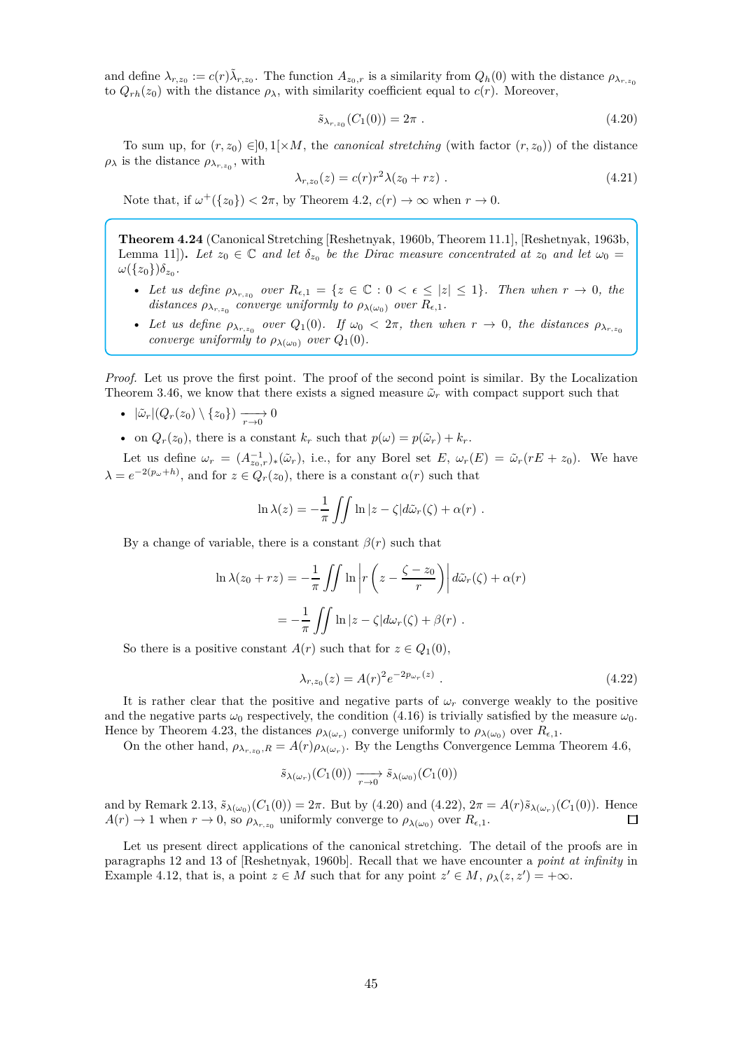and define $\lambda_{r,z_0} := c(r)\tilde{\lambda}_{r,z_0}$. The function $A_{z_0,r}$ is a similarity from $Q_h(0)$ with the distance $\rho_{\lambda_{r,z_0}}$ to $Q_{rh}(z_0)$ with the distance $\rho_\lambda$, with similarity coefficient equal to $c(r)$. Moreover,

$$\tilde{s}_{\lambda_{r,z_0}}(C_1(0)) = 2\pi \ . \tag{4.20}$$

To sum up, for $(r, z_0) \in ]0, 1[\times M$, the *canonical stretching* (with factor $(r, z_0)$) of the distance $\rho_\lambda$ is the distance $\rho_{\lambda_{r,z_0}}$, with

$$\lambda_{r,z_0}(z) = c(r)r^2\lambda(z_0 + rz) \ . \tag{4.21}$$

Note that, if $\omega^+(\{z_0\}) < 2\pi$, by Theorem 4.2, $c(r) \to \infty$ when $r \to 0$.

**Theorem 4.24** (Canonical Stretching [Reshetnyak, 1960b, Theorem 11.1], [Reshetnyak, 1963b, Lemma 11])**.** *Let $z_0 \in \mathbb{C}$ and let $\delta_{z_0}$ be the Dirac measure concentrated at $z_0$ and let $\omega_0 = \omega(\{z_0\})\delta_{z_0}$.*

- *Let us define $\rho_{\lambda_{r,z_0}}$ over $R_{\epsilon,1} = \{z \in \mathbb{C} : 0 < \epsilon \leq |z| \leq 1\}$. Then when $r \to 0$, the distances $\rho_{\lambda_{r,z_0}}$ converge uniformly to $\rho_{\lambda(\omega_0)}$ over $R_{\epsilon,1}$.*
- *Let us define $\rho_{\lambda_{r,z_0}}$ over $Q_1(0)$. If $\omega_0 < 2\pi$, then when $r \to 0$, the distances $\rho_{\lambda_{r,z_0}}$ converge uniformly to $\rho_{\lambda(\omega_0)}$ over $Q_1(0)$.*

*Proof.* Let us prove the first point. The proof of the second point is similar. By the Localization Theorem 3.46, we know that there exists a signed measure $\tilde{\omega}_r$ with compact support such that

- $|\tilde{\omega}_r|(Q_r(z_0) \setminus \{z_0\}) \underset{r\to 0}{\longrightarrow} 0$
- on $Q_r(z_0)$, there is a constant $k_r$ such that $p(\omega) = p(\tilde{\omega}_r) + k_r$.

Let us define $\omega_r = (A^{-1}_{z_0,r})_*(\tilde{\omega}_r)$, i.e., for any Borel set $E$, $\omega_r(E) = \tilde{\omega}_r(rE + z_0)$. We have $\lambda = e^{-2(p_\omega + h)}$, and for $z \in Q_r(z_0)$, there is a constant $\alpha(r)$ such that

$$\ln \lambda(z) = -\frac{1}{\pi} \iint \ln |z - \zeta| d\tilde{\omega}_r(\zeta) + \alpha(r) \ .$$

By a change of variable, there is a constant $\beta(r)$ such that

$$\begin{aligned}
\ln \lambda(z_0 + rz) &= -\frac{1}{\pi} \iint \ln \left| r\left(z - \frac{\zeta - z_0}{r}\right)\right| d\tilde{\omega}_r(\zeta) + \alpha(r) \\
&= -\frac{1}{\pi} \iint \ln |z - \zeta| d\omega_r(\zeta) + \beta(r) \ .
\end{aligned}$$

So there is a positive constant $A(r)$ such that for $z \in Q_1(0)$,

$$\lambda_{r,z_0}(z) = A(r)^2 e^{-2p_{\omega_r}(z)} \ . \tag{4.22}$$

It is rather clear that the positive and negative parts of $\omega_r$ converge weakly to the positive and the negative parts $\omega_0$ respectively, the condition (4.16) is trivially satisfied by the measure $\omega_0$. Hence by Theorem 4.23, the distances $\rho_{\lambda(\omega_r)}$ converge uniformly to $\rho_{\lambda(\omega_0)}$ over $R_{\epsilon,1}$.

On the other hand, $\rho_{\lambda_{r,z_0},R} = A(r)\rho_{\lambda(\omega_r)}$. By the Lengths Convergence Lemma Theorem 4.6,

$$\tilde{s}_{\lambda(\omega_r)}(C_1(0)) \underset{r\to 0}{\longrightarrow} \tilde{s}_{\lambda(\omega_0)}(C_1(0))$$

and by Remark 2.13, $\tilde{s}_{\lambda(\omega_0)}(C_1(0)) = 2\pi$. But by (4.20) and (4.22), $2\pi = A(r)\tilde{s}_{\lambda(\omega_r)}(C_1(0))$. Hence $A(r) \to 1$ when $r \to 0$, so $\rho_{\lambda_{r,z_0}}$ uniformly converge to $\rho_{\lambda(\omega_0)}$ over $R_{\epsilon,1}$. ☐

Let us present direct applications of the canonical stretching. The detail of the proofs are in paragraphs 12 and 13 of [Reshetnyak, 1960b]. Recall that we have encounter a *point at infinity* in Example 4.12, that is, a point $z \in M$ such that for any point $z' \in M$, $\rho_\lambda(z, z') = +\infty$.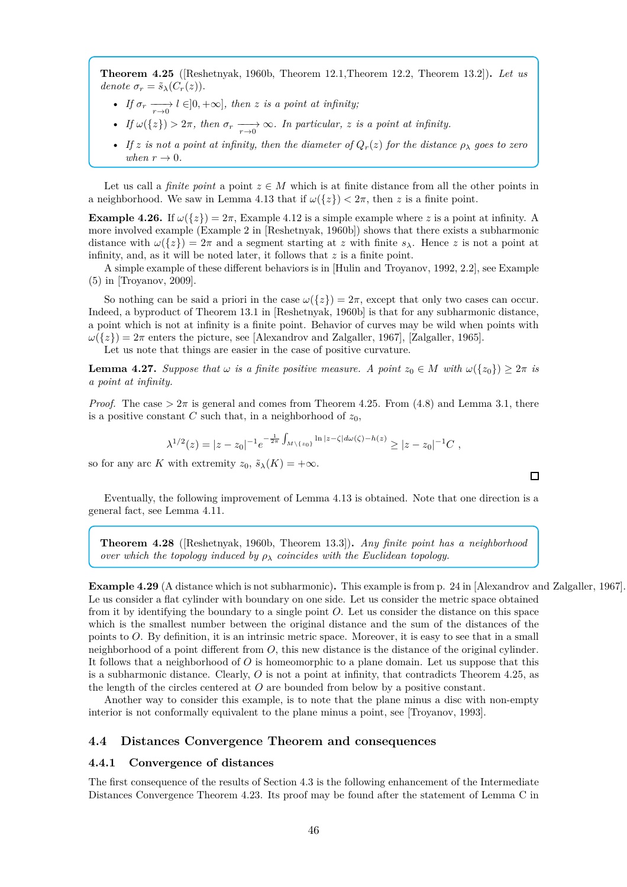**Theorem 4.25** ([Reshetnyak, 1960b, Theorem 12.1,Theorem 12.2, Theorem 13.2])**.** *Let us denote $\sigma_r = \tilde{s}_\lambda(C_r(z))$.*

- *If $\sigma_r \xrightarrow[r\to 0]{} l \in ]0,+\infty]$, then $z$ is a point at infinity;*
- *If $\omega(\{z\}) > 2\pi$, then $\sigma_r \xrightarrow[r\to 0]{} \infty$. In particular, $z$ is a point at infinity.*
- *If $z$ is not a point at infinity, then the diameter of $Q_r(z)$ for the distance $\rho_\lambda$ goes to zero when $r \to 0$.*

Let us call a *finite point* a point $z \in M$ which is at finite distance from all the other points in a neighborhood. We saw in Lemma 4.13 that if $\omega(\{z\}) < 2\pi$, then $z$ is a finite point.

**Example 4.26.** If $\omega(\{z\}) = 2\pi$, Example 4.12 is a simple example where $z$ is a point at infinity. A more involved example (Example 2 in [Reshetnyak, 1960b]) shows that there exists a subharmonic distance with $\omega(\{z\}) = 2\pi$ and a segment starting at $z$ with finite $s_\lambda$. Hence $z$ is not a point at infinity, and, as it will be noted later, it follows that $z$ is a finite point.

A simple example of these different behaviors is in [Hulin and Troyanov, 1992, 2.2], see Example (5) in [Troyanov, 2009].

So nothing can be said a priori in the case $\omega(\{z\}) = 2\pi$, except that only two cases can occur. Indeed, a byproduct of Theorem 13.1 in [Reshetnyak, 1960b] is that for any subharmonic distance, a point which is not at infinity is a finite point. Behavior of curves may be wild when points with $\omega(\{z\}) = 2\pi$ enters the picture, see [Alexandrov and Zalgaller, 1967], [Zalgaller, 1965].

Let us note that things are easier in the case of positive curvature.

**Lemma 4.27.** *Suppose that $\omega$ is a finite positive measure. A point $z_0 \in M$ with $\omega(\{z_0\}) \geq 2\pi$ is a point at infinity.*

*Proof.* The case $> 2\pi$ is general and comes from Theorem 4.25. From (4.8) and Lemma 3.1, there is a positive constant $C$ such that, in a neighborhood of $z_0$,

$$\lambda^{1/2}(z) = |z - z_0|^{-1} e^{-\frac{1}{2\pi}\int_{M\setminus\{z_0\}} \ln|z-\zeta| d\omega(\zeta) - h(z)} \geq |z - z_0|^{-1} C \ ,$$

so for any arc $K$ with extremity $z_0$, $\tilde{s}_\lambda(K) = +\infty$. □

Eventually, the following improvement of Lemma 4.13 is obtained. Note that one direction is a general fact, see Lemma 4.11.

**Theorem 4.28** ([Reshetnyak, 1960b, Theorem 13.3])**.** *Any finite point has a neighborhood over which the topology induced by $\rho_\lambda$ coincides with the Euclidean topology.*

**Example 4.29** (A distance which is not subharmonic)**.** This example is from p. 24 in [Alexandrov and Zalgaller, 1967]. Le us consider a flat cylinder with boundary on one side. Let us consider the space obtained from it by identifying the boundary to a single point $O$. Let us consider the distance on this space which is the smallest number between the original distance and the sum of the distances of the points to $O$. By definition, it is an intrinsic metric space. Moreover, it is easy to see that in a small neighborhood of a point different from $O$, this new distance is the distance of the original cylinder. It follows that a neighborhood of $O$ is homeomorphic to a plane domain. Let us suppose that this is a subharmonic distance. Clearly, $O$ is not a point at infinity, that contradicts Theorem 4.25, as the length of the circles centered at $O$ are bounded from below by a positive constant.

Another way to consider this example, is to note that the plane minus a disc with non-empty interior is not conformally equivalent to the plane minus a point, see [Troyanov, 1993].

## 4.4 Distances Convergence Theorem and consequences

### 4.4.1 Convergence of distances

The first consequence of the results of Section 4.3 is the following enhancement of the Intermediate Distances Convergence Theorem 4.23. Its proof may be found after the statement of Lemma C in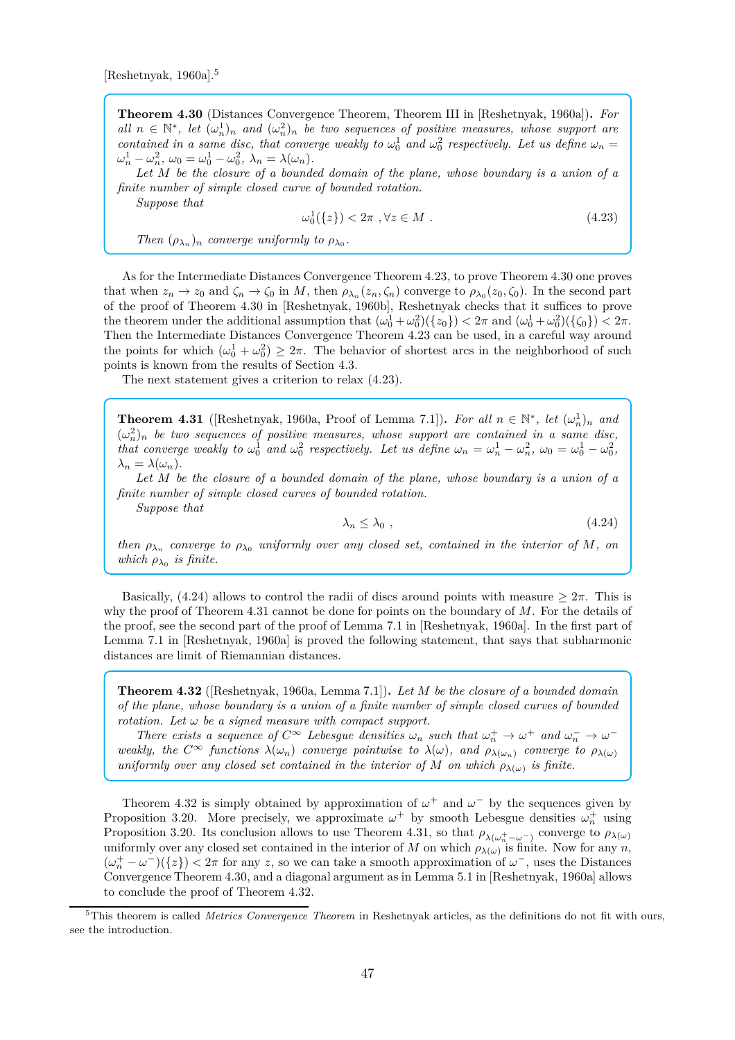[Reshetnyak, 1960a].[5]

**Theorem 4.30** (Distances Convergence Theorem, Theorem III in [Reshetnyak, 1960a])**.** *For all $n \in \mathbb{N}^*$, let $(\omega_n^1)_n$ and $(\omega_n^2)_n$ be two sequences of positive measures, whose support are contained in a same disc, that converge weakly to $\omega_0^1$ and $\omega_0^2$ respectively. Let us define $\omega_n = \omega_n^1 - \omega_n^2$, $\omega_0 = \omega_0^1 - \omega_0^2$, $\lambda_n = \lambda(\omega_n)$.*

*Let $M$ be the closure of a bounded domain of the plane, whose boundary is a union of a finite number of simple closed curve of bounded rotation.*

*Suppose that*

$$\omega_0^1(\{z\}) < 2\pi \ , \forall z \in M \ . \tag{4.23}$$

*Then $(\rho_{\lambda_n})_n$ converge uniformly to $\rho_{\lambda_0}$.*

As for the Intermediate Distances Convergence Theorem 4.23, to prove Theorem 4.30 one proves that when $z_n \to z_0$ and $\zeta_n \to \zeta_0$ in $M$, then $\rho_{\lambda_n}(z_n, \zeta_n)$ converge to $\rho_{\lambda_0}(z_0, \zeta_0)$. In the second part of the proof of Theorem 4.30 in [Reshetnyak, 1960b], Reshetnyak checks that it suffices to prove the theorem under the additional assumption that $(\omega_0^1 + \omega_0^2)(\{z_0\}) < 2\pi$ and $(\omega_0^1 + \omega_0^2)(\{\zeta_0\}) < 2\pi$. Then the Intermediate Distances Convergence Theorem 4.23 can be used, in a careful way around the points for which $(\omega_0^1 + \omega_0^2) \geq 2\pi$. The behavior of shortest arcs in the neighborhood of such points is known from the results of Section 4.3.

The next statement gives a criterion to relax (4.23).

**Theorem 4.31** ([Reshetnyak, 1960a, Proof of Lemma 7.1])**.** *For all $n \in \mathbb{N}^*$, let $(\omega_n^1)_n$ and $(\omega_n^2)_n$ be two sequences of positive measures, whose support are contained in a same disc, that converge weakly to $\omega_0^1$ and $\omega_0^2$ respectively. Let us define $\omega_n = \omega_n^1 - \omega_n^2$, $\omega_0 = \omega_0^1 - \omega_0^2$, $\lambda_n = \lambda(\omega_n)$.*

*Let $M$ be the closure of a bounded domain of the plane, whose boundary is a union of a finite number of simple closed curves of bounded rotation.*

*Suppose that*

$$\lambda_n \leq \lambda_0 \ , \tag{4.24}$$

*then $\rho_{\lambda_n}$ converge to $\rho_{\lambda_0}$ uniformly over any closed set, contained in the interior of $M$, on which $\rho_{\lambda_0}$ is finite.*

Basically, (4.24) allows to control the radii of discs around points with measure $\geq 2\pi$. This is why the proof of Theorem 4.31 cannot be done for points on the boundary of $M$. For the details of the proof, see the second part of the proof of Lemma 7.1 in [Reshetnyak, 1960a]. In the first part of Lemma 7.1 in [Reshetnyak, 1960a] is proved the following statement, that says that subharmonic distances are limit of Riemannian distances.

**Theorem 4.32** ([Reshetnyak, 1960a, Lemma 7.1])**.** *Let $M$ be the closure of a bounded domain of the plane, whose boundary is a union of a finite number of simple closed curves of bounded rotation. Let $\omega$ be a signed measure with compact support.*

*There exists a sequence of $C^\infty$ Lebesgue densities $\omega_n$ such that $\omega_n^+ \to \omega^+$ and $\omega_n^- \to \omega^-$ weakly, the $C^\infty$ functions $\lambda(\omega_n)$ converge pointwise to $\lambda(\omega)$, and $\rho_{\lambda(\omega_n)}$ converge to $\rho_{\lambda(\omega)}$ uniformly over any closed set contained in the interior of $M$ on which $\rho_{\lambda(\omega)}$ is finite.*

Theorem 4.32 is simply obtained by approximation of $\omega^+$ and $\omega^-$ by the sequences given by Proposition 3.20. More precisely, we approximate $\omega^+$ by smooth Lebesgue densities $\omega_n^+$ using Proposition 3.20. Its conclusion allows to use Theorem 4.31, so that $\rho_{\lambda(\omega_n^+ - \omega^-)}$ converge to $\rho_{\lambda(\omega)}$ uniformly over any closed set contained in the interior of $M$ on which $\rho_{\lambda(\omega)}$ is finite. Now for any $n$, $(\omega_n^+ - \omega^-)(\{z\}) < 2\pi$ for any $z$, so we can take a smooth approximation of $\omega^-$, uses the Distances Convergence Theorem 4.30, and a diagonal argument as in Lemma 5.1 in [Reshetnyak, 1960a] allows to conclude the proof of Theorem 4.32.

[5] This theorem is called *Metrics Convergence Theorem* in Reshetnyak articles, as the definitions do not fit with ours, see the introduction.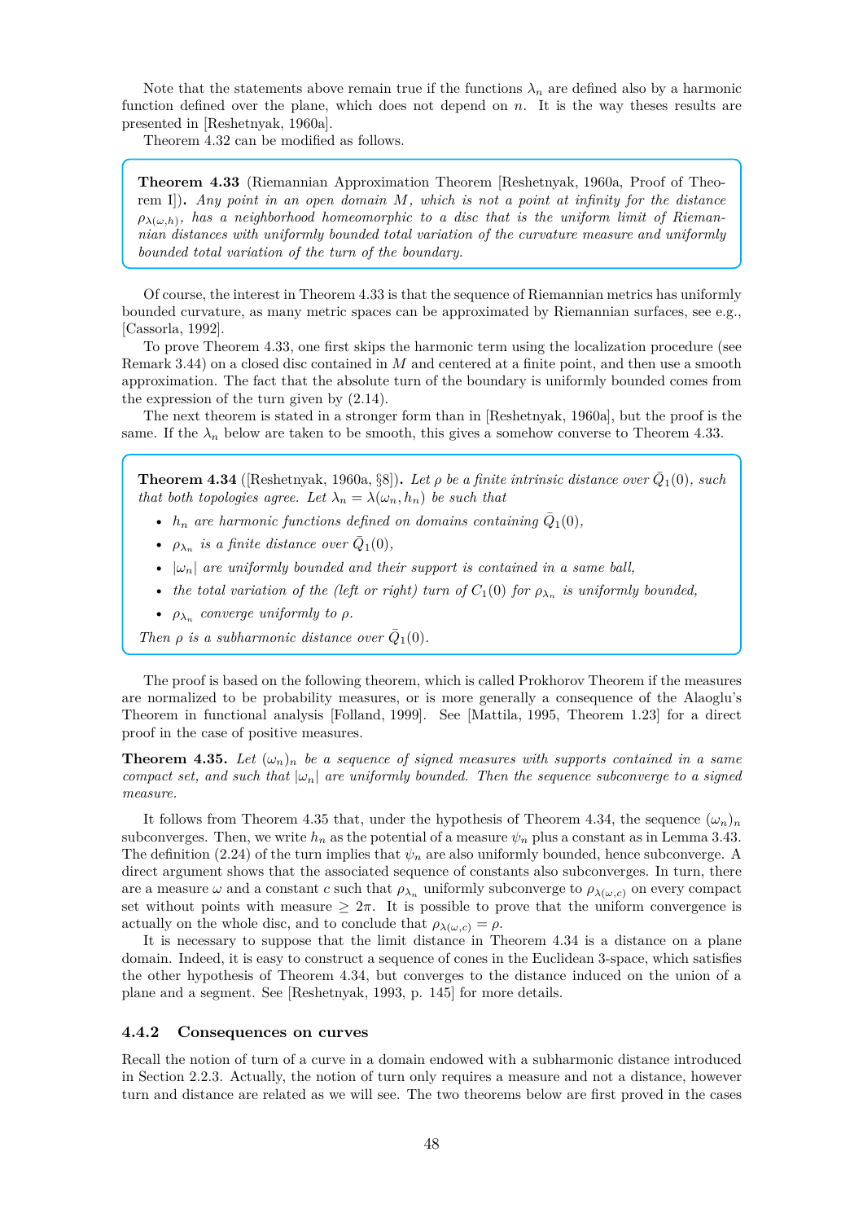Note that the statements above remain true if the functions $\lambda_n$ are defined also by a harmonic function defined over the plane, which does not depend on $n$. It is the way theses results are presented in [Reshetnyak, 1960a].

Theorem 4.32 can be modified as follows.

**Theorem 4.33** (Riemannian Approximation Theorem [Reshetnyak, 1960a, Proof of Theorem I])**.** *Any point in an open domain $M$, which is not a point at infinity for the distance $\rho_{\lambda(\omega,h)}$, has a neighborhood homeomorphic to a disc that is the uniform limit of Riemannian distances with uniformly bounded total variation of the curvature measure and uniformly bounded total variation of the turn of the boundary.*

Of course, the interest in Theorem 4.33 is that the sequence of Riemannian metrics has uniformly bounded curvature, as many metric spaces can be approximated by Riemannian surfaces, see e.g., [Cassorla, 1992].

To prove Theorem 4.33, one first skips the harmonic term using the localization procedure (see Remark 3.44) on a closed disc contained in $M$ and centered at a finite point, and then use a smooth approximation. The fact that the absolute turn of the boundary is uniformly bounded comes from the expression of the turn given by (2.14).

The next theorem is stated in a stronger form than in [Reshetnyak, 1960a], but the proof is the same. If the $\lambda_n$ below are taken to be smooth, this gives a somehow converse to Theorem 4.33.

**Theorem 4.34** ([Reshetnyak, 1960a, §8])**.** *Let $\rho$ be a finite intrinsic distance over $\bar{Q}_1(0)$, such that both topologies agree. Let $\lambda_n = \lambda(\omega_n, h_n)$ be such that*

- *$h_n$ are harmonic functions defined on domains containing $\bar{Q}_1(0)$,*
- *$\rho_{\lambda_n}$ is a finite distance over $\bar{Q}_1(0)$,*
- *$|\omega_n|$ are uniformly bounded and their support is contained in a same ball,*
- *the total variation of the (left or right) turn of $C_1(0)$ for $\rho_{\lambda_n}$ is uniformly bounded,*
- *$\rho_{\lambda_n}$ converge uniformly to $\rho$.*

*Then $\rho$ is a subharmonic distance over $\bar{Q}_1(0)$.*

The proof is based on the following theorem, which is called Prokhorov Theorem if the measures are normalized to be probability measures, or is more generally a consequence of the Alaoglu's Theorem in functional analysis [Folland, 1999]. See [Mattila, 1995, Theorem 1.23] for a direct proof in the case of positive measures.

**Theorem 4.35.** *Let $(\omega_n)_n$ be a sequence of signed measures with supports contained in a same compact set, and such that $|\omega_n|$ are uniformly bounded. Then the sequence subconverge to a signed measure.*

It follows from Theorem 4.35 that, under the hypothesis of Theorem 4.34, the sequence $(\omega_n)_n$ subconverges. Then, we write $h_n$ as the potential of a measure $\psi_n$ plus a constant as in Lemma 3.43. The definition (2.24) of the turn implies that $\psi_n$ are also uniformly bounded, hence subconverge. A direct argument shows that the associated sequence of constants also subconverges. In turn, there are a measure $\omega$ and a constant $c$ such that $\rho_{\lambda_n}$ uniformly subconverge to $\rho_{\lambda(\omega,c)}$ on every compact set without points with measure $\geq 2\pi$. It is possible to prove that the uniform convergence is actually on the whole disc, and to conclude that $\rho_{\lambda(\omega,c)} = \rho$.

It is necessary to suppose that the limit distance in Theorem 4.34 is a distance on a plane domain. Indeed, it is easy to construct a sequence of cones in the Euclidean 3-space, which satisfies the other hypothesis of Theorem 4.34, but converges to the distance induced on the union of a plane and a segment. See [Reshetnyak, 1993, p. 145] for more details.

### 4.4.2 Consequences on curves

Recall the notion of turn of a curve in a domain endowed with a subharmonic distance introduced in Section 2.2.3. Actually, the notion of turn only requires a measure and not a distance, however turn and distance are related as we will see. The two theorems below are first proved in the cases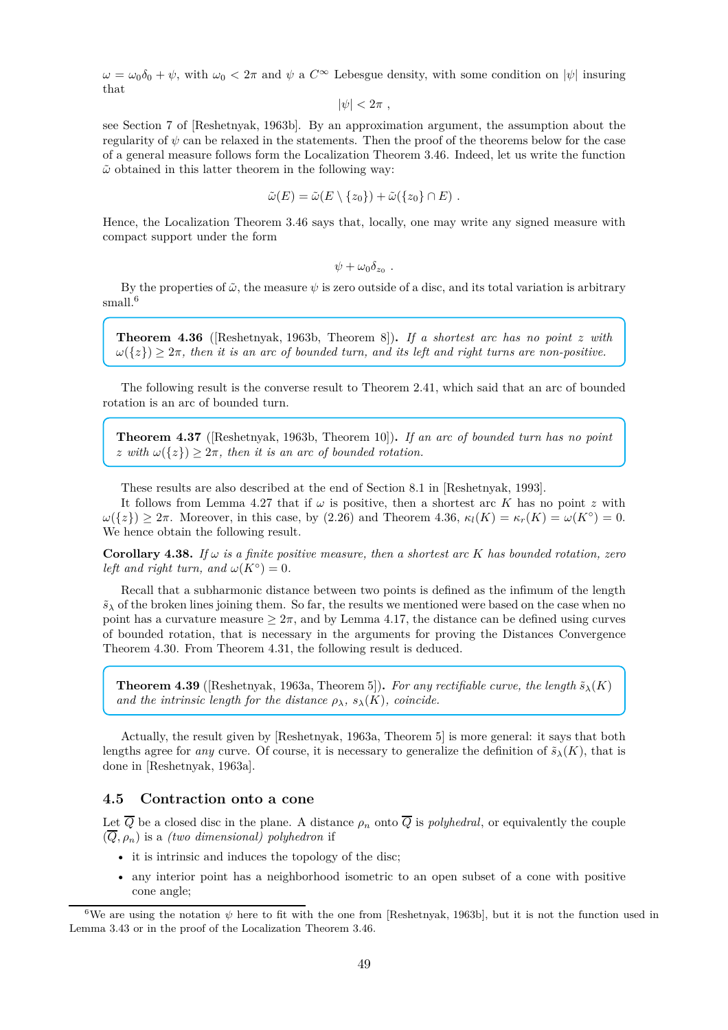$\omega = \omega_0\delta_0 + \psi$, with $\omega_0 < 2\pi$ and $\psi$ a $C^\infty$ Lebesgue density, with some condition on $|\psi|$ insuring that

$$|\psi| < 2\pi \ ,$$

see Section 7 of [Reshetnyak, 1963b]. By an approximation argument, the assumption about the regularity of $\psi$ can be relaxed in the statements. Then the proof of the theorems below for the case of a general measure follows form the Localization Theorem 3.46. Indeed, let us write the function $\tilde{\omega}$ obtained in this latter theorem in the following way:

$$\tilde{\omega}(E) = \tilde{\omega}(E \setminus \{z_0\}) + \tilde{\omega}(\{z_0\} \cap E) \ .$$

Hence, the Localization Theorem 3.46 says that, locally, one may write any signed measure with compact support under the form

$$\psi + \omega_0\delta_{z_0} \ .$$

By the properties of $\tilde{\omega}$, the measure $\psi$ is zero outside of a disc, and its total variation is arbitrary small.[6]

**Theorem 4.36** ([Reshetnyak, 1963b, Theorem 8])**.** *If a shortest arc has no point $z$ with $\omega(\{z\}) \geq 2\pi$, then it is an arc of bounded turn, and its left and right turns are non-positive.*

The following result is the converse result to Theorem 2.41, which said that an arc of bounded rotation is an arc of bounded turn.

**Theorem 4.37** ([Reshetnyak, 1963b, Theorem 10])**.** *If an arc of bounded turn has no point $z$ with $\omega(\{z\}) \geq 2\pi$, then it is an arc of bounded rotation.*

These results are also described at the end of Section 8.1 in [Reshetnyak, 1993].

It follows from Lemma 4.27 that if $\omega$ is positive, then a shortest arc $K$ has no point $z$ with $\omega(\{z\}) \geq 2\pi$. Moreover, in this case, by (2.26) and Theorem 4.36, $\kappa_l(K) = \kappa_r(K) = \omega(K^\circ) = 0$. We hence obtain the following result.

**Corollary 4.38.** *If $\omega$ is a finite positive measure, then a shortest arc $K$ has bounded rotation, zero left and right turn, and $\omega(K^\circ) = 0$.*

Recall that a subharmonic distance between two points is defined as the infimum of the length $\tilde{s}_\lambda$ of the broken lines joining them. So far, the results we mentioned were based on the case when no point has a curvature measure $\geq 2\pi$, and by Lemma 4.17, the distance can be defined using curves of bounded rotation, that is necessary in the arguments for proving the Distances Convergence Theorem 4.30. From Theorem 4.31, the following result is deduced.

**Theorem 4.39** ([Reshetnyak, 1963a, Theorem 5])**.** *For any rectifiable curve, the length $\tilde{s}_\lambda(K)$ and the intrinsic length for the distance $\rho_\lambda$, $s_\lambda(K)$, coincide.*

Actually, the result given by [Reshetnyak, 1963a, Theorem 5] is more general: it says that both lengths agree for *any* curve. Of course, it is necessary to generalize the definition of $\tilde{s}_\lambda(K)$, that is done in [Reshetnyak, 1963a].

## 4.5 Contraction onto a cone

Let $\overline{Q}$ be a closed disc in the plane. A distance $\rho_n$ onto $\overline{Q}$ is *polyhedral*, or equivalently the couple $(\overline{Q}, \rho_n)$ is a *(two dimensional) polyhedron* if

- it is intrinsic and induces the topology of the disc;
- any interior point has a neighborhood isometric to an open subset of a cone with positive cone angle;

[6] We are using the notation $\psi$ here to fit with the one from [Reshetnyak, 1963b], but it is not the function used in Lemma 3.43 or in the proof of the Localization Theorem 3.46.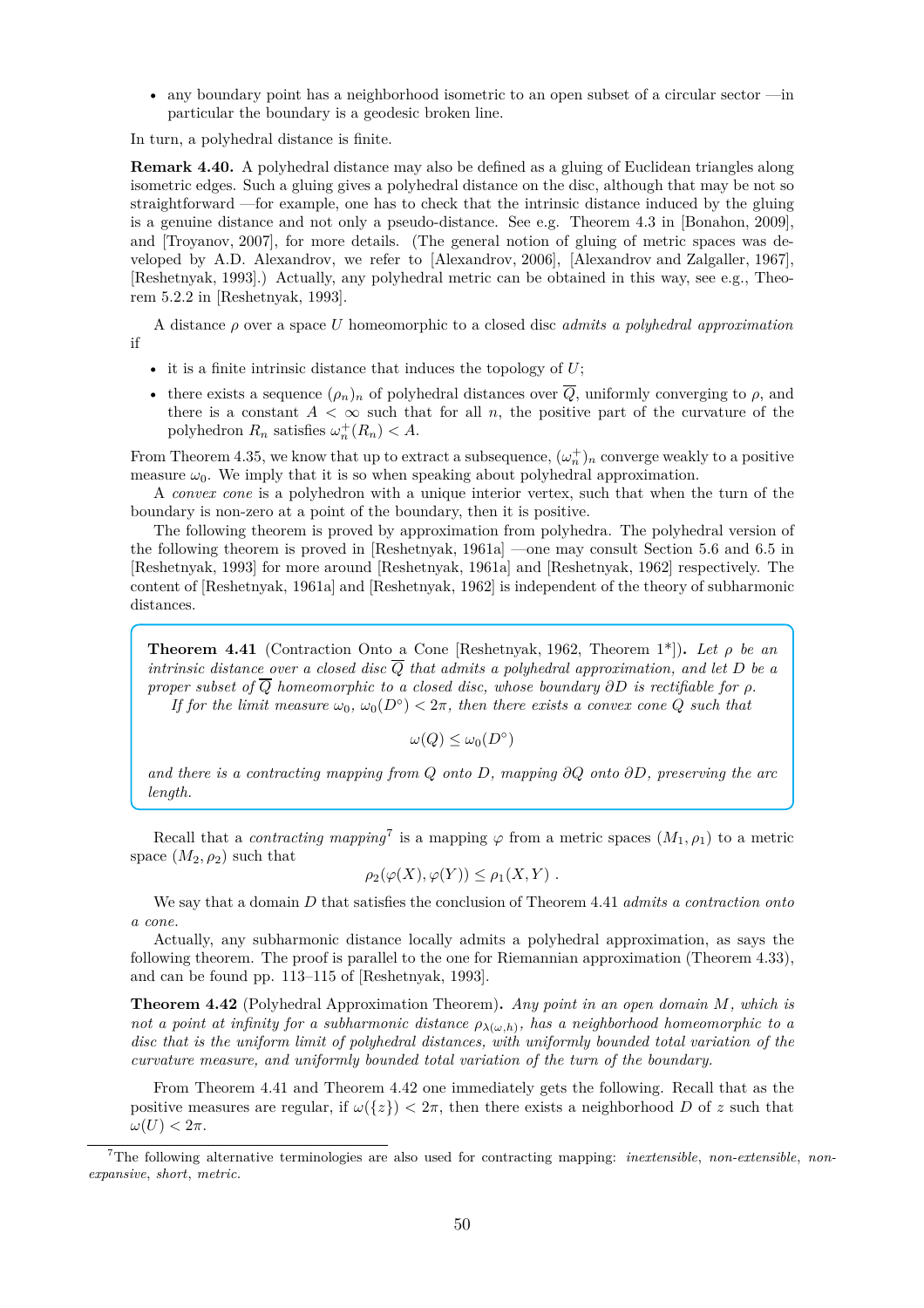- any boundary point has a neighborhood isometric to an open subset of a circular sector —in particular the boundary is a geodesic broken line.

In turn, a polyhedral distance is finite.

**Remark 4.40.** A polyhedral distance may also be defined as a gluing of Euclidean triangles along isometric edges. Such a gluing gives a polyhedral distance on the disc, although that may be not so straightforward —for example, one has to check that the intrinsic distance induced by the gluing is a genuine distance and not only a pseudo-distance. See e.g. Theorem 4.3 in [Bonahon, 2009], and [Troyanov, 2007], for more details. (The general notion of gluing of metric spaces was developed by A.D. Alexandrov, we refer to [Alexandrov, 2006], [Alexandrov and Zalgaller, 1967], [Reshetnyak, 1993].) Actually, any polyhedral metric can be obtained in this way, see e.g., Theorem 5.2.2 in [Reshetnyak, 1993].

A distance $\rho$ over a space $U$ homeomorphic to a closed disc *admits a polyhedral approximation* if

- it is a finite intrinsic distance that induces the topology of $U$;
- there exists a sequence $(\rho_n)_n$ of polyhedral distances over $\overline{Q}$, uniformly converging to $\rho$, and there is a constant $A < \infty$ such that for all $n$, the positive part of the curvature of the polyhedron $R_n$ satisfies $\omega_n^+(R_n) < A$.

From Theorem 4.35, we know that up to extract a subsequence, $(\omega_n^+)_n$ converge weakly to a positive measure $\omega_0$. We imply that it is so when speaking about polyhedral approximation.

A *convex cone* is a polyhedron with a unique interior vertex, such that when the turn of the boundary is non-zero at a point of the boundary, then it is positive.

The following theorem is proved by approximation from polyhedra. The polyhedral version of the following theorem is proved in [Reshetnyak, 1961a] —one may consult Section 5.6 and 6.5 in [Reshetnyak, 1993] for more around [Reshetnyak, 1961a] and [Reshetnyak, 1962] respectively. The content of [Reshetnyak, 1961a] and [Reshetnyak, 1962] is independent of the theory of subharmonic distances.

**Theorem 4.41** (Contraction Onto a Cone [Reshetnyak, 1962, Theorem 1*])**.** *Let $\rho$ be an intrinsic distance over a closed disc $\overline{Q}$ that admits a polyhedral approximation, and let $D$ be a proper subset of $\overline{Q}$ homeomorphic to a closed disc, whose boundary $\partial D$ is rectifiable for $\rho$.*

*If for the limit measure $\omega_0$, $\omega_0(D^\circ) < 2\pi$, then there exists a convex cone $Q$ such that*

$$\omega(Q) \leq \omega_0(D^\circ)$$

*and there is a contracting mapping from $Q$ onto $D$, mapping $\partial Q$ onto $\partial D$, preserving the arc length.*

Recall that a *contracting mapping*[7] is a mapping $\varphi$ from a metric spaces $(M_1, \rho_1)$ to a metric space $(M_2, \rho_2)$ such that

$$\rho_2(\varphi(X), \varphi(Y)) \leq \rho_1(X, Y) \ .$$

We say that a domain $D$ that satisfies the conclusion of Theorem 4.41 *admits a contraction onto a cone*.

Actually, any subharmonic distance locally admits a polyhedral approximation, as says the following theorem. The proof is parallel to the one for Riemannian approximation (Theorem 4.33), and can be found pp. 113–115 of [Reshetnyak, 1993].

**Theorem 4.42** (Polyhedral Approximation Theorem)**.** *Any point in an open domain $M$, which is not a point at infinity for a subharmonic distance $\rho_{\lambda(\omega,h)}$, has a neighborhood homeomorphic to a disc that is the uniform limit of polyhedral distances, with uniformly bounded total variation of the curvature measure, and uniformly bounded total variation of the turn of the boundary.*

From Theorem 4.41 and Theorem 4.42 one immediately gets the following. Recall that as the positive measures are regular, if $\omega(\{z\}) < 2\pi$, then there exists a neighborhood $D$ of $z$ such that $\omega(U) < 2\pi$.

[7] The following alternative terminologies are also used for contracting mapping: *inextensible*, *non-extensible*, *non-expansive*, *short*, *metric*.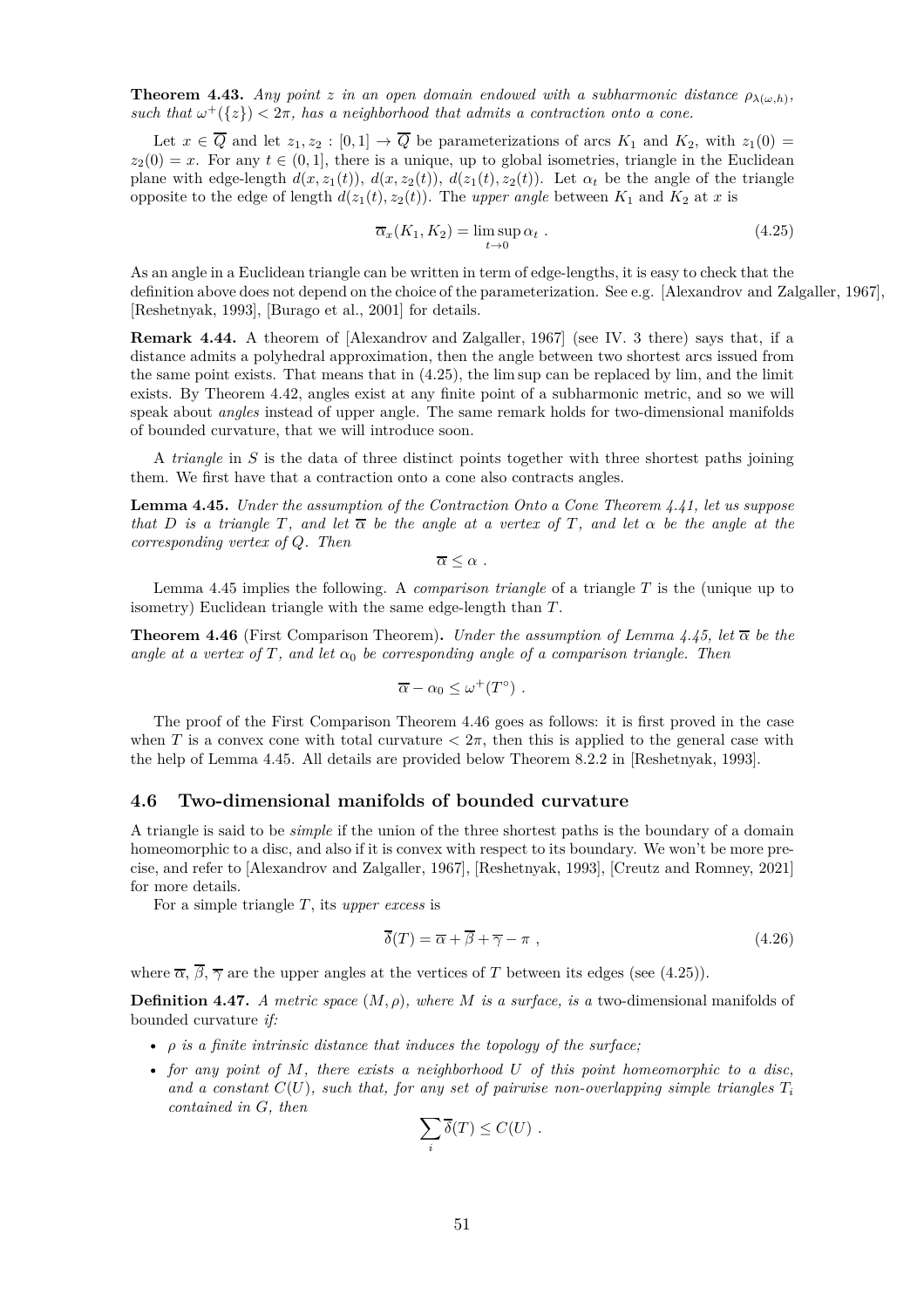**Theorem 4.43.** *Any point $z$ in an open domain endowed with a subharmonic distance $\rho_{\lambda(\omega,h)}$, such that $\omega^+(\{z\}) < 2\pi$, has a neighborhood that admits a contraction onto a cone.*

Let $x \in \overline{Q}$ and let $z_1, z_2 : [0,1] \to \overline{Q}$ be parameterizations of arcs $K_1$ and $K_2$, with $z_1(0) = z_2(0) = x$. For any $t \in (0,1]$, there is a unique, up to global isometries, triangle in the Euclidean plane with edge-length $d(x, z_1(t))$, $d(x, z_2(t))$, $d(z_1(t), z_2(t))$. Let $\alpha_t$ be the angle of the triangle opposite to the edge of length $d(z_1(t), z_2(t))$. The *upper angle* between $K_1$ and $K_2$ at $x$ is

$$\overline{\alpha}_x(K_1, K_2) = \limsup_{t \to 0} \alpha_t \ . \tag{4.25}$$

As an angle in a Euclidean triangle can be written in term of edge-lengths, it is easy to check that the definition above does not depend on the choice of the parameterization. See e.g. [Alexandrov and Zalgaller, 1967], [Reshetnyak, 1993], [Burago et al., 2001] for details.

**Remark 4.44.** A theorem of [Alexandrov and Zalgaller, 1967] (see IV. 3 there) says that, if a distance admits a polyhedral approximation, then the angle between two shortest arcs issued from the same point exists. That means that in (4.25), the lim sup can be replaced by lim, and the limit exists. By Theorem 4.42, angles exist at any finite point of a subharmonic metric, and so we will speak about *angles* instead of upper angle. The same remark holds for two-dimensional manifolds of bounded curvature, that we will introduce soon.

A *triangle* in $S$ is the data of three distinct points together with three shortest paths joining them. We first have that a contraction onto a cone also contracts angles.

**Lemma 4.45.** *Under the assumption of the Contraction Onto a Cone Theorem 4.41, let us suppose that $D$ is a triangle $T$, and let $\overline{\alpha}$ be the angle at a vertex of $T$, and let $\alpha$ be the angle at the corresponding vertex of $Q$. Then*

$$\overline{\alpha} \leq \alpha \ .$$

Lemma 4.45 implies the following. A *comparison triangle* of a triangle $T$ is the (unique up to isometry) Euclidean triangle with the same edge-length than $T$.

**Theorem 4.46** (First Comparison Theorem)**.** *Under the assumption of Lemma 4.45, let $\overline{\alpha}$ be the angle at a vertex of $T$, and let $\alpha_0$ be corresponding angle of a comparison triangle. Then*

$$\overline{\alpha} - \alpha_0 \leq \omega^+(T^\circ) \ .$$

The proof of the First Comparison Theorem 4.46 goes as follows: it is first proved in the case when $T$ is a convex cone with total curvature $< 2\pi$, then this is applied to the general case with the help of Lemma 4.45. All details are provided below Theorem 8.2.2 in [Reshetnyak, 1993].

## 4.6 Two-dimensional manifolds of bounded curvature

A triangle is said to be *simple* if the union of the three shortest paths is the boundary of a domain homeomorphic to a disc, and also if it is convex with respect to its boundary. We won't be more precise, and refer to [Alexandrov and Zalgaller, 1967], [Reshetnyak, 1993], [Creutz and Romney, 2021] for more details.

For a simple triangle $T$, its *upper excess* is

$$\overline{\delta}(T) = \overline{\alpha} + \overline{\beta} + \overline{\gamma} - \pi \ , \tag{4.26}$$

where $\overline{\alpha}$, $\overline{\beta}$, $\overline{\gamma}$ are the upper angles at the vertices of $T$ between its edges (see (4.25)).

**Definition 4.47.** *A metric space $(M, \rho)$, where $M$ is a surface, is a* two-dimensional manifolds of bounded curvature *if:*

- *$\rho$ is a finite intrinsic distance that induces the topology of the surface;*
- *for any point of $M$, there exists a neighborhood $U$ of this point homeomorphic to a disc, and a constant $C(U)$, such that, for any set of pairwise non-overlapping simple triangles $T_i$ contained in $G$, then*

$$\sum_i \overline{\delta}(T) \leq C(U) \ .$$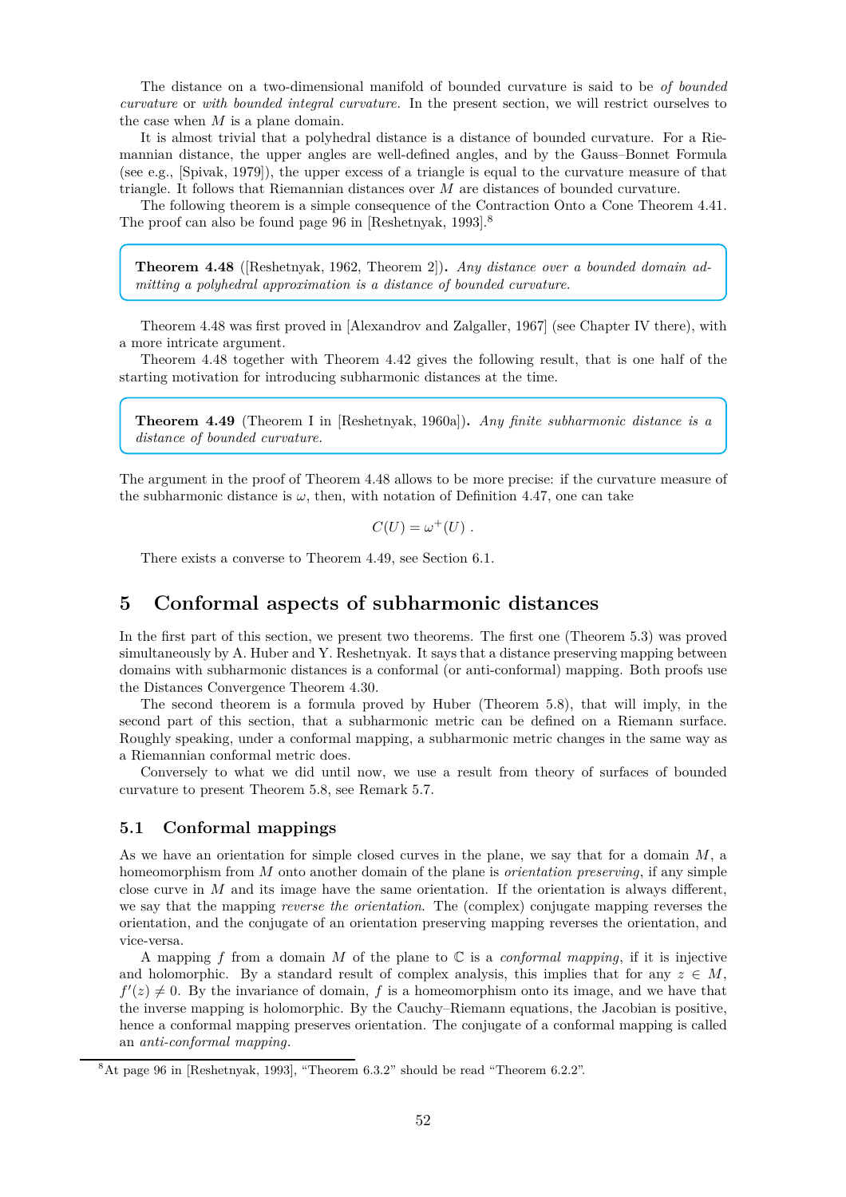The distance on a two-dimensional manifold of bounded curvature is said to be *of bounded curvature* or *with bounded integral curvature*. In the present section, we will restrict ourselves to the case when $M$ is a plane domain.

It is almost trivial that a polyhedral distance is a distance of bounded curvature. For a Riemannian distance, the upper angles are well-defined angles, and by the Gauss–Bonnet Formula (see e.g., [Spivak, 1979]), the upper excess of a triangle is equal to the curvature measure of that triangle. It follows that Riemannian distances over $M$ are distances of bounded curvature.

The following theorem is a simple consequence of the Contraction Onto a Cone Theorem 4.41. The proof can also be found page 96 in [Reshetnyak, 1993].[8]

**Theorem 4.48** ([Reshetnyak, 1962, Theorem 2])**.** *Any distance over a bounded domain admitting a polyhedral approximation is a distance of bounded curvature.*

Theorem 4.48 was first proved in [Alexandrov and Zalgaller, 1967] (see Chapter IV there), with a more intricate argument.

Theorem 4.48 together with Theorem 4.42 gives the following result, that is one half of the starting motivation for introducing subharmonic distances at the time.

**Theorem 4.49** (Theorem I in [Reshetnyak, 1960a])**.** *Any finite subharmonic distance is a distance of bounded curvature.*

The argument in the proof of Theorem 4.48 allows to be more precise: if the curvature measure of the subharmonic distance is $\omega$, then, with notation of Definition 4.47, one can take

$$C(U) = \omega^+(U) .$$

There exists a converse to Theorem 4.49, see Section 6.1.

# 5 Conformal aspects of subharmonic distances

In the first part of this section, we present two theorems. The first one (Theorem 5.3) was proved simultaneously by A. Huber and Y. Reshetnyak. It says that a distance preserving mapping between domains with subharmonic distances is a conformal (or anti-conformal) mapping. Both proofs use the Distances Convergence Theorem 4.30.

The second theorem is a formula proved by Huber (Theorem 5.8), that will imply, in the second part of this section, that a subharmonic metric can be defined on a Riemann surface. Roughly speaking, under a conformal mapping, a subharmonic metric changes in the same way as a Riemannian conformal metric does.

Conversely to what we did until now, we use a result from theory of surfaces of bounded curvature to present Theorem 5.8, see Remark 5.7.

## 5.1 Conformal mappings

As we have an orientation for simple closed curves in the plane, we say that for a domain $M$, a homeomorphism from $M$ onto another domain of the plane is *orientation preserving*, if any simple close curve in $M$ and its image have the same orientation. If the orientation is always different, we say that the mapping *reverse the orientation*. The (complex) conjugate mapping reverses the orientation, and the conjugate of an orientation preserving mapping reverses the orientation, and vice-versa.

A mapping $f$ from a domain $M$ of the plane to $\mathbb{C}$ is a *conformal mapping*, if it is injective and holomorphic. By a standard result of complex analysis, this implies that for any $z \in M$, $f'(z) \neq 0$. By the invariance of domain, $f$ is a homeomorphism onto its image, and we have that the inverse mapping is holomorphic. By the Cauchy–Riemann equations, the Jacobian is positive, hence a conformal mapping preserves orientation. The conjugate of a conformal mapping is called an *anti-conformal mapping*.

[8] At page 96 in [Reshetnyak, 1993], "Theorem 6.3.2" should be read "Theorem 6.2.2".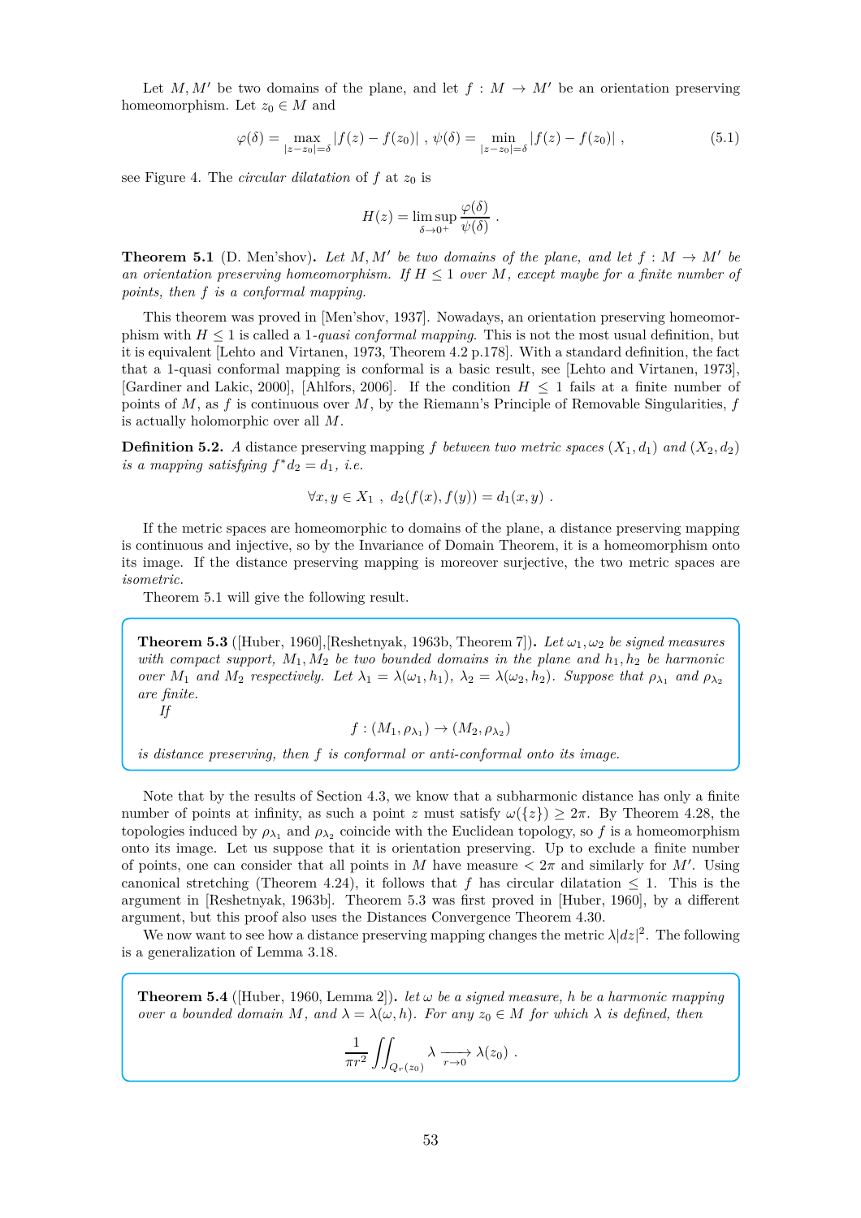Let $M, M'$ be two domains of the plane, and let $f : M \to M'$ be an orientation preserving homeomorphism. Let $z_0 \in M$ and

$$\varphi(\delta) = \max_{|z-z_0|=\delta} |f(z) - f(z_0)| \ , \ \psi(\delta) = \min_{|z-z_0|=\delta} |f(z) - f(z_0)| \ , \tag{5.1}$$

see Figure 4. The *circular dilatation* of $f$ at $z_0$ is

$$H(z) = \limsup_{\delta \to 0^+} \frac{\varphi(\delta)}{\psi(\delta)} \ .$$

**Theorem 5.1** (D. Men'shov)**.** *Let $M, M'$ be two domains of the plane, and let $f : M \to M'$ be an orientation preserving homeomorphism. If $H \leq 1$ over $M$, except maybe for a finite number of points, then $f$ is a conformal mapping.*

This theorem was proved in [Men'shov, 1937]. Nowadays, an orientation preserving homeomorphism with $H \leq 1$ is called a 1*-quasi conformal mapping*. This is not the most usual definition, but it is equivalent [Lehto and Virtanen, 1973, Theorem 4.2 p.178]. With a standard definition, the fact that a 1-quasi conformal mapping is conformal is a basic result, see [Lehto and Virtanen, 1973], [Gardiner and Lakic, 2000], [Ahlfors, 2006]. If the condition $H \leq 1$ fails at a finite number of points of $M$, as $f$ is continuous over $M$, by the Riemann's Principle of Removable Singularities, $f$ is actually holomorphic over all $M$.

**Definition 5.2.** *A* distance preserving mapping *$f$ between two metric spaces $(X_1, d_1)$ and $(X_2, d_2)$ is a mapping satisfying $f^* d_2 = d_1$, i.e.*

$$\forall x, y \in X_1 \ , \ d_2(f(x), f(y)) = d_1(x, y) \ .$$

If the metric spaces are homeomorphic to domains of the plane, a distance preserving mapping is continuous and injective, so by the Invariance of Domain Theorem, it is a homeomorphism onto its image. If the distance preserving mapping is moreover surjective, the two metric spaces are *isometric*.

Theorem 5.1 will give the following result.

**Theorem 5.3** ([Huber, 1960],[Reshetnyak, 1963b, Theorem 7])**.** *Let $\omega_1, \omega_2$ be signed measures with compact support, $M_1, M_2$ be two bounded domains in the plane and $h_1, h_2$ be harmonic over $M_1$ and $M_2$ respectively. Let $\lambda_1 = \lambda(\omega_1, h_1)$, $\lambda_2 = \lambda(\omega_2, h_2)$. Suppose that $\rho_{\lambda_1}$ and $\rho_{\lambda_2}$ are finite.*

*If*

$$f : (M_1, \rho_{\lambda_1}) \to (M_2, \rho_{\lambda_2})$$

*is distance preserving, then $f$ is conformal or anti-conformal onto its image.*

Note that by the results of Section 4.3, we know that a subharmonic distance has only a finite number of points at infinity, as such a point $z$ must satisfy $\omega(\{z\}) \geq 2\pi$. By Theorem 4.28, the topologies induced by $\rho_{\lambda_1}$ and $\rho_{\lambda_2}$ coincide with the Euclidean topology, so $f$ is a homeomorphism onto its image. Let us suppose that it is orientation preserving. Up to exclude a finite number of points, one can consider that all points in $M$ have measure $< 2\pi$ and similarly for $M'$. Using canonical stretching (Theorem 4.24), it follows that $f$ has circular dilatation $\leq 1$. This is the argument in [Reshetnyak, 1963b]. Theorem 5.3 was first proved in [Huber, 1960], by a different argument, but this proof also uses the Distances Convergence Theorem 4.30.

We now want to see how a distance preserving mapping changes the metric $\lambda |dz|^2$. The following is a generalization of Lemma 3.18.

**Theorem 5.4** ([Huber, 1960, Lemma 2])**.** *let $\omega$ be a signed measure, $h$ be a harmonic mapping over a bounded domain $M$, and $\lambda = \lambda(\omega, h)$. For any $z_0 \in M$ for which $\lambda$ is defined, then*

$$\frac{1}{\pi r^2} \iint_{Q_r(z_0)} \lambda \xrightarrow[r \to 0]{} \lambda(z_0) \ .$$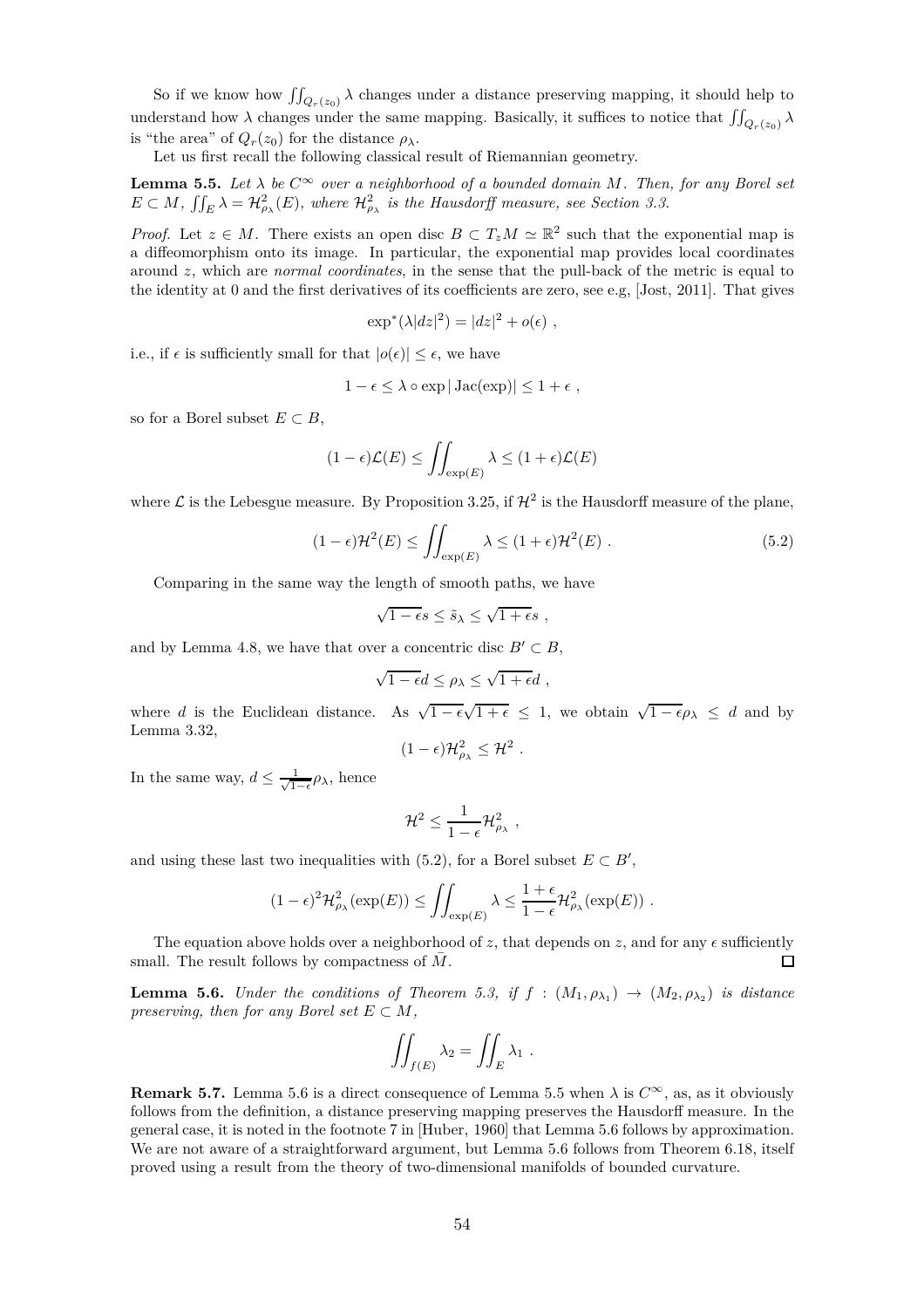So if we know how $\iint_{Q_r(z_0)} \lambda$ changes under a distance preserving mapping, it should help to understand how $\lambda$ changes under the same mapping. Basically, it suffices to notice that $\iint_{Q_r(z_0)} \lambda$ is "the area" of $Q_r(z_0)$ for the distance $\rho_\lambda$.

Let us first recall the following classical result of Riemannian geometry.

**Lemma 5.5.** *Let $\lambda$ be $C^\infty$ over a neighborhood of a bounded domain $M$. Then, for any Borel set $E \subset M$, $\iint_E \lambda = \mathcal{H}^2_{\rho_\lambda}(E)$, where $\mathcal{H}^2_{\rho_\lambda}$ is the Hausdorff measure, see Section 3.3.*

*Proof.* Let $z \in M$. There exists an open disc $B \subset T_z M \simeq \mathbb{R}^2$ such that the exponential map is a diffeomorphism onto its image. In particular, the exponential map provides local coordinates around $z$, which are *normal coordinates*, in the sense that the pull-back of the metric is equal to the identity at 0 and the first derivatives of its coefficients are zero, see e.g, [Jost, 2011]. That gives

$$\exp^*(\lambda |dz|^2) = |dz|^2 + o(\epsilon) ,$$

i.e., if $\epsilon$ is sufficiently small for that $|o(\epsilon)| \leq \epsilon$, we have

$$1 - \epsilon \leq \lambda \circ \exp |\operatorname{Jac}(\exp)| \leq 1 + \epsilon ,$$

so for a Borel subset $E \subset B$,

$$(1-\epsilon)\mathcal{L}(E) \leq \iint_{\exp(E)} \lambda \leq (1+\epsilon)\mathcal{L}(E)$$

where $\mathcal{L}$ is the Lebesgue measure. By Proposition 3.25, if $\mathcal{H}^2$ is the Hausdorff measure of the plane,

$$(1-\epsilon)\mathcal{H}^2(E) \leq \iint_{\exp(E)} \lambda \leq (1+\epsilon)\mathcal{H}^2(E) . \tag{5.2}$$

Comparing in the same way the length of smooth paths, we have

$$\sqrt{1-\epsilon}\, s \leq \tilde{s}_\lambda \leq \sqrt{1+\epsilon}\, s ,$$

and by Lemma 4.8, we have that over a concentric disc $B' \subset B$,

$$\sqrt{1-\epsilon}\, d \leq \rho_\lambda \leq \sqrt{1+\epsilon}\, d ,$$

where $d$ is the Euclidean distance. As $\sqrt{1-\epsilon}\sqrt{1+\epsilon} \leq 1$, we obtain $\sqrt{1-\epsilon}\rho_\lambda \leq d$ and by Lemma 3.32,

$$(1-\epsilon)\mathcal{H}^2_{\rho_\lambda} \leq \mathcal{H}^2 .$$

In the same way, $d \leq \frac{1}{\sqrt{1-\epsilon}}\rho_\lambda$, hence

$$\mathcal{H}^2 \leq \frac{1}{1-\epsilon}\mathcal{H}^2_{\rho_\lambda} ,$$

and using these last two inequalities with (5.2), for a Borel subset $E \subset B'$,

$$(1-\epsilon)^2 \mathcal{H}^2_{\rho_\lambda}(\exp(E)) \leq \iint_{\exp(E)} \lambda \leq \frac{1+\epsilon}{1-\epsilon}\mathcal{H}^2_{\rho_\lambda}(\exp(E)) .$$

The equation above holds over a neighborhood of $z$, that depends on $z$, and for any $\epsilon$ sufficiently small. The result follows by compactness of $\bar{M}$. □

**Lemma 5.6.** *Under the conditions of Theorem 5.3, if $f : (M_1, \rho_{\lambda_1}) \to (M_2, \rho_{\lambda_2})$ is distance preserving, then for any Borel set $E \subset M$,*

$$\iint_{f(E)} \lambda_2 = \iint_E \lambda_1 .$$

**Remark 5.7.** Lemma 5.6 is a direct consequence of Lemma 5.5 when $\lambda$ is $C^\infty$, as, as it obviously follows from the definition, a distance preserving mapping preserves the Hausdorff measure. In the general case, it is noted in the footnote 7 in [Huber, 1960] that Lemma 5.6 follows by approximation. We are not aware of a straightforward argument, but Lemma 5.6 follows from Theorem 6.18, itself proved using a result from the theory of two-dimensional manifolds of bounded curvature.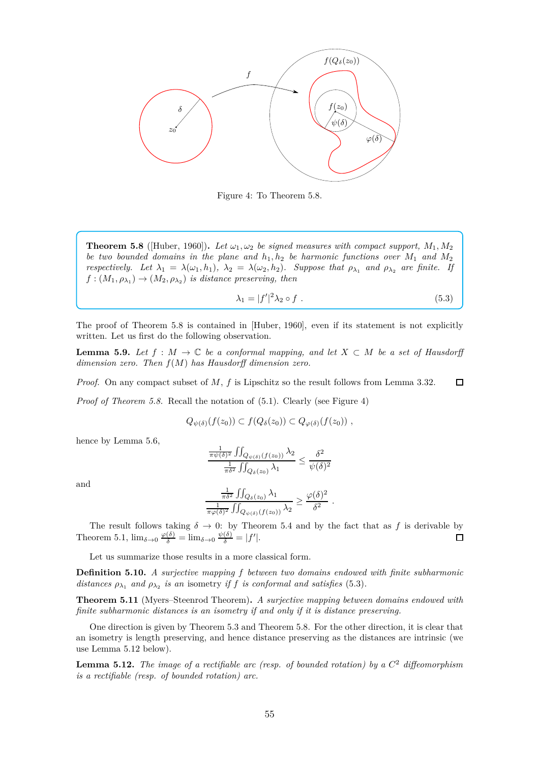Figure 4: To Theorem 5.8.

**Theorem 5.8** ([Huber, 1960]). *Let $\omega_1, \omega_2$ be signed measures with compact support, $M_1, M_2$ be two bounded domains in the plane and $h_1, h_2$ be harmonic functions over $M_1$ and $M_2$ respectively. Let $\lambda_1 = \lambda(\omega_1, h_1)$, $\lambda_2 = \lambda(\omega_2, h_2)$. Suppose that $\rho_{\lambda_1}$ and $\rho_{\lambda_2}$ are finite. If $f : (M_1, \rho_{\lambda_1}) \to (M_2, \rho_{\lambda_2})$ is distance preserving, then*

$$\lambda_1 = |f'|^2 \lambda_2 \circ f \ . \tag{5.3}$$

The proof of Theorem 5.8 is contained in [Huber, 1960], even if its statement is not explicitly written. Let us first do the following observation.

**Lemma 5.9.** *Let $f : M \to \mathbb{C}$ be a conformal mapping, and let $X \subset M$ be a set of Hausdorff dimension zero. Then $f(M)$ has Hausdorff dimension zero.*

*Proof.* On any compact subset of $M$, $f$ is Lipschitz so the result follows from Lemma 3.32. $\square$

*Proof of Theorem 5.8.* Recall the notation of (5.1). Clearly (see Figure 4)

$$Q_{\psi(\delta)}(f(z_0)) \subset f(Q_\delta(z_0)) \subset Q_{\varphi(\delta)}(f(z_0)) \ ,$$

hence by Lemma 5.6,

$$\frac{\frac{1}{\pi\psi(\delta)^2}\iint_{Q_{\psi(\delta)}(f(z_0))}\lambda_2}{\frac{1}{\pi\delta^2}\iint_{Q_\delta(z_0)}\lambda_1} \leq \frac{\delta^2}{\psi(\delta)^2}$$

and

$$\frac{\frac{1}{\pi\delta^2}\iint_{Q_\delta(z_0)}\lambda_1}{\frac{1}{\pi\varphi(\delta)^2}\iint_{Q_{\psi(\delta)}(f(z_0))}\lambda_2} \geq \frac{\varphi(\delta)^2}{\delta^2} \ .$$

The result follows taking $\delta \to 0$: by Theorem 5.4 and by the fact that as $f$ is derivable by Theorem 5.1, $\lim_{\delta\to 0}\frac{\varphi(\delta)}{\delta} = \lim_{\delta\to 0}\frac{\psi(\delta)}{\delta} = |f'|$. $\square$

Let us summarize those results in a more classical form.

**Definition 5.10.** *A surjective mapping $f$ between two domains endowed with finite subharmonic distances $\rho_{\lambda_1}$ and $\rho_{\lambda_2}$ is an* isometry *if $f$ is conformal and satisfies* (5.3).

**Theorem 5.11** (Myers–Steenrod Theorem). *A surjective mapping between domains endowed with finite subharmonic distances is an isometry if and only if it is distance preserving.*

One direction is given by Theorem 5.3 and Theorem 5.8. For the other direction, it is clear that an isometry is length preserving, and hence distance preserving as the distances are intrinsic (we use Lemma 5.12 below).

**Lemma 5.12.** *The image of a rectifiable arc (resp. of bounded rotation) by a $C^2$ diffeomorphism is a rectifiable (resp. of bounded rotation) arc.*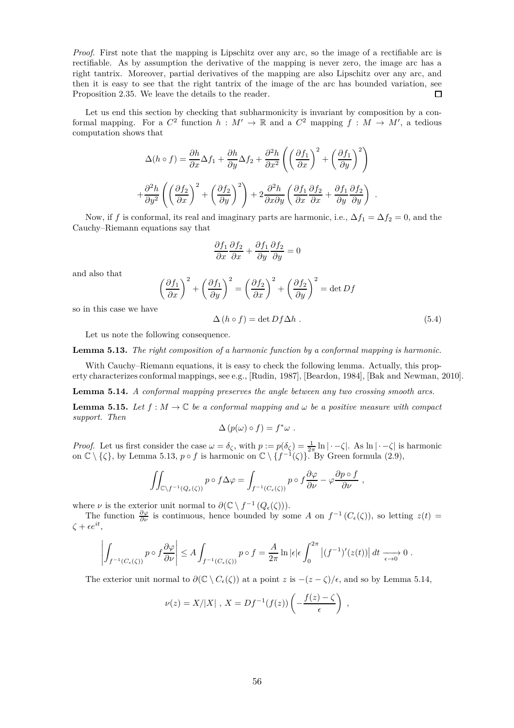*Proof.* First note that the mapping is Lipschitz over any arc, so the image of a rectifiable arc is rectifiable. As by assumption the derivative of the mapping is never zero, the image arc has a right tantrix. Moreover, partial derivatives of the mapping are also Lipschitz over any arc, and then it is easy to see that the right tantrix of the image of the arc has bounded variation, see Proposition 2.35. We leave the details to the reader. □

Let us end this section by checking that subharmonicity is invariant by composition by a conformal mapping. For a $C^2$ function $h : M' \to \mathbb{R}$ and a $C^2$ mapping $f : M \to M'$, a tedious computation shows that

$$\Delta(h \circ f) = \frac{\partial h}{\partial x}\Delta f_1 + \frac{\partial h}{\partial y}\Delta f_2 + \frac{\partial^2 h}{\partial x^2}\left(\left(\frac{\partial f_1}{\partial x}\right)^2 + \left(\frac{\partial f_1}{\partial y}\right)^2\right)$$

$$+\frac{\partial^2 h}{\partial y^2}\left(\left(\frac{\partial f_2}{\partial x}\right)^2 + \left(\frac{\partial f_2}{\partial y}\right)^2\right) + 2\frac{\partial^2 h}{\partial x \partial y}\left(\frac{\partial f_1}{\partial x}\frac{\partial f_2}{\partial x} + \frac{\partial f_1}{\partial y}\frac{\partial f_2}{\partial y}\right) .$$

Now, if $f$ is conformal, its real and imaginary parts are harmonic, i.e., $\Delta f_1 = \Delta f_2 = 0$, and the Cauchy–Riemann equations say that

$$\frac{\partial f_1}{\partial x}\frac{\partial f_2}{\partial x} + \frac{\partial f_1}{\partial y}\frac{\partial f_2}{\partial y} = 0$$

and also that

$$\left(\frac{\partial f_1}{\partial x}\right)^2 + \left(\frac{\partial f_1}{\partial y}\right)^2 = \left(\frac{\partial f_2}{\partial x}\right)^2 + \left(\frac{\partial f_2}{\partial y}\right)^2 = \det Df$$

so in this case we have

$$\Delta\left(h \circ f\right) = \det Df \Delta h \ . \tag{5.4}$$

Let us note the following consequence.

**Lemma 5.13.** *The right composition of a harmonic function by a conformal mapping is harmonic.*

With Cauchy–Riemann equations, it is easy to check the following lemma. Actually, this property characterizes conformal mappings, see e.g., [Rudin, 1987], [Beardon, 1984], [Bak and Newman, 2010].

**Lemma 5.14.** *A conformal mapping preserves the angle between any two crossing smooth arcs.*

**Lemma 5.15.** *Let $f : M \to \mathbb{C}$ be a conformal mapping and $\omega$ be a positive measure with compact support. Then*

$$\Delta\left(p(\omega) \circ f\right) = f^*\omega \ .$$

*Proof.* Let us first consider the case $\omega = \delta_\zeta$, with $p := p(\delta_\zeta) = \frac{1}{2\pi}\ln|\cdot - \zeta|$. As $\ln|\cdot - \zeta|$ is harmonic on $\mathbb{C}\setminus\{\zeta\}$, by Lemma 5.13, $p \circ f$ is harmonic on $\mathbb{C}\setminus\{f^{-1}(\zeta)\}$. By Green formula (2.9),

$$\iint_{\mathbb{C}\setminus f^{-1}(Q_\epsilon(\zeta))} p \circ f \Delta\varphi = \int_{f^{-1}(C_\epsilon(\zeta))} p \circ f \frac{\partial \varphi}{\partial \nu} - \varphi \frac{\partial p \circ f}{\partial \nu} \ ,$$

where $\nu$ is the exterior unit normal to $\partial(\mathbb{C}\setminus f^{-1}\left(Q_\epsilon(\zeta)\right))$.

The function $\frac{\partial \varphi}{\partial \nu}$ is continuous, hence bounded by some $A$ on $f^{-1}\left(C_\epsilon(\zeta)\right)$, so letting $z(t) = \zeta + \epsilon e^{it}$,

$$\left|\int_{f^{-1}(C_\epsilon(\zeta))} p \circ f \frac{\partial \varphi}{\partial \nu}\right| \le A \int_{f^{-1}(C_\epsilon(\zeta))} p \circ f = \frac{A}{2\pi}\ln|\epsilon|\epsilon \int_0^{2\pi} \left|(f^{-1})'(z(t))\right| dt \underset{\epsilon \to 0}{\longrightarrow} 0 \ .$$

The exterior unit normal to $\partial(\mathbb{C}\setminus C_\epsilon(\zeta))$ at a point $z$ is $-(z-\zeta)/\epsilon$, and so by Lemma 5.14,

$$\nu(z) = X/|X| \ , \ X = Df^{-1}(f(z))\left(-\frac{f(z)-\zeta}{\epsilon}\right) \ ,$$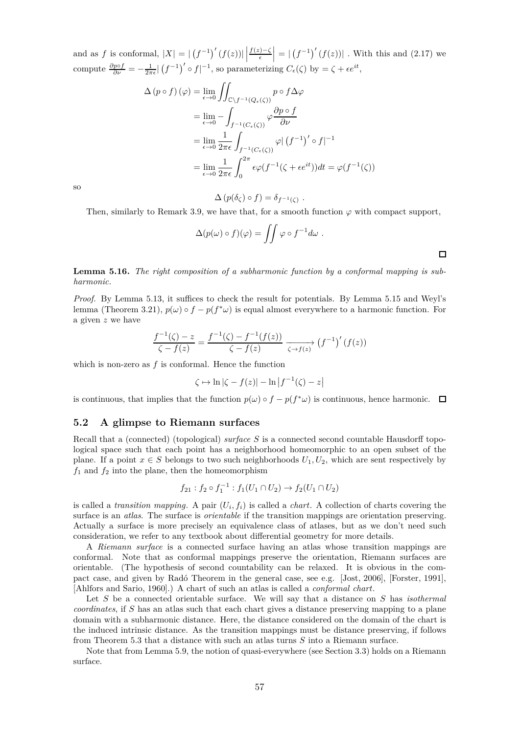and as $f$ is conformal, $|X| = |\left(f^{-1}\right)'(f(z))| \left|\frac{f(z)-\zeta}{\epsilon}\right| = |\left(f^{-1}\right)'(f(z))|$ . With this and (2.17) we compute $\frac{\partial p \circ f}{\partial \nu} = -\frac{1}{2\pi\epsilon}|\left(f^{-1}\right)' \circ f|^{-1}$, so parameterizing $C_\epsilon(\zeta)$ by $= \zeta + \epsilon e^{it}$,

$$
\begin{aligned}
\Delta\left(p \circ f\right)(\varphi) &= \lim_{\epsilon \to 0} \iint_{\mathbb{C} \setminus f^{-1}(Q_\epsilon(\zeta))} p \circ f \Delta \varphi \\
&= \lim_{\epsilon \to 0} - \int_{f^{-1}(C_\epsilon(\zeta))} \varphi \frac{\partial p \circ f}{\partial \nu} \\
&= \lim_{\epsilon \to 0} \frac{1}{2\pi\epsilon} \int_{f^{-1}(C_\epsilon(\zeta))} \varphi |\left(f^{-1}\right)' \circ f|^{-1} \\
&= \lim_{\epsilon \to 0} \frac{1}{2\pi\epsilon} \int_0^{2\pi} \epsilon \varphi(f^{-1}(\zeta + \epsilon e^{it})) dt = \varphi(f^{-1}(\zeta))
\end{aligned}
$$

so

$$\Delta\left(p(\delta_\zeta) \circ f\right) = \delta_{f^{-1}(\zeta)} \ .$$

Then, similarly to Remark 3.9, we have that, for a smooth function $\varphi$ with compact support,

$$\Delta(p(\omega) \circ f)(\varphi) = \iint \varphi \circ f^{-1} d\omega \ .$$

□

**Lemma 5.16.** *The right composition of a subharmonic function by a conformal mapping is subharmonic.*

*Proof.* By Lemma 5.13, it suffices to check the result for potentials. By Lemma 5.15 and Weyl's lemma (Theorem 3.21), $p(\omega) \circ f - p(f^*\omega)$ is equal almost everywhere to a harmonic function. For a given $z$ we have

$$\frac{f^{-1}(\zeta) - z}{\zeta - f(z)} = \frac{f^{-1}(\zeta) - f^{-1}(f(z))}{\zeta - f(z)} \xrightarrow[\zeta \to f(z)]{} \left(f^{-1}\right)'(f(z))$$

which is non-zero as $f$ is conformal. Hence the function

$$\zeta \mapsto \ln|\zeta - f(z)| - \ln\left|f^{-1}(\zeta) - z\right|$$

is continuous, that implies that the function $p(\omega) \circ f - p(f^*\omega)$ is continuous, hence harmonic. □

## 5.2 A glimpse to Riemann surfaces

Recall that a (connected) (topological) *surface* $S$ is a connected second countable Hausdorff topological space such that each point has a neighborhood homeomorphic to an open subset of the plane. If a point $x \in S$ belongs to two such neighborhoods $U_1, U_2$, which are sent respectively by $f_1$ and $f_2$ into the plane, then the homeomorphism

$$f_{21} : f_2 \circ f_1^{-1} : f_1(U_1 \cap U_2) \to f_2(U_1 \cap U_2)$$

is called a *transition mapping*. A pair $(U_i, f_i)$ is called a *chart*. A collection of charts covering the surface is an *atlas*. The surface is *orientable* if the transition mappings are orientation preserving. Actually a surface is more precisely an equivalence class of atlases, but as we don't need such consideration, we refer to any textbook about differential geometry for more details.

A *Riemann surface* is a connected surface having an atlas whose transition mappings are conformal. Note that as conformal mappings preserve the orientation, Riemann surfaces are orientable. (The hypothesis of second countability can be relaxed. It is obvious in the compact case, and given by Radó Theorem in the general case, see e.g. [Jost, 2006], [Forster, 1991], [Ahlfors and Sario, 1960].) A chart of such an atlas is called a *conformal chart*.

Let $S$ be a connected orientable surface. We will say that a distance on $S$ has *isothermal coordinates*, if $S$ has an atlas such that each chart gives a distance preserving mapping to a plane domain with a subharmonic distance. Here, the distance considered on the domain of the chart is the induced intrinsic distance. As the transition mappings must be distance preserving, if follows from Theorem 5.3 that a distance with such an atlas turns $S$ into a Riemann surface.

Note that from Lemma 5.9, the notion of quasi-everywhere (see Section 3.3) holds on a Riemann surface.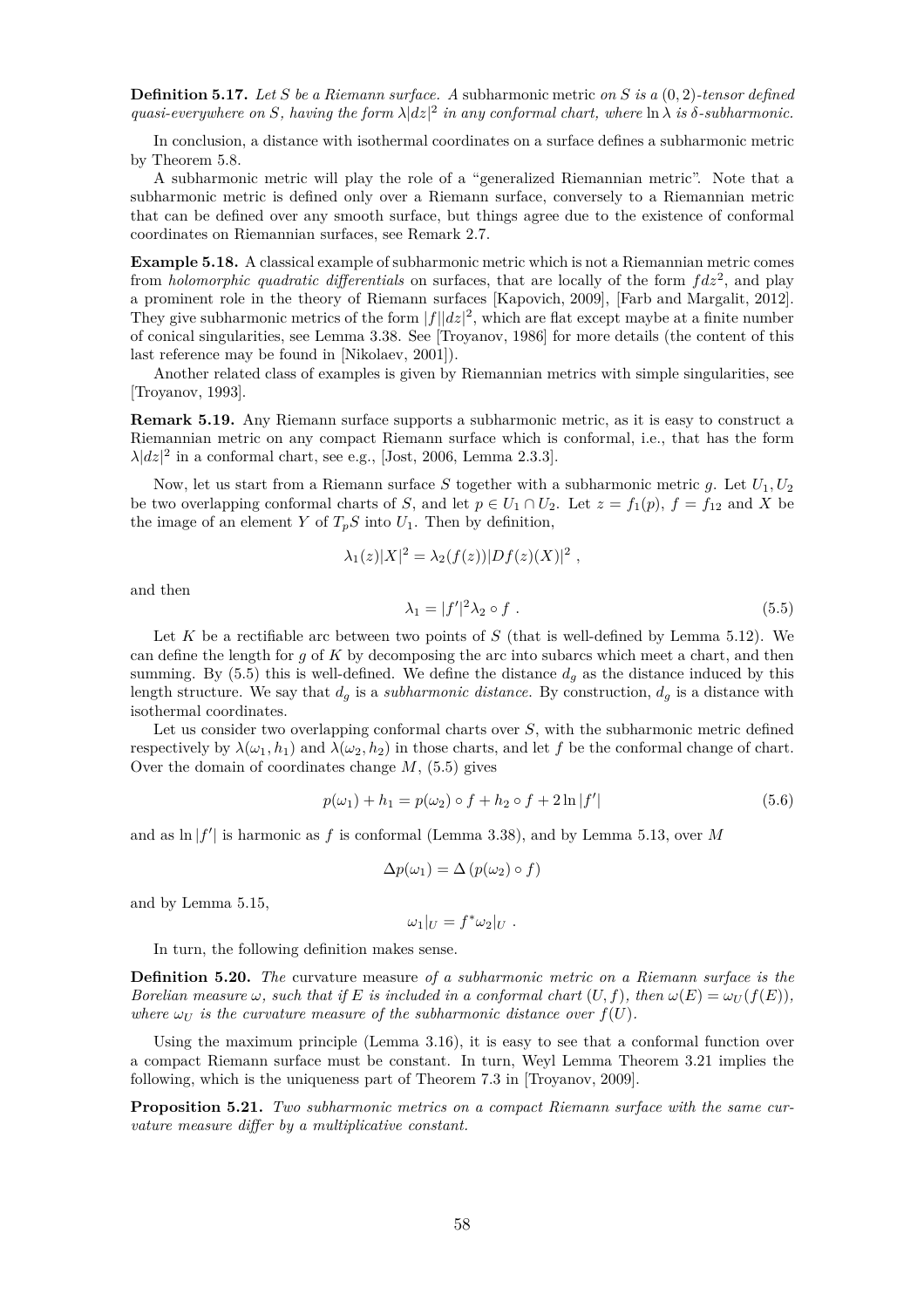**Definition 5.17.** *Let $S$ be a Riemann surface. A* subharmonic metric *on $S$ is a $(0,2)$-tensor defined quasi-everywhere on $S$, having the form $\lambda|dz|^2$ in any conformal chart, where $\ln \lambda$ is $\delta$-subharmonic.*

In conclusion, a distance with isothermal coordinates on a surface defines a subharmonic metric by Theorem 5.8.

A subharmonic metric will play the role of a "generalized Riemannian metric". Note that a subharmonic metric is defined only over a Riemann surface, conversely to a Riemannian metric that can be defined over any smooth surface, but things agree due to the existence of conformal coordinates on Riemannian surfaces, see Remark 2.7.

**Example 5.18.** A classical example of subharmonic metric which is not a Riemannian metric comes from *holomorphic quadratic differentials* on surfaces, that are locally of the form $fdz^2$, and play a prominent role in the theory of Riemann surfaces [Kapovich, 2009], [Farb and Margalit, 2012]. They give subharmonic metrics of the form $|f||dz|^2$, which are flat except maybe at a finite number of conical singularities, see Lemma 3.38. See [Troyanov, 1986] for more details (the content of this last reference may be found in [Nikolaev, 2001]).

Another related class of examples is given by Riemannian metrics with simple singularities, see [Troyanov, 1993].

**Remark 5.19.** Any Riemann surface supports a subharmonic metric, as it is easy to construct a Riemannian metric on any compact Riemann surface which is conformal, i.e., that has the form $\lambda|dz|^2$ in a conformal chart, see e.g., [Jost, 2006, Lemma 2.3.3].

Now, let us start from a Riemann surface $S$ together with a subharmonic metric $g$. Let $U_1, U_2$ be two overlapping conformal charts of $S$, and let $p \in U_1 \cap U_2$. Let $z = f_1(p)$, $f = f_{12}$ and $X$ be the image of an element $Y$ of $T_pS$ into $U_1$. Then by definition,

$$\lambda_1(z)|X|^2 = \lambda_2(f(z))|Df(z)(X)|^2 ,$$

and then

$$\lambda_1 = |f'|^2 \lambda_2 \circ f . \tag{5.5}$$

Let $K$ be a rectifiable arc between two points of $S$ (that is well-defined by Lemma 5.12). We can define the length for $g$ of $K$ by decomposing the arc into subarcs which meet a chart, and then summing. By (5.5) this is well-defined. We define the distance $d_g$ as the distance induced by this length structure. We say that $d_g$ is a *subharmonic distance*. By construction, $d_g$ is a distance with isothermal coordinates.

Let us consider two overlapping conformal charts over $S$, with the subharmonic metric defined respectively by $\lambda(\omega_1, h_1)$ and $\lambda(\omega_2, h_2)$ in those charts, and let $f$ be the conformal change of chart. Over the domain of coordinates change $M$, (5.5) gives

$$p(\omega_1) + h_1 = p(\omega_2) \circ f + h_2 \circ f + 2 \ln |f'| \tag{5.6}$$

and as $\ln |f'|$ is harmonic as $f$ is conformal (Lemma 3.38), and by Lemma 5.13, over $M$

$$\Delta p(\omega_1) = \Delta \left( p(\omega_2) \circ f \right)$$

and by Lemma 5.15,

$$\omega_1|_U = f^* \omega_2|_U .$$

In turn, the following definition makes sense.

**Definition 5.20.** *The* curvature measure *of a subharmonic metric on a Riemann surface is the Borelian measure $\omega$, such that if $E$ is included in a conformal chart $(U, f)$, then $\omega(E) = \omega_U(f(E))$, where $\omega_U$ is the curvature measure of the subharmonic distance over $f(U)$.*

Using the maximum principle (Lemma 3.16), it is easy to see that a conformal function over a compact Riemann surface must be constant. In turn, Weyl Lemma Theorem 3.21 implies the following, which is the uniqueness part of Theorem 7.3 in [Troyanov, 2009].

**Proposition 5.21.** *Two subharmonic metrics on a compact Riemann surface with the same curvature measure differ by a multiplicative constant.*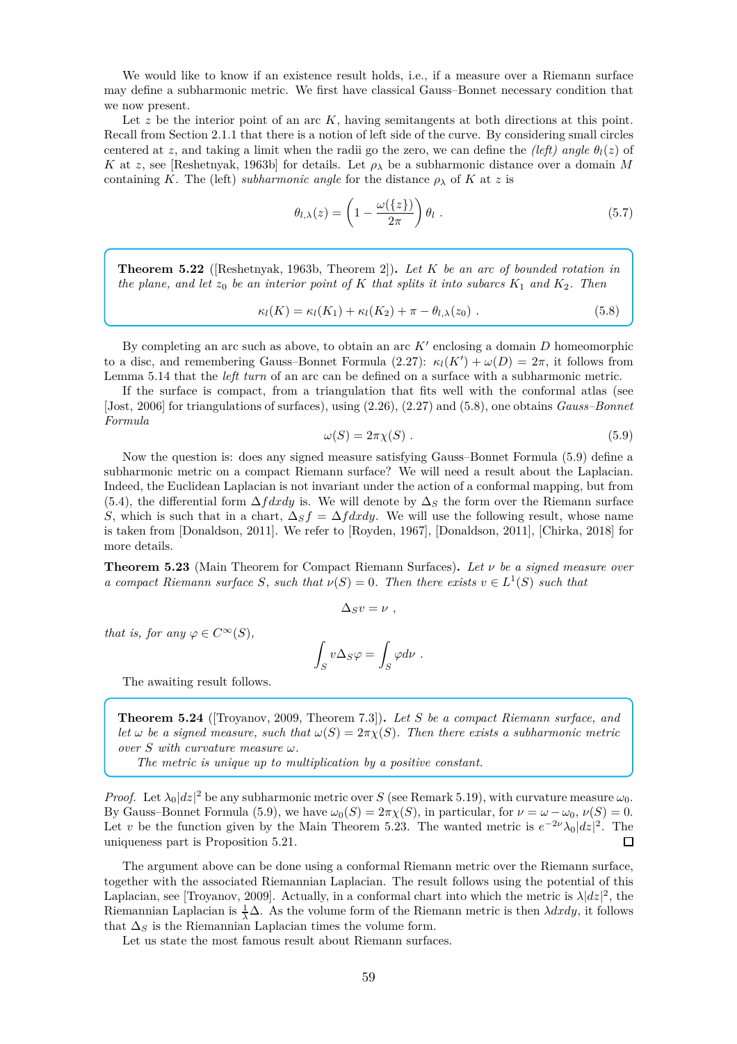We would like to know if an existence result holds, i.e., if a measure over a Riemann surface may define a subharmonic metric. We first have classical Gauss–Bonnet necessary condition that we now present.

Let $z$ be the interior point of an arc $K$, having semitangents at both directions at this point. Recall from Section 2.1.1 that there is a notion of left side of the curve. By considering small circles centered at $z$, and taking a limit when the radii go the zero, we can define the *(left) angle* $\theta_l(z)$ of $K$ at $z$, see [Reshetnyak, 1963b] for details. Let $\rho_\lambda$ be a subharmonic distance over a domain $M$ containing $K$. The (left) *subharmonic angle* for the distance $\rho_\lambda$ of $K$ at $z$ is

$$\theta_{l,\lambda}(z) = \left(1 - \frac{\omega(\{z\})}{2\pi}\right)\theta_l \ . \tag{5.7}$$

**Theorem 5.22** ([Reshetnyak, 1963b, Theorem 2]). *Let $K$ be an arc of bounded rotation in the plane, and let $z_0$ be an interior point of $K$ that splits it into subarcs $K_1$ and $K_2$. Then*

$$\kappa_l(K) = \kappa_l(K_1) + \kappa_l(K_2) + \pi - \theta_{l,\lambda}(z_0) \ . \tag{5.8}$$

By completing an arc such as above, to obtain an arc $K'$ enclosing a domain $D$ homeomorphic to a disc, and remembering Gauss–Bonnet Formula (2.27): $\kappa_l(K') + \omega(D) = 2\pi$, it follows from Lemma 5.14 that the *left turn* of an arc can be defined on a surface with a subharmonic metric.

If the surface is compact, from a triangulation that fits well with the conformal atlas (see [Jost, 2006] for triangulations of surfaces), using (2.26), (2.27) and (5.8), one obtains *Gauss–Bonnet Formula*

$$\omega(S) = 2\pi\chi(S) \ . \tag{5.9}$$

Now the question is: does any signed measure satisfying Gauss–Bonnet Formula (5.9) define a subharmonic metric on a compact Riemann surface? We will need a result about the Laplacian. Indeed, the Euclidean Laplacian is not invariant under the action of a conformal mapping, but from (5.4), the differential form $\Delta f dxdy$ is. We will denote by $\Delta_S$ the form over the Riemann surface $S$, which is such that in a chart, $\Delta_S f = \Delta f dxdy$. We will use the following result, whose name is taken from [Donaldson, 2011]. We refer to [Royden, 1967], [Donaldson, 2011], [Chirka, 2018] for more details.

**Theorem 5.23** (Main Theorem for Compact Riemann Surfaces). *Let $\nu$ be a signed measure over a compact Riemann surface $S$, such that $\nu(S) = 0$. Then there exists $v \in L^1(S)$ such that*

$$\Delta_S v = \nu \ ,$$

*that is, for any $\varphi \in C^\infty(S)$,*

$$\int_S v \Delta_S \varphi = \int_S \varphi d\nu \ .$$

The awaiting result follows.

**Theorem 5.24** ([Troyanov, 2009, Theorem 7.3]). *Let $S$ be a compact Riemann surface, and let $\omega$ be a signed measure, such that $\omega(S) = 2\pi\chi(S)$. Then there exists a subharmonic metric over $S$ with curvature measure $\omega$.*

*The metric is unique up to multiplication by a positive constant.*

*Proof.* Let $\lambda_0|dz|^2$ be any subharmonic metric over $S$ (see Remark 5.19), with curvature measure $\omega_0$. By Gauss–Bonnet Formula (5.9), we have $\omega_0(S) = 2\pi\chi(S)$, in particular, for $\nu = \omega - \omega_0$, $\nu(S) = 0$. Let $v$ be the function given by the Main Theorem 5.23. The wanted metric is $e^{-2\nu}\lambda_0|dz|^2$. The uniqueness part is Proposition 5.21. □

The argument above can be done using a conformal Riemann metric over the Riemann surface, together with the associated Riemannian Laplacian. The result follows using the potential of this Laplacian, see [Troyanov, 2009]. Actually, in a conformal chart into which the metric is $\lambda|dz|^2$, the Riemannian Laplacian is $\frac{1}{\lambda}\Delta$. As the volume form of the Riemann metric is then $\lambda dxdy$, it follows that $\Delta_S$ is the Riemannian Laplacian times the volume form.

Let us state the most famous result about Riemann surfaces.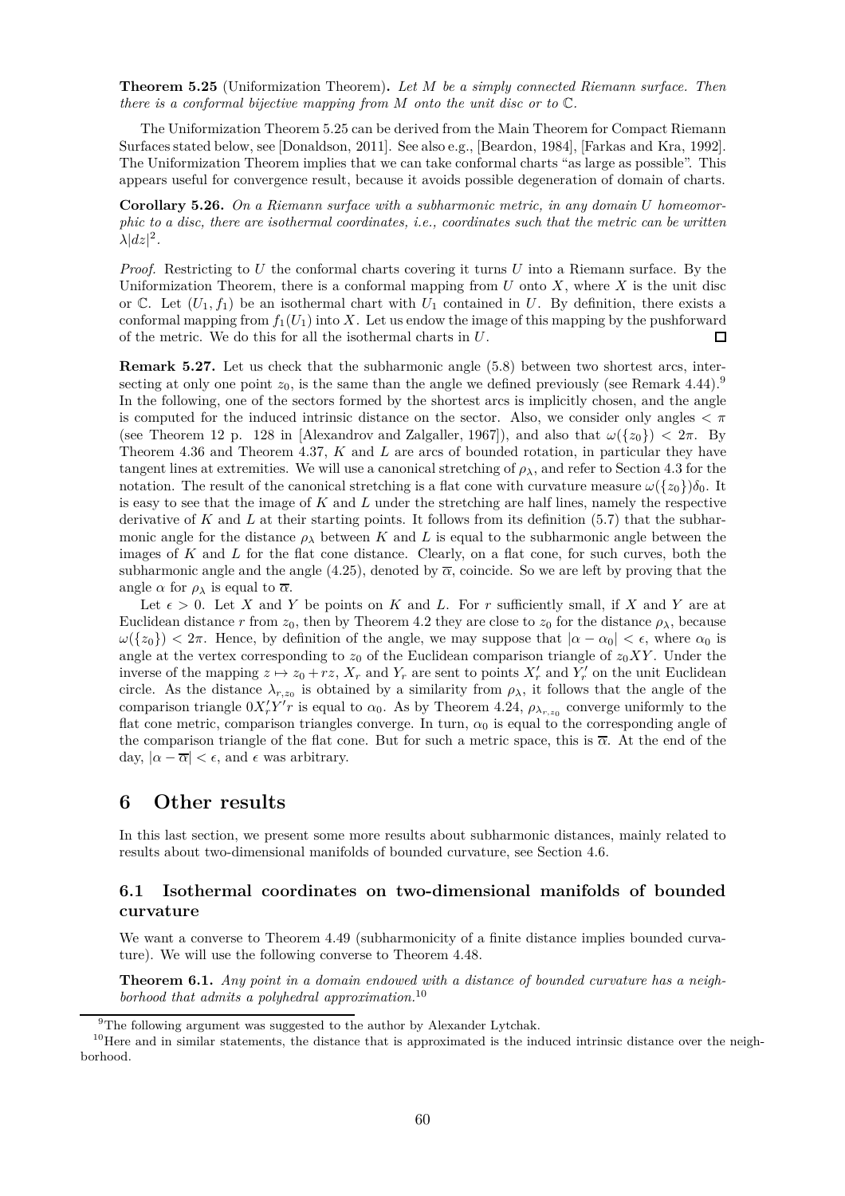**Theorem 5.25** (Uniformization Theorem)**.** *Let $M$ be a simply connected Riemann surface. Then there is a conformal bijective mapping from $M$ onto the unit disc or to $\mathbb{C}$.*

The Uniformization Theorem 5.25 can be derived from the Main Theorem for Compact Riemann Surfaces stated below, see [Donaldson, 2011]. See also e.g., [Beardon, 1984], [Farkas and Kra, 1992]. The Uniformization Theorem implies that we can take conformal charts "as large as possible". This appears useful for convergence result, because it avoids possible degeneration of domain of charts.

**Corollary 5.26.** *On a Riemann surface with a subharmonic metric, in any domain $U$ homeomorphic to a disc, there are isothermal coordinates, i.e., coordinates such that the metric can be written $\lambda|dz|^2$.*

*Proof.* Restricting to $U$ the conformal charts covering it turns $U$ into a Riemann surface. By the Uniformization Theorem, there is a conformal mapping from $U$ onto $X$, where $X$ is the unit disc or $\mathbb{C}$. Let $(U_1, f_1)$ be an isothermal chart with $U_1$ contained in $U$. By definition, there exists a conformal mapping from $f_1(U_1)$ into $X$. Let us endow the image of this mapping by the pushforward of the metric. We do this for all the isothermal charts in $U$. □

**Remark 5.27.** Let us check that the subharmonic angle (5.8) between two shortest arcs, intersecting at only one point $z_0$, is the same than the angle we defined previously (see Remark 4.44).[9] In the following, one of the sectors formed by the shortest arcs is implicitly chosen, and the angle is computed for the induced intrinsic distance on the sector. Also, we consider only angles $< \pi$ (see Theorem 12 p. 128 in [Alexandrov and Zalgaller, 1967]), and also that $\omega(\{z_0\}) < 2\pi$. By Theorem 4.36 and Theorem 4.37, $K$ and $L$ are arcs of bounded rotation, in particular they have tangent lines at extremities. We will use a canonical stretching of $\rho_\lambda$, and refer to Section 4.3 for the notation. The result of the canonical stretching is a flat cone with curvature measure $\omega(\{z_0\})\delta_0$. It is easy to see that the image of $K$ and $L$ under the stretching are half lines, namely the respective derivative of $K$ and $L$ at their starting points. It follows from its definition (5.7) that the subharmonic angle for the distance $\rho_\lambda$ between $K$ and $L$ is equal to the subharmonic angle between the images of $K$ and $L$ for the flat cone distance. Clearly, on a flat cone, for such curves, both the subharmonic angle and the angle (4.25), denoted by $\overline{\alpha}$, coincide. So we are left by proving that the angle $\alpha$ for $\rho_\lambda$ is equal to $\overline{\alpha}$.

Let $\epsilon > 0$. Let $X$ and $Y$ be points on $K$ and $L$. For $r$ sufficiently small, if $X$ and $Y$ are at Euclidean distance $r$ from $z_0$, then by Theorem 4.2 they are close to $z_0$ for the distance $\rho_\lambda$, because $\omega(\{z_0\}) < 2\pi$. Hence, by definition of the angle, we may suppose that $|\alpha - \alpha_0| < \epsilon$, where $\alpha_0$ is angle at the vertex corresponding to $z_0$ of the Euclidean comparison triangle of $z_0XY$. Under the inverse of the mapping $z \mapsto z_0 + rz$, $X_r$ and $Y_r$ are sent to points $X'_r$ and $Y'_r$ on the unit Euclidean circle. As the distance $\lambda_{r,z_0}$ is obtained by a similarity from $\rho_\lambda$, it follows that the angle of the comparison triangle $0X'_rY'r$ is equal to $\alpha_0$. As by Theorem 4.24, $\rho_{\lambda_{r,z_0}}$ converge uniformly to the flat cone metric, comparison triangles converge. In turn, $\alpha_0$ is equal to the corresponding angle of the comparison triangle of the flat cone. But for such a metric space, this is $\overline{\alpha}$. At the end of the day, $|\alpha - \overline{\alpha}| < \epsilon$, and $\epsilon$ was arbitrary.

# 6 Other results

In this last section, we present some more results about subharmonic distances, mainly related to results about two-dimensional manifolds of bounded curvature, see Section 4.6.

## 6.1 Isothermal coordinates on two-dimensional manifolds of bounded curvature

We want a converse to Theorem 4.49 (subharmonicity of a finite distance implies bounded curvature). We will use the following converse to Theorem 4.48.

**Theorem 6.1.** *Any point in a domain endowed with a distance of bounded curvature has a neighborhood that admits a polyhedral approximation.*[10]

---

[9] The following argument was suggested to the author by Alexander Lytchak.

[10] Here and in similar statements, the distance that is approximated is the induced intrinsic distance over the neighborhood.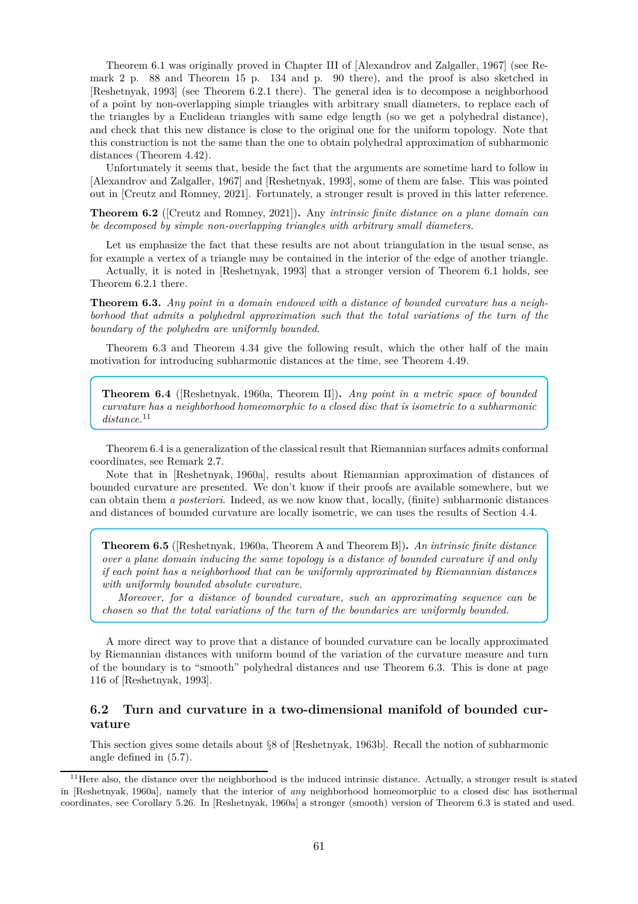Theorem 6.1 was originally proved in Chapter III of [Alexandrov and Zalgaller, 1967] (see Remark 2 p. 88 and Theorem 15 p. 134 and p. 90 there), and the proof is also sketched in [Reshetnyak, 1993] (see Theorem 6.2.1 there). The general idea is to decompose a neighborhood of a point by non-overlapping simple triangles with arbitrary small diameters, to replace each of the triangles by a Euclidean triangles with same edge length (so we get a polyhedral distance), and check that this new distance is close to the original one for the uniform topology. Note that this construction is not the same than the one to obtain polyhedral approximation of subharmonic distances (Theorem 4.42).

Unfortunately it seems that, beside the fact that the arguments are sometime hard to follow in [Alexandrov and Zalgaller, 1967] and [Reshetnyak, 1993], some of them are false. This was pointed out in [Creutz and Romney, 2021]. Fortunately, a stronger result is proved in this latter reference.

**Theorem 6.2** ([Creutz and Romney, 2021])**.** *Any intrinsic finite distance on a plane domain can be decomposed by simple non-overlapping triangles with arbitrary small diameters.*

Let us emphasize the fact that these results are not about triangulation in the usual sense, as for example a vertex of a triangle may be contained in the interior of the edge of another triangle.

Actually, it is noted in [Reshetnyak, 1993] that a stronger version of Theorem 6.1 holds, see Theorem 6.2.1 there.

**Theorem 6.3.** *Any point in a domain endowed with a distance of bounded curvature has a neighborhood that admits a polyhedral approximation such that the total variations of the turn of the boundary of the polyhedra are uniformly bounded.*

Theorem 6.3 and Theorem 4.34 give the following result, which the other half of the main motivation for introducing subharmonic distances at the time, see Theorem 4.49.

**Theorem 6.4** ([Reshetnyak, 1960a, Theorem II])**.** *Any point in a metric space of bounded curvature has a neighborhood homeomorphic to a closed disc that is isometric to a subharmonic distance.*[11]

Theorem 6.4 is a generalization of the classical result that Riemannian surfaces admits conformal coordinates, see Remark 2.7.

Note that in [Reshetnyak, 1960a], results about Riemannian approximation of distances of bounded curvature are presented. We don't know if their proofs are available somewhere, but we can obtain them *a posteriori*. Indeed, as we now know that, locally, (finite) subharmonic distances and distances of bounded curvature are locally isometric, we can uses the results of Section 4.4.

**Theorem 6.5** ([Reshetnyak, 1960a, Theorem A and Theorem B])**.** *An intrinsic finite distance over a plane domain inducing the same topology is a distance of bounded curvature if and only if each point has a neighborhood that can be uniformly approximated by Riemannian distances with uniformly bounded absolute curvature.*

*Moreover, for a distance of bounded curvature, such an approximating sequence can be chosen so that the total variations of the turn of the boundaries are uniformly bounded.*

A more direct way to prove that a distance of bounded curvature can be locally approximated by Riemannian distances with uniform bound of the variation of the curvature measure and turn of the boundary is to "smooth" polyhedral distances and use Theorem 6.3. This is done at page 116 of [Reshetnyak, 1993].

## 6.2 Turn and curvature in a two-dimensional manifold of bounded curvature

This section gives some details about §8 of [Reshetnyak, 1963b]. Recall the notion of subharmonic angle defined in (5.7).

---

[11] Here also, the distance over the neighborhood is the induced intrinsic distance. Actually, a stronger result is stated in [Reshetnyak, 1960a], namely that the interior of *any* neighborhood homeomorphic to a closed disc has isothermal coordinates, see Corollary 5.26. In [Reshetnyak, 1960a] a stronger (smooth) version of Theorem 6.3 is stated and used.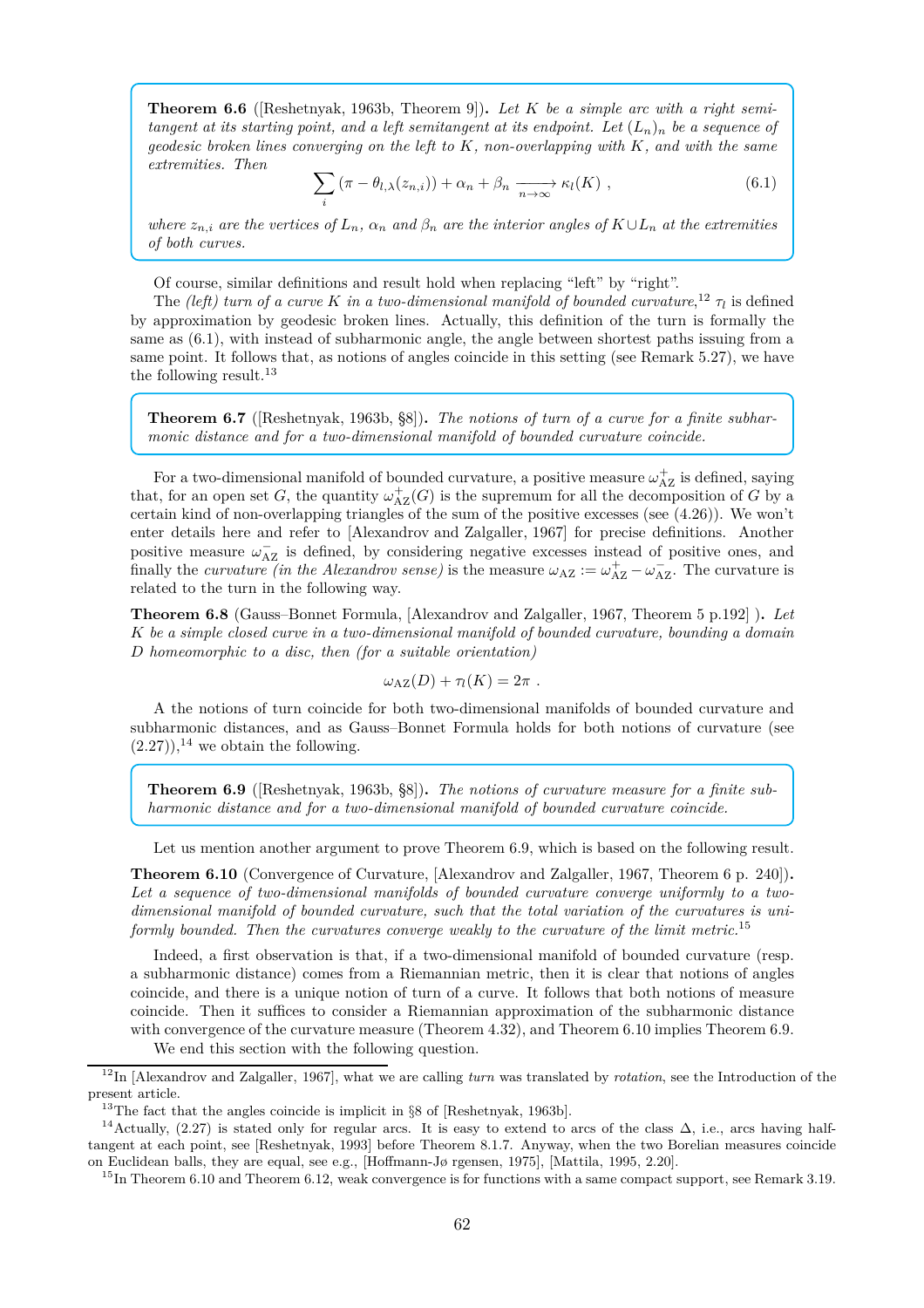**Theorem 6.6** ([Reshetnyak, 1963b, Theorem 9]). *Let $K$ be a simple arc with a right semi-tangent at its starting point, and a left semitangent at its endpoint. Let $(L_n)_n$ be a sequence of geodesic broken lines converging on the left to $K$, non-overlapping with $K$, and with the same extremities. Then*

$$\sum_i (\pi - \theta_{l,\lambda}(z_{n,i})) + \alpha_n + \beta_n \xrightarrow[n\to\infty]{} \kappa_l(K) \ , \tag{6.1}$$

*where $z_{n,i}$ are the vertices of $L_n$, $\alpha_n$ and $\beta_n$ are the interior angles of $K \cup L_n$ at the extremities of both curves.*

Of course, similar definitions and result hold when replacing "left" by "right".

The *(left) turn of a curve $K$ in a two-dimensional manifold of bounded curvature,*[12] $\tau_l$ is defined by approximation by geodesic broken lines. Actually, this definition of the turn is formally the same as (6.1), with instead of subharmonic angle, the angle between shortest paths issuing from a same point. It follows that, as notions of angles coincide in this setting (see Remark 5.27), we have the following result.[13]

**Theorem 6.7** ([Reshetnyak, 1963b, §8]). *The notions of turn of a curve for a finite subharmonic distance and for a two-dimensional manifold of bounded curvature coincide.*

For a two-dimensional manifold of bounded curvature, a positive measure $\omega^+_{\mathrm{AZ}}$ is defined, saying that, for an open set $G$, the quantity $\omega^+_{\mathrm{AZ}}(G)$ is the supremum for all the decomposition of $G$ by a certain kind of non-overlapping triangles of the sum of the positive excesses (see (4.26)). We won't enter details here and refer to [Alexandrov and Zalgaller, 1967] for precise definitions. Another positive measure $\omega^-_{\mathrm{AZ}}$ is defined, by considering negative excesses instead of positive ones, and finally the *curvature (in the Alexandrov sense)* is the measure $\omega_{\mathrm{AZ}} := \omega^+_{\mathrm{AZ}} - \omega^-_{\mathrm{AZ}}$. The curvature is related to the turn in the following way.

**Theorem 6.8** (Gauss–Bonnet Formula, [Alexandrov and Zalgaller, 1967, Theorem 5 p.192] ). *Let $K$ be a simple closed curve in a two-dimensional manifold of bounded curvature, bounding a domain $D$ homeomorphic to a disc, then (for a suitable orientation)*

$$\omega_{\mathrm{AZ}}(D) + \tau_l(K) = 2\pi \ .$$

A the notions of turn coincide for both two-dimensional manifolds of bounded curvature and subharmonic distances, and as Gauss–Bonnet Formula holds for both notions of curvature (see (2.27)),[14] we obtain the following.

**Theorem 6.9** ([Reshetnyak, 1963b, §8]). *The notions of curvature measure for a finite subharmonic distance and for a two-dimensional manifold of bounded curvature coincide.*

Let us mention another argument to prove Theorem 6.9, which is based on the following result.

**Theorem 6.10** (Convergence of Curvature, [Alexandrov and Zalgaller, 1967, Theorem 6 p. 240]). *Let a sequence of two-dimensional manifolds of bounded curvature converge uniformly to a two-dimensional manifold of bounded curvature, such that the total variation of the curvatures is uniformly bounded. Then the curvatures converge weakly to the curvature of the limit metric.*[15]

Indeed, a first observation is that, if a two-dimensional manifold of bounded curvature (resp. a subharmonic distance) comes from a Riemannian metric, then it is clear that notions of angles coincide, and there is a unique notion of turn of a curve. It follows that both notions of measure coincide. Then it suffices to consider a Riemannian approximation of the subharmonic distance with convergence of the curvature measure (Theorem 4.32), and Theorem 6.10 implies Theorem 6.9.

We end this section with the following question.

---

[12] In [Alexandrov and Zalgaller, 1967], what we are calling *turn* was translated by *rotation*, see the Introduction of the present article.

[13] The fact that the angles coincide is implicit in §8 of [Reshetnyak, 1963b].

[14] Actually, (2.27) is stated only for regular arcs. It is easy to extend to arcs of the class $\Delta$, i.e., arcs having half-tangent at each point, see [Reshetnyak, 1993] before Theorem 8.1.7. Anyway, when the two Borelian measures coincide on Euclidean balls, they are equal, see e.g., [Hoffmann-Jø rgensen, 1975], [Mattila, 1995, 2.20].

[15] In Theorem 6.10 and Theorem 6.12, weak convergence is for functions with a same compact support, see Remark 3.19.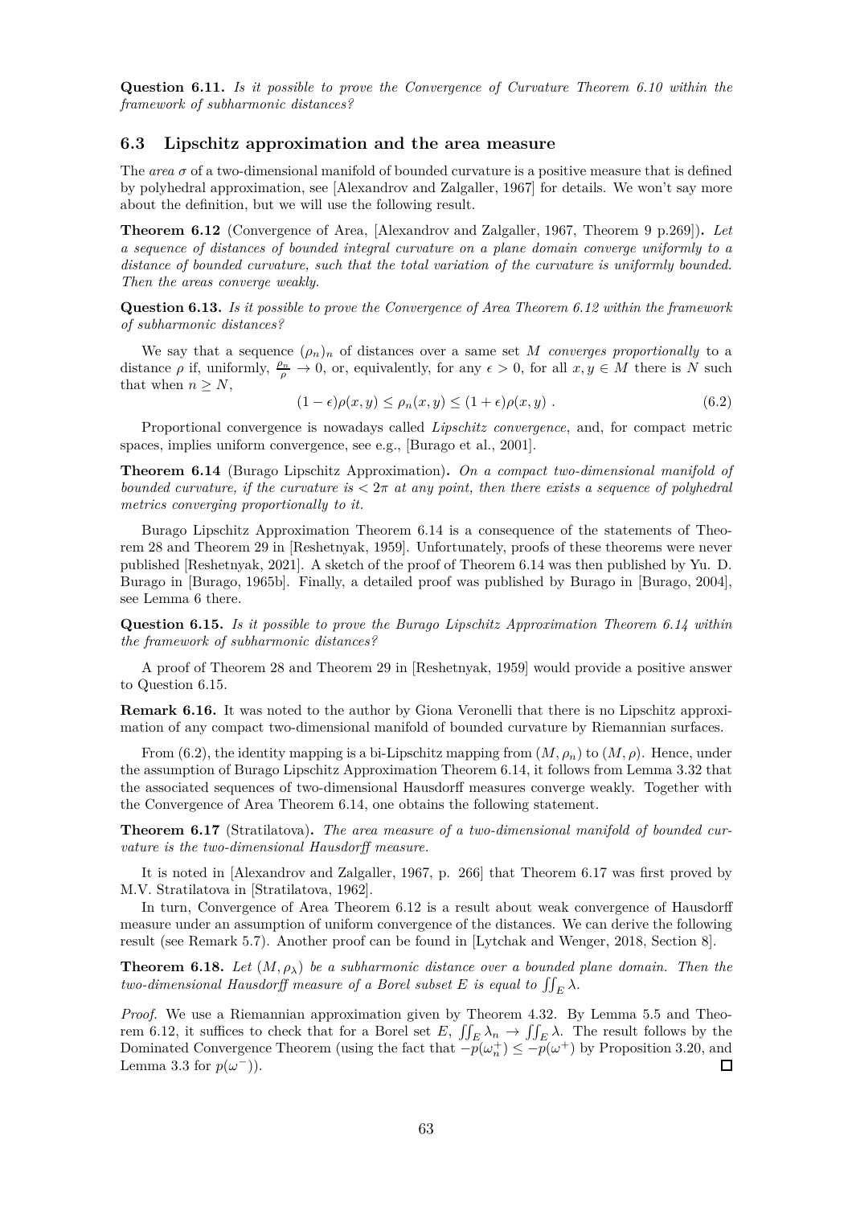**Question 6.11.** *Is it possible to prove the Convergence of Curvature Theorem 6.10 within the framework of subharmonic distances?*

### 6.3 Lipschitz approximation and the area measure

The *area* $\sigma$ of a two-dimensional manifold of bounded curvature is a positive measure that is defined by polyhedral approximation, see [Alexandrov and Zalgaller, 1967] for details. We won't say more about the definition, but we will use the following result.

**Theorem 6.12** (Convergence of Area, [Alexandrov and Zalgaller, 1967, Theorem 9 p.269])**.** *Let a sequence of distances of bounded integral curvature on a plane domain converge uniformly to a distance of bounded curvature, such that the total variation of the curvature is uniformly bounded. Then the areas converge weakly.*

**Question 6.13.** *Is it possible to prove the Convergence of Area Theorem 6.12 within the framework of subharmonic distances?*

We say that a sequence $(\rho_n)_n$ of distances over a same set $M$ *converges proportionally* to a distance $\rho$ if, uniformly, $\frac{\rho_n}{\rho} \to 0$, or, equivalently, for any $\epsilon > 0$, for all $x, y \in M$ there is $N$ such that when $n \geq N$,

$$(1-\epsilon)\rho(x,y) \leq \rho_n(x,y) \leq (1+\epsilon)\rho(x,y) \ . \tag{6.2}$$

Proportional convergence is nowadays called *Lipschitz convergence*, and, for compact metric spaces, implies uniform convergence, see e.g., [Burago et al., 2001].

**Theorem 6.14** (Burago Lipschitz Approximation)**.** *On a compact two-dimensional manifold of bounded curvature, if the curvature is $< 2\pi$ at any point, then there exists a sequence of polyhedral metrics converging proportionally to it.*

Burago Lipschitz Approximation Theorem 6.14 is a consequence of the statements of Theorem 28 and Theorem 29 in [Reshetnyak, 1959]. Unfortunately, proofs of these theorems were never published [Reshetnyak, 2021]. A sketch of the proof of Theorem 6.14 was then published by Yu. D. Burago in [Burago, 1965b]. Finally, a detailed proof was published by Burago in [Burago, 2004], see Lemma 6 there.

**Question 6.15.** *Is it possible to prove the Burago Lipschitz Approximation Theorem 6.14 within the framework of subharmonic distances?*

A proof of Theorem 28 and Theorem 29 in [Reshetnyak, 1959] would provide a positive answer to Question 6.15.

**Remark 6.16.** It was noted to the author by Giona Veronelli that there is no Lipschitz approximation of any compact two-dimensional manifold of bounded curvature by Riemannian surfaces.

From (6.2), the identity mapping is a bi-Lipschitz mapping from $(M, \rho_n)$ to $(M, \rho)$. Hence, under the assumption of Burago Lipschitz Approximation Theorem 6.14, it follows from Lemma 3.32 that the associated sequences of two-dimensional Hausdorff measures converge weakly. Together with the Convergence of Area Theorem 6.14, one obtains the following statement.

**Theorem 6.17** (Stratilatova)**.** *The area measure of a two-dimensional manifold of bounded curvature is the two-dimensional Hausdorff measure.*

It is noted in [Alexandrov and Zalgaller, 1967, p. 266] that Theorem 6.17 was first proved by M.V. Stratilatova in [Stratilatova, 1962].

In turn, Convergence of Area Theorem 6.12 is a result about weak convergence of Hausdorff measure under an assumption of uniform convergence of the distances. We can derive the following result (see Remark 5.7). Another proof can be found in [Lytchak and Wenger, 2018, Section 8].

**Theorem 6.18.** *Let $(M, \rho_\lambda)$ be a subharmonic distance over a bounded plane domain. Then the two-dimensional Hausdorff measure of a Borel subset $E$ is equal to $\iint_E \lambda$.*

*Proof.* We use a Riemannian approximation given by Theorem 4.32. By Lemma 5.5 and Theorem 6.12, it suffices to check that for a Borel set $E$, $\iint_E \lambda_n \to \iint_E \lambda$. The result follows by the Dominated Convergence Theorem (using the fact that $-p(\omega_n^+) \leq -p(\omega^+)$ by Proposition 3.20, and Lemma 3.3 for $p(\omega^-)$). □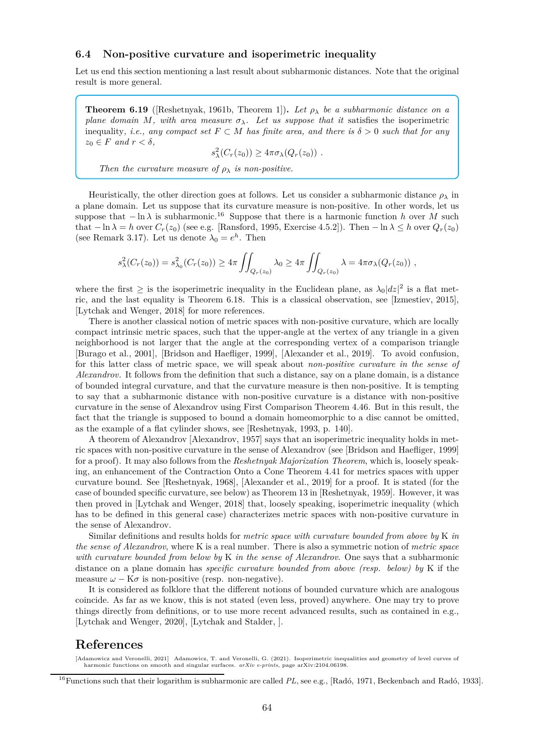### 6.4 Non-positive curvature and isoperimetric inequality

Let us end this section mentioning a last result about subharmonic distances. Note that the original result is more general.

> **Theorem 6.19** ([Reshetnyak, 1961b, Theorem 1])**.** *Let $\rho_\lambda$ be a subharmonic distance on a plane domain $M$, with area measure $\sigma_\lambda$. Let us suppose that it* satisfies the isoperimetric inequality*, i.e., any compact set $F \subset M$ has finite area, and there is $\delta > 0$ such that for any $z_0 \in F$ and $r < \delta$,*
>
> $$s_\lambda^2(C_r(z_0)) \geq 4\pi\sigma_\lambda(Q_r(z_0)) \ .$$
>
> *Then the curvature measure of $\rho_\lambda$ is non-positive.*

Heuristically, the other direction goes at follows. Let us consider a subharmonic distance $\rho_\lambda$ in a plane domain. Let us suppose that its curvature measure is non-positive. In other words, let us suppose that $-\ln\lambda$ is subharmonic.[16] Suppose that there is a harmonic function $h$ over $M$ such that $-\ln\lambda = h$ over $C_r(z_0)$ (see e.g. [Ransford, 1995, Exercise 4.5.2]). Then $-\ln\lambda \leq h$ over $Q_r(z_0)$ (see Remark 3.17). Let us denote $\lambda_0 = e^h$. Then

$$s_\lambda^2(C_r(z_0)) = s_{\lambda_0}^2(C_r(z_0)) \geq 4\pi \iint_{Q_r(z_0)} \lambda_0 \geq 4\pi \iint_{Q_r(z_0)} \lambda = 4\pi\sigma_\lambda(Q_r(z_0)) \ ,$$

where the first $\geq$ is the isoperimetric inequality in the Euclidean plane, as $\lambda_0|dz|^2$ is a flat metric, and the last equality is Theorem 6.18. This is a classical observation, see [Izmestiev, 2015], [Lytchak and Wenger, 2018] for more references.

There is another classical notion of metric spaces with non-positive curvature, which are locally compact intrinsic metric spaces, such that the upper-angle at the vertex of any triangle in a given neighborhood is not larger that the angle at the corresponding vertex of a comparison triangle [Burago et al., 2001], [Bridson and Haefliger, 1999], [Alexander et al., 2019]. To avoid confusion, for this latter class of metric space, we will speak about *non-positive curvature in the sense of Alexandrov*. It follows from the definition that such a distance, say on a plane domain, is a distance of bounded integral curvature, and that the curvature measure is then non-positive. It is tempting to say that a subharmonic distance with non-positive curvature is a distance with non-positive curvature in the sense of Alexandrov using First Comparison Theorem 4.46. But in this result, the fact that the triangle is supposed to bound a domain homeomorphic to a disc cannot be omitted, as the example of a flat cylinder shows, see [Reshetnyak, 1993, p. 140].

A theorem of Alexandrov [Alexandrov, 1957] says that an isoperimetric inequality holds in metric spaces with non-positive curvature in the sense of Alexandrov (see [Bridson and Haefliger, 1999] for a proof). It may also follows from the *Reshetnyak Majorization Theorem*, which is, loosely speaking, an enhancement of the Contraction Onto a Cone Theorem 4.41 for metrics spaces with upper curvature bound. See [Reshetnyak, 1968], [Alexander et al., 2019] for a proof. It is stated (for the case of bounded specific curvature, see below) as Theorem 13 in [Reshetnyak, 1959]. However, it was then proved in [Lytchak and Wenger, 2018] that, loosely speaking, isoperimetric inequality (which has to be defined in this general case) characterizes metric spaces with non-positive curvature in the sense of Alexandrov.

Similar definitions and results holds for *metric space with curvature bounded from above by* K *in the sense of Alexandrov*, where K is a real number. There is also a symmetric notion of *metric space with curvature bounded from below by* K *in the sense of Alexandrov.* One says that a subharmonic distance on a plane domain has *specific curvature bounded from above (resp. below) by* K if the measure $\omega - \mathrm{K}\sigma$ is non-positive (resp. non-negative).

It is considered as folklore that the different notions of bounded curvature which are analogous coincide. As far as we know, this is not stated (even less, proved) anywhere. One may try to prove things directly from definitions, or to use more recent advanced results, such as contained in e.g., [Lytchak and Wenger, 2020], [Lytchak and Stalder, ].

## References

[Adamowicz and Veronelli, 2021] Adamowicz, T. and Veronelli, G. (2021). Isoperimetric inequalities and geometry of level curves of harmonic functions on smooth and singular surfaces. *arXiv e-prints*, page arXiv:2104.06198.

[16] Functions such that their logarithm is subharmonic are called *PL*, see e.g., [Radó, 1971, Beckenbach and Radó, 1933].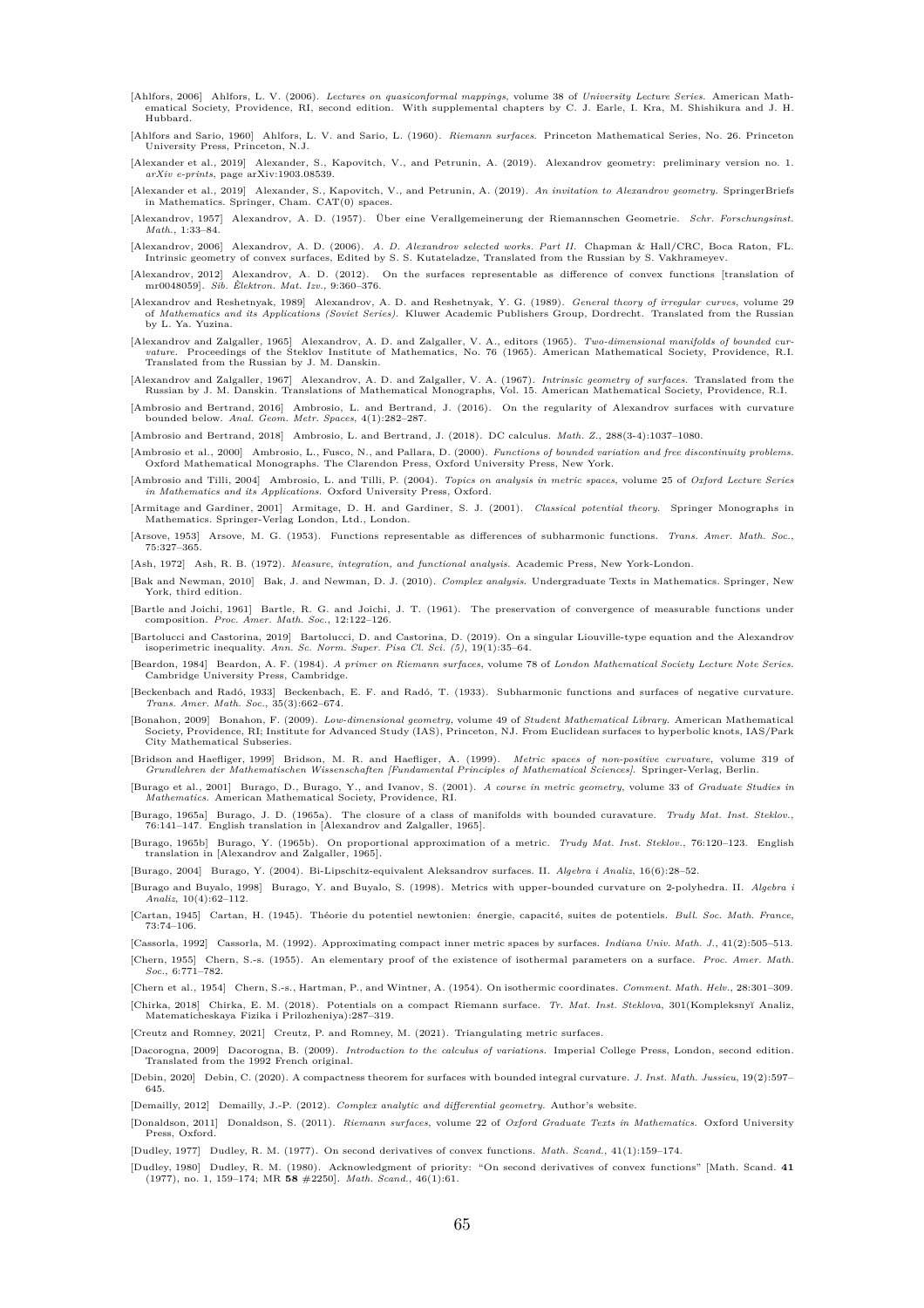[Ahlfors, 2006] Ahlfors, L. V. (2006). *Lectures on quasiconformal mappings*, volume 38 of *University Lecture Series*. American Mathematical Society, Providence, RI, second edition. With supplemental chapters by C. J. Earle, I. Kra, M. Shishikura and J. H. Hubbard.

[Ahlfors and Sario, 1960] Ahlfors, L. V. and Sario, L. (1960). *Riemann surfaces*. Princeton Mathematical Series, No. 26. Princeton University Press, Princeton, N.J.

[Alexander et al., 2019] Alexander, S., Kapovitch, V., and Petrunin, A. (2019). Alexandrov geometry: preliminary version no. 1. *arXiv e-prints*, page arXiv:1903.08539.

[Alexander et al., 2019] Alexander, S., Kapovitch, V., and Petrunin, A. (2019). *An invitation to Alexandrov geometry*. SpringerBriefs in Mathematics. Springer, Cham. CAT(0) spaces.

[Alexandrov, 1957] Alexandrov, A. D. (1957). Über eine Verallgemeinerung der Riemannschen Geometrie. *Schr. Forschungsinst. Math.*, 1:33–84.

[Alexandrov, 2006] Alexandrov, A. D. (2006). *A. D. Alexandrov selected works. Part II*. Chapman & Hall/CRC, Boca Raton, FL. Intrinsic geometry of convex surfaces, Edited by S. S. Kutateladze, Translated from the Russian by S. Vakhrameyev.

[Alexandrov, 2012] Alexandrov, A. D. (2012). On the surfaces representable as difference of convex functions [translation of mr0048059]. *Sib. Èlektron. Mat. Izv.*, 9:360–376.

[Alexandrov and Reshetnyak, 1989] Alexandrov, A. D. and Reshetnyak, Y. G. (1989). *General theory of irregular curves*, volume 29 of *Mathematics and its Applications (Soviet Series)*. Kluwer Academic Publishers Group, Dordrecht. Translated from the Russian by L. Ya. Yuzina.

[Alexandrov and Zalgaller, 1965] Alexandrov, A. D. and Zalgaller, V. A., editors (1965). *Two-dimensional manifolds of bounded curvature*. Proceedings of the Steklov Institute of Mathematics, No. 76 (1965). American Mathematical Society, Providence, R.I. Translated from the Russian by J. M. Danskin.

[Alexandrov and Zalgaller, 1967] Alexandrov, A. D. and Zalgaller, V. A. (1967). *Intrinsic geometry of surfaces*. Translated from the Russian by J. M. Danskin. Translations of Mathematical Monographs, Vol. 15. American Mathematical Society, Providence, R.I.

[Ambrosio and Bertrand, 2016] Ambrosio, L. and Bertrand, J. (2016). On the regularity of Alexandrov surfaces with curvature bounded below. *Anal. Geom. Metr. Spaces*, 4(1):282–287.

[Ambrosio and Bertrand, 2018] Ambrosio, L. and Bertrand, J. (2018). DC calculus. *Math. Z.*, 288(3-4):1037–1080.

[Ambrosio et al., 2000] Ambrosio, L., Fusco, N., and Pallara, D. (2000). *Functions of bounded variation and free discontinuity problems*. Oxford Mathematical Monographs. The Clarendon Press, Oxford University Press, New York.

[Ambrosio and Tilli, 2004] Ambrosio, L. and Tilli, P. (2004). *Topics on analysis in metric spaces*, volume 25 of *Oxford Lecture Series in Mathematics and its Applications*. Oxford University Press, Oxford.

[Armitage and Gardiner, 2001] Armitage, D. H. and Gardiner, S. J. (2001). *Classical potential theory*. Springer Monographs in Mathematics. Springer-Verlag London, Ltd., London.

[Arsove, 1953] Arsove, M. G. (1953). Functions representable as differences of subharmonic functions. *Trans. Amer. Math. Soc.*, 75:327–365.

[Ash, 1972] Ash, R. B. (1972). *Measure, integration, and functional analysis*. Academic Press, New York-London.

[Bak and Newman, 2010] Bak, J. and Newman, D. J. (2010). *Complex analysis*. Undergraduate Texts in Mathematics. Springer, New York, third edition.

[Bartle and Joichi, 1961] Bartle, R. G. and Joichi, J. T. (1961). The preservation of convergence of measurable functions under composition. *Proc. Amer. Math. Soc.*, 12:122–126.

[Bartolucci and Castorina, 2019] Bartolucci, D. and Castorina, D. (2019). On a singular Liouville-type equation and the Alexandrov isoperimetric inequality. *Ann. Sc. Norm. Super. Pisa Cl. Sci. (5)*, 19(1):35–64.

[Beardon, 1984] Beardon, A. F. (1984). *A primer on Riemann surfaces*, volume 78 of *London Mathematical Society Lecture Note Series*. Cambridge University Press, Cambridge.

[Beckenbach and Radó, 1933] Beckenbach, E. F. and Radó, T. (1933). Subharmonic functions and surfaces of negative curvature. *Trans. Amer. Math. Soc.*, 35(3):662–674.

[Bonahon, 2009] Bonahon, F. (2009). *Low-dimensional geometry*, volume 49 of *Student Mathematical Library*. American Mathematical Society, Providence, RI; Institute for Advanced Study (IAS), Princeton, NJ. From Euclidean surfaces to hyperbolic knots, IAS/Park City Mathematical Subseries.

[Bridson and Haefliger, 1999] Bridson, M. R. and Haefliger, A. (1999). *Metric spaces of non-positive curvature*, volume 319 of *Grundlehren der Mathematischen Wissenschaften [Fundamental Principles of Mathematical Sciences]*. Springer-Verlag, Berlin.

[Burago et al., 2001] Burago, D., Burago, Y., and Ivanov, S. (2001). *A course in metric geometry*, volume 33 of *Graduate Studies in Mathematics*. American Mathematical Society, Providence, RI.

[Burago, 1965a] Burago, J. D. (1965a). The closure of a class of manifolds with bounded curavature. *Trudy Mat. Inst. Steklov.*, 76:141–147. English translation in [Alexandrov and Zalgaller, 1965].

[Burago, 1965b] Burago, Y. (1965b). On proportional approximation of a metric. *Trudy Mat. Inst. Steklov.*, 76:120–123. English translation in [Alexandrov and Zalgaller, 1965].

[Burago, 2004] Burago, Y. (2004). Bi-Lipschitz-equivalent Aleksandrov surfaces. II. *Algebra i Analiz*, 16(6):28–52.

[Burago and Buyalo, 1998] Burago, Y. and Buyalo, S. (1998). Metrics with upper-bounded curvature on 2-polyhedra. II. *Algebra i Analiz*, 10(4):62–112.

[Cartan, 1945] Cartan, H. (1945). Théorie du potentiel newtonien: énergie, capacité, suites de potentiels. *Bull. Soc. Math. France*, 73:74–106.

[Cassorla, 1992] Cassorla, M. (1992). Approximating compact inner metric spaces by surfaces. *Indiana Univ. Math. J.*, 41(2):505–513.

[Chern, 1955] Chern, S.-s. (1955). An elementary proof of the existence of isothermal parameters on a surface. *Proc. Amer. Math. Soc.*, 6:771–782.

[Chern et al., 1954] Chern, S.-s., Hartman, P., and Wintner, A. (1954). On isothermic coordinates. *Comment. Math. Helv.*, 28:301–309.

[Chirka, 2018] Chirka, E. M. (2018). Potentials on a compact Riemann surface. *Tr. Mat. Inst. Steklova*, 301(Kompleksnyĭ Analiz, Matematicheskaya Fizika i Prilozheniya):287–319.

[Creutz and Romney, 2021] Creutz, P. and Romney, M. (2021). Triangulating metric surfaces.

[Dacorogna, 2009] Dacorogna, B. (2009). *Introduction to the calculus of variations*. Imperial College Press, London, second edition. Translated from the 1992 French original.

[Debin, 2020] Debin, C. (2020). A compactness theorem for surfaces with bounded integral curvature. *J. Inst. Math. Jussieu*, 19(2):597–645.

[Demailly, 2012] Demailly, J.-P. (2012). *Complex analytic and differential geometry*. Author's website.

[Donaldson, 2011] Donaldson, S. (2011). *Riemann surfaces*, volume 22 of *Oxford Graduate Texts in Mathematics*. Oxford University Press, Oxford.

[Dudley, 1977] Dudley, R. M. (1977). On second derivatives of convex functions. *Math. Scand.*, 41(1):159–174.

[Dudley, 1980] Dudley, R. M. (1980). Acknowledgment of priority: "On second derivatives of convex functions" [Math. Scand. **41** (1977), no. 1, 159–174; MR **58** #2250]. *Math. Scand.*, 46(1):61.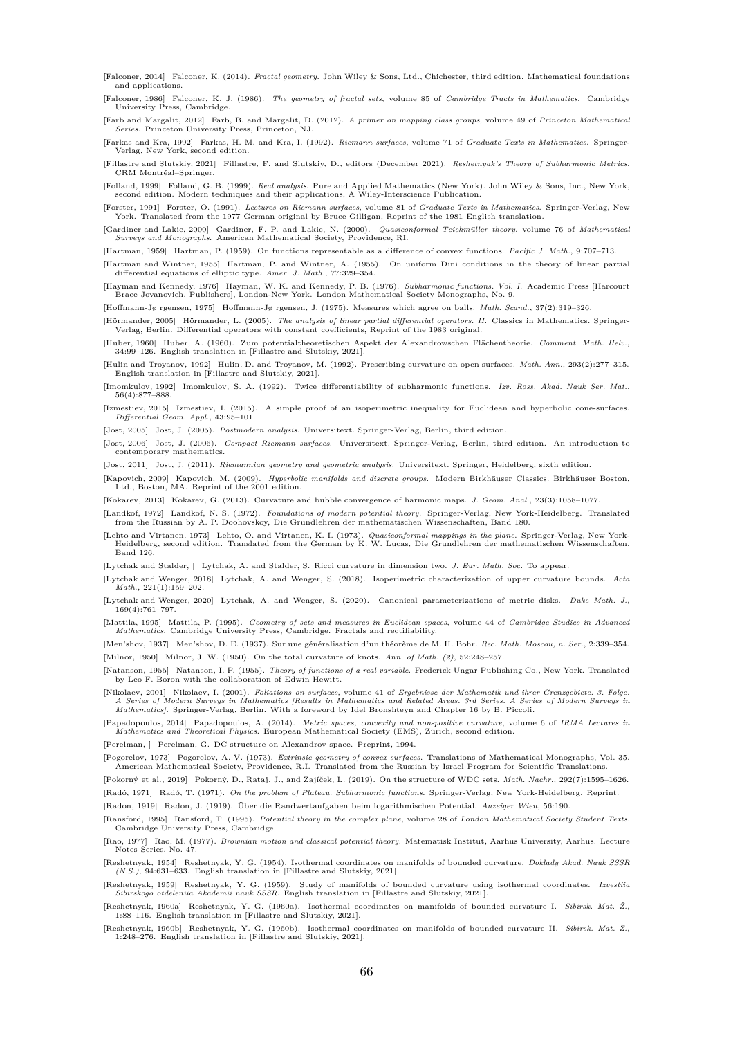[Falconer, 2014] Falconer, K. (2014). *Fractal geometry*. John Wiley & Sons, Ltd., Chichester, third edition. Mathematical foundations and applications.

[Falconer, 1986] Falconer, K. J. (1986). *The geometry of fractal sets*, volume 85 of *Cambridge Tracts in Mathematics*. Cambridge University Press, Cambridge.

[Farb and Margalit, 2012] Farb, B. and Margalit, D. (2012). *A primer on mapping class groups*, volume 49 of *Princeton Mathematical Series*. Princeton University Press, Princeton, NJ.

[Farkas and Kra, 1992] Farkas, H. M. and Kra, I. (1992). *Riemann surfaces*, volume 71 of *Graduate Texts in Mathematics*. Springer-Verlag, New York, second edition.

[Fillastre and Slutskiy, 2021] Fillastre, F. and Slutskiy, D., editors (December 2021). *Reshetnyak's Theory of Subharmonic Metrics*. CRM Montréal–Springer.

[Folland, 1999] Folland, G. B. (1999). *Real analysis*. Pure and Applied Mathematics (New York). John Wiley & Sons, Inc., New York, second edition. Modern techniques and their applications, A Wiley-Interscience Publication.

[Forster, 1991] Forster, O. (1991). *Lectures on Riemann surfaces*, volume 81 of *Graduate Texts in Mathematics*. Springer-Verlag, New York. Translated from the 1977 German original by Bruce Gilligan, Reprint of the 1981 English translation.

[Gardiner and Lakic, 2000] Gardiner, F. P. and Lakic, N. (2000). *Quasiconformal Teichmüller theory*, volume 76 of *Mathematical Surveys and Monographs*. American Mathematical Society, Providence, RI.

[Hartman, 1959] Hartman, P. (1959). On functions representable as a difference of convex functions. *Pacific J. Math.*, 9:707–713.

[Hartman and Wintner, 1955] Hartman, P. and Wintner, A. (1955). On uniform Dini conditions in the theory of linear partial differential equations of elliptic type. *Amer. J. Math.*, 77:329–354.

[Hayman and Kennedy, 1976] Hayman, W. K. and Kennedy, P. B. (1976). *Subharmonic functions. Vol. I*. Academic Press [Harcourt Brace Jovanovich, Publishers], London-New York. London Mathematical Society Monographs, No. 9.

[Hoffmann-Jø rgensen, 1975] Hoffmann-Jø rgensen, J. (1975). Measures which agree on balls. *Math. Scand.*, 37(2):319–326.

[Hörmander, 2005] Hörmander, L. (2005). *The analysis of linear partial differential operators. II*. Classics in Mathematics. Springer-Verlag, Berlin. Differential operators with constant coefficients, Reprint of the 1983 original.

[Huber, 1960] Huber, A. (1960). Zum potentialtheoretischen Aspekt der Alexandrowschen Flächentheorie. *Comment. Math. Helv.*, 34:99–126. English translation in [Fillastre and Slutskiy, 2021].

[Hulin and Troyanov, 1992] Hulin, D. and Troyanov, M. (1992). Prescribing curvature on open surfaces. *Math. Ann.*, 293(2):277–315. English translation in [Fillastre and Slutskiy, 2021].

[Imomkulov, 1992] Imomkulov, S. A. (1992). Twice differentiability of subharmonic functions. *Izv. Ross. Akad. Nauk Ser. Mat.*, 56(4):877–888.

[Izmestiev, 2015] Izmestiev, I. (2015). A simple proof of an isoperimetric inequality for Euclidean and hyperbolic cone-surfaces. *Differential Geom. Appl.*, 43:95–101.

[Jost, 2005] Jost, J. (2005). *Postmodern analysis*. Universitext. Springer-Verlag, Berlin, third edition.

[Jost, 2006] Jost, J. (2006). *Compact Riemann surfaces*. Universitext. Springer-Verlag, Berlin, third edition. An introduction to contemporary mathematics.

[Jost, 2011] Jost, J. (2011). *Riemannian geometry and geometric analysis*. Universitext. Springer, Heidelberg, sixth edition.

[Kapovich, 2009] Kapovich, M. (2009). *Hyperbolic manifolds and discrete groups*. Modern Birkhäuser Classics. Birkhäuser Boston, Ltd., Boston, MA. Reprint of the 2001 edition.

[Kokarev, 2013] Kokarev, G. (2013). Curvature and bubble convergence of harmonic maps. *J. Geom. Anal.*, 23(3):1058–1077.

[Landkof, 1972] Landkof, N. S. (1972). *Foundations of modern potential theory*. Springer-Verlag, New York-Heidelberg. Translated from the Russian by A. P. Doohovskoy, Die Grundlehren der mathematischen Wissenschaften, Band 180.

[Lehto and Virtanen, 1973] Lehto, O. and Virtanen, K. I. (1973). *Quasiconformal mappings in the plane*. Springer-Verlag, New York-Heidelberg, second edition. Translated from the German by K. W. Lucas, Die Grundlehren der mathematischen Wissenschaften, Band 126.

[Lytchak and Stalder, ] Lytchak, A. and Stalder, S. Ricci curvature in dimension two. *J. Eur. Math. Soc.* To appear.

[Lytchak and Wenger, 2018] Lytchak, A. and Wenger, S. (2018). Isoperimetric characterization of upper curvature bounds. *Acta Math.*, 221(1):159–202.

[Lytchak and Wenger, 2020] Lytchak, A. and Wenger, S. (2020). Canonical parameterizations of metric disks. *Duke Math. J.*, 169(4):761–797.

[Mattila, 1995] Mattila, P. (1995). *Geometry of sets and measures in Euclidean spaces*, volume 44 of *Cambridge Studies in Advanced Mathematics*. Cambridge University Press, Cambridge. Fractals and rectifiability.

[Men'shov, 1937] Men'shov, D. E. (1937). Sur une généralisation d'un théorème de M. H. Bohr. *Rec. Math. Moscou, n. Ser.*, 2:339–354.

[Milnor, 1950] Milnor, J. W. (1950). On the total curvature of knots. *Ann. of Math. (2)*, 52:248–257.

[Natanson, 1955] Natanson, I. P. (1955). *Theory of functions of a real variable*. Frederick Ungar Publishing Co., New York. Translated by Leo F. Boron with the collaboration of Edwin Hewitt.

[Nikolaev, 2001] Nikolaev, I. (2001). *Foliations on surfaces*, volume 41 of *Ergebnisse der Mathematik und ihrer Grenzgebiete. 3. Folge. A Series of Modern Surveys in Mathematics [Results in Mathematics and Related Areas. 3rd Series. A Series of Modern Surveys in Mathematics]*. Springer-Verlag, Berlin. With a foreword by Idel Bronshteyn and Chapter 16 by B. Piccoli.

[Papadopoulos, 2014] Papadopoulos, A. (2014). *Metric spaces, convexity and non-positive curvature*, volume 6 of *IRMA Lectures in Mathematics and Theoretical Physics*. European Mathematical Society (EMS), Zürich, second edition.

[Perelman, ] Perelman, G. DC structure on Alexandrov space. Preprint, 1994.

[Pogorelov, 1973] Pogorelov, A. V. (1973). *Extrinsic geometry of convex surfaces*. Translations of Mathematical Monographs, Vol. 35. American Mathematical Society, Providence, R.I. Translated from the Russian by Israel Program for Scientific Translations.

[Pokorný et al., 2019] Pokorný, D., Rataj, J., and Zajíček, L. (2019). On the structure of WDC sets. *Math. Nachr.*, 292(7):1595–1626.

[Radó, 1971] Radó, T. (1971). *On the problem of Plateau. Subharmonic functions*. Springer-Verlag, New York-Heidelberg. Reprint.

[Radon, 1919] Radon, J. (1919). Über die Randwertaufgaben beim logarithmischen Potential. *Anzeiger Wien*, 56:190.

[Ransford, 1995] Ransford, T. (1995). *Potential theory in the complex plane*, volume 28 of *London Mathematical Society Student Texts*. Cambridge University Press, Cambridge.

[Rao, 1977] Rao, M. (1977). *Brownian motion and classical potential theory*. Matematisk Institut, Aarhus University, Aarhus. Lecture Notes Series, No. 47.

[Reshetnyak, 1954] Reshetnyak, Y. G. (1954). Isothermal coordinates on manifolds of bounded curvature. *Doklady Akad. Nauk SSSR (N.S.)*, 94:631–633. English translation in [Fillastre and Slutskiy, 2021].

[Reshetnyak, 1959] Reshetnyak, Y. G. (1959). Study of manifolds of bounded curvature using isothermal coordinates. *Izvestiia Sibirskogo otdeleniia Akademii nauk SSSR*. English translation in [Fillastre and Slutskiy, 2021].

[Reshetnyak, 1960a] Reshetnyak, Y. G. (1960a). Isothermal coordinates on manifolds of bounded curvature I. *Sibirsk. Mat. Ž.*, 1:88–116. English translation in [Fillastre and Slutskiy, 2021].

[Reshetnyak, 1960b] Reshetnyak, Y. G. (1960b). Isothermal coordinates on manifolds of bounded curvature II. *Sibirsk. Mat. Ž.*, 1:248–276. English translation in [Fillastre and Slutskiy, 2021].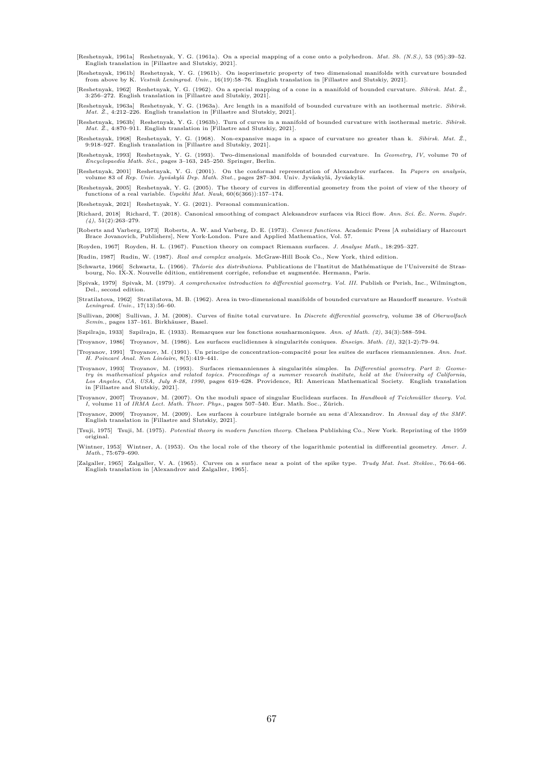[Reshetnyak, 1961a] Reshetnyak, Y. G. (1961a). On a special mapping of a cone onto a polyhedron. *Mat. Sb. (N.S.)*, 53 (95):39–52. English translation in [Fillastre and Slutskiy, 2021].

[Reshetnyak, 1961b] Reshetnyak, Y. G. (1961b). On isoperimetric property of two dimensional manifolds with curvature bounded from above by K. *Vestnik Leningrad. Univ.*, 16(19):58–76. English translation in [Fillastre and Slutskiy, 2021].

[Reshetnyak, 1962] Reshetnyak, Y. G. (1962). On a special mapping of a cone in a manifold of bounded curvature. *Sibirsk. Mat. Ž.*, 3:256–272. English translation in [Fillastre and Slutskiy, 2021].

[Reshetnyak, 1963a] Reshetnyak, Y. G. (1963a). Arc length in a manifold of bounded curvature with an isothermal metric. *Sibirsk. Mat. Ž.*, 4:212–226. English translation in [Fillastre and Slutskiy, 2021].

[Reshetnyak, 1963b] Reshetnyak, Y. G. (1963b). Turn of curves in a manifold of bounded curvature with isothermal metric. *Sibirsk. Mat. Ž.*, 4:870–911. English translation in [Fillastre and Slutskiy, 2021].

[Reshetnyak, 1968] Reshetnyak, Y. G. (1968). Non-expansive maps in a space of curvature no greater than k. *Sibirsk. Mat. Ž.*, 9:918–927. English translation in [Fillastre and Slutskiy, 2021].

[Reshetnyak, 1993] Reshetnyak, Y. G. (1993). Two-dimensional manifolds of bounded curvature. In *Geometry, IV*, volume 70 of *Encyclopaedia Math. Sci.*, pages 3–163, 245–250. Springer, Berlin.

[Reshetnyak, 2001] Reshetnyak, Y. G. (2001). On the conformal representation of Alexandrov surfaces. In *Papers on analysis*, volume 83 of *Rep. Univ. Jyväskylä Dep. Math. Stat.*, pages 287–304. Univ. Jyväskylä, Jyväskylä.

[Reshetnyak, 2005] Reshetnyak, Y. G. (2005). The theory of curves in differential geometry from the point of view of the theory of functions of a real variable. *Uspekhi Mat. Nauk*, 60(6(366)):157–174.

[Reshetnyak, 2021] Reshetnyak, Y. G. (2021). Personal communication.

[Richard, 2018] Richard, T. (2018). Canonical smoothing of compact Aleksandrov surfaces via Ricci flow. *Ann. Sci. Éc. Norm. Supér. (4)*, 51(2):263–279.

[Roberts and Varberg, 1973] Roberts, A. W. and Varberg, D. E. (1973). *Convex functions*. Academic Press [A subsidiary of Harcourt Brace Jovanovich, Publishers], New York-London. Pure and Applied Mathematics, Vol. 57.

[Royden, 1967] Royden, H. L. (1967). Function theory on compact Riemann surfaces. *J. Analyse Math.*, 18:295–327.

[Rudin, 1987] Rudin, W. (1987). *Real and complex analysis*. McGraw-Hill Book Co., New York, third edition.

[Schwartz, 1966] Schwartz, L. (1966). *Théorie des distributions*. Publications de l'Institut de Mathématique de l'Université de Strasbourg, No. IX-X. Nouvelle édition, entiérement corrigée, refondue et augmentée. Hermann, Paris.

[Spivak, 1979] Spivak, M. (1979). *A comprehensive introduction to differential geometry. Vol. III*. Publish or Perish, Inc., Wilmington, Del., second edition.

[Stratilatova, 1962] Stratilatova, M. B. (1962). Area in two-dimensional manifolds of bounded curvature as Hausdorff measure. *Vestnik Leningrad. Univ.*, 17(13):56–60.

[Sullivan, 2008] Sullivan, J. M. (2008). Curves of finite total curvature. In *Discrete differential geometry*, volume 38 of *Oberwolfach Semin.*, pages 137–161. Birkhäuser, Basel.

[Szpilrajn, 1933] Szpilrajn, E. (1933). Remarques sur les fonctions sousharmoniques. *Ann. of Math. (2)*, 34(3):588–594.

[Troyanov, 1986] Troyanov, M. (1986). Les surfaces euclidiennes à singularités coniques. *Enseign. Math. (2)*, 32(1-2):79–94.

[Troyanov, 1991] Troyanov, M. (1991). Un principe de concentration-compacité pour les suites de surfaces riemanniennes. *Ann. Inst. H. Poincaré Anal. Non Linéaire*, 8(5):419–441.

[Troyanov, 1993] Troyanov, M. (1993). Surfaces riemanniennes à singularités simples. In *Differential geometry. Part 2: Geometry in mathematical physics and related topics. Proceedings of a summer research institute, held at the University of California, Los Angeles, CA, USA, July 8-28, 1990*, pages 619–628. Providence, RI: American Mathematical Society. English translation in [Fillastre and Slutskiy, 2021].

[Troyanov, 2007] Troyanov, M. (2007). On the moduli space of singular Euclidean surfaces. In *Handbook of Teichmüller theory. Vol. I*, volume 11 of *IRMA Lect. Math. Theor. Phys.*, pages 507–540. Eur. Math. Soc., Zürich.

[Troyanov, 2009] Troyanov, M. (2009). Les surfaces à courbure intégrale bornée au sens d'Alexandrov. In *Annual day of the SMF*. English translation in [Fillastre and Slutskiy, 2021].

[Tsuji, 1975] Tsuji, M. (1975). *Potential theory in modern function theory*. Chelsea Publishing Co., New York. Reprinting of the 1959 original.

[Wintner, 1953] Wintner, A. (1953). On the local role of the theory of the logarithmic potential in differential geometry. *Amer. J. Math.*, 75:679–690.

[Zalgaller, 1965] Zalgaller, V. A. (1965). Curves on a surface near a point of the spike type. *Trudy Mat. Inst. Steklov.*, 76:64–66. English translation in [Alexandrov and Zalgaller, 1965].